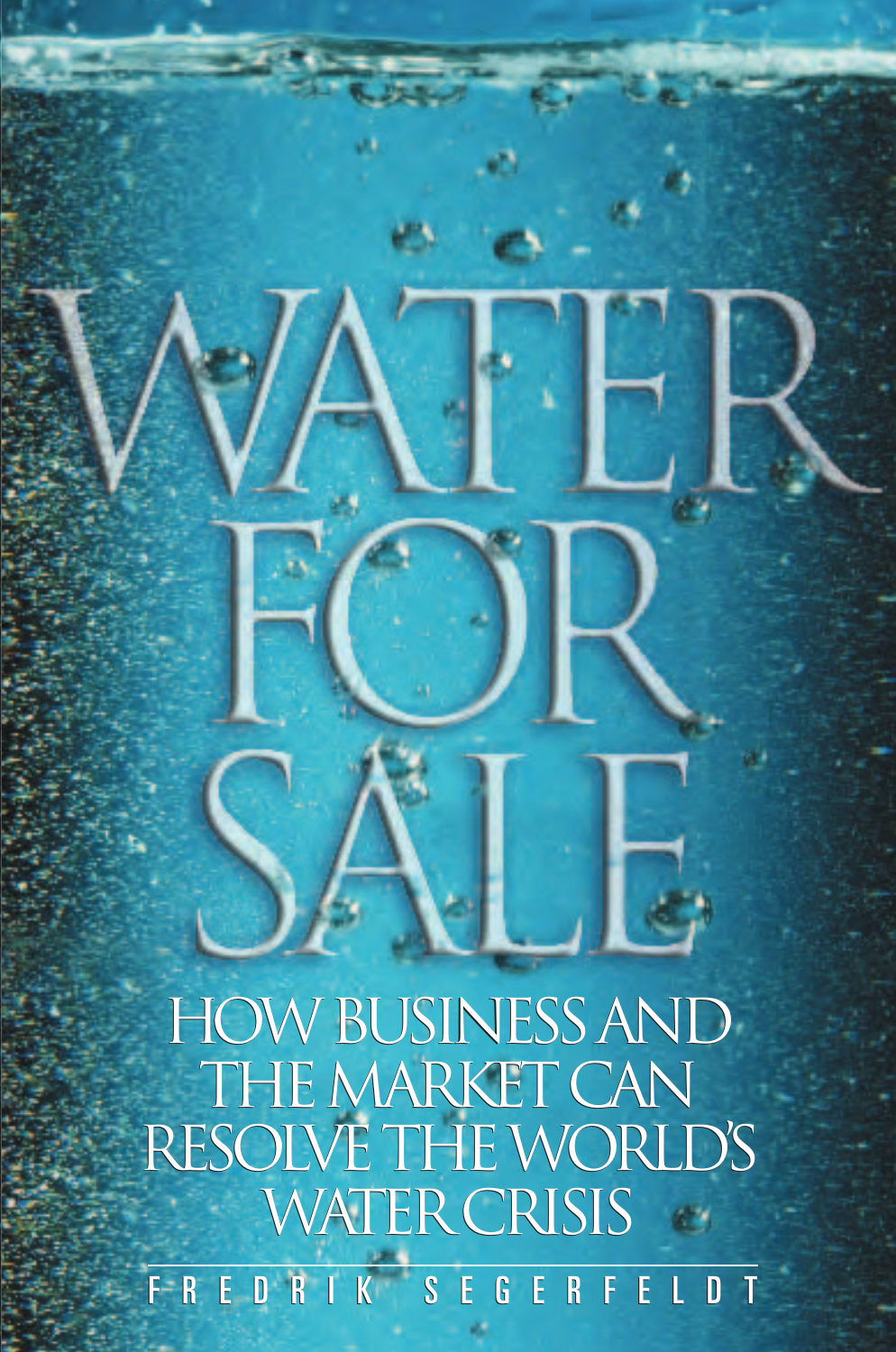# WATER FOR SALE

## HOW BUSINESS AND THE MARKET CAN RESOLVE THE WORLD'S WATER CRISIS

FREDRIK SEGERFELDT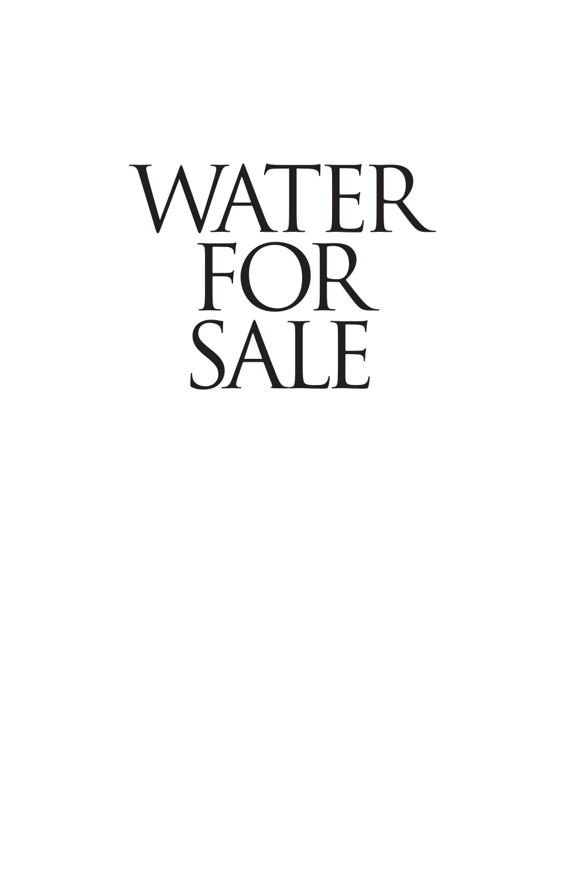# WATER FOR SALE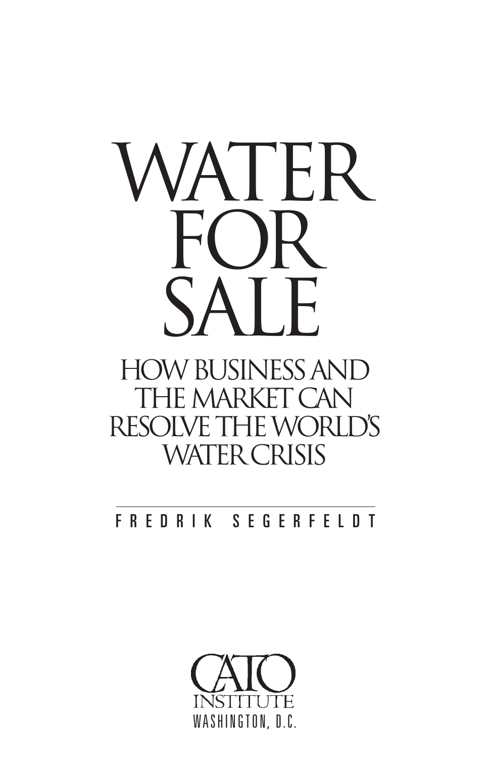# WATER FOR SALE

## HOW BUSINESS AND THE MARKET CAN RESOLVE THE WORLD'S WATER CRISIS

FREDRIK SEGERFELDT

CATO INSTITUTE
WASHINGTON, D.C.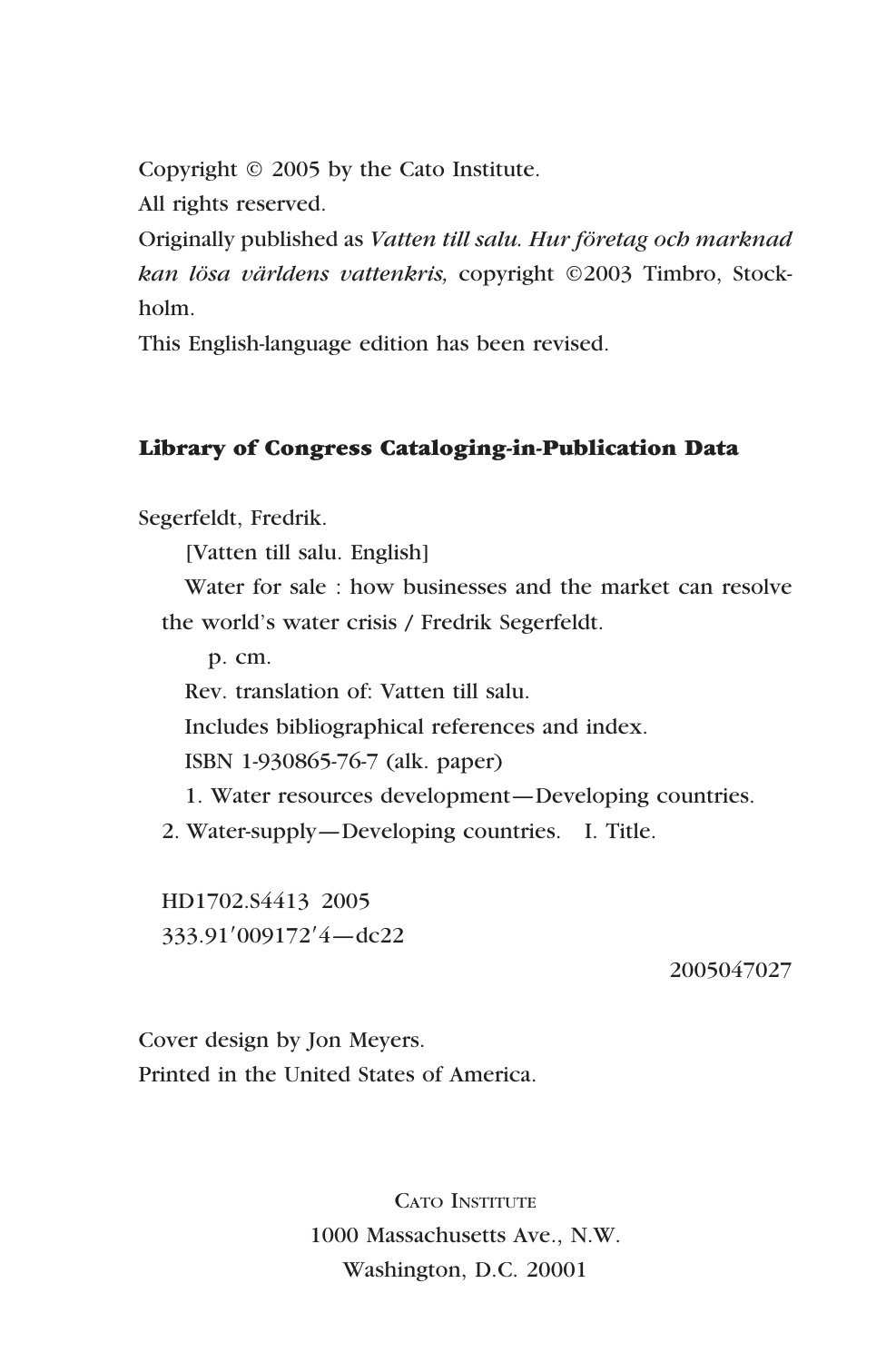Copyright © 2005 by the Cato Institute.
All rights reserved.
Originally published as *Vatten till salu. Hur företag och marknad kan lösa världens vattenkris,* copyright ©2003 Timbro, Stockholm.
This English-language edition has been revised.

**Library of Congress Cataloging-in-Publication Data**

Segerfeldt, Fredrik.
[Vatten till salu. English]
Water for sale : how businesses and the market can resolve the world's water crisis / Fredrik Segerfeldt.
p. cm.
Rev. translation of: Vatten till salu.
Includes bibliographical references and index.
ISBN 1-930865-76-7 (alk. paper)
1. Water resources development—Developing countries.
2. Water-supply—Developing countries. I. Title.

HD1702.S4413 2005
333.91′009172′4—dc22

2005047027

Cover design by Jon Meyers.
Printed in the United States of America.

Cato Institute
1000 Massachusetts Ave., N.W.
Washington, D.C. 20001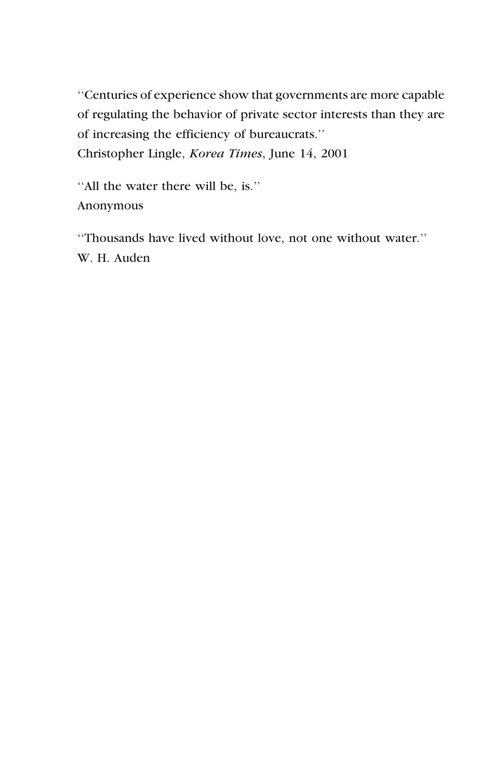''Centuries of experience show that governments are more capable of regulating the behavior of private sector interests than they are of increasing the efficiency of bureaucrats.''
Christopher Lingle, *Korea Times*, June 14, 2001

''All the water there will be, is.''
Anonymous

''Thousands have lived without love, not one without water.''
W. H. Auden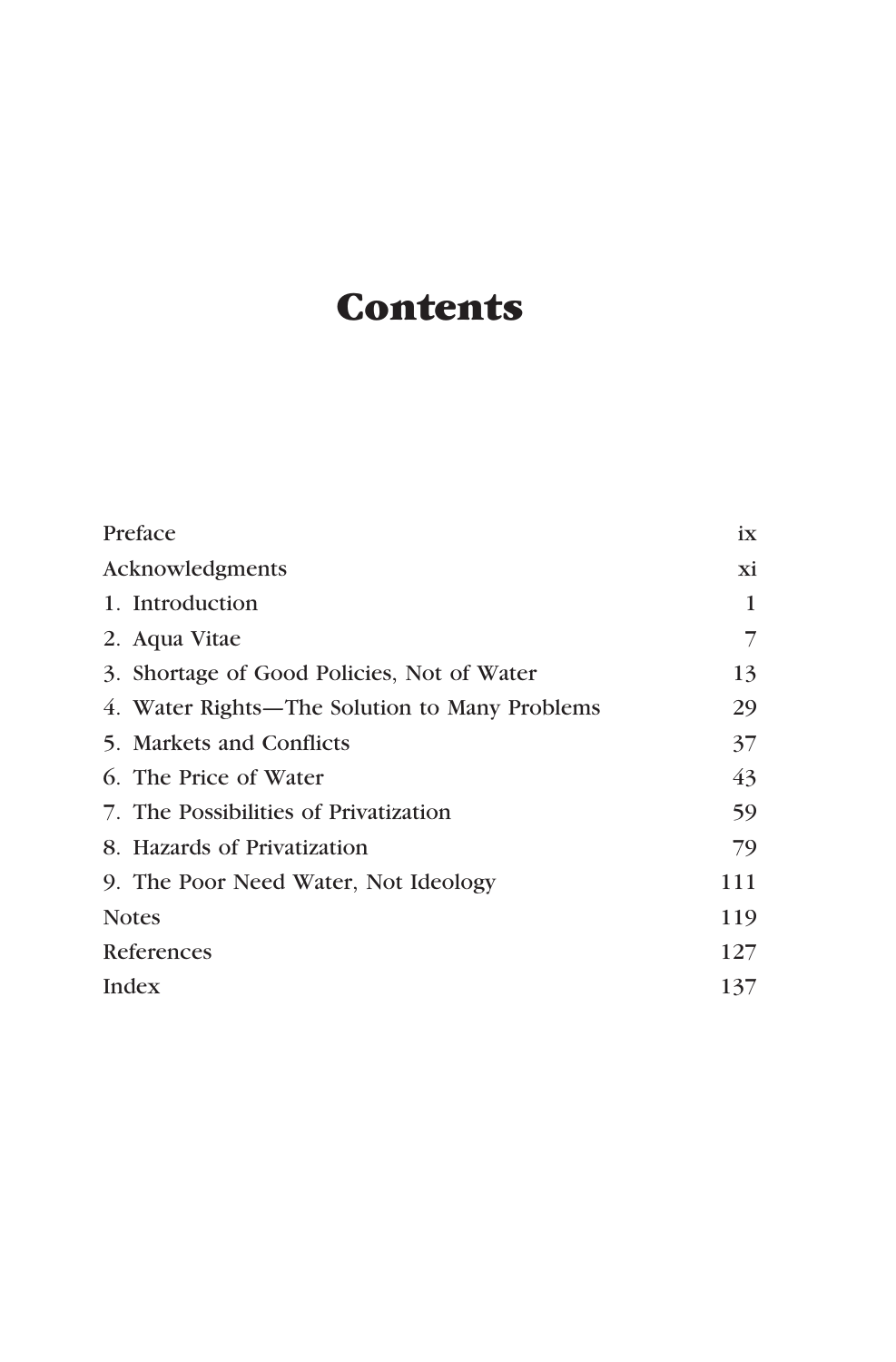# Contents

| | |
|---|---|
| Preface | ix |
| Acknowledgments | xi |
| 1. Introduction | 1 |
| 2. Aqua Vitae | 7 |
| 3. Shortage of Good Policies, Not of Water | 13 |
| 4. Water Rights—The Solution to Many Problems | 29 |
| 5. Markets and Conflicts | 37 |
| 6. The Price of Water | 43 |
| 7. The Possibilities of Privatization | 59 |
| 8. Hazards of Privatization | 79 |
| 9. The Poor Need Water, Not Ideology | 111 |
| Notes | 119 |
| References | 127 |
| Index | 137 |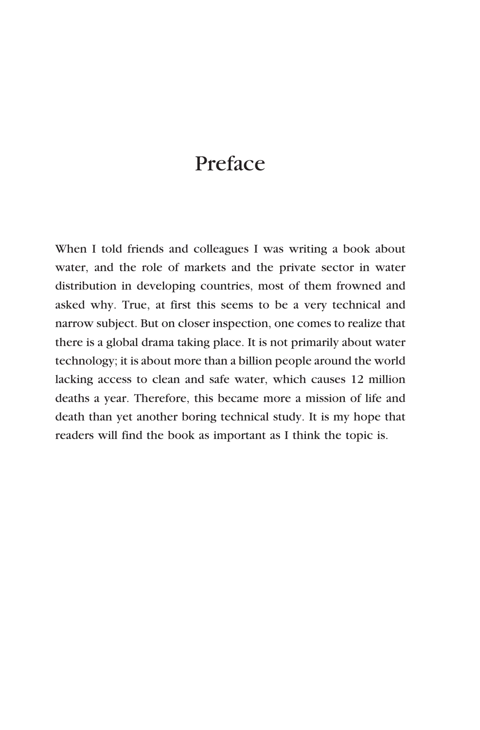# Preface

When I told friends and colleagues I was writing a book about water, and the role of markets and the private sector in water distribution in developing countries, most of them frowned and asked why. True, at first this seems to be a very technical and narrow subject. But on closer inspection, one comes to realize that there is a global drama taking place. It is not primarily about water technology; it is about more than a billion people around the world lacking access to clean and safe water, which causes 12 million deaths a year. Therefore, this became more a mission of life and death than yet another boring technical study. It is my hope that readers will find the book as important as I think the topic is.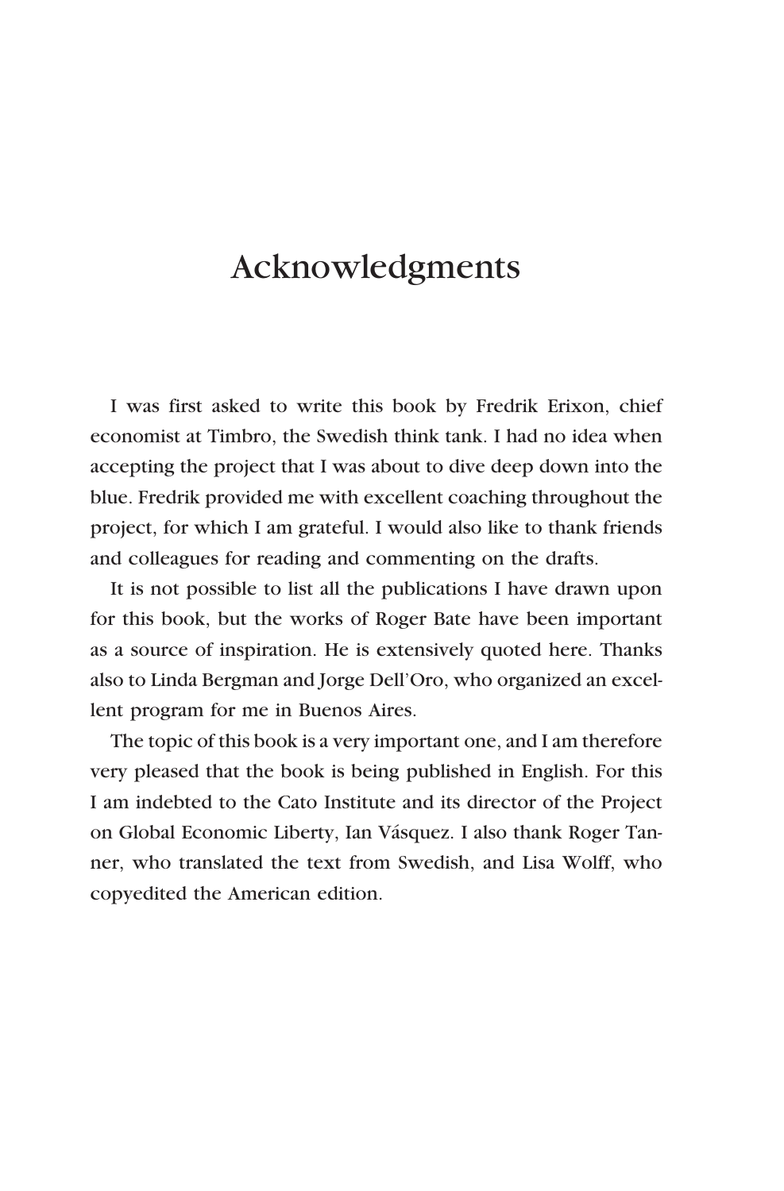# Acknowledgments

I was first asked to write this book by Fredrik Erixon, chief economist at Timbro, the Swedish think tank. I had no idea when accepting the project that I was about to dive deep down into the blue. Fredrik provided me with excellent coaching throughout the project, for which I am grateful. I would also like to thank friends and colleagues for reading and commenting on the drafts.

It is not possible to list all the publications I have drawn upon for this book, but the works of Roger Bate have been important as a source of inspiration. He is extensively quoted here. Thanks also to Linda Bergman and Jorge Dell'Oro, who organized an excellent program for me in Buenos Aires.

The topic of this book is a very important one, and I am therefore very pleased that the book is being published in English. For this I am indebted to the Cato Institute and its director of the Project on Global Economic Liberty, Ian Vásquez. I also thank Roger Tanner, who translated the text from Swedish, and Lisa Wolff, who copyedited the American edition.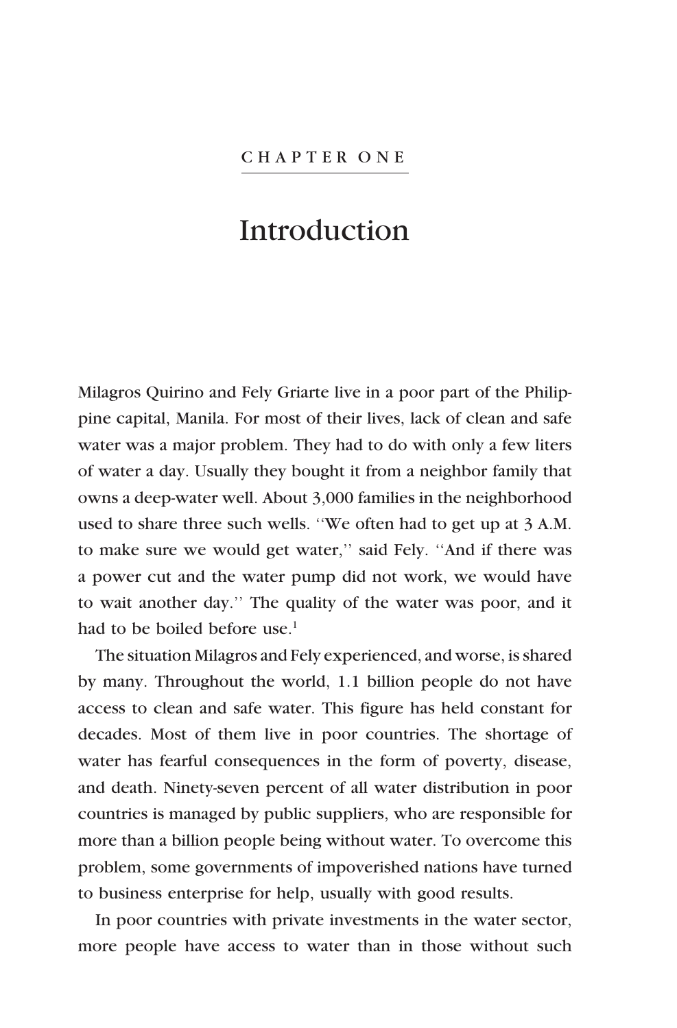CHAPTER ONE

# Introduction

Milagros Quirino and Fely Griarte live in a poor part of the Philippine capital, Manila. For most of their lives, lack of clean and safe water was a major problem. They had to do with only a few liters of water a day. Usually they bought it from a neighbor family that owns a deep-water well. About 3,000 families in the neighborhood used to share three such wells. ''We often had to get up at 3 A.M. to make sure we would get water,'' said Fely. ''And if there was a power cut and the water pump did not work, we would have to wait another day.'' The quality of the water was poor, and it had to be boiled before use.[1]

The situation Milagros and Fely experienced, and worse, is shared by many. Throughout the world, 1.1 billion people do not have access to clean and safe water. This figure has held constant for decades. Most of them live in poor countries. The shortage of water has fearful consequences in the form of poverty, disease, and death. Ninety-seven percent of all water distribution in poor countries is managed by public suppliers, who are responsible for more than a billion people being without water. To overcome this problem, some governments of impoverished nations have turned to business enterprise for help, usually with good results.

In poor countries with private investments in the water sector, more people have access to water than in those without such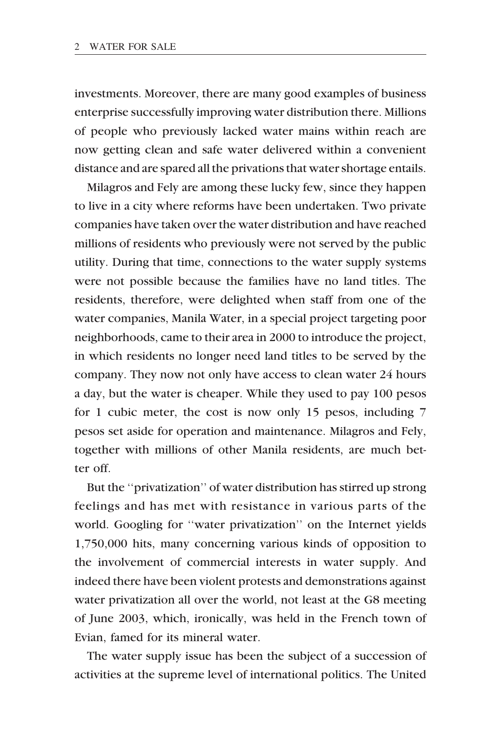investments. Moreover, there are many good examples of business enterprise successfully improving water distribution there. Millions of people who previously lacked water mains within reach are now getting clean and safe water delivered within a convenient distance and are spared all the privations that water shortage entails.

Milagros and Fely are among these lucky few, since they happen to live in a city where reforms have been undertaken. Two private companies have taken over the water distribution and have reached millions of residents who previously were not served by the public utility. During that time, connections to the water supply systems were not possible because the families have no land titles. The residents, therefore, were delighted when staff from one of the water companies, Manila Water, in a special project targeting poor neighborhoods, came to their area in 2000 to introduce the project, in which residents no longer need land titles to be served by the company. They now not only have access to clean water 24 hours a day, but the water is cheaper. While they used to pay 100 pesos for 1 cubic meter, the cost is now only 15 pesos, including 7 pesos set aside for operation and maintenance. Milagros and Fely, together with millions of other Manila residents, are much better off.

But the ''privatization'' of water distribution has stirred up strong feelings and has met with resistance in various parts of the world. Googling for ''water privatization'' on the Internet yields 1,750,000 hits, many concerning various kinds of opposition to the involvement of commercial interests in water supply. And indeed there have been violent protests and demonstrations against water privatization all over the world, not least at the G8 meeting of June 2003, which, ironically, was held in the French town of Evian, famed for its mineral water.

The water supply issue has been the subject of a succession of activities at the supreme level of international politics. The United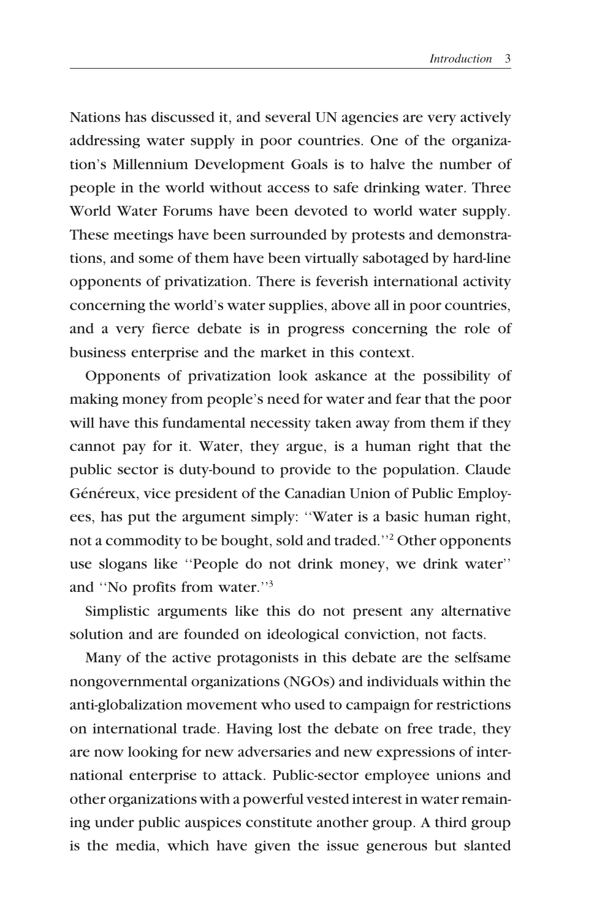Nations has discussed it, and several UN agencies are very actively addressing water supply in poor countries. One of the organization's Millennium Development Goals is to halve the number of people in the world without access to safe drinking water. Three World Water Forums have been devoted to world water supply. These meetings have been surrounded by protests and demonstrations, and some of them have been virtually sabotaged by hard-line opponents of privatization. There is feverish international activity concerning the world's water supplies, above all in poor countries, and a very fierce debate is in progress concerning the role of business enterprise and the market in this context.

Opponents of privatization look askance at the possibility of making money from people's need for water and fear that the poor will have this fundamental necessity taken away from them if they cannot pay for it. Water, they argue, is a human right that the public sector is duty-bound to provide to the population. Claude Généreux, vice president of the Canadian Union of Public Employees, has put the argument simply: ''Water is a basic human right, not a commodity to be bought, sold and traded.''[2] Other opponents use slogans like ''People do not drink money, we drink water'' and ''No profits from water.''[3]

Simplistic arguments like this do not present any alternative solution and are founded on ideological conviction, not facts.

Many of the active protagonists in this debate are the selfsame nongovernmental organizations (NGOs) and individuals within the anti-globalization movement who used to campaign for restrictions on international trade. Having lost the debate on free trade, they are now looking for new adversaries and new expressions of international enterprise to attack. Public-sector employee unions and other organizations with a powerful vested interest in water remaining under public auspices constitute another group. A third group is the media, which have given the issue generous but slanted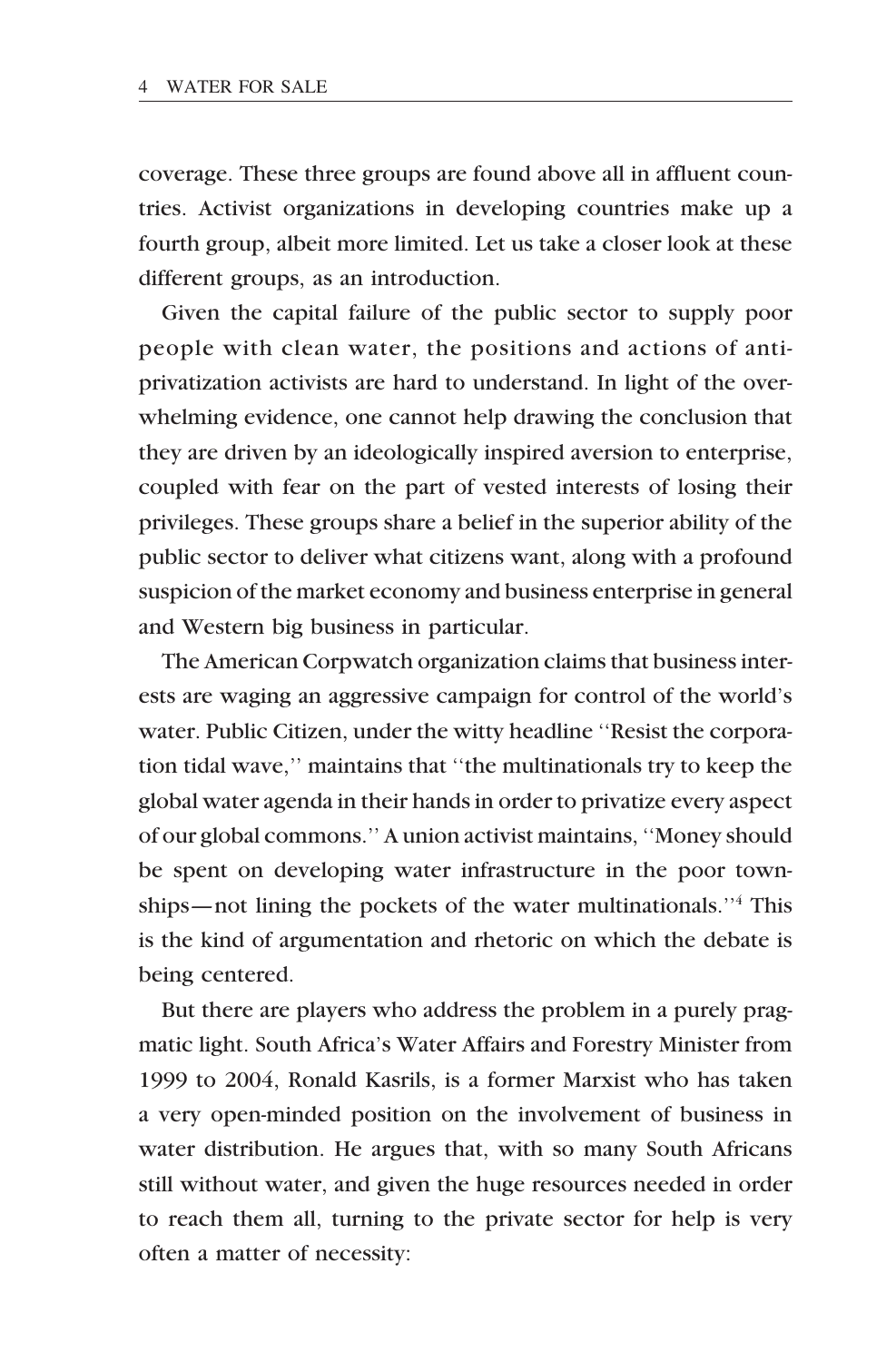coverage. These three groups are found above all in affluent countries. Activist organizations in developing countries make up a fourth group, albeit more limited. Let us take a closer look at these different groups, as an introduction.

Given the capital failure of the public sector to supply poor people with clean water, the positions and actions of anti-privatization activists are hard to understand. In light of the overwhelming evidence, one cannot help drawing the conclusion that they are driven by an ideologically inspired aversion to enterprise, coupled with fear on the part of vested interests of losing their privileges. These groups share a belief in the superior ability of the public sector to deliver what citizens want, along with a profound suspicion of the market economy and business enterprise in general and Western big business in particular.

The American Corpwatch organization claims that business interests are waging an aggressive campaign for control of the world's water. Public Citizen, under the witty headline "Resist the corporation tidal wave," maintains that "the multinationals try to keep the global water agenda in their hands in order to privatize every aspect of our global commons." A union activist maintains, "Money should be spent on developing water infrastructure in the poor townships—not lining the pockets of the water multinationals."[4] This is the kind of argumentation and rhetoric on which the debate is being centered.

But there are players who address the problem in a purely pragmatic light. South Africa's Water Affairs and Forestry Minister from 1999 to 2004, Ronald Kasrils, is a former Marxist who has taken a very open-minded position on the involvement of business in water distribution. He argues that, with so many South Africans still without water, and given the huge resources needed in order to reach them all, turning to the private sector for help is very often a matter of necessity: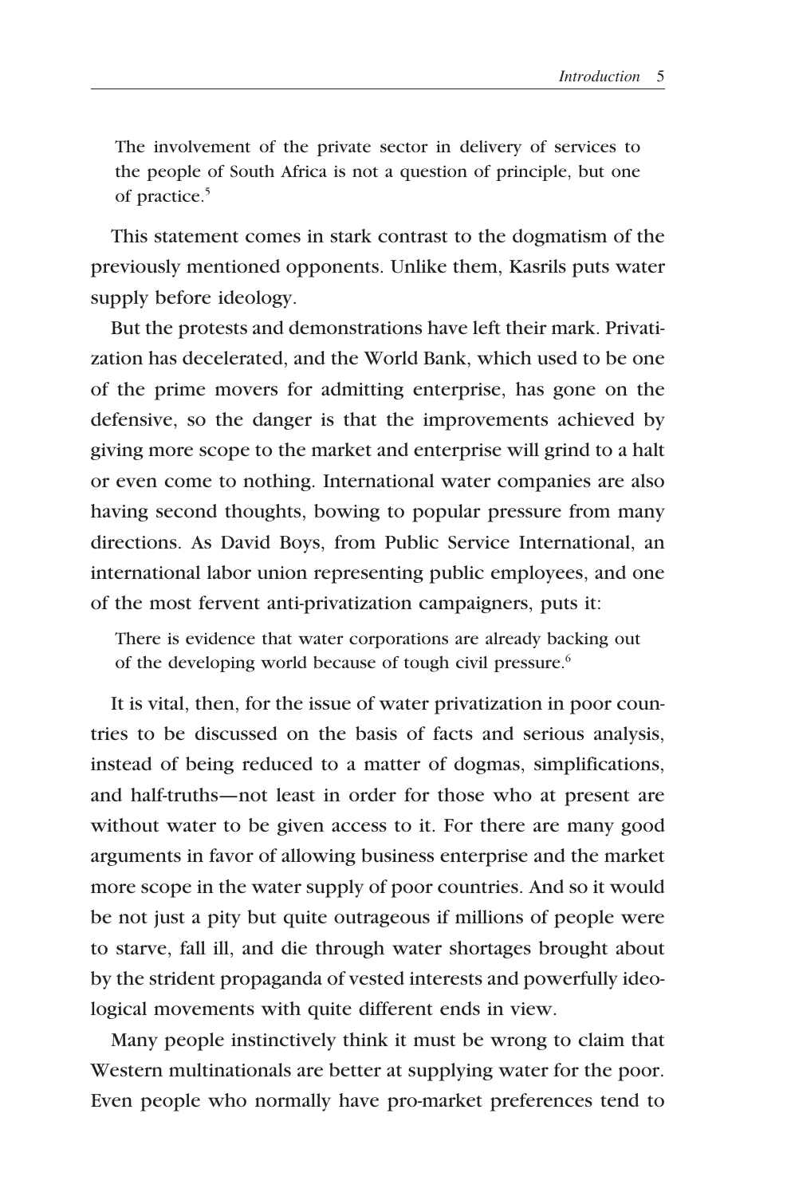> The involvement of the private sector in delivery of services to the people of South Africa is not a question of principle, but one of practice.[5]

This statement comes in stark contrast to the dogmatism of the previously mentioned opponents. Unlike them, Kasrils puts water supply before ideology.

But the protests and demonstrations have left their mark. Privatization has decelerated, and the World Bank, which used to be one of the prime movers for admitting enterprise, has gone on the defensive, so the danger is that the improvements achieved by giving more scope to the market and enterprise will grind to a halt or even come to nothing. International water companies are also having second thoughts, bowing to popular pressure from many directions. As David Boys, from Public Service International, an international labor union representing public employees, and one of the most fervent anti-privatization campaigners, puts it:

> There is evidence that water corporations are already backing out of the developing world because of tough civil pressure.[6]

It is vital, then, for the issue of water privatization in poor countries to be discussed on the basis of facts and serious analysis, instead of being reduced to a matter of dogmas, simplifications, and half-truths—not least in order for those who at present are without water to be given access to it. For there are many good arguments in favor of allowing business enterprise and the market more scope in the water supply of poor countries. And so it would be not just a pity but quite outrageous if millions of people were to starve, fall ill, and die through water shortages brought about by the strident propaganda of vested interests and powerfully ideological movements with quite different ends in view.

Many people instinctively think it must be wrong to claim that Western multinationals are better at supplying water for the poor. Even people who normally have pro-market preferences tend to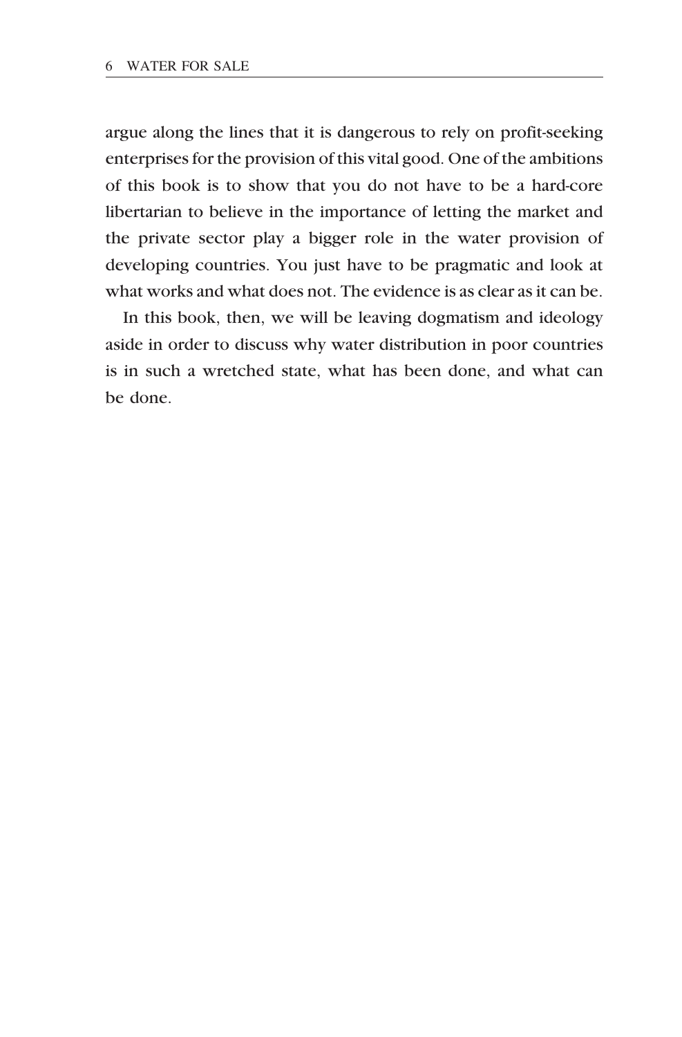argue along the lines that it is dangerous to rely on profit-seeking enterprises for the provision of this vital good. One of the ambitions of this book is to show that you do not have to be a hard-core libertarian to believe in the importance of letting the market and the private sector play a bigger role in the water provision of developing countries. You just have to be pragmatic and look at what works and what does not. The evidence is as clear as it can be.

In this book, then, we will be leaving dogmatism and ideology aside in order to discuss why water distribution in poor countries is in such a wretched state, what has been done, and what can be done.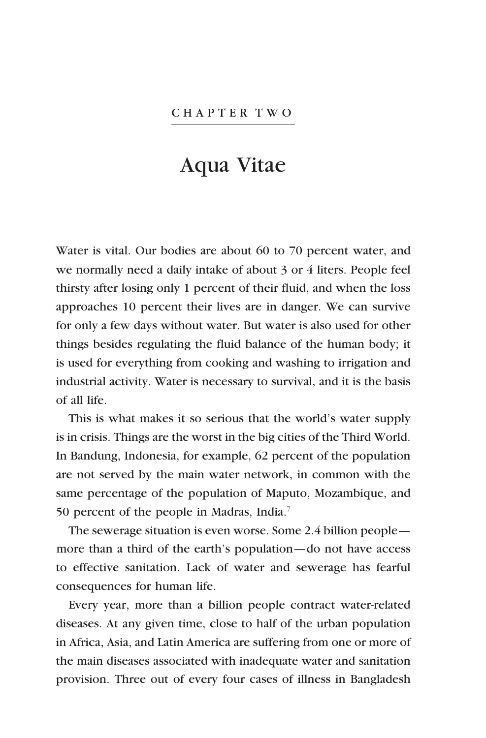CHAPTER TWO

# Aqua Vitae

Water is vital. Our bodies are about 60 to 70 percent water, and we normally need a daily intake of about 3 or 4 liters. People feel thirsty after losing only 1 percent of their fluid, and when the loss approaches 10 percent their lives are in danger. We can survive for only a few days without water. But water is also used for other things besides regulating the fluid balance of the human body; it is used for everything from cooking and washing to irrigation and industrial activity. Water is necessary to survival, and it is the basis of all life.

This is what makes it so serious that the world's water supply is in crisis. Things are the worst in the big cities of the Third World. In Bandung, Indonesia, for example, 62 percent of the population are not served by the main water network, in common with the same percentage of the population of Maputo, Mozambique, and 50 percent of the people in Madras, India.[7]

The sewerage situation is even worse. Some 2.4 billion people—more than a third of the earth's population—do not have access to effective sanitation. Lack of water and sewerage has fearful consequences for human life.

Every year, more than a billion people contract water-related diseases. At any given time, close to half of the urban population in Africa, Asia, and Latin America are suffering from one or more of the main diseases associated with inadequate water and sanitation provision. Three out of every four cases of illness in Bangladesh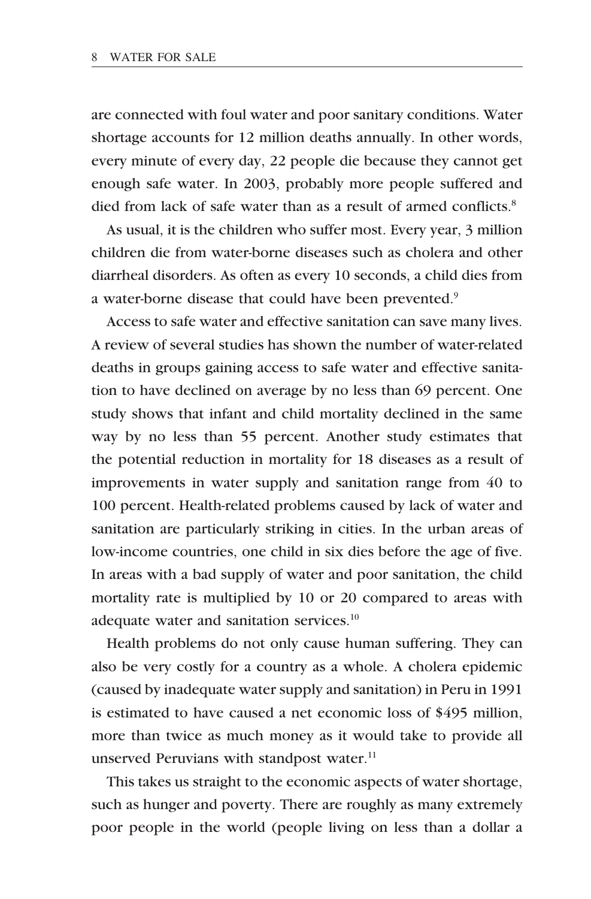are connected with foul water and poor sanitary conditions. Water shortage accounts for 12 million deaths annually. In other words, every minute of every day, 22 people die because they cannot get enough safe water. In 2003, probably more people suffered and died from lack of safe water than as a result of armed conflicts.[8]

As usual, it is the children who suffer most. Every year, 3 million children die from water-borne diseases such as cholera and other diarrheal disorders. As often as every 10 seconds, a child dies from a water-borne disease that could have been prevented.[9]

Access to safe water and effective sanitation can save many lives. A review of several studies has shown the number of water-related deaths in groups gaining access to safe water and effective sanitation to have declined on average by no less than 69 percent. One study shows that infant and child mortality declined in the same way by no less than 55 percent. Another study estimates that the potential reduction in mortality for 18 diseases as a result of improvements in water supply and sanitation range from 40 to 100 percent. Health-related problems caused by lack of water and sanitation are particularly striking in cities. In the urban areas of low-income countries, one child in six dies before the age of five. In areas with a bad supply of water and poor sanitation, the child mortality rate is multiplied by 10 or 20 compared to areas with adequate water and sanitation services.[10]

Health problems do not only cause human suffering. They can also be very costly for a country as a whole. A cholera epidemic (caused by inadequate water supply and sanitation) in Peru in 1991 is estimated to have caused a net economic loss of $495 million, more than twice as much money as it would take to provide all unserved Peruvians with standpost water.[11]

This takes us straight to the economic aspects of water shortage, such as hunger and poverty. There are roughly as many extremely poor people in the world (people living on less than a dollar a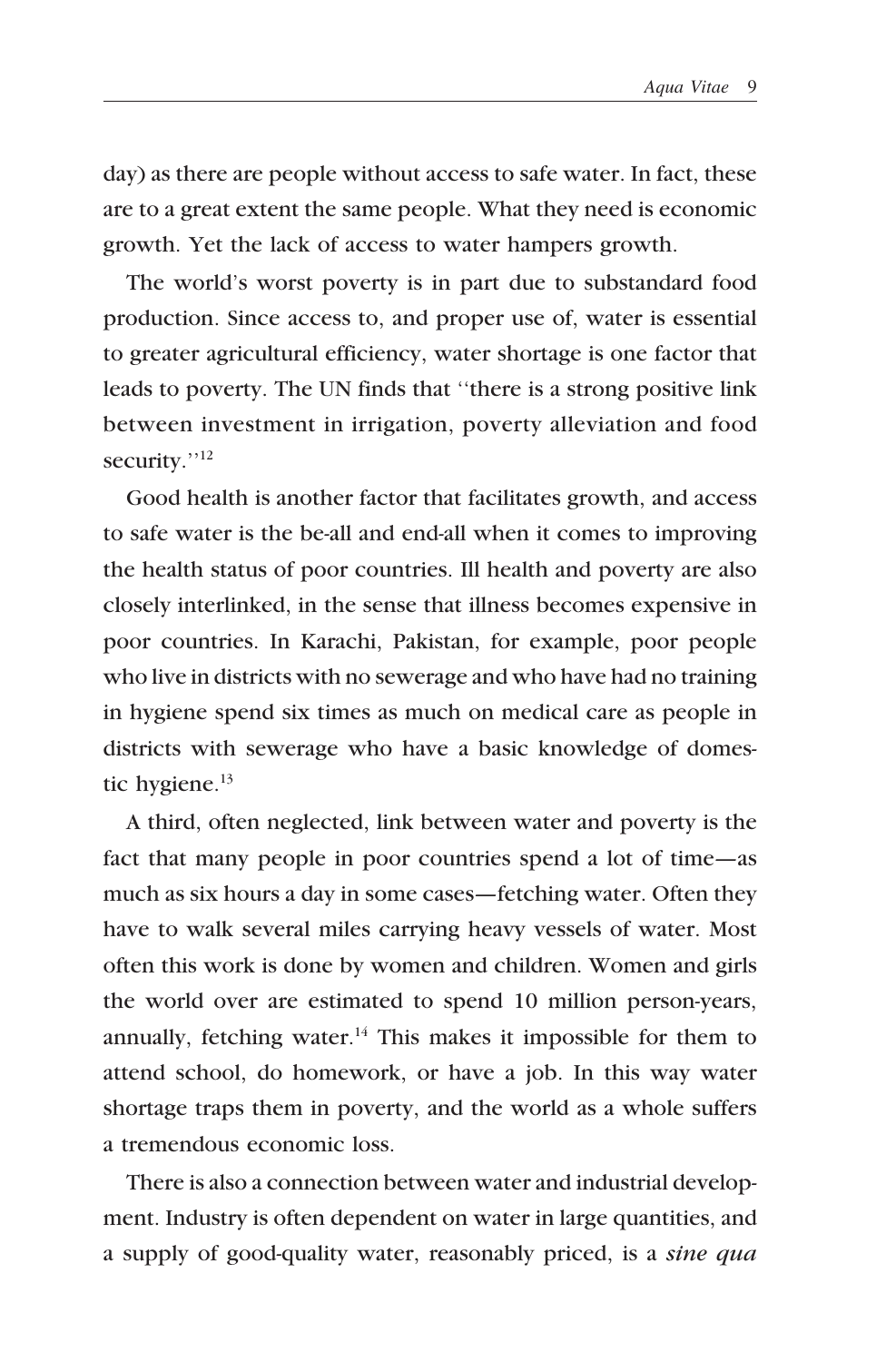day) as there are people without access to safe water. In fact, these are to a great extent the same people. What they need is economic growth. Yet the lack of access to water hampers growth.

The world's worst poverty is in part due to substandard food production. Since access to, and proper use of, water is essential to greater agricultural efficiency, water shortage is one factor that leads to poverty. The UN finds that ''there is a strong positive link between investment in irrigation, poverty alleviation and food security.''[12]

Good health is another factor that facilitates growth, and access to safe water is the be-all and end-all when it comes to improving the health status of poor countries. Ill health and poverty are also closely interlinked, in the sense that illness becomes expensive in poor countries. In Karachi, Pakistan, for example, poor people who live in districts with no sewerage and who have had no training in hygiene spend six times as much on medical care as people in districts with sewerage who have a basic knowledge of domestic hygiene.[13]

A third, often neglected, link between water and poverty is the fact that many people in poor countries spend a lot of time—as much as six hours a day in some cases—fetching water. Often they have to walk several miles carrying heavy vessels of water. Most often this work is done by women and children. Women and girls the world over are estimated to spend 10 million person-years, annually, fetching water.[14] This makes it impossible for them to attend school, do homework, or have a job. In this way water shortage traps them in poverty, and the world as a whole suffers a tremendous economic loss.

There is also a connection between water and industrial development. Industry is often dependent on water in large quantities, and a supply of good-quality water, reasonably priced, is a *sine qua*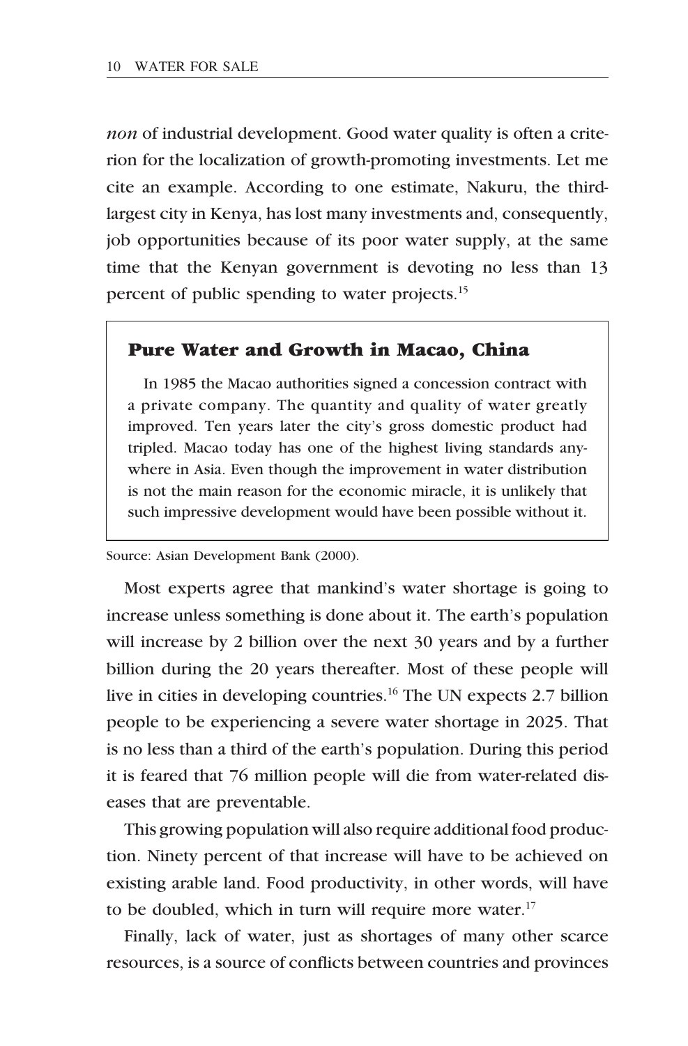*non* of industrial development. Good water quality is often a criterion for the localization of growth-promoting investments. Let me cite an example. According to one estimate, Nakuru, the third-largest city in Kenya, has lost many investments and, consequently, job opportunities because of its poor water supply, at the same time that the Kenyan government is devoting no less than 13 percent of public spending to water projects.[15]

> ### Pure Water and Growth in Macao, China
>
> In 1985 the Macao authorities signed a concession contract with a private company. The quantity and quality of water greatly improved. Ten years later the city's gross domestic product had tripled. Macao today has one of the highest living standards anywhere in Asia. Even though the improvement in water distribution is not the main reason for the economic miracle, it is unlikely that such impressive development would have been possible without it.

Source: Asian Development Bank (2000).

Most experts agree that mankind's water shortage is going to increase unless something is done about it. The earth's population will increase by 2 billion over the next 30 years and by a further billion during the 20 years thereafter. Most of these people will live in cities in developing countries.[16] The UN expects 2.7 billion people to be experiencing a severe water shortage in 2025. That is no less than a third of the earth's population. During this period it is feared that 76 million people will die from water-related diseases that are preventable.

This growing population will also require additional food production. Ninety percent of that increase will have to be achieved on existing arable land. Food productivity, in other words, will have to be doubled, which in turn will require more water.[17]

Finally, lack of water, just as shortages of many other scarce resources, is a source of conflicts between countries and provinces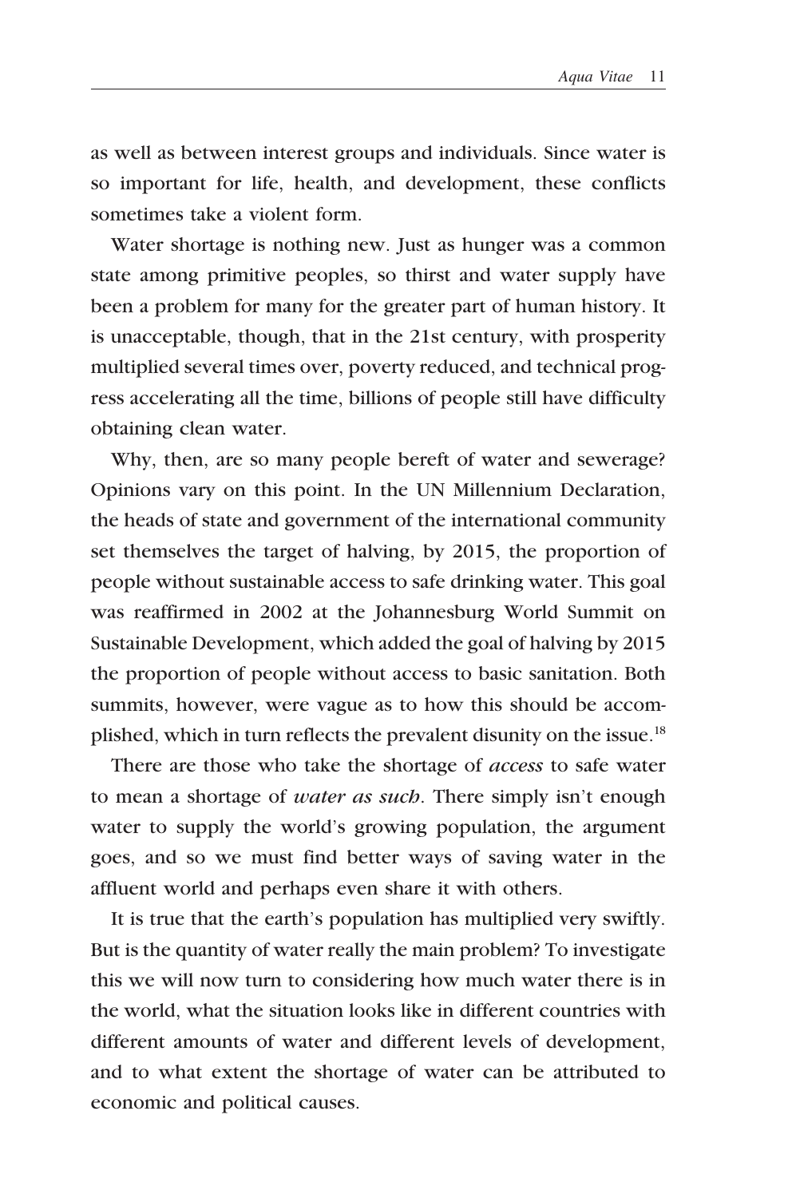as well as between interest groups and individuals. Since water is so important for life, health, and development, these conflicts sometimes take a violent form.

Water shortage is nothing new. Just as hunger was a common state among primitive peoples, so thirst and water supply have been a problem for many for the greater part of human history. It is unacceptable, though, that in the 21st century, with prosperity multiplied several times over, poverty reduced, and technical progress accelerating all the time, billions of people still have difficulty obtaining clean water.

Why, then, are so many people bereft of water and sewerage? Opinions vary on this point. In the UN Millennium Declaration, the heads of state and government of the international community set themselves the target of halving, by 2015, the proportion of people without sustainable access to safe drinking water. This goal was reaffirmed in 2002 at the Johannesburg World Summit on Sustainable Development, which added the goal of halving by 2015 the proportion of people without access to basic sanitation. Both summits, however, were vague as to how this should be accomplished, which in turn reflects the prevalent disunity on the issue.[18]

There are those who take the shortage of *access* to safe water to mean a shortage of *water as such*. There simply isn't enough water to supply the world's growing population, the argument goes, and so we must find better ways of saving water in the affluent world and perhaps even share it with others.

It is true that the earth's population has multiplied very swiftly. But is the quantity of water really the main problem? To investigate this we will now turn to considering how much water there is in the world, what the situation looks like in different countries with different amounts of water and different levels of development, and to what extent the shortage of water can be attributed to economic and political causes.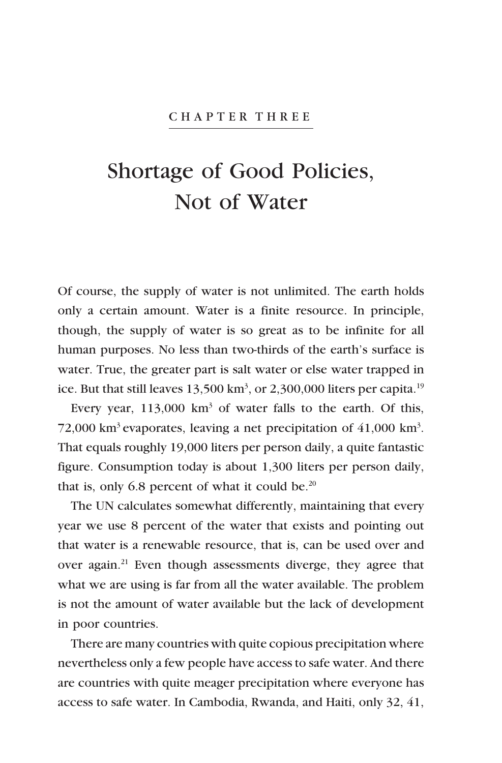CHAPTER THREE

# Shortage of Good Policies, Not of Water

Of course, the supply of water is not unlimited. The earth holds only a certain amount. Water is a finite resource. In principle, though, the supply of water is so great as to be infinite for all human purposes. No less than two-thirds of the earth's surface is water. True, the greater part is salt water or else water trapped in ice. But that still leaves 13,500 $km^3$, or 2,300,000 liters per capita.[19]

Every year, 113,000 $km^3$ of water falls to the earth. Of this, 72,000 $km^3$ evaporates, leaving a net precipitation of 41,000 $km^3$. That equals roughly 19,000 liters per person daily, a quite fantastic figure. Consumption today is about 1,300 liters per person daily, that is, only 6.8 percent of what it could be.[20]

The UN calculates somewhat differently, maintaining that every year we use 8 percent of the water that exists and pointing out that water is a renewable resource, that is, can be used over and over again.[21] Even though assessments diverge, they agree that what we are using is far from all the water available. The problem is not the amount of water available but the lack of development in poor countries.

There are many countries with quite copious precipitation where nevertheless only a few people have access to safe water. And there are countries with quite meager precipitation where everyone has access to safe water. In Cambodia, Rwanda, and Haiti, only 32, 41,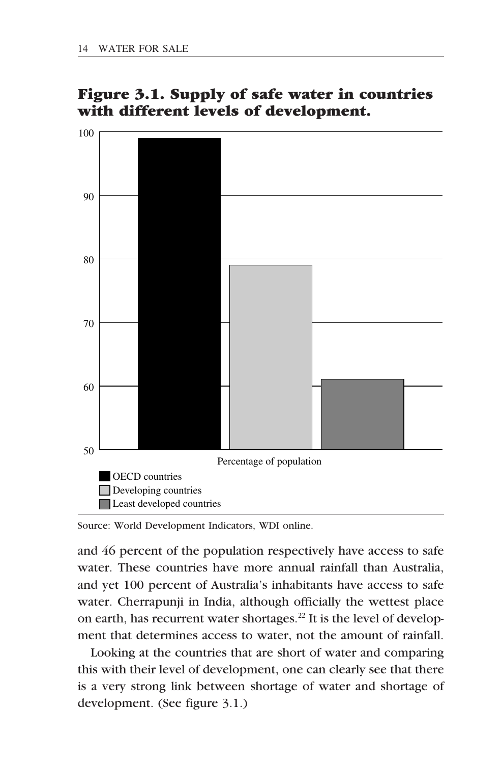## Figure 3.1. Supply of safe water in countries with different levels of development.

Source: World Development Indicators, WDI online.

and 46 percent of the population respectively have access to safe water. These countries have more annual rainfall than Australia, and yet 100 percent of Australia's inhabitants have access to safe water. Cherrapunji in India, although officially the wettest place on earth, has recurrent water shortages.[22] It is the level of development that determines access to water, not the amount of rainfall.

Looking at the countries that are short of water and comparing this with their level of development, one can clearly see that there is a very strong link between shortage of water and shortage of development. (See figure 3.1.)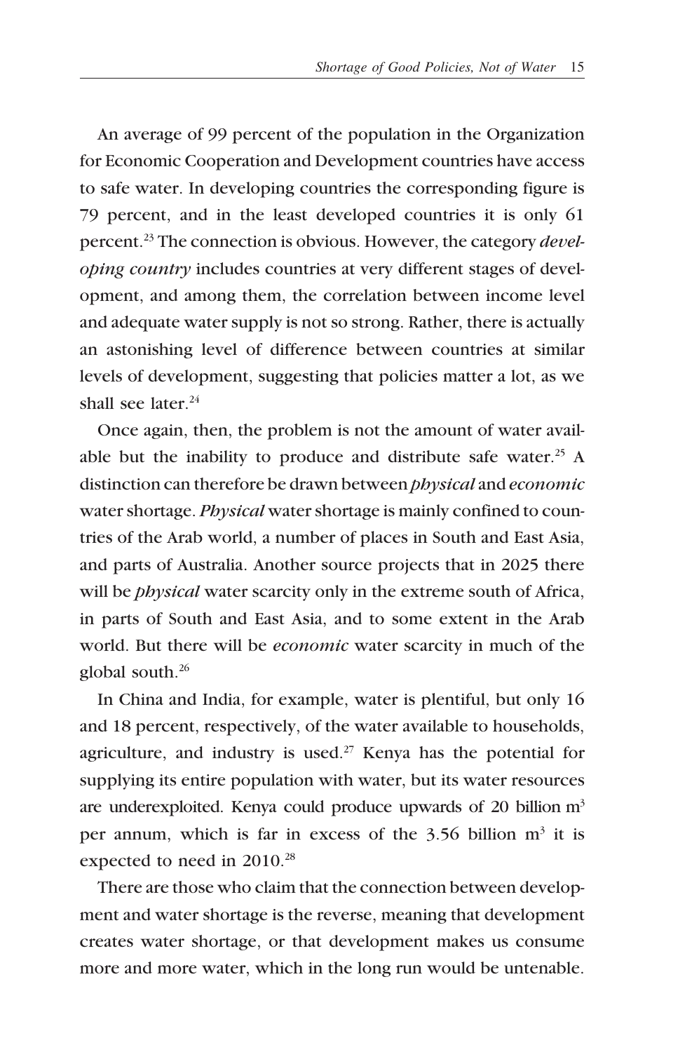An average of 99 percent of the population in the Organization for Economic Cooperation and Development countries have access to safe water. In developing countries the corresponding figure is 79 percent, and in the least developed countries it is only 61 percent.[23] The connection is obvious. However, the category *developing country* includes countries at very different stages of development, and among them, the correlation between income level and adequate water supply is not so strong. Rather, there is actually an astonishing level of difference between countries at similar levels of development, suggesting that policies matter a lot, as we shall see later.[24]

Once again, then, the problem is not the amount of water available but the inability to produce and distribute safe water.[25] A distinction can therefore be drawn between ***physical*** and *economic* water shortage. ***Physical*** water shortage is mainly confined to countries of the Arab world, a number of places in South and East Asia, and parts of Australia. Another source projects that in 2025 there will be ***physical*** water scarcity only in the extreme south of Africa, in parts of South and East Asia, and to some extent in the Arab world. But there will be *economic* water scarcity in much of the global south.[26]

In China and India, for example, water is plentiful, but only 16 and 18 percent, respectively, of the water available to households, agriculture, and industry is used.[27] Kenya has the potential for supplying its entire population with water, but its water resources are underexploited. Kenya could produce upwards of 20 billion $m^3$ per annum, which is far in excess of the 3.56 billion $m^3$ it is expected to need in 2010.[28]

There are those who claim that the connection between development and water shortage is the reverse, meaning that development creates water shortage, or that development makes us consume more and more water, which in the long run would be untenable.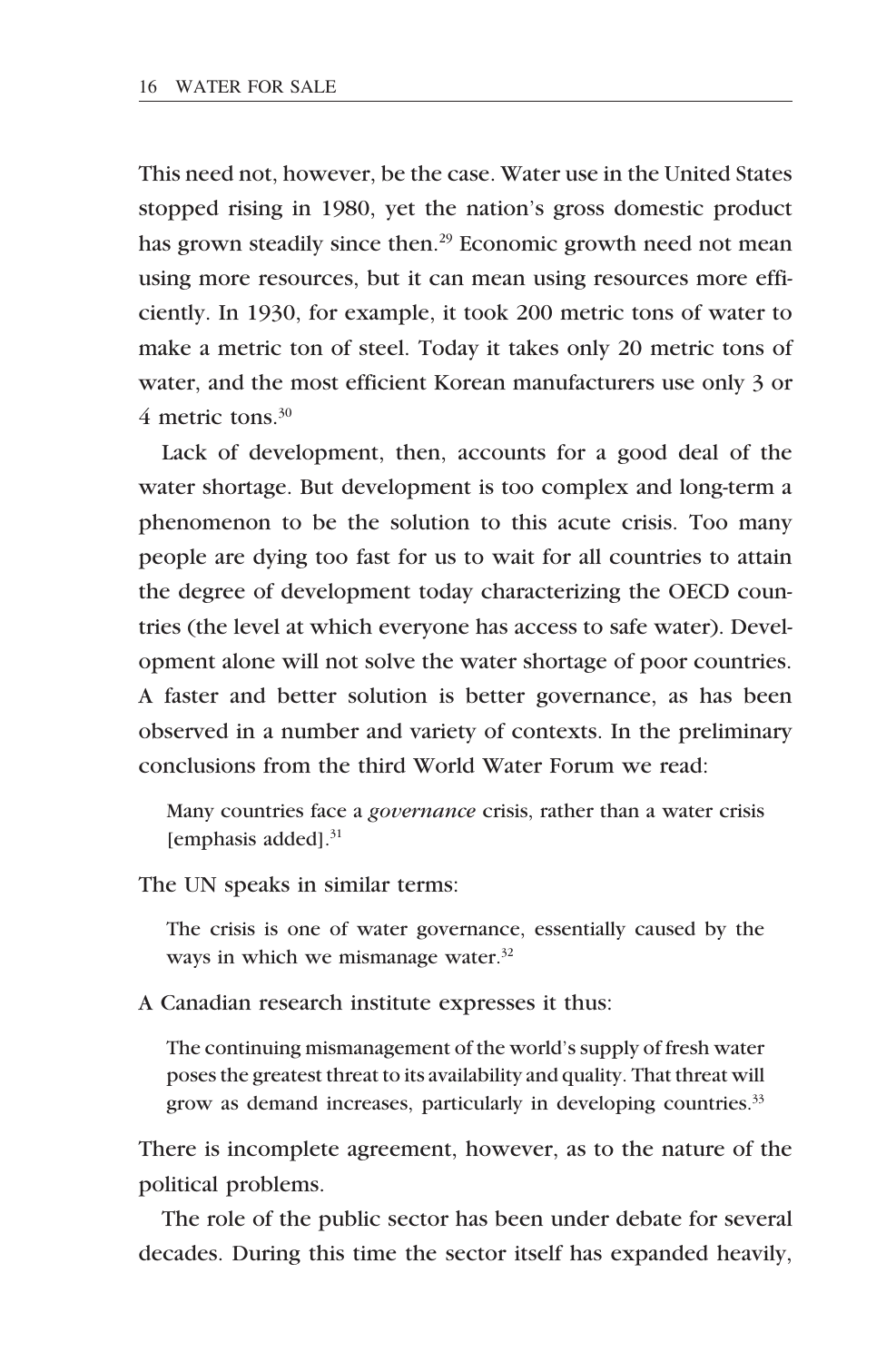This need not, however, be the case. Water use in the United States stopped rising in 1980, yet the nation's gross domestic product has grown steadily since then.[29] Economic growth need not mean using more resources, but it can mean using resources more efficiently. In 1930, for example, it took 200 metric tons of water to make a metric ton of steel. Today it takes only 20 metric tons of water, and the most efficient Korean manufacturers use only 3 or 4 metric tons.[30]

Lack of development, then, accounts for a good deal of the water shortage. But development is too complex and long-term a phenomenon to be the solution to this acute crisis. Too many people are dying too fast for us to wait for all countries to attain the degree of development today characterizing the OECD countries (the level at which everyone has access to safe water). Development alone will not solve the water shortage of poor countries. A faster and better solution is better governance, as has been observed in a number and variety of contexts. In the preliminary conclusions from the third World Water Forum we read:

> Many countries face a *governance* crisis, rather than a water crisis [emphasis added].[31]

The UN speaks in similar terms:

> The crisis is one of water governance, essentially caused by the ways in which we mismanage water.[32]

A Canadian research institute expresses it thus:

> The continuing mismanagement of the world's supply of fresh water poses the greatest threat to its availability and quality. That threat will grow as demand increases, particularly in developing countries.[33]

There is incomplete agreement, however, as to the nature of the political problems.

The role of the public sector has been under debate for several decades. During this time the sector itself has expanded heavily,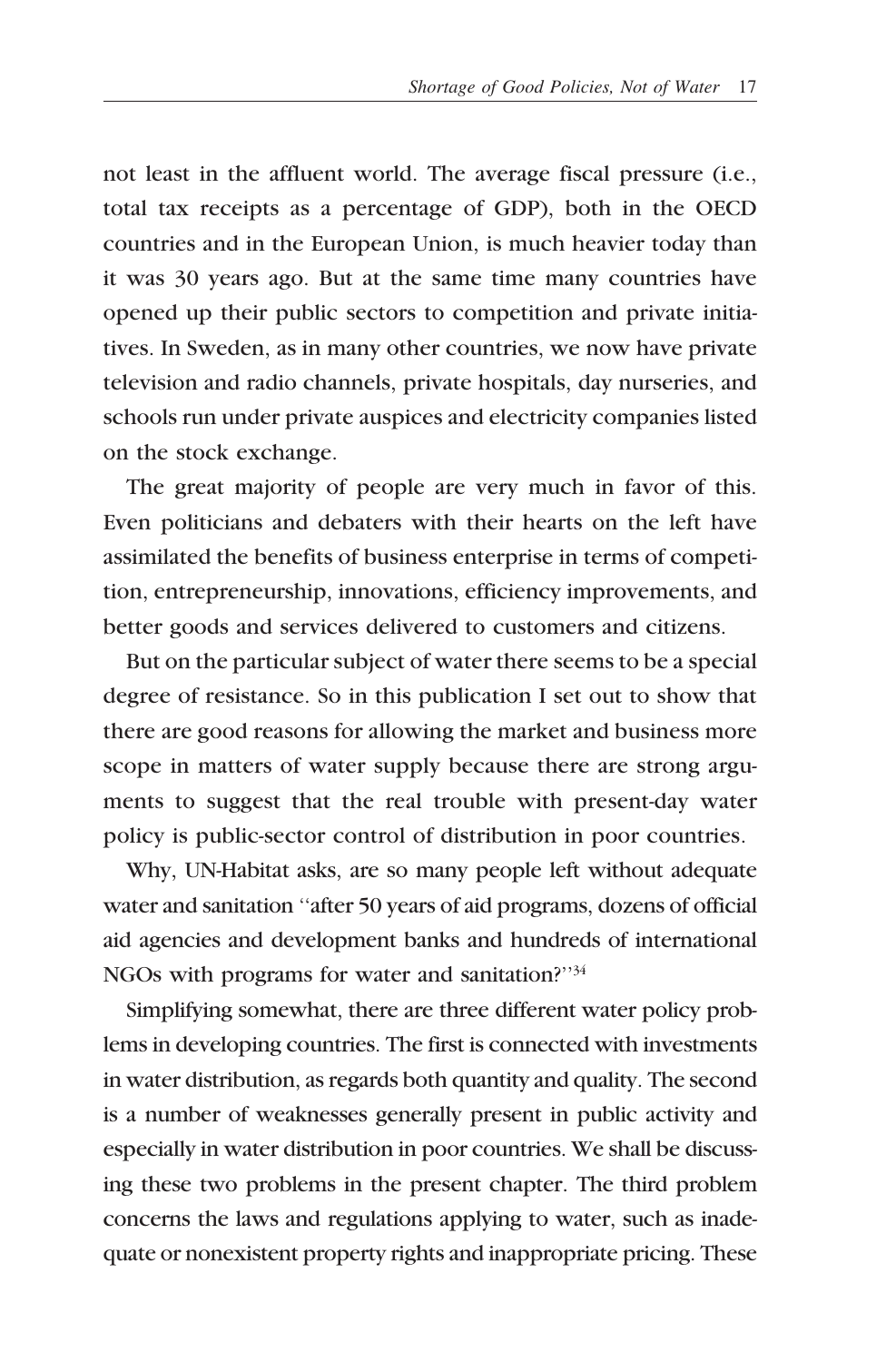not least in the affluent world. The average fiscal pressure (i.e., total tax receipts as a percentage of GDP), both in the OECD countries and in the European Union, is much heavier today than it was 30 years ago. But at the same time many countries have opened up their public sectors to competition and private initiatives. In Sweden, as in many other countries, we now have private television and radio channels, private hospitals, day nurseries, and schools run under private auspices and electricity companies listed on the stock exchange.

The great majority of people are very much in favor of this. Even politicians and debaters with their hearts on the left have assimilated the benefits of business enterprise in terms of competition, entrepreneurship, innovations, efficiency improvements, and better goods and services delivered to customers and citizens.

But on the particular subject of water there seems to be a special degree of resistance. So in this publication I set out to show that there are good reasons for allowing the market and business more scope in matters of water supply because there are strong arguments to suggest that the real trouble with present-day water policy is public-sector control of distribution in poor countries.

Why, UN-Habitat asks, are so many people left without adequate water and sanitation "after 50 years of aid programs, dozens of official aid agencies and development banks and hundreds of international NGOs with programs for water and sanitation?"[34]

Simplifying somewhat, there are three different water policy problems in developing countries. The first is connected with investments in water distribution, as regards both quantity and quality. The second is a number of weaknesses generally present in public activity and especially in water distribution in poor countries. We shall be discussing these two problems in the present chapter. The third problem concerns the laws and regulations applying to water, such as inadequate or nonexistent property rights and inappropriate pricing. These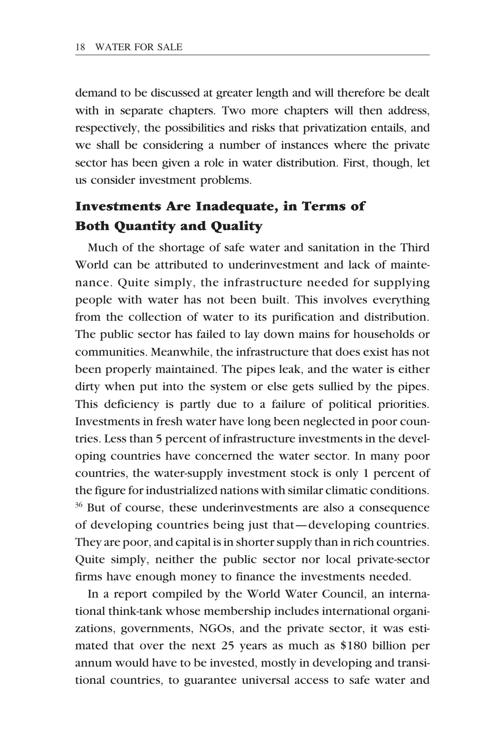demand to be discussed at greater length and will therefore be dealt with in separate chapters. Two more chapters will then address, respectively, the possibilities and risks that privatization entails, and we shall be considering a number of instances where the private sector has been given a role in water distribution. First, though, let us consider investment problems.

## Investments Are Inadequate, in Terms of Both Quantity and Quality

Much of the shortage of safe water and sanitation in the Third World can be attributed to underinvestment and lack of maintenance. Quite simply, the infrastructure needed for supplying people with water has not been built. This involves everything from the collection of water to its purification and distribution. The public sector has failed to lay down mains for households or communities. Meanwhile, the infrastructure that does exist has not been properly maintained. The pipes leak, and the water is either dirty when put into the system or else gets sullied by the pipes. This deficiency is partly due to a failure of political priorities. Investments in fresh water have long been neglected in poor countries. Less than 5 percent of infrastructure investments in the developing countries have concerned the water sector. In many poor countries, the water-supply investment stock is only 1 percent of the figure for industrialized nations with similar climatic conditions.[36] But of course, these underinvestments are also a consequence of developing countries being just that—developing countries. They are poor, and capital is in shorter supply than in rich countries. Quite simply, neither the public sector nor local private-sector firms have enough money to finance the investments needed.

In a report compiled by the World Water Council, an international think-tank whose membership includes international organizations, governments, NGOs, and the private sector, it was estimated that over the next 25 years as much as $180 billion per annum would have to be invested, mostly in developing and transitional countries, to guarantee universal access to safe water and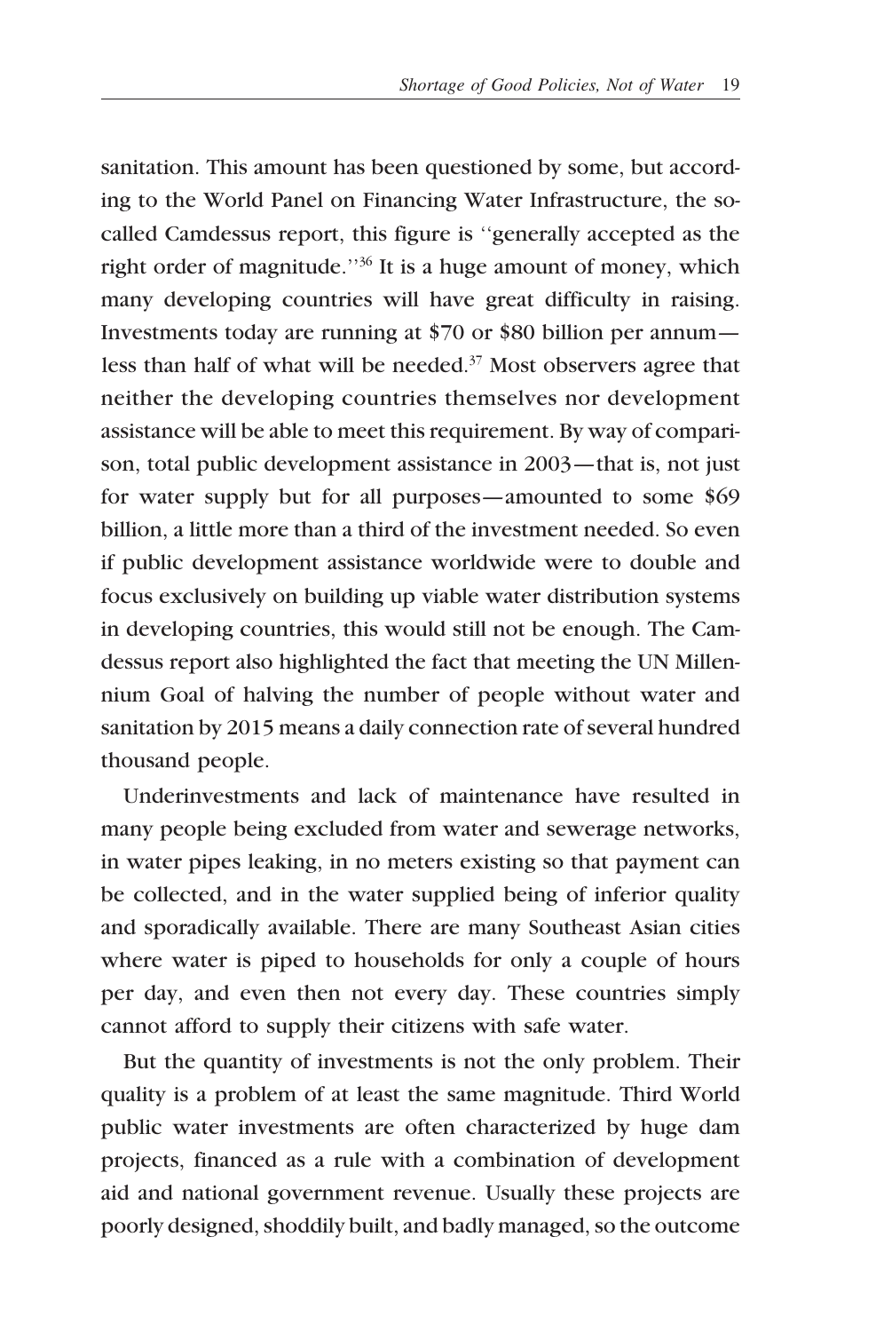sanitation. This amount has been questioned by some, but according to the World Panel on Financing Water Infrastructure, the so-called Camdessus report, this figure is ''generally accepted as the right order of magnitude.''[36] It is a huge amount of money, which many developing countries will have great difficulty in raising. Investments today are running at $70 or $80 billion per annum—less than half of what will be needed.[37] Most observers agree that neither the developing countries themselves nor development assistance will be able to meet this requirement. By way of comparison, total public development assistance in 2003—that is, not just for water supply but for all purposes—amounted to some $69 billion, a little more than a third of the investment needed. So even if public development assistance worldwide were to double and focus exclusively on building up viable water distribution systems in developing countries, this would still not be enough. The Camdessus report also highlighted the fact that meeting the UN Millennium Goal of halving the number of people without water and sanitation by 2015 means a daily connection rate of several hundred thousand people.

Underinvestments and lack of maintenance have resulted in many people being excluded from water and sewerage networks, in water pipes leaking, in no meters existing so that payment can be collected, and in the water supplied being of inferior quality and sporadically available. There are many Southeast Asian cities where water is piped to households for only a couple of hours per day, and even then not every day. These countries simply cannot afford to supply their citizens with safe water.

But the quantity of investments is not the only problem. Their quality is a problem of at least the same magnitude. Third World public water investments are often characterized by huge dam projects, financed as a rule with a combination of development aid and national government revenue. Usually these projects are poorly designed, shoddily built, and badly managed, so the outcome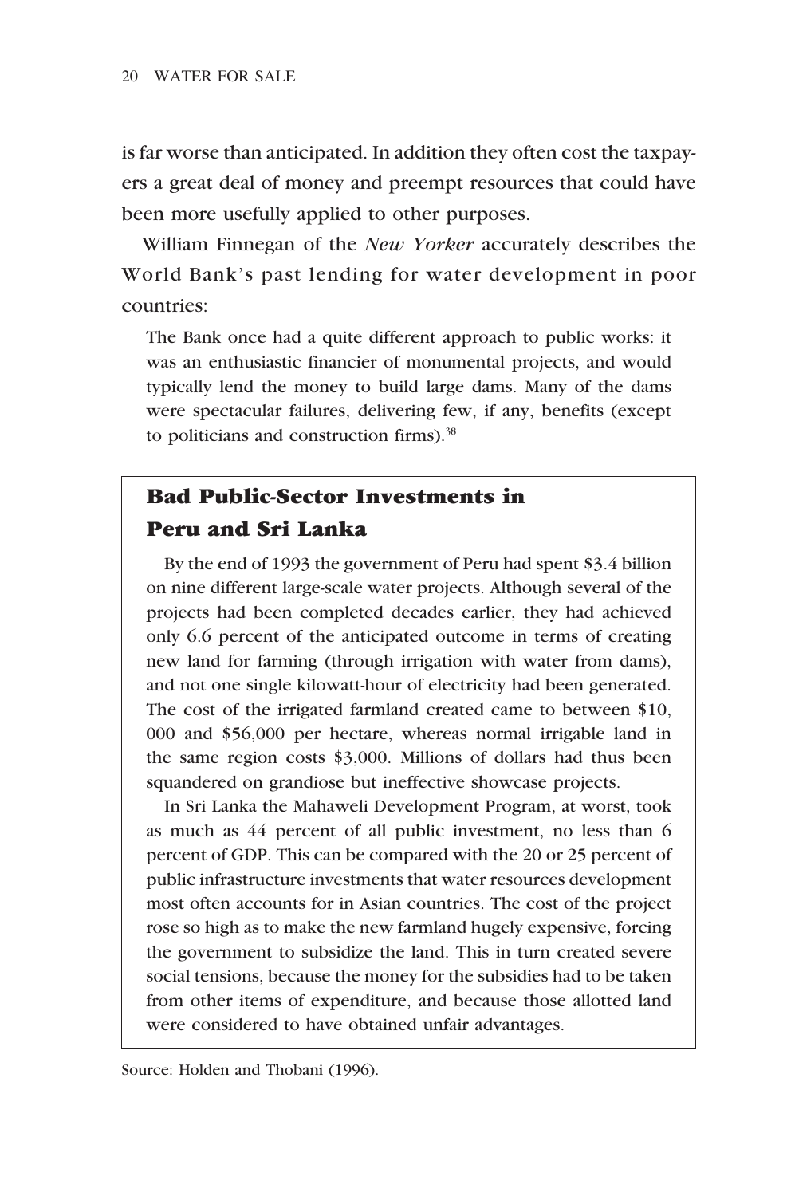is far worse than anticipated. In addition they often cost the taxpayers a great deal of money and preempt resources that could have been more usefully applied to other purposes.

William Finnegan of the *New Yorker* accurately describes the World Bank's past lending for water development in poor countries:

> The Bank once had a quite different approach to public works: it was an enthusiastic financier of monumental projects, and would typically lend the money to build large dams. Many of the dams were spectacular failures, delivering few, if any, benefits (except to politicians and construction firms).[38]

## Bad Public-Sector Investments in Peru and Sri Lanka

By the end of 1993 the government of Peru had spent $3.4 billion on nine different large-scale water projects. Although several of the projects had been completed decades earlier, they had achieved only 6.6 percent of the anticipated outcome in terms of creating new land for farming (through irrigation with water from dams), and not one single kilowatt-hour of electricity had been generated. The cost of the irrigated farmland created came to between $10, 000 and $56,000 per hectare, whereas normal irrigable land in the same region costs $3,000. Millions of dollars had thus been squandered on grandiose but ineffective showcase projects.

In Sri Lanka the Mahaweli Development Program, at worst, took as much as 44 percent of all public investment, no less than 6 percent of GDP. This can be compared with the 20 or 25 percent of public infrastructure investments that water resources development most often accounts for in Asian countries. The cost of the project rose so high as to make the new farmland hugely expensive, forcing the government to subsidize the land. This in turn created severe social tensions, because the money for the subsidies had to be taken from other items of expenditure, and because those allotted land were considered to have obtained unfair advantages.

Source: Holden and Thobani (1996).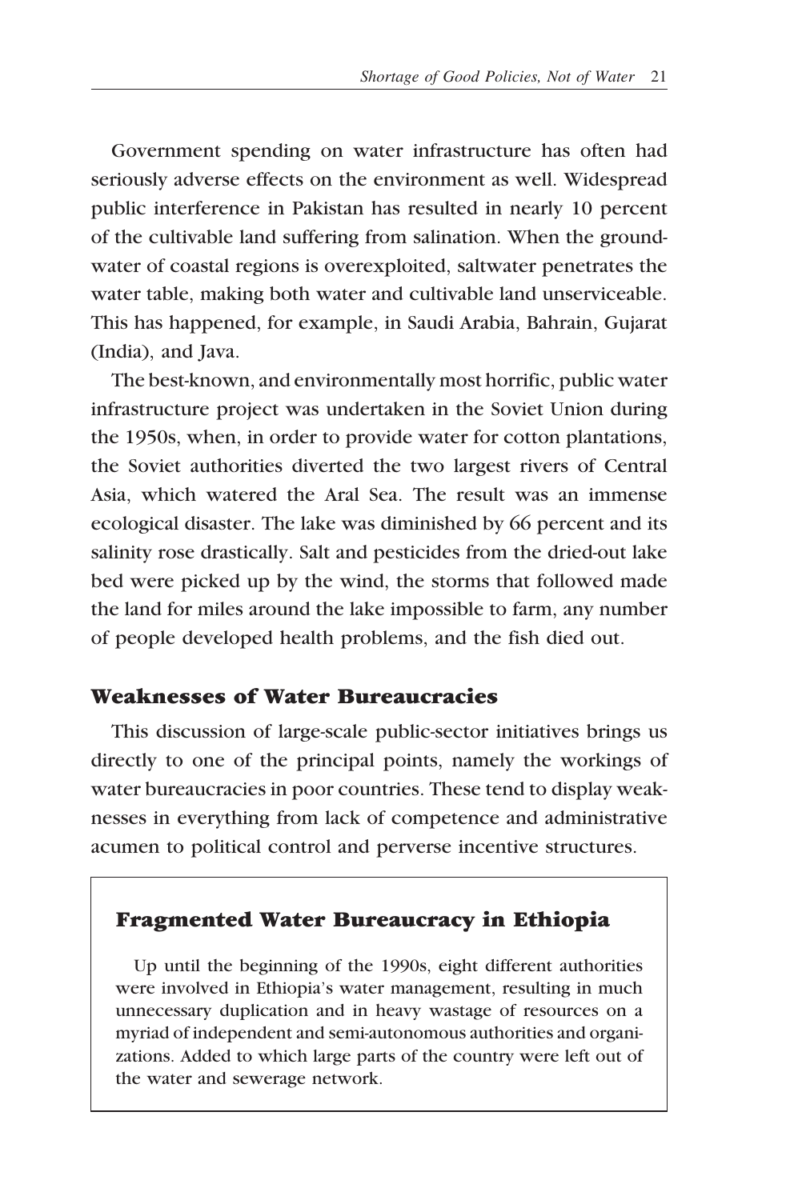Government spending on water infrastructure has often had seriously adverse effects on the environment as well. Widespread public interference in Pakistan has resulted in nearly 10 percent of the cultivable land suffering from salination. When the groundwater of coastal regions is overexploited, saltwater penetrates the water table, making both water and cultivable land unserviceable. This has happened, for example, in Saudi Arabia, Bahrain, Gujarat (India), and Java.

The best-known, and environmentally most horrific, public water infrastructure project was undertaken in the Soviet Union during the 1950s, when, in order to provide water for cotton plantations, the Soviet authorities diverted the two largest rivers of Central Asia, which watered the Aral Sea. The result was an immense ecological disaster. The lake was diminished by 66 percent and its salinity rose drastically. Salt and pesticides from the dried-out lake bed were picked up by the wind, the storms that followed made the land for miles around the lake impossible to farm, any number of people developed health problems, and the fish died out.

## Weaknesses of Water Bureaucracies

This discussion of large-scale public-sector initiatives brings us directly to one of the principal points, namely the workings of water bureaucracies in poor countries. These tend to display weaknesses in everything from lack of competence and administrative acumen to political control and perverse incentive structures.

### Fragmented Water Bureaucracy in Ethiopia

Up until the beginning of the 1990s, eight different authorities were involved in Ethiopia's water management, resulting in much unnecessary duplication and in heavy wastage of resources on a myriad of independent and semi-autonomous authorities and organizations. Added to which large parts of the country were left out of the water and sewerage network.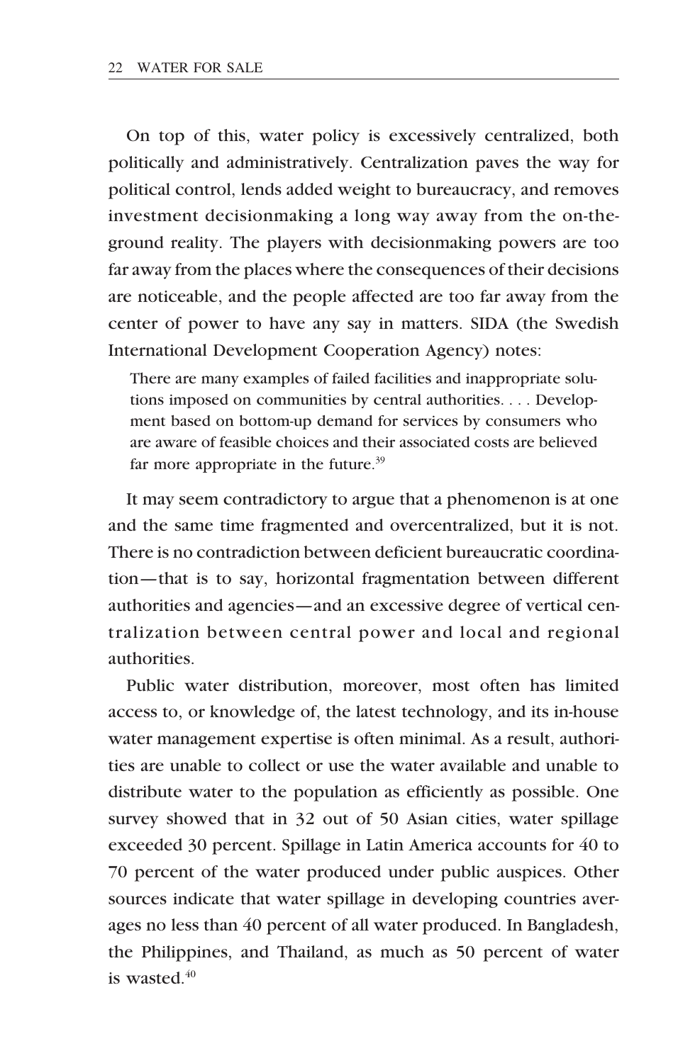On top of this, water policy is excessively centralized, both politically and administratively. Centralization paves the way for political control, lends added weight to bureaucracy, and removes investment decisionmaking a long way away from the on-the-ground reality. The players with decisionmaking powers are too far away from the places where the consequences of their decisions are noticeable, and the people affected are too far away from the center of power to have any say in matters. SIDA (the Swedish International Development Cooperation Agency) notes:

> There are many examples of failed facilities and inappropriate solutions imposed on communities by central authorities. . . . Development based on bottom-up demand for services by consumers who are aware of feasible choices and their associated costs are believed far more appropriate in the future.[39]

It may seem contradictory to argue that a phenomenon is at one and the same time fragmented and overcentralized, but it is not. There is no contradiction between deficient bureaucratic coordination—that is to say, horizontal fragmentation between different authorities and agencies—and an excessive degree of vertical centralization between central power and local and regional authorities.

Public water distribution, moreover, most often has limited access to, or knowledge of, the latest technology, and its in-house water management expertise is often minimal. As a result, authorities are unable to collect or use the water available and unable to distribute water to the population as efficiently as possible. One survey showed that in 32 out of 50 Asian cities, water spillage exceeded 30 percent. Spillage in Latin America accounts for 40 to 70 percent of the water produced under public auspices. Other sources indicate that water spillage in developing countries averages no less than 40 percent of all water produced. In Bangladesh, the Philippines, and Thailand, as much as 50 percent of water is wasted.[40]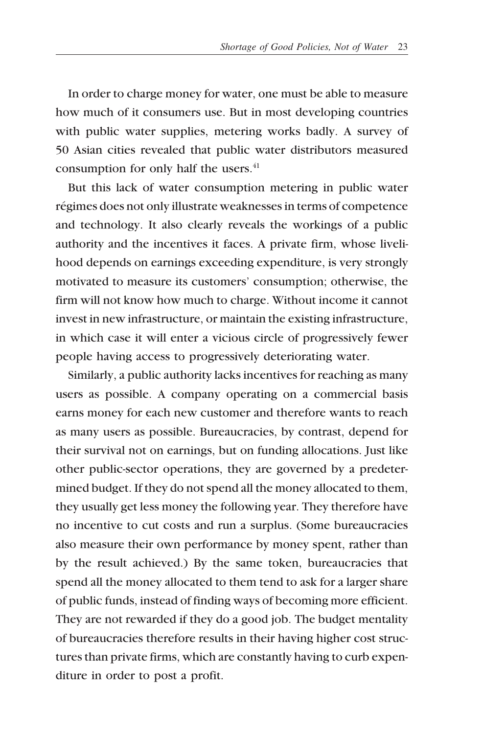In order to charge money for water, one must be able to measure how much of it consumers use. But in most developing countries with public water supplies, metering works badly. A survey of 50 Asian cities revealed that public water distributors measured consumption for only half the users.[41]

But this lack of water consumption metering in public water régimes does not only illustrate weaknesses in terms of competence and technology. It also clearly reveals the workings of a public authority and the incentives it faces. A private firm, whose livelihood depends on earnings exceeding expenditure, is very strongly motivated to measure its customers' consumption; otherwise, the firm will not know how much to charge. Without income it cannot invest in new infrastructure, or maintain the existing infrastructure, in which case it will enter a vicious circle of progressively fewer people having access to progressively deteriorating water.

Similarly, a public authority lacks incentives for reaching as many users as possible. A company operating on a commercial basis earns money for each new customer and therefore wants to reach as many users as possible. Bureaucracies, by contrast, depend for their survival not on earnings, but on funding allocations. Just like other public-sector operations, they are governed by a predetermined budget. If they do not spend all the money allocated to them, they usually get less money the following year. They therefore have no incentive to cut costs and run a surplus. (Some bureaucracies also measure their own performance by money spent, rather than by the result achieved.) By the same token, bureaucracies that spend all the money allocated to them tend to ask for a larger share of public funds, instead of finding ways of becoming more efficient. They are not rewarded if they do a good job. The budget mentality of bureaucracies therefore results in their having higher cost structures than private firms, which are constantly having to curb expenditure in order to post a profit.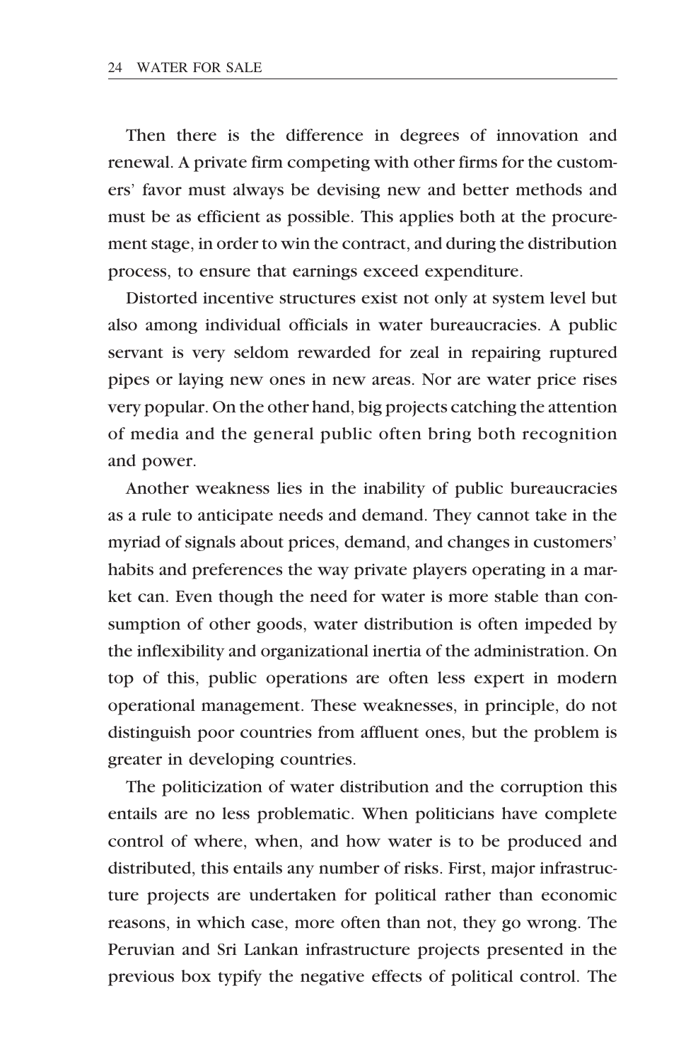Then there is the difference in degrees of innovation and renewal. A private firm competing with other firms for the customers' favor must always be devising new and better methods and must be as efficient as possible. This applies both at the procurement stage, in order to win the contract, and during the distribution process, to ensure that earnings exceed expenditure.

Distorted incentive structures exist not only at system level but also among individual officials in water bureaucracies. A public servant is very seldom rewarded for zeal in repairing ruptured pipes or laying new ones in new areas. Nor are water price rises very popular. On the other hand, big projects catching the attention of media and the general public often bring both recognition and power.

Another weakness lies in the inability of public bureaucracies as a rule to anticipate needs and demand. They cannot take in the myriad of signals about prices, demand, and changes in customers' habits and preferences the way private players operating in a market can. Even though the need for water is more stable than consumption of other goods, water distribution is often impeded by the inflexibility and organizational inertia of the administration. On top of this, public operations are often less expert in modern operational management. These weaknesses, in principle, do not distinguish poor countries from affluent ones, but the problem is greater in developing countries.

The politicization of water distribution and the corruption this entails are no less problematic. When politicians have complete control of where, when, and how water is to be produced and distributed, this entails any number of risks. First, major infrastructure projects are undertaken for political rather than economic reasons, in which case, more often than not, they go wrong. The Peruvian and Sri Lankan infrastructure projects presented in the previous box typify the negative effects of political control. The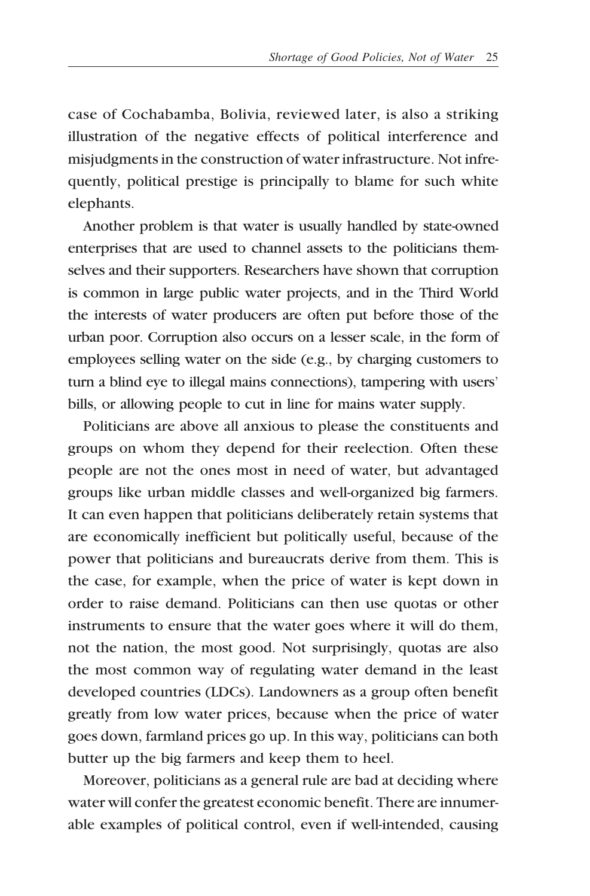case of Cochabamba, Bolivia, reviewed later, is also a striking illustration of the negative effects of political interference and misjudgments in the construction of water infrastructure. Not infrequently, political prestige is principally to blame for such white elephants.

Another problem is that water is usually handled by state-owned enterprises that are used to channel assets to the politicians themselves and their supporters. Researchers have shown that corruption is common in large public water projects, and in the Third World the interests of water producers are often put before those of the urban poor. Corruption also occurs on a lesser scale, in the form of employees selling water on the side (e.g., by charging customers to turn a blind eye to illegal mains connections), tampering with users' bills, or allowing people to cut in line for mains water supply.

Politicians are above all anxious to please the constituents and groups on whom they depend for their reelection. Often these people are not the ones most in need of water, but advantaged groups like urban middle classes and well-organized big farmers. It can even happen that politicians deliberately retain systems that are economically inefficient but politically useful, because of the power that politicians and bureaucrats derive from them. This is the case, for example, when the price of water is kept down in order to raise demand. Politicians can then use quotas or other instruments to ensure that the water goes where it will do them, not the nation, the most good. Not surprisingly, quotas are also the most common way of regulating water demand in the least developed countries (LDCs). Landowners as a group often benefit greatly from low water prices, because when the price of water goes down, farmland prices go up. In this way, politicians can both butter up the big farmers and keep them to heel.

Moreover, politicians as a general rule are bad at deciding where water will confer the greatest economic benefit. There are innumerable examples of political control, even if well-intended, causing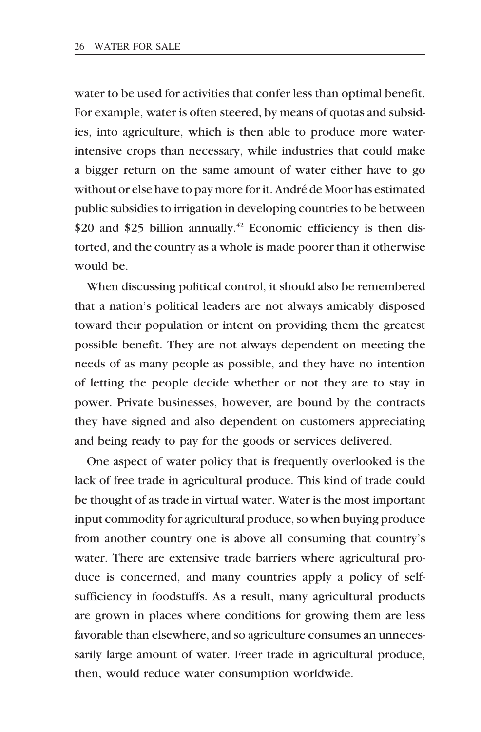water to be used for activities that confer less than optimal benefit. For example, water is often steered, by means of quotas and subsidies, into agriculture, which is then able to produce more water-intensive crops than necessary, while industries that could make a bigger return on the same amount of water either have to go without or else have to pay more for it. André de Moor has estimated public subsidies to irrigation in developing countries to be between \$20 and \$25 billion annually.[42] Economic efficiency is then distorted, and the country as a whole is made poorer than it otherwise would be.

When discussing political control, it should also be remembered that a nation's political leaders are not always amicably disposed toward their population or intent on providing them the greatest possible benefit. They are not always dependent on meeting the needs of as many people as possible, and they have no intention of letting the people decide whether or not they are to stay in power. Private businesses, however, are bound by the contracts they have signed and also dependent on customers appreciating and being ready to pay for the goods or services delivered.

One aspect of water policy that is frequently overlooked is the lack of free trade in agricultural produce. This kind of trade could be thought of as trade in virtual water. Water is the most important input commodity for agricultural produce, so when buying produce from another country one is above all consuming that country's water. There are extensive trade barriers where agricultural produce is concerned, and many countries apply a policy of self-sufficiency in foodstuffs. As a result, many agricultural products are grown in places where conditions for growing them are less favorable than elsewhere, and so agriculture consumes an unnecessarily large amount of water. Freer trade in agricultural produce, then, would reduce water consumption worldwide.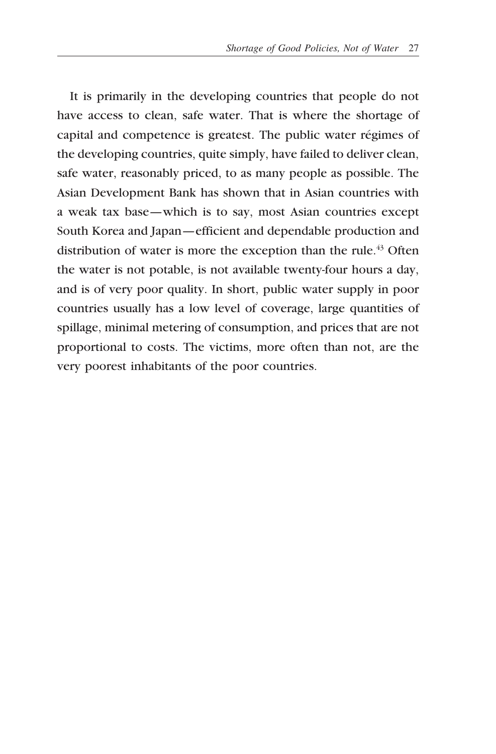It is primarily in the developing countries that people do not have access to clean, safe water. That is where the shortage of capital and competence is greatest. The public water régimes of the developing countries, quite simply, have failed to deliver clean, safe water, reasonably priced, to as many people as possible. The Asian Development Bank has shown that in Asian countries with a weak tax base—which is to say, most Asian countries except South Korea and Japan—efficient and dependable production and distribution of water is more the exception than the rule.[43] Often the water is not potable, is not available twenty-four hours a day, and is of very poor quality. In short, public water supply in poor countries usually has a low level of coverage, large quantities of spillage, minimal metering of consumption, and prices that are not proportional to costs. The victims, more often than not, are the very poorest inhabitants of the poor countries.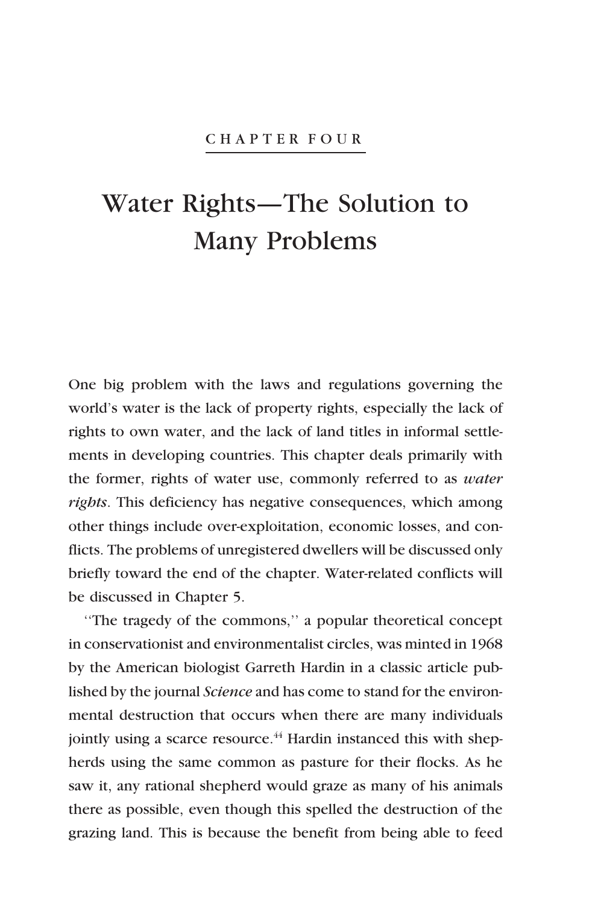CHAPTER FOUR

# Water Rights—The Solution to Many Problems

One big problem with the laws and regulations governing the world's water is the lack of property rights, especially the lack of rights to own water, and the lack of land titles in informal settlements in developing countries. This chapter deals primarily with the former, rights of water use, commonly referred to as *water rights*. This deficiency has negative consequences, which among other things include over-exploitation, economic losses, and conflicts. The problems of unregistered dwellers will be discussed only briefly toward the end of the chapter. Water-related conflicts will be discussed in Chapter 5.

''The tragedy of the commons,'' a popular theoretical concept in conservationist and environmentalist circles, was minted in 1968 by the American biologist Garreth Hardin in a classic article published by the journal *Science* and has come to stand for the environmental destruction that occurs when there are many individuals jointly using a scarce resource.[44] Hardin instanced this with shepherds using the same common as pasture for their flocks. As he saw it, any rational shepherd would graze as many of his animals there as possible, even though this spelled the destruction of the grazing land. This is because the benefit from being able to feed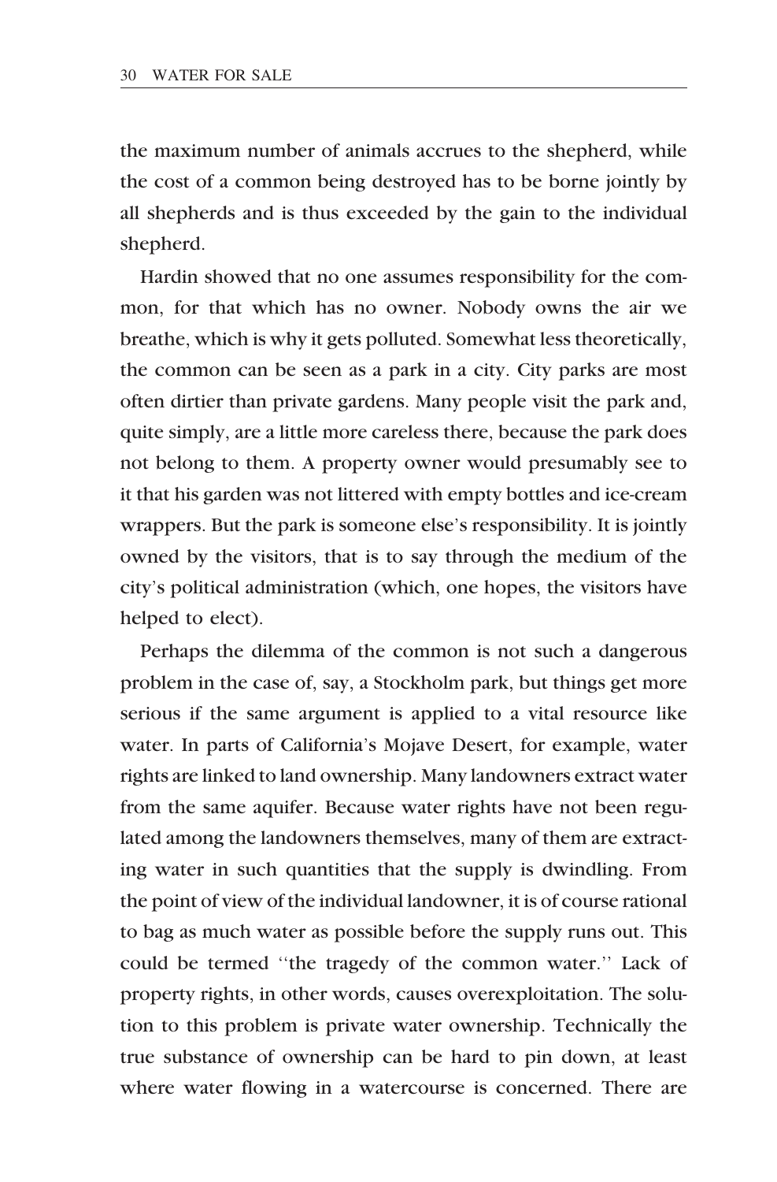the maximum number of animals accrues to the shepherd, while the cost of a common being destroyed has to be borne jointly by all shepherds and is thus exceeded by the gain to the individual shepherd.

Hardin showed that no one assumes responsibility for the common, for that which has no owner. Nobody owns the air we breathe, which is why it gets polluted. Somewhat less theoretically, the common can be seen as a park in a city. City parks are most often dirtier than private gardens. Many people visit the park and, quite simply, are a little more careless there, because the park does not belong to them. A property owner would presumably see to it that his garden was not littered with empty bottles and ice-cream wrappers. But the park is someone else's responsibility. It is jointly owned by the visitors, that is to say through the medium of the city's political administration (which, one hopes, the visitors have helped to elect).

Perhaps the dilemma of the common is not such a dangerous problem in the case of, say, a Stockholm park, but things get more serious if the same argument is applied to a vital resource like water. In parts of California's Mojave Desert, for example, water rights are linked to land ownership. Many landowners extract water from the same aquifer. Because water rights have not been regulated among the landowners themselves, many of them are extracting water in such quantities that the supply is dwindling. From the point of view of the individual landowner, it is of course rational to bag as much water as possible before the supply runs out. This could be termed "the tragedy of the common water." Lack of property rights, in other words, causes overexploitation. The solution to this problem is private water ownership. Technically the true substance of ownership can be hard to pin down, at least where water flowing in a watercourse is concerned. There are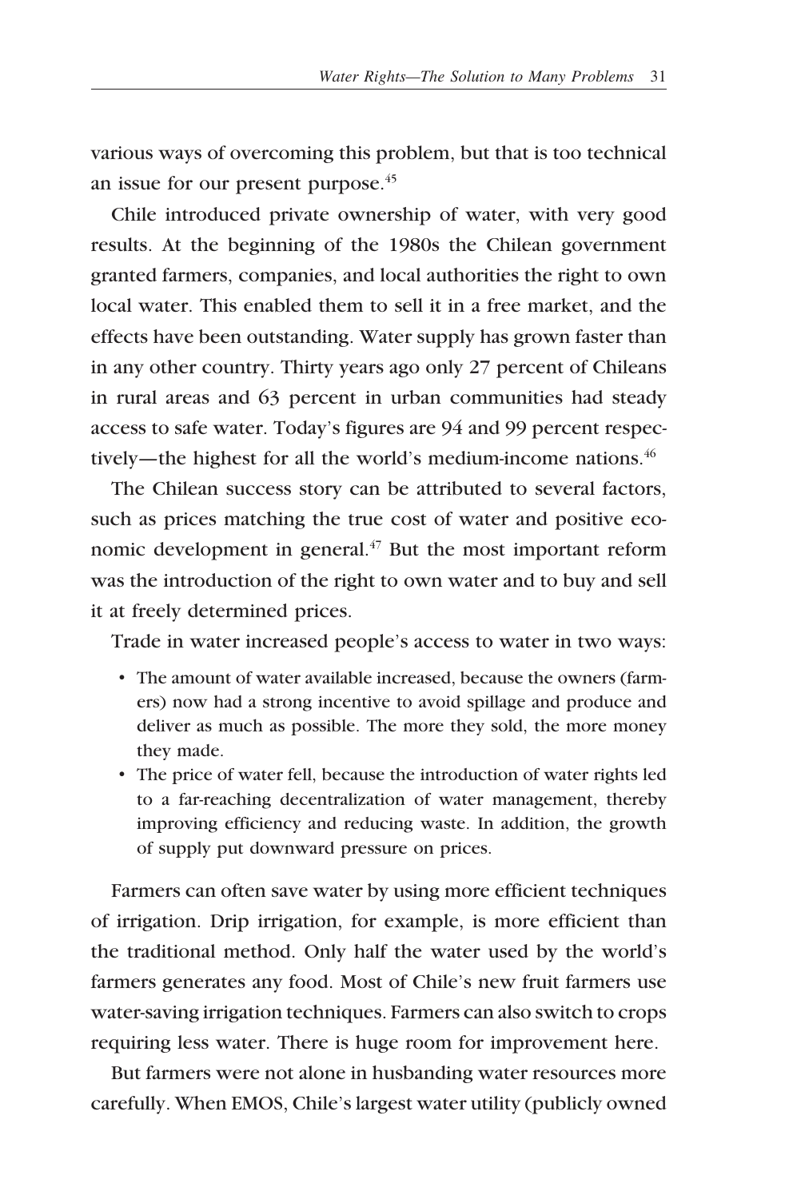various ways of overcoming this problem, but that is too technical an issue for our present purpose.[45]

Chile introduced private ownership of water, with very good results. At the beginning of the 1980s the Chilean government granted farmers, companies, and local authorities the right to own local water. This enabled them to sell it in a free market, and the effects have been outstanding. Water supply has grown faster than in any other country. Thirty years ago only 27 percent of Chileans in rural areas and 63 percent in urban communities had steady access to safe water. Today's figures are 94 and 99 percent respectively—the highest for all the world's medium-income nations.[46]

The Chilean success story can be attributed to several factors, such as prices matching the true cost of water and positive economic development in general.[47] But the most important reform was the introduction of the right to own water and to buy and sell it at freely determined prices.

Trade in water increased people's access to water in two ways:

- The amount of water available increased, because the owners (farmers) now had a strong incentive to avoid spillage and produce and deliver as much as possible. The more they sold, the more money they made.
- The price of water fell, because the introduction of water rights led to a far-reaching decentralization of water management, thereby improving efficiency and reducing waste. In addition, the growth of supply put downward pressure on prices.

Farmers can often save water by using more efficient techniques of irrigation. Drip irrigation, for example, is more efficient than the traditional method. Only half the water used by the world's farmers generates any food. Most of Chile's new fruit farmers use water-saving irrigation techniques. Farmers can also switch to crops requiring less water. There is huge room for improvement here.

But farmers were not alone in husbanding water resources more carefully. When EMOS, Chile's largest water utility (publicly owned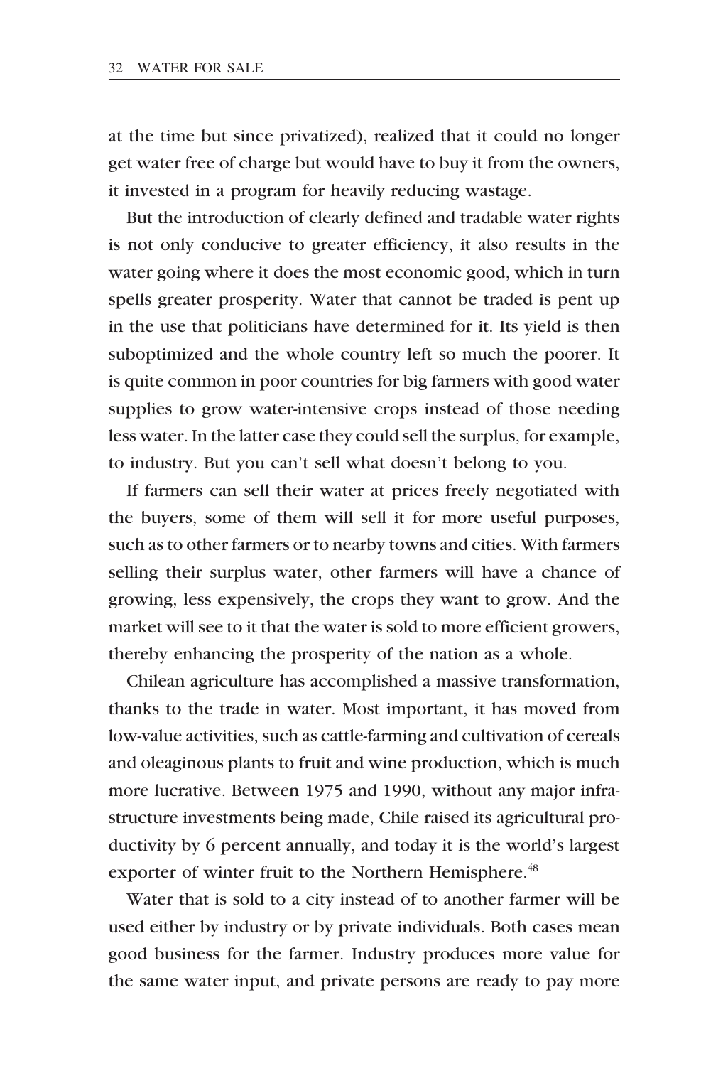at the time but since privatized), realized that it could no longer get water free of charge but would have to buy it from the owners, it invested in a program for heavily reducing wastage.

But the introduction of clearly defined and tradable water rights is not only conducive to greater efficiency, it also results in the water going where it does the most economic good, which in turn spells greater prosperity. Water that cannot be traded is pent up in the use that politicians have determined for it. Its yield is then suboptimized and the whole country left so much the poorer. It is quite common in poor countries for big farmers with good water supplies to grow water-intensive crops instead of those needing less water. In the latter case they could sell the surplus, for example, to industry. But you can't sell what doesn't belong to you.

If farmers can sell their water at prices freely negotiated with the buyers, some of them will sell it for more useful purposes, such as to other farmers or to nearby towns and cities. With farmers selling their surplus water, other farmers will have a chance of growing, less expensively, the crops they want to grow. And the market will see to it that the water is sold to more efficient growers, thereby enhancing the prosperity of the nation as a whole.

Chilean agriculture has accomplished a massive transformation, thanks to the trade in water. Most important, it has moved from low-value activities, such as cattle-farming and cultivation of cereals and oleaginous plants to fruit and wine production, which is much more lucrative. Between 1975 and 1990, without any major infrastructure investments being made, Chile raised its agricultural productivity by 6 percent annually, and today it is the world's largest exporter of winter fruit to the Northern Hemisphere.[48]

Water that is sold to a city instead of to another farmer will be used either by industry or by private individuals. Both cases mean good business for the farmer. Industry produces more value for the same water input, and private persons are ready to pay more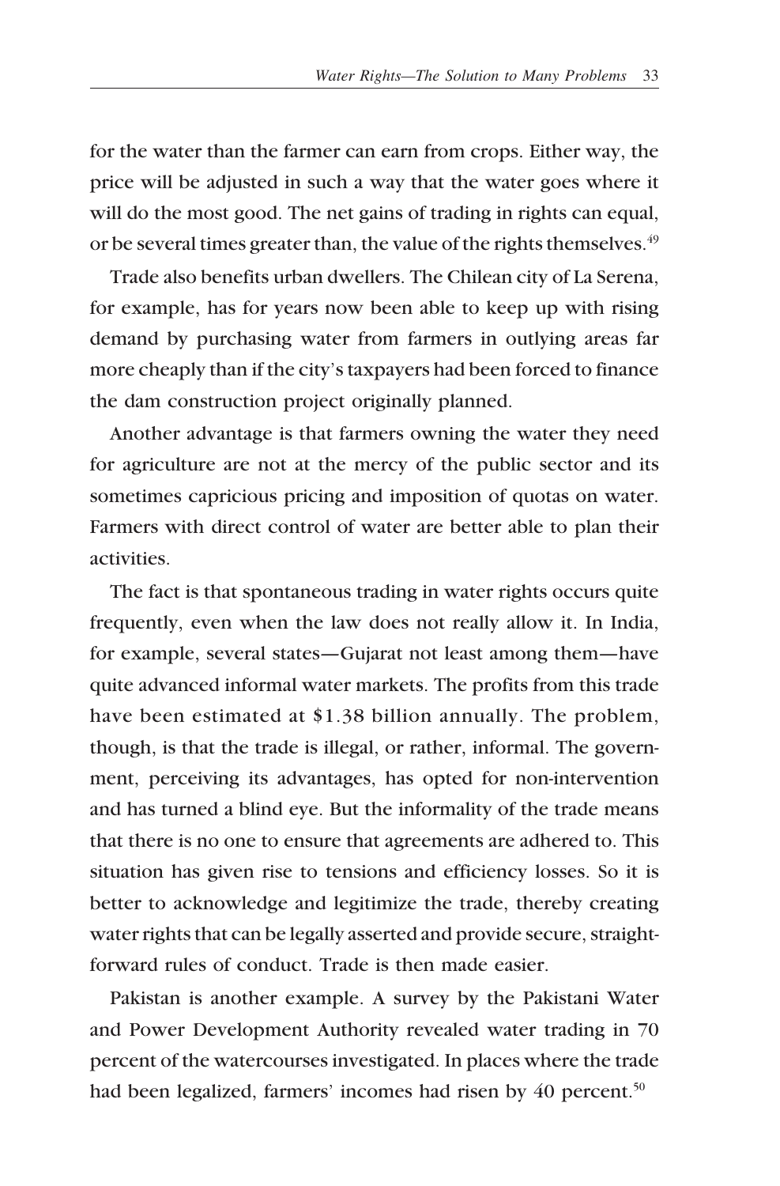for the water than the farmer can earn from crops. Either way, the price will be adjusted in such a way that the water goes where it will do the most good. The net gains of trading in rights can equal, or be several times greater than, the value of the rights themselves.[49]

Trade also benefits urban dwellers. The Chilean city of La Serena, for example, has for years now been able to keep up with rising demand by purchasing water from farmers in outlying areas far more cheaply than if the city's taxpayers had been forced to finance the dam construction project originally planned.

Another advantage is that farmers owning the water they need for agriculture are not at the mercy of the public sector and its sometimes capricious pricing and imposition of quotas on water. Farmers with direct control of water are better able to plan their activities.

The fact is that spontaneous trading in water rights occurs quite frequently, even when the law does not really allow it. In India, for example, several states—Gujarat not least among them—have quite advanced informal water markets. The profits from this trade have been estimated at $1.38 billion annually. The problem, though, is that the trade is illegal, or rather, informal. The government, perceiving its advantages, has opted for non-intervention and has turned a blind eye. But the informality of the trade means that there is no one to ensure that agreements are adhered to. This situation has given rise to tensions and efficiency losses. So it is better to acknowledge and legitimize the trade, thereby creating water rights that can be legally asserted and provide secure, straightforward rules of conduct. Trade is then made easier.

Pakistan is another example. A survey by the Pakistani Water and Power Development Authority revealed water trading in 70 percent of the watercourses investigated. In places where the trade had been legalized, farmers' incomes had risen by 40 percent.[50]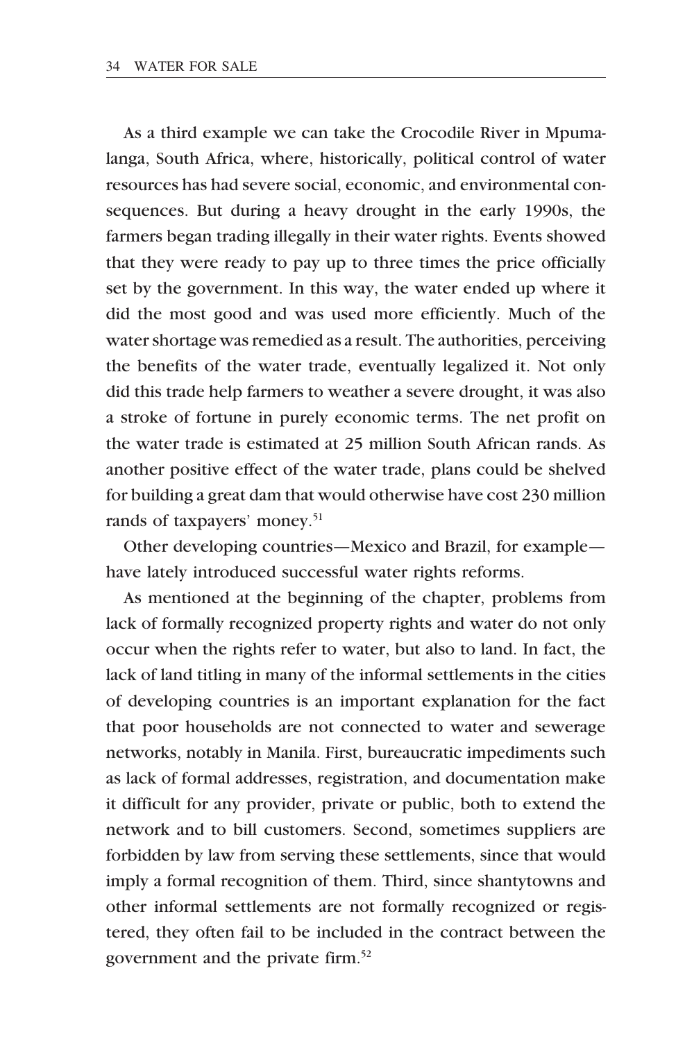As a third example we can take the Crocodile River in Mpumalanga, South Africa, where, historically, political control of water resources has had severe social, economic, and environmental consequences. But during a heavy drought in the early 1990s, the farmers began trading illegally in their water rights. Events showed that they were ready to pay up to three times the price officially set by the government. In this way, the water ended up where it did the most good and was used more efficiently. Much of the water shortage was remedied as a result. The authorities, perceiving the benefits of the water trade, eventually legalized it. Not only did this trade help farmers to weather a severe drought, it was also a stroke of fortune in purely economic terms. The net profit on the water trade is estimated at 25 million South African rands. As another positive effect of the water trade, plans could be shelved for building a great dam that would otherwise have cost 230 million rands of taxpayers' money.[51]

Other developing countries—Mexico and Brazil, for example—have lately introduced successful water rights reforms.

As mentioned at the beginning of the chapter, problems from lack of formally recognized property rights and water do not only occur when the rights refer to water, but also to land. In fact, the lack of land titling in many of the informal settlements in the cities of developing countries is an important explanation for the fact that poor households are not connected to water and sewerage networks, notably in Manila. First, bureaucratic impediments such as lack of formal addresses, registration, and documentation make it difficult for any provider, private or public, both to extend the network and to bill customers. Second, sometimes suppliers are forbidden by law from serving these settlements, since that would imply a formal recognition of them. Third, since shantytowns and other informal settlements are not formally recognized or registered, they often fail to be included in the contract between the government and the private firm.[52]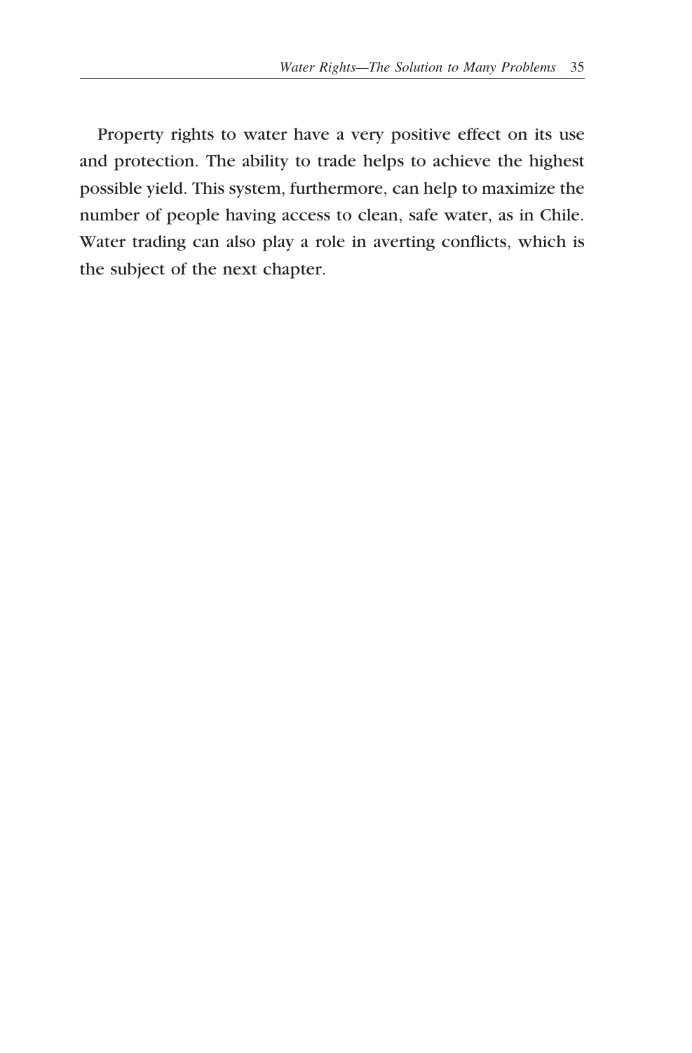Property rights to water have a very positive effect on its use and protection. The ability to trade helps to achieve the highest possible yield. This system, furthermore, can help to maximize the number of people having access to clean, safe water, as in Chile. Water trading can also play a role in averting conflicts, which is the subject of the next chapter.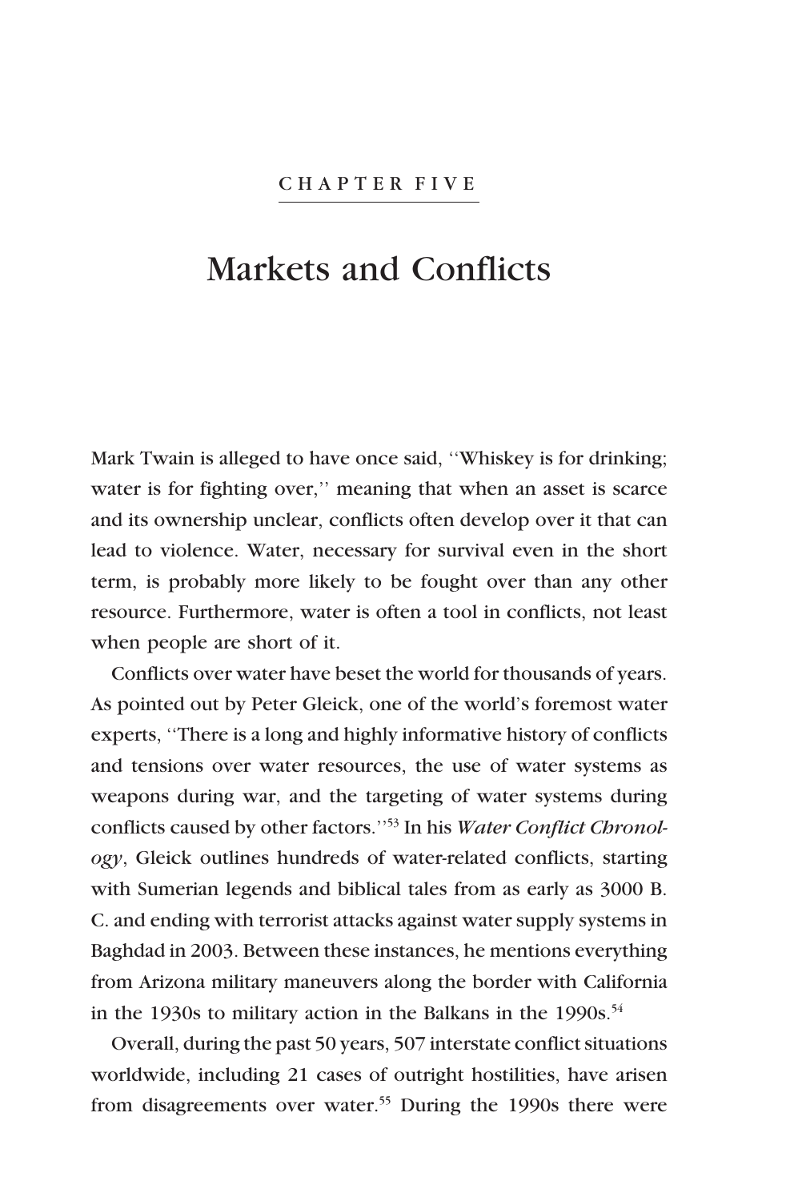CHAPTER FIVE

# Markets and Conflicts

Mark Twain is alleged to have once said, ''Whiskey is for drinking; water is for fighting over,'' meaning that when an asset is scarce and its ownership unclear, conflicts often develop over it that can lead to violence. Water, necessary for survival even in the short term, is probably more likely to be fought over than any other resource. Furthermore, water is often a tool in conflicts, not least when people are short of it.

Conflicts over water have beset the world for thousands of years. As pointed out by Peter Gleick, one of the world's foremost water experts, ''There is a long and highly informative history of conflicts and tensions over water resources, the use of water systems as weapons during war, and the targeting of water systems during conflicts caused by other factors.''[53] In his *Water Conflict Chronology*, Gleick outlines hundreds of water-related conflicts, starting with Sumerian legends and biblical tales from as early as 3000 B. C. and ending with terrorist attacks against water supply systems in Baghdad in 2003. Between these instances, he mentions everything from Arizona military maneuvers along the border with California in the 1930s to military action in the Balkans in the 1990s.[54]

Overall, during the past 50 years, 507 interstate conflict situations worldwide, including 21 cases of outright hostilities, have arisen from disagreements over water.[55] During the 1990s there were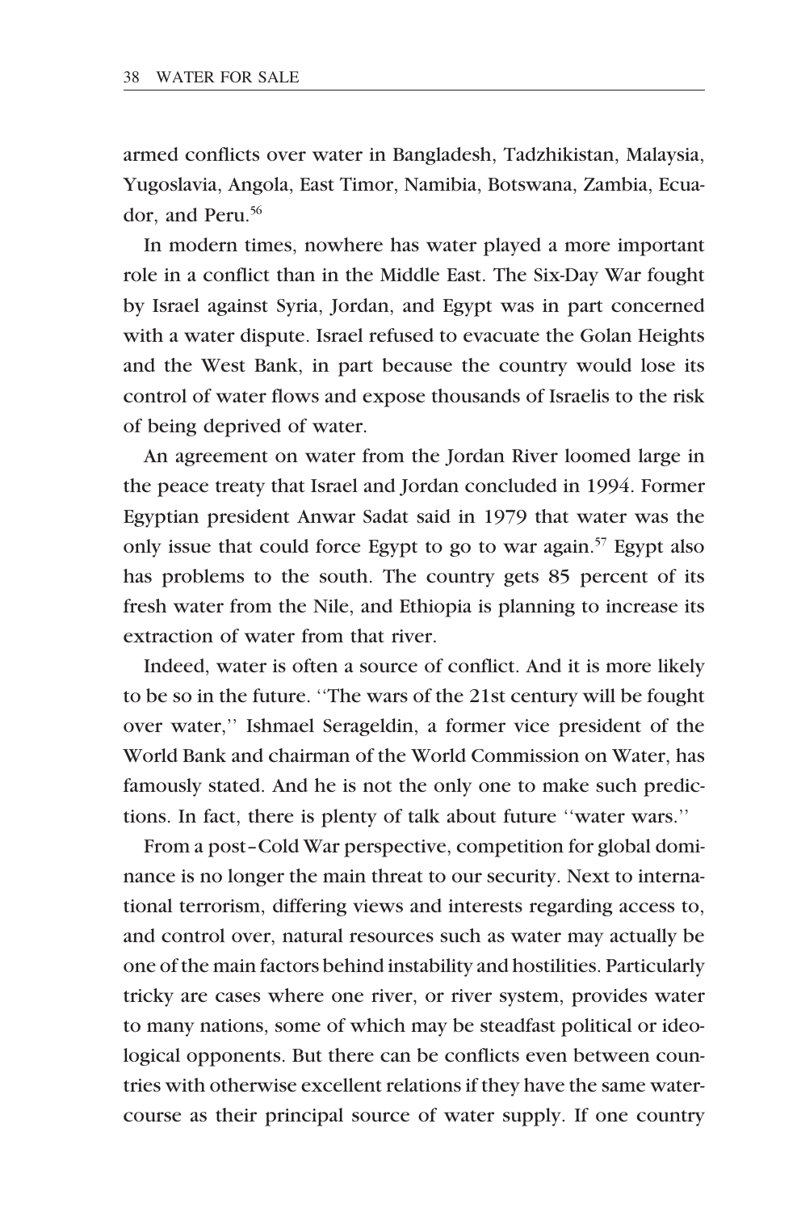armed conflicts over water in Bangladesh, Tadzhikistan, Malaysia, Yugoslavia, Angola, East Timor, Namibia, Botswana, Zambia, Ecuador, and Peru.[56]

In modern times, nowhere has water played a more important role in a conflict than in the Middle East. The Six-Day War fought by Israel against Syria, Jordan, and Egypt was in part concerned with a water dispute. Israel refused to evacuate the Golan Heights and the West Bank, in part because the country would lose its control of water flows and expose thousands of Israelis to the risk of being deprived of water.

An agreement on water from the Jordan River loomed large in the peace treaty that Israel and Jordan concluded in 1994. Former Egyptian president Anwar Sadat said in 1979 that water was the only issue that could force Egypt to go to war again.[57] Egypt also has problems to the south. The country gets 85 percent of its fresh water from the Nile, and Ethiopia is planning to increase its extraction of water from that river.

Indeed, water is often a source of conflict. And it is more likely to be so in the future. ''The wars of the 21st century will be fought over water,'' Ishmael Serageldin, a former vice president of the World Bank and chairman of the World Commission on Water, has famously stated. And he is not the only one to make such predictions. In fact, there is plenty of talk about future ''water wars.''

From a post–Cold War perspective, competition for global dominance is no longer the main threat to our security. Next to international terrorism, differing views and interests regarding access to, and control over, natural resources such as water may actually be one of the main factors behind instability and hostilities. Particularly tricky are cases where one river, or river system, provides water to many nations, some of which may be steadfast political or ideological opponents. But there can be conflicts even between countries with otherwise excellent relations if they have the same watercourse as their principal source of water supply. If one country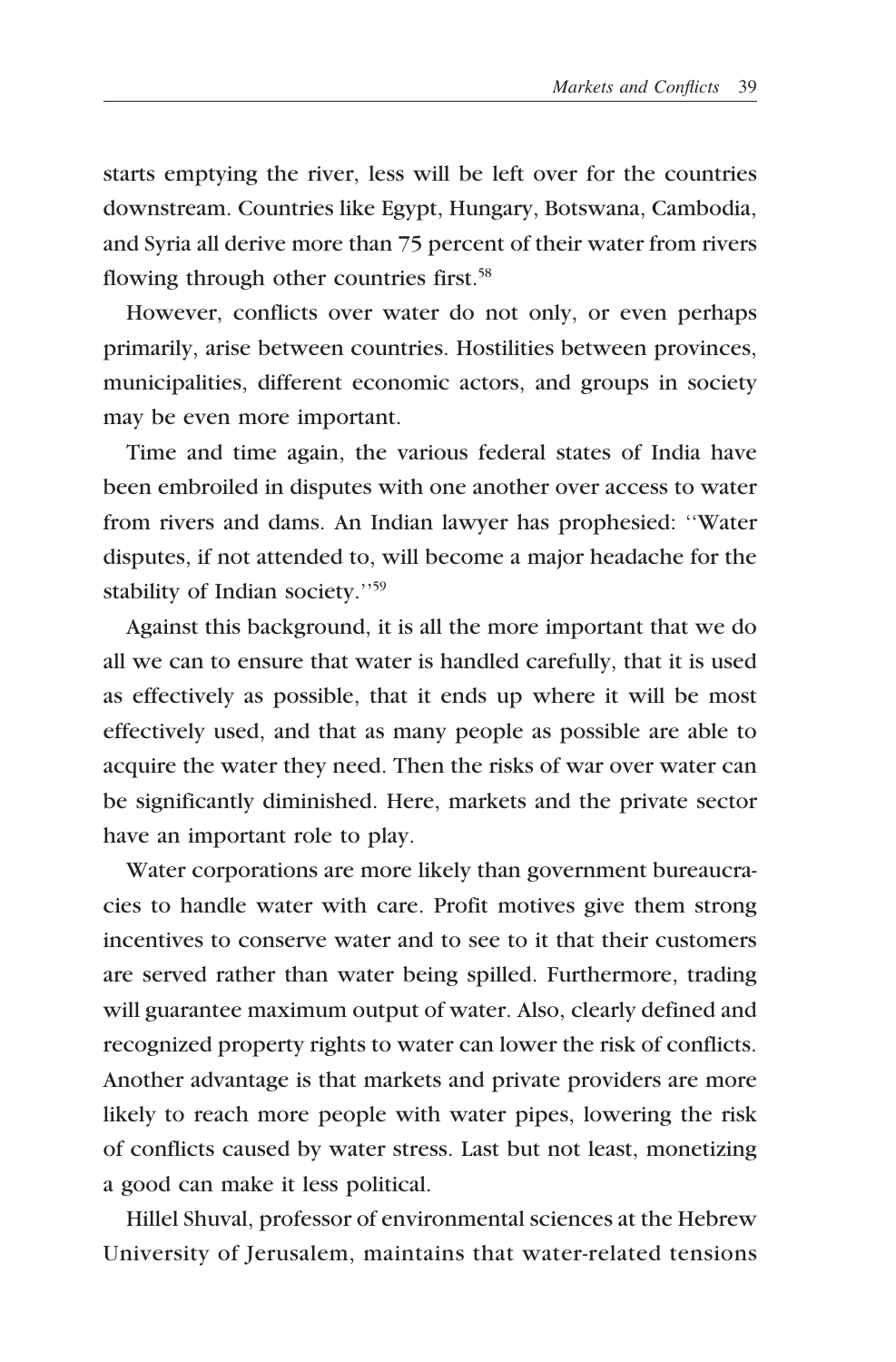starts emptying the river, less will be left over for the countries downstream. Countries like Egypt, Hungary, Botswana, Cambodia, and Syria all derive more than 75 percent of their water from rivers flowing through other countries first.[58]

However, conflicts over water do not only, or even perhaps primarily, arise between countries. Hostilities between provinces, municipalities, different economic actors, and groups in society may be even more important.

Time and time again, the various federal states of India have been embroiled in disputes with one another over access to water from rivers and dams. An Indian lawyer has prophesied: ''Water disputes, if not attended to, will become a major headache for the stability of Indian society.''[59]

Against this background, it is all the more important that we do all we can to ensure that water is handled carefully, that it is used as effectively as possible, that it ends up where it will be most effectively used, and that as many people as possible are able to acquire the water they need. Then the risks of war over water can be significantly diminished. Here, markets and the private sector have an important role to play.

Water corporations are more likely than government bureaucracies to handle water with care. Profit motives give them strong incentives to conserve water and to see to it that their customers are served rather than water being spilled. Furthermore, trading will guarantee maximum output of water. Also, clearly defined and recognized property rights to water can lower the risk of conflicts. Another advantage is that markets and private providers are more likely to reach more people with water pipes, lowering the risk of conflicts caused by water stress. Last but not least, monetizing a good can make it less political.

Hillel Shuval, professor of environmental sciences at the Hebrew University of Jerusalem, maintains that water-related tensions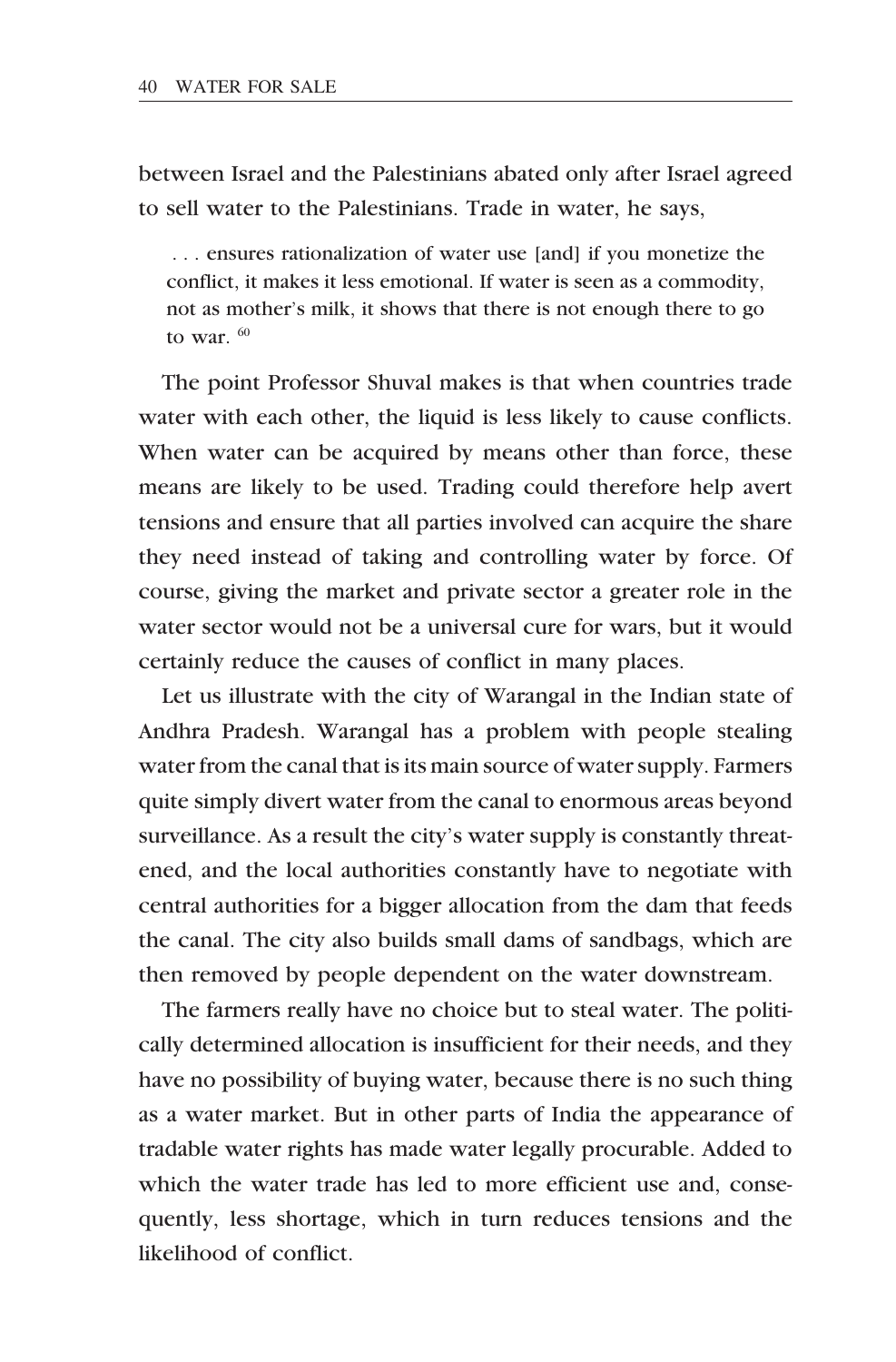between Israel and the Palestinians abated only after Israel agreed to sell water to the Palestinians. Trade in water, he says,

> . . . ensures rationalization of water use [and] if you monetize the conflict, it makes it less emotional. If water is seen as a commodity, not as mother's milk, it shows that there is not enough there to go to war. [60]

The point Professor Shuval makes is that when countries trade water with each other, the liquid is less likely to cause conflicts. When water can be acquired by means other than force, these means are likely to be used. Trading could therefore help avert tensions and ensure that all parties involved can acquire the share they need instead of taking and controlling water by force. Of course, giving the market and private sector a greater role in the water sector would not be a universal cure for wars, but it would certainly reduce the causes of conflict in many places.

Let us illustrate with the city of Warangal in the Indian state of Andhra Pradesh. Warangal has a problem with people stealing water from the canal that is its main source of water supply. Farmers quite simply divert water from the canal to enormous areas beyond surveillance. As a result the city's water supply is constantly threatened, and the local authorities constantly have to negotiate with central authorities for a bigger allocation from the dam that feeds the canal. The city also builds small dams of sandbags, which are then removed by people dependent on the water downstream.

The farmers really have no choice but to steal water. The politically determined allocation is insufficient for their needs, and they have no possibility of buying water, because there is no such thing as a water market. But in other parts of India the appearance of tradable water rights has made water legally procurable. Added to which the water trade has led to more efficient use and, consequently, less shortage, which in turn reduces tensions and the likelihood of conflict.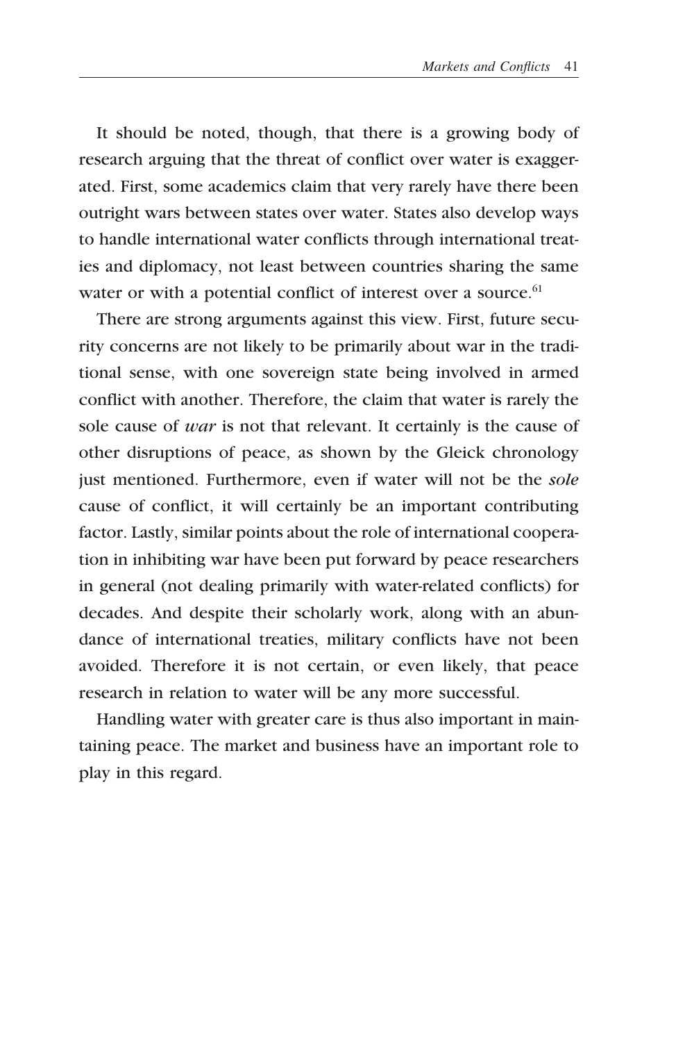It should be noted, though, that there is a growing body of research arguing that the threat of conflict over water is exaggerated. First, some academics claim that very rarely have there been outright wars between states over water. States also develop ways to handle international water conflicts through international treaties and diplomacy, not least between countries sharing the same water or with a potential conflict of interest over a source.[61]

There are strong arguments against this view. First, future security concerns are not likely to be primarily about war in the traditional sense, with one sovereign state being involved in armed conflict with another. Therefore, the claim that water is rarely the sole cause of *war* is not that relevant. It certainly is the cause of other disruptions of peace, as shown by the Gleick chronology just mentioned. Furthermore, even if water will not be the *sole* cause of conflict, it will certainly be an important contributing factor. Lastly, similar points about the role of international cooperation in inhibiting war have been put forward by peace researchers in general (not dealing primarily with water-related conflicts) for decades. And despite their scholarly work, along with an abundance of international treaties, military conflicts have not been avoided. Therefore it is not certain, or even likely, that peace research in relation to water will be any more successful.

Handling water with greater care is thus also important in maintaining peace. The market and business have an important role to play in this regard.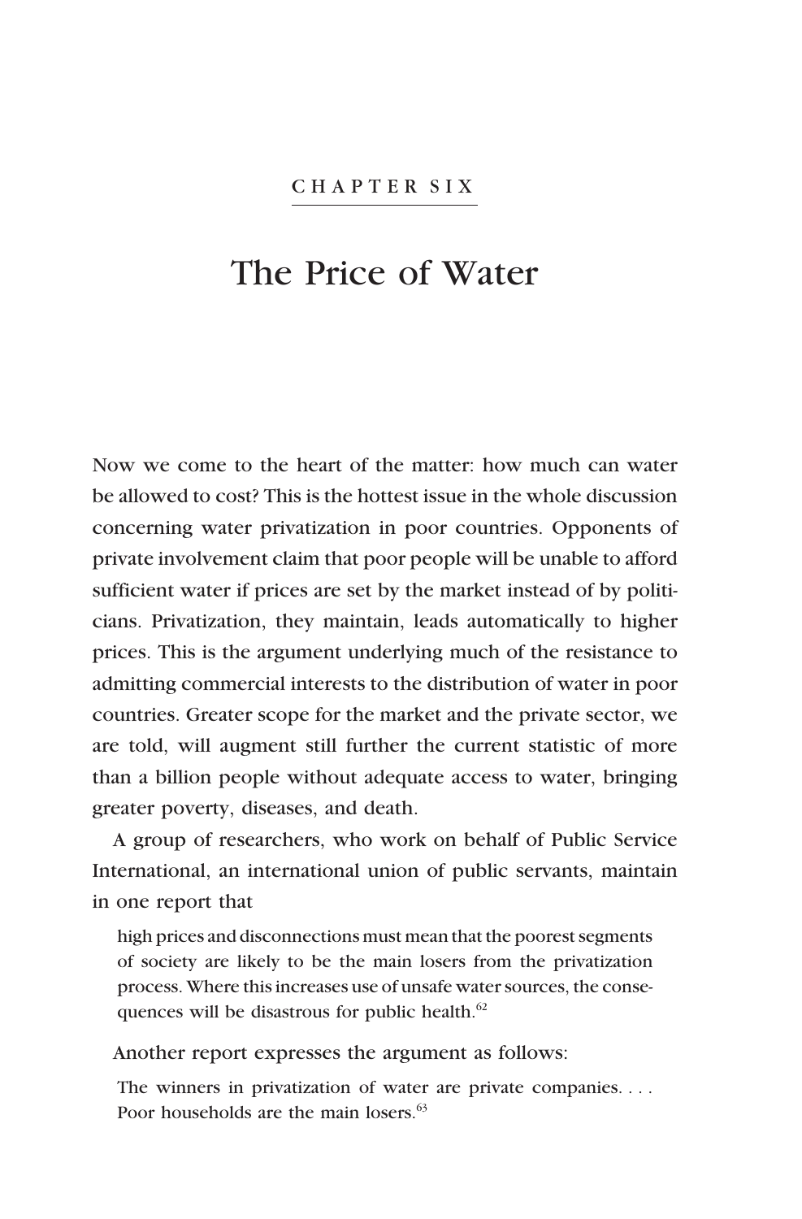## CHAPTER SIX

# The Price of Water

Now we come to the heart of the matter: how much can water be allowed to cost? This is the hottest issue in the whole discussion concerning water privatization in poor countries. Opponents of private involvement claim that poor people will be unable to afford sufficient water if prices are set by the market instead of by politicians. Privatization, they maintain, leads automatically to higher prices. This is the argument underlying much of the resistance to admitting commercial interests to the distribution of water in poor countries. Greater scope for the market and the private sector, we are told, will augment still further the current statistic of more than a billion people without adequate access to water, bringing greater poverty, diseases, and death.

A group of researchers, who work on behalf of Public Service International, an international union of public servants, maintain in one report that

> high prices and disconnections must mean that the poorest segments of society are likely to be the main losers from the privatization process. Where this increases use of unsafe water sources, the consequences will be disastrous for public health.[62]

Another report expresses the argument as follows:

> The winners in privatization of water are private companies. . . . Poor households are the main losers.[63]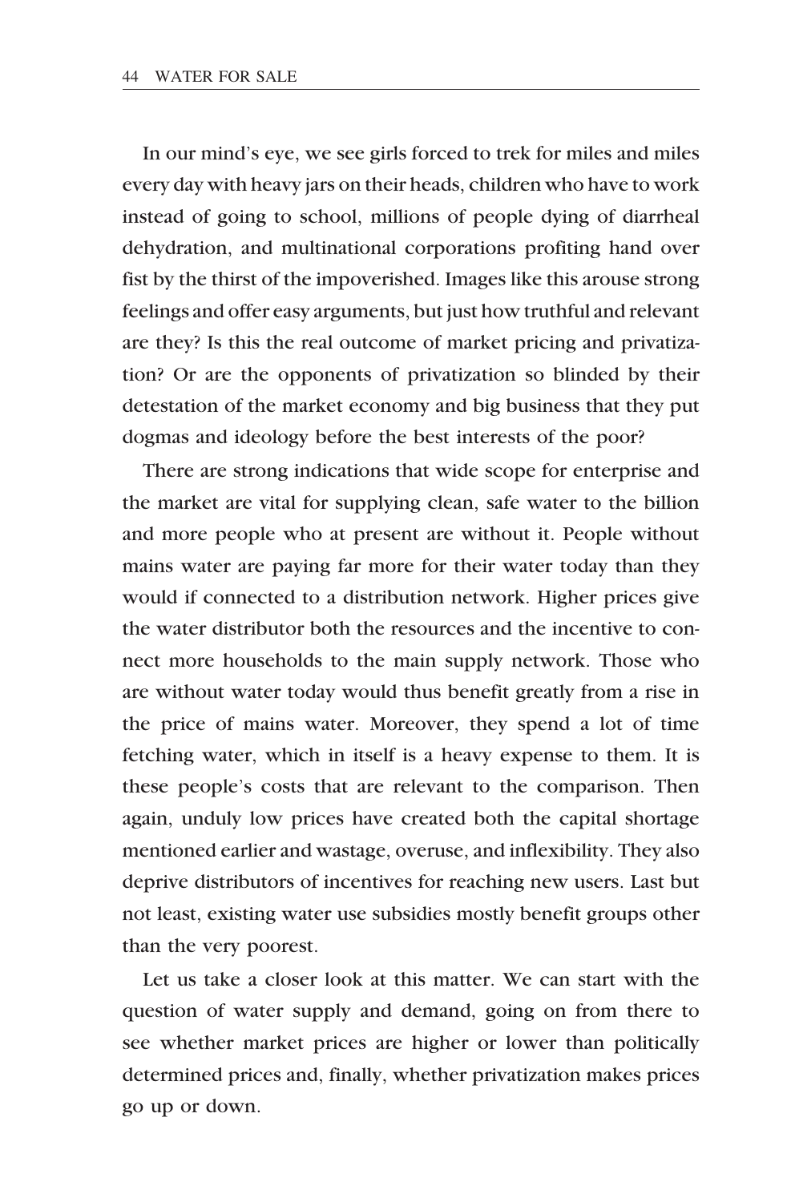In our mind's eye, we see girls forced to trek for miles and miles every day with heavy jars on their heads, children who have to work instead of going to school, millions of people dying of diarrheal dehydration, and multinational corporations profiting hand over fist by the thirst of the impoverished. Images like this arouse strong feelings and offer easy arguments, but just how truthful and relevant are they? Is this the real outcome of market pricing and privatization? Or are the opponents of privatization so blinded by their detestation of the market economy and big business that they put dogmas and ideology before the best interests of the poor?

There are strong indications that wide scope for enterprise and the market are vital for supplying clean, safe water to the billion and more people who at present are without it. People without mains water are paying far more for their water today than they would if connected to a distribution network. Higher prices give the water distributor both the resources and the incentive to connect more households to the main supply network. Those who are without water today would thus benefit greatly from a rise in the price of mains water. Moreover, they spend a lot of time fetching water, which in itself is a heavy expense to them. It is these people's costs that are relevant to the comparison. Then again, unduly low prices have created both the capital shortage mentioned earlier and wastage, overuse, and inflexibility. They also deprive distributors of incentives for reaching new users. Last but not least, existing water use subsidies mostly benefit groups other than the very poorest.

Let us take a closer look at this matter. We can start with the question of water supply and demand, going on from there to see whether market prices are higher or lower than politically determined prices and, finally, whether privatization makes prices go up or down.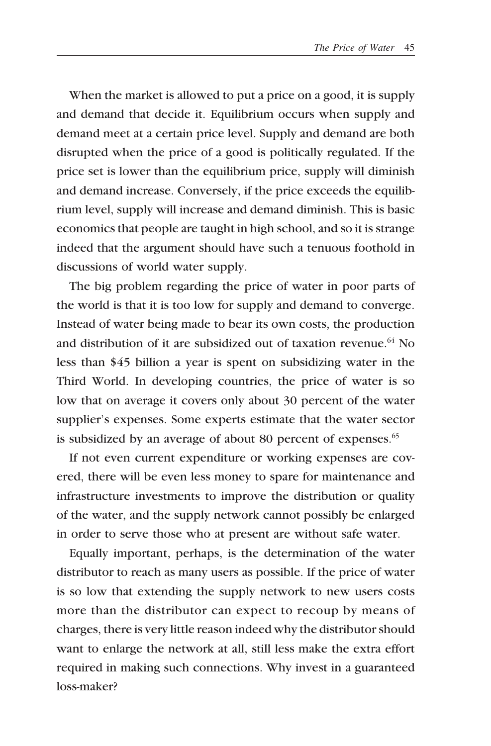When the market is allowed to put a price on a good, it is supply and demand that decide it. Equilibrium occurs when supply and demand meet at a certain price level. Supply and demand are both disrupted when the price of a good is politically regulated. If the price set is lower than the equilibrium price, supply will diminish and demand increase. Conversely, if the price exceeds the equilibrium level, supply will increase and demand diminish. This is basic economics that people are taught in high school, and so it is strange indeed that the argument should have such a tenuous foothold in discussions of world water supply.

The big problem regarding the price of water in poor parts of the world is that it is too low for supply and demand to converge. Instead of water being made to bear its own costs, the production and distribution of it are subsidized out of taxation revenue.[64] No less than $45 billion a year is spent on subsidizing water in the Third World. In developing countries, the price of water is so low that on average it covers only about 30 percent of the water supplier's expenses. Some experts estimate that the water sector is subsidized by an average of about 80 percent of expenses.[65]

If not even current expenditure or working expenses are covered, there will be even less money to spare for maintenance and infrastructure investments to improve the distribution or quality of the water, and the supply network cannot possibly be enlarged in order to serve those who at present are without safe water.

Equally important, perhaps, is the determination of the water distributor to reach as many users as possible. If the price of water is so low that extending the supply network to new users costs more than the distributor can expect to recoup by means of charges, there is very little reason indeed why the distributor should want to enlarge the network at all, still less make the extra effort required in making such connections. Why invest in a guaranteed loss-maker?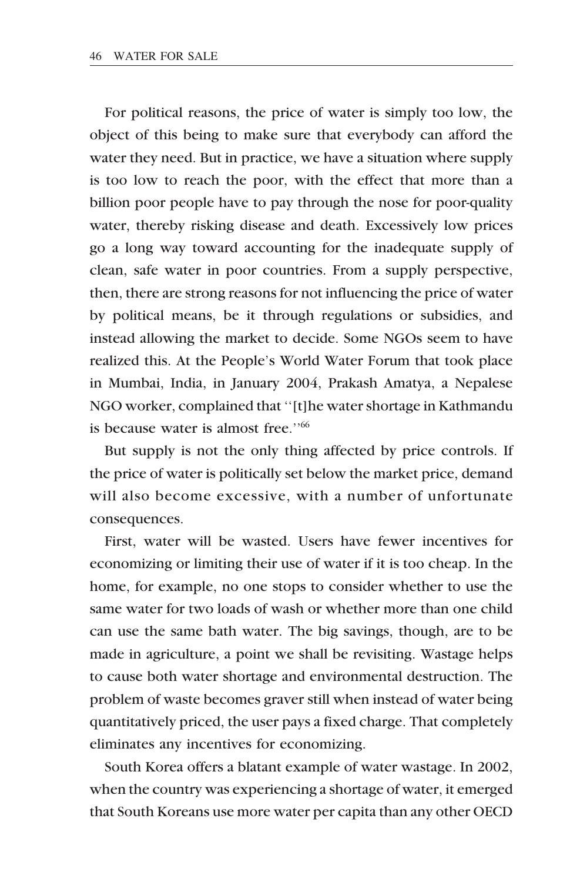For political reasons, the price of water is simply too low, the object of this being to make sure that everybody can afford the water they need. But in practice, we have a situation where supply is too low to reach the poor, with the effect that more than a billion poor people have to pay through the nose for poor-quality water, thereby risking disease and death. Excessively low prices go a long way toward accounting for the inadequate supply of clean, safe water in poor countries. From a supply perspective, then, there are strong reasons for not influencing the price of water by political means, be it through regulations or subsidies, and instead allowing the market to decide. Some NGOs seem to have realized this. At the People's World Water Forum that took place in Mumbai, India, in January 2004, Prakash Amatya, a Nepalese NGO worker, complained that ''[t]he water shortage in Kathmandu is because water is almost free.''[66]

But supply is not the only thing affected by price controls. If the price of water is politically set below the market price, demand will also become excessive, with a number of unfortunate consequences.

First, water will be wasted. Users have fewer incentives for economizing or limiting their use of water if it is too cheap. In the home, for example, no one stops to consider whether to use the same water for two loads of wash or whether more than one child can use the same bath water. The big savings, though, are to be made in agriculture, a point we shall be revisiting. Wastage helps to cause both water shortage and environmental destruction. The problem of waste becomes graver still when instead of water being quantitatively priced, the user pays a fixed charge. That completely eliminates any incentives for economizing.

South Korea offers a blatant example of water wastage. In 2002, when the country was experiencing a shortage of water, it emerged that South Koreans use more water per capita than any other OECD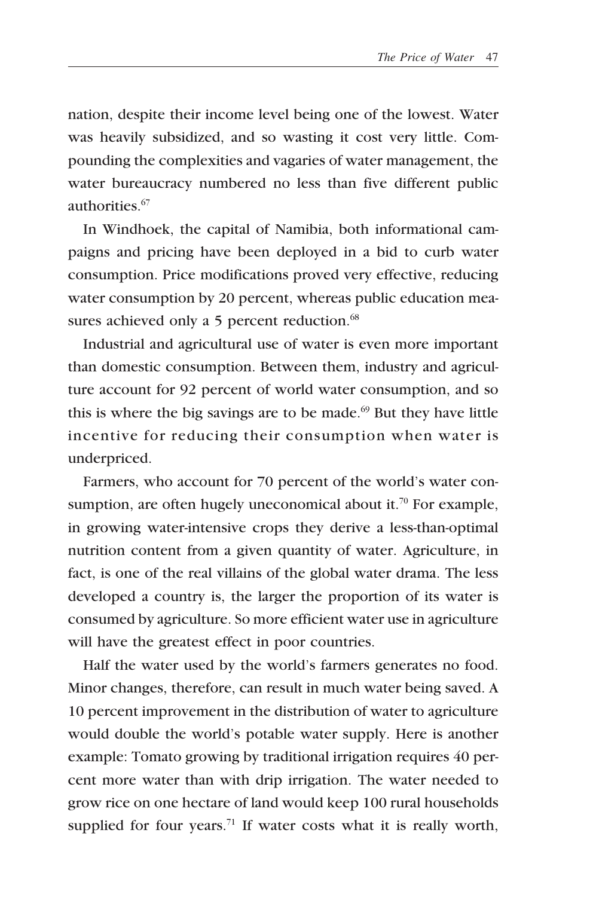nation, despite their income level being one of the lowest. Water was heavily subsidized, and so wasting it cost very little. Compounding the complexities and vagaries of water management, the water bureaucracy numbered no less than five different public authorities.[67]

In Windhoek, the capital of Namibia, both informational campaigns and pricing have been deployed in a bid to curb water consumption. Price modifications proved very effective, reducing water consumption by 20 percent, whereas public education measures achieved only a 5 percent reduction.[68]

Industrial and agricultural use of water is even more important than domestic consumption. Between them, industry and agriculture account for 92 percent of world water consumption, and so this is where the big savings are to be made.[69] But they have little incentive for reducing their consumption when water is underpriced.

Farmers, who account for 70 percent of the world's water consumption, are often hugely uneconomical about it.[70] For example, in growing water-intensive crops they derive a less-than-optimal nutrition content from a given quantity of water. Agriculture, in fact, is one of the real villains of the global water drama. The less developed a country is, the larger the proportion of its water is consumed by agriculture. So more efficient water use in agriculture will have the greatest effect in poor countries.

Half the water used by the world's farmers generates no food. Minor changes, therefore, can result in much water being saved. A 10 percent improvement in the distribution of water to agriculture would double the world's potable water supply. Here is another example: Tomato growing by traditional irrigation requires 40 percent more water than with drip irrigation. The water needed to grow rice on one hectare of land would keep 100 rural households supplied for four years.[71] If water costs what it is really worth,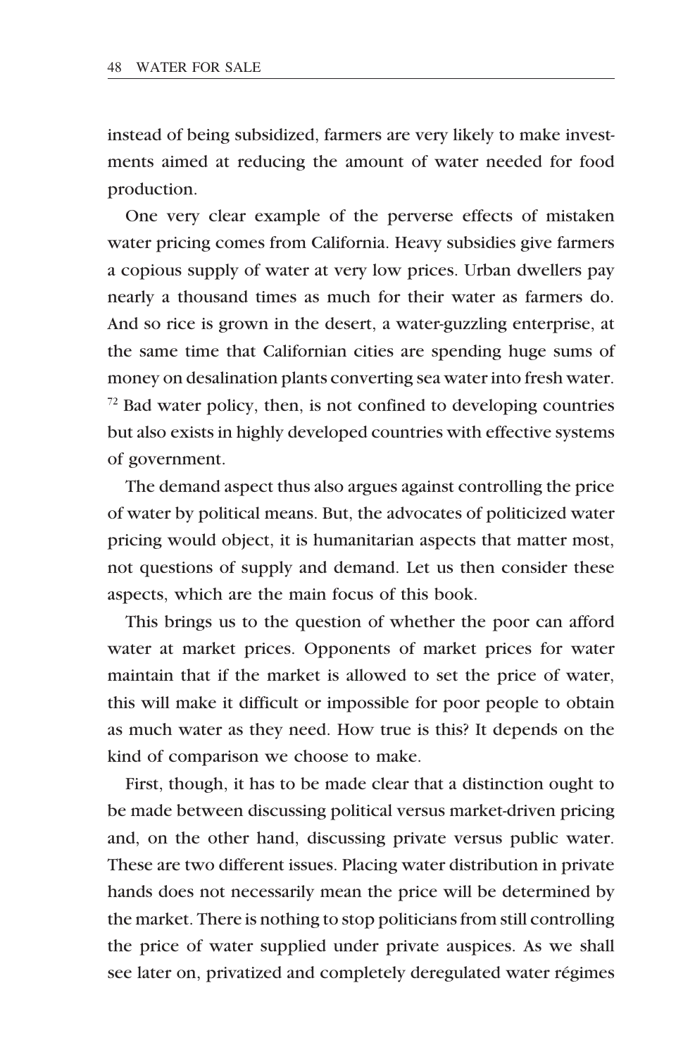instead of being subsidized, farmers are very likely to make investments aimed at reducing the amount of water needed for food production.

One very clear example of the perverse effects of mistaken water pricing comes from California. Heavy subsidies give farmers a copious supply of water at very low prices. Urban dwellers pay nearly a thousand times as much for their water as farmers do. And so rice is grown in the desert, a water-guzzling enterprise, at the same time that Californian cities are spending huge sums of money on desalination plants converting sea water into fresh water. [72] Bad water policy, then, is not confined to developing countries but also exists in highly developed countries with effective systems of government.

The demand aspect thus also argues against controlling the price of water by political means. But, the advocates of politicized water pricing would object, it is humanitarian aspects that matter most, not questions of supply and demand. Let us then consider these aspects, which are the main focus of this book.

This brings us to the question of whether the poor can afford water at market prices. Opponents of market prices for water maintain that if the market is allowed to set the price of water, this will make it difficult or impossible for poor people to obtain as much water as they need. How true is this? It depends on the kind of comparison we choose to make.

First, though, it has to be made clear that a distinction ought to be made between discussing political versus market-driven pricing and, on the other hand, discussing private versus public water. These are two different issues. Placing water distribution in private hands does not necessarily mean the price will be determined by the market. There is nothing to stop politicians from still controlling the price of water supplied under private auspices. As we shall see later on, privatized and completely deregulated water régimes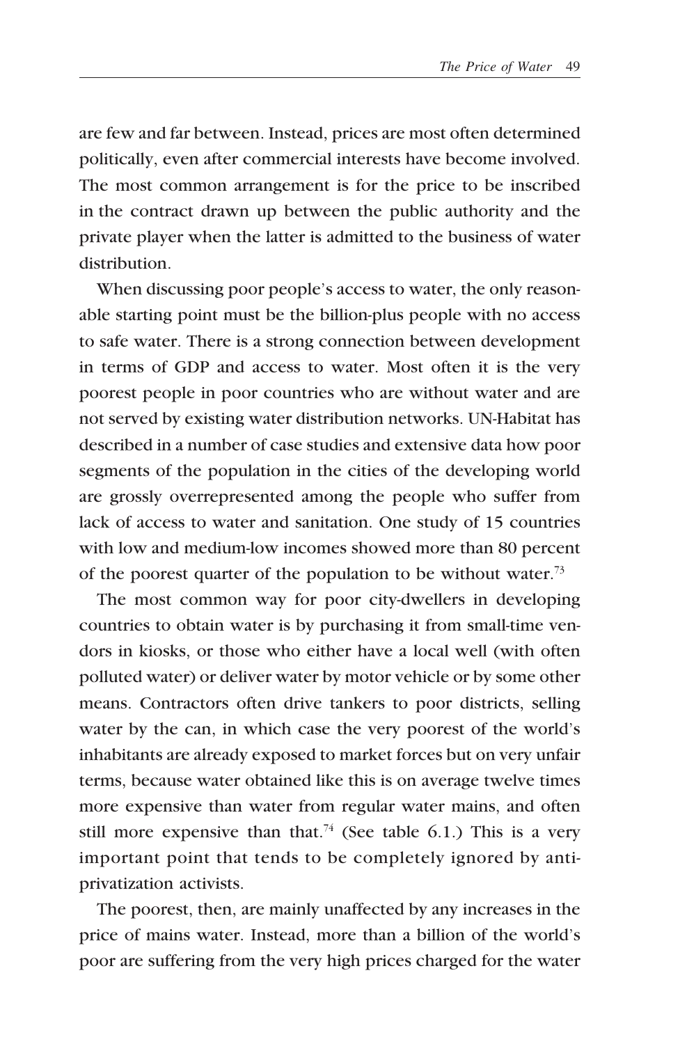are few and far between. Instead, prices are most often determined politically, even after commercial interests have become involved. The most common arrangement is for the price to be inscribed in the contract drawn up between the public authority and the private player when the latter is admitted to the business of water distribution.

When discussing poor people's access to water, the only reasonable starting point must be the billion-plus people with no access to safe water. There is a strong connection between development in terms of GDP and access to water. Most often it is the very poorest people in poor countries who are without water and are not served by existing water distribution networks. UN-Habitat has described in a number of case studies and extensive data how poor segments of the population in the cities of the developing world are grossly overrepresented among the people who suffer from lack of access to water and sanitation. One study of 15 countries with low and medium-low incomes showed more than 80 percent of the poorest quarter of the population to be without water.[73]

The most common way for poor city-dwellers in developing countries to obtain water is by purchasing it from small-time vendors in kiosks, or those who either have a local well (with often polluted water) or deliver water by motor vehicle or by some other means. Contractors often drive tankers to poor districts, selling water by the can, in which case the very poorest of the world's inhabitants are already exposed to market forces but on very unfair terms, because water obtained like this is on average twelve times more expensive than water from regular water mains, and often still more expensive than that.[74] (See table 6.1.) This is a very important point that tends to be completely ignored by anti-privatization activists.

The poorest, then, are mainly unaffected by any increases in the price of mains water. Instead, more than a billion of the world's poor are suffering from the very high prices charged for the water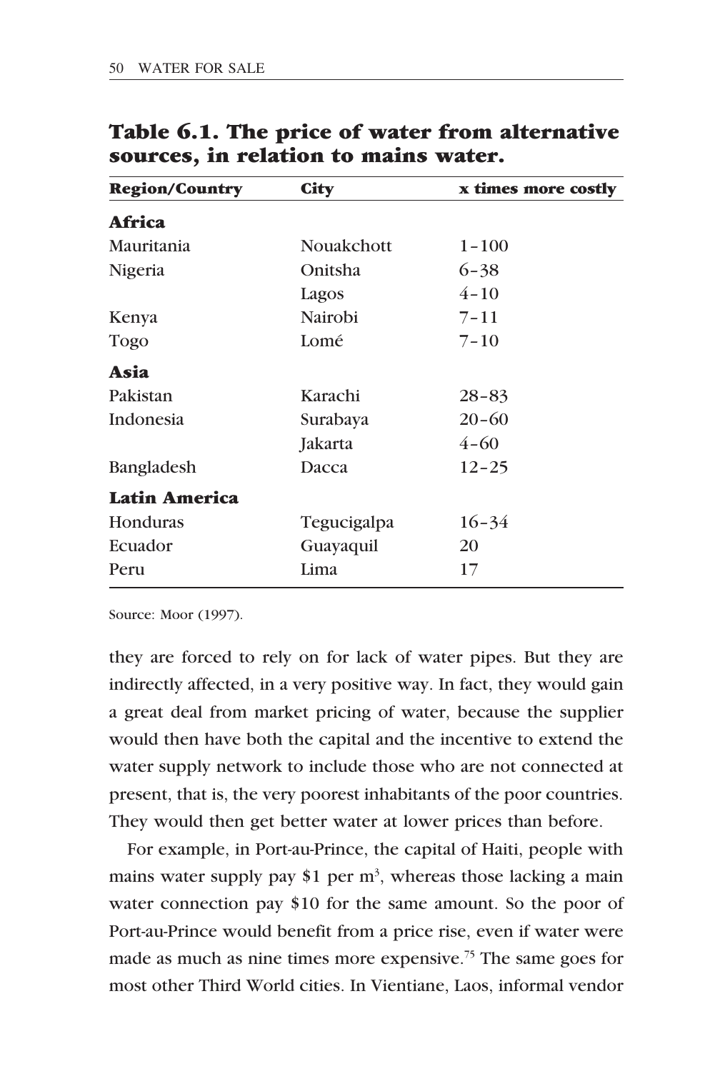**Table 6.1. The price of water from alternative sources, in relation to mains water.**

| Region/Country | City | x times more costly |
|---|---|---|
| **Africa** | | |
| Mauritania | Nouakchott | 1–100 |
| Nigeria | Onitsha | 6–38 |
| | Lagos | 4–10 |
| Kenya | Nairobi | 7–11 |
| Togo | Lomé | 7–10 |
| **Asia** | | |
| Pakistan | Karachi | 28–83 |
| Indonesia | Surabaya | 20–60 |
| | Jakarta | 4–60 |
| Bangladesh | Dacca | 12–25 |
| **Latin America** | | |
| Honduras | Tegucigalpa | 16–34 |
| Ecuador | Guayaquil | 20 |
| Peru | Lima | 17 |

Source: Moor (1997).

they are forced to rely on for lack of water pipes. But they are indirectly affected, in a very positive way. In fact, they would gain a great deal from market pricing of water, because the supplier would then have both the capital and the incentive to extend the water supply network to include those who are not connected at present, that is, the very poorest inhabitants of the poor countries. They would then get better water at lower prices than before.

For example, in Port-au-Prince, the capital of Haiti, people with mains water supply pay $1 per m$^3$, whereas those lacking a main water connection pay $10 for the same amount. So the poor of Port-au-Prince would benefit from a price rise, even if water were made as much as nine times more expensive.[75] The same goes for most other Third World cities. In Vientiane, Laos, informal vendor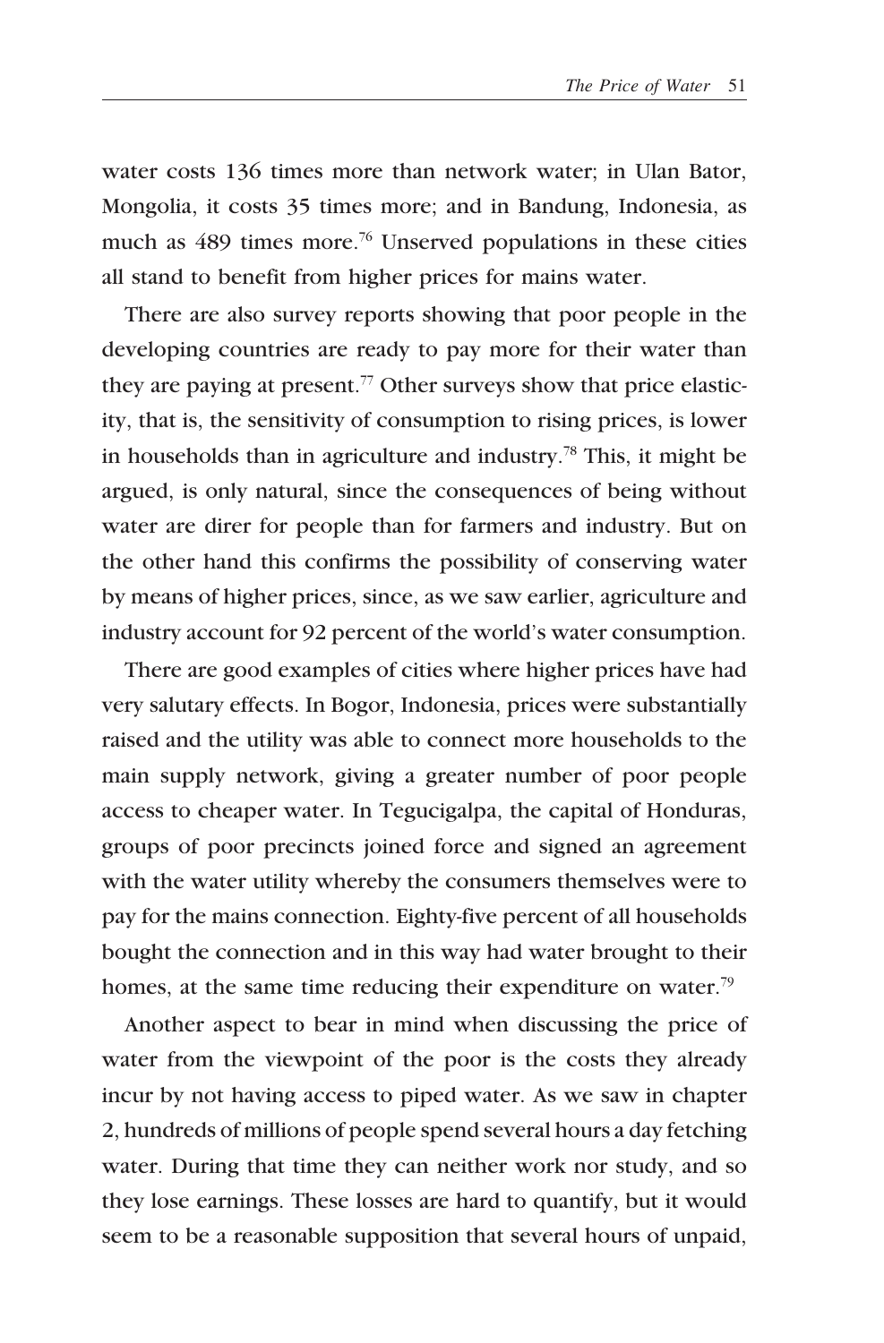water costs 136 times more than network water; in Ulan Bator, Mongolia, it costs 35 times more; and in Bandung, Indonesia, as much as 489 times more.[76] Unserved populations in these cities all stand to benefit from higher prices for mains water.

There are also survey reports showing that poor people in the developing countries are ready to pay more for their water than they are paying at present.[77] Other surveys show that price elasticity, that is, the sensitivity of consumption to rising prices, is lower in households than in agriculture and industry.[78] This, it might be argued, is only natural, since the consequences of being without water are direr for people than for farmers and industry. But on the other hand this confirms the possibility of conserving water by means of higher prices, since, as we saw earlier, agriculture and industry account for 92 percent of the world's water consumption.

There are good examples of cities where higher prices have had very salutary effects. In Bogor, Indonesia, prices were substantially raised and the utility was able to connect more households to the main supply network, giving a greater number of poor people access to cheaper water. In Tegucigalpa, the capital of Honduras, groups of poor precincts joined force and signed an agreement with the water utility whereby the consumers themselves were to pay for the mains connection. Eighty-five percent of all households bought the connection and in this way had water brought to their homes, at the same time reducing their expenditure on water.[79]

Another aspect to bear in mind when discussing the price of water from the viewpoint of the poor is the costs they already incur by not having access to piped water. As we saw in chapter 2, hundreds of millions of people spend several hours a day fetching water. During that time they can neither work nor study, and so they lose earnings. These losses are hard to quantify, but it would seem to be a reasonable supposition that several hours of unpaid,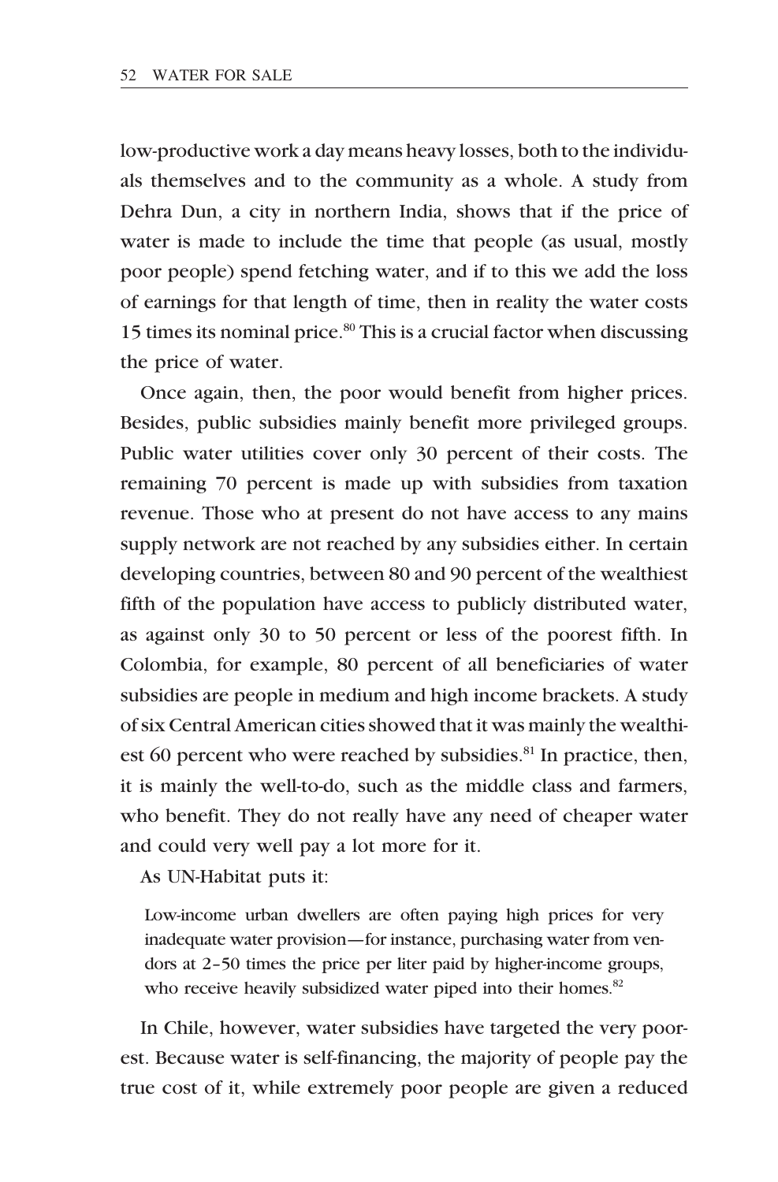low-productive work a day means heavy losses, both to the individuals themselves and to the community as a whole. A study from Dehra Dun, a city in northern India, shows that if the price of water is made to include the time that people (as usual, mostly poor people) spend fetching water, and if to this we add the loss of earnings for that length of time, then in reality the water costs 15 times its nominal price.[80] This is a crucial factor when discussing the price of water.

Once again, then, the poor would benefit from higher prices. Besides, public subsidies mainly benefit more privileged groups. Public water utilities cover only 30 percent of their costs. The remaining 70 percent is made up with subsidies from taxation revenue. Those who at present do not have access to any mains supply network are not reached by any subsidies either. In certain developing countries, between 80 and 90 percent of the wealthiest fifth of the population have access to publicly distributed water, as against only 30 to 50 percent or less of the poorest fifth. In Colombia, for example, 80 percent of all beneficiaries of water subsidies are people in medium and high income brackets. A study of six Central American cities showed that it was mainly the wealthiest 60 percent who were reached by subsidies.[81] In practice, then, it is mainly the well-to-do, such as the middle class and farmers, who benefit. They do not really have any need of cheaper water and could very well pay a lot more for it.

As UN-Habitat puts it:

> Low-income urban dwellers are often paying high prices for very inadequate water provision—for instance, purchasing water from vendors at 2–50 times the price per liter paid by higher-income groups, who receive heavily subsidized water piped into their homes.[82]

In Chile, however, water subsidies have targeted the very poorest. Because water is self-financing, the majority of people pay the true cost of it, while extremely poor people are given a reduced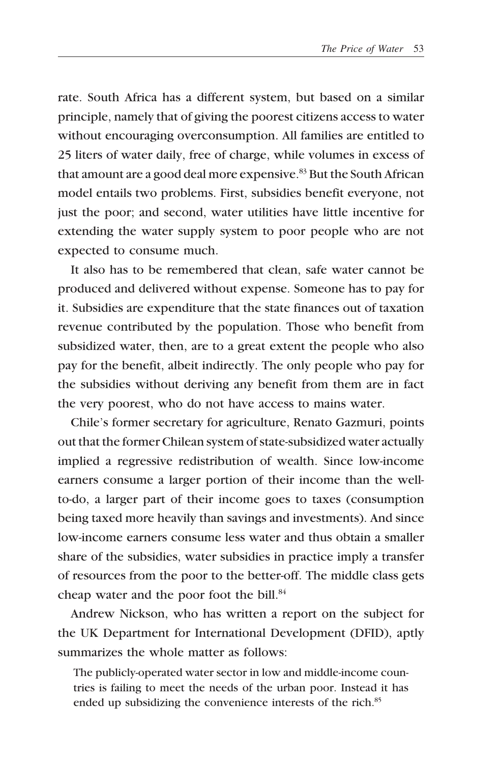rate. South Africa has a different system, but based on a similar principle, namely that of giving the poorest citizens access to water without encouraging overconsumption. All families are entitled to 25 liters of water daily, free of charge, while volumes in excess of that amount are a good deal more expensive.[83] But the South African model entails two problems. First, subsidies benefit everyone, not just the poor; and second, water utilities have little incentive for extending the water supply system to poor people who are not expected to consume much.

It also has to be remembered that clean, safe water cannot be produced and delivered without expense. Someone has to pay for it. Subsidies are expenditure that the state finances out of taxation revenue contributed by the population. Those who benefit from subsidized water, then, are to a great extent the people who also pay for the benefit, albeit indirectly. The only people who pay for the subsidies without deriving any benefit from them are in fact the very poorest, who do not have access to mains water.

Chile's former secretary for agriculture, Renato Gazmuri, points out that the former Chilean system of state-subsidized water actually implied a regressive redistribution of wealth. Since low-income earners consume a larger portion of their income than the well-to-do, a larger part of their income goes to taxes (consumption being taxed more heavily than savings and investments). And since low-income earners consume less water and thus obtain a smaller share of the subsidies, water subsidies in practice imply a transfer of resources from the poor to the better-off. The middle class gets cheap water and the poor foot the bill.[84]

Andrew Nickson, who has written a report on the subject for the UK Department for International Development (DFID), aptly summarizes the whole matter as follows:

> The publicly-operated water sector in low and middle-income countries is failing to meet the needs of the urban poor. Instead it has ended up subsidizing the convenience interests of the rich.[85]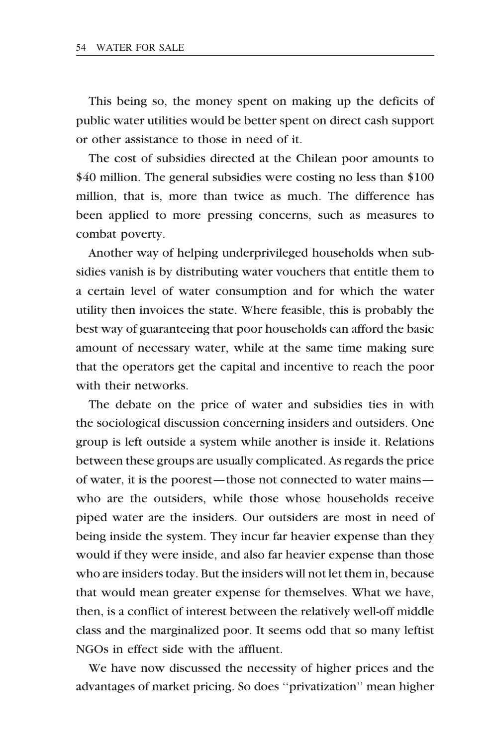This being so, the money spent on making up the deficits of public water utilities would be better spent on direct cash support or other assistance to those in need of it.

The cost of subsidies directed at the Chilean poor amounts to $40 million. The general subsidies were costing no less than $100 million, that is, more than twice as much. The difference has been applied to more pressing concerns, such as measures to combat poverty.

Another way of helping underprivileged households when subsidies vanish is by distributing water vouchers that entitle them to a certain level of water consumption and for which the water utility then invoices the state. Where feasible, this is probably the best way of guaranteeing that poor households can afford the basic amount of necessary water, while at the same time making sure that the operators get the capital and incentive to reach the poor with their networks.

The debate on the price of water and subsidies ties in with the sociological discussion concerning insiders and outsiders. One group is left outside a system while another is inside it. Relations between these groups are usually complicated. As regards the price of water, it is the poorest—those not connected to water mains—who are the outsiders, while those whose households receive piped water are the insiders. Our outsiders are most in need of being inside the system. They incur far heavier expense than they would if they were inside, and also far heavier expense than those who are insiders today. But the insiders will not let them in, because that would mean greater expense for themselves. What we have, then, is a conflict of interest between the relatively well-off middle class and the marginalized poor. It seems odd that so many leftist NGOs in effect side with the affluent.

We have now discussed the necessity of higher prices and the advantages of market pricing. So does ''privatization'' mean higher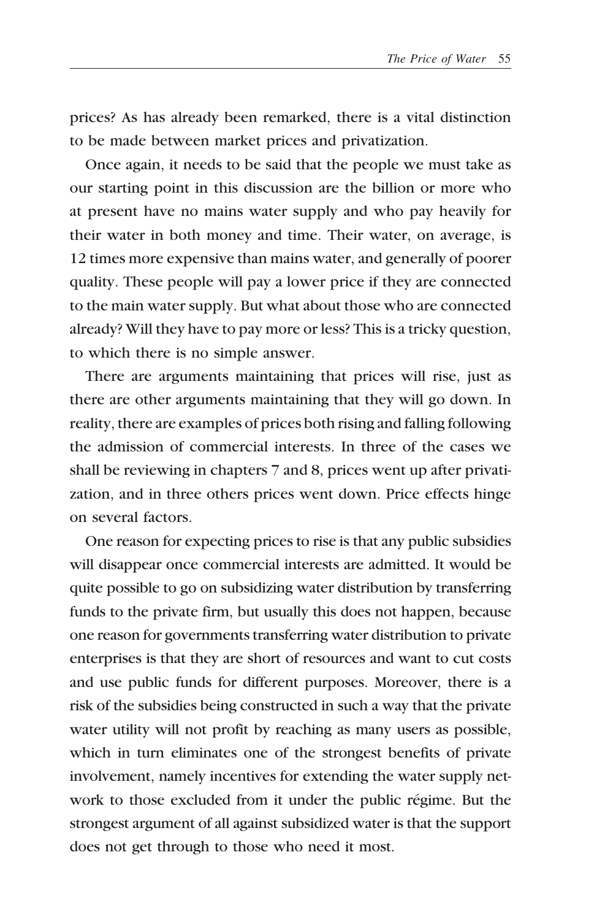prices? As has already been remarked, there is a vital distinction to be made between market prices and privatization.

Once again, it needs to be said that the people we must take as our starting point in this discussion are the billion or more who at present have no mains water supply and who pay heavily for their water in both money and time. Their water, on average, is 12 times more expensive than mains water, and generally of poorer quality. These people will pay a lower price if they are connected to the main water supply. But what about those who are connected already? Will they have to pay more or less? This is a tricky question, to which there is no simple answer.

There are arguments maintaining that prices will rise, just as there are other arguments maintaining that they will go down. In reality, there are examples of prices both rising and falling following the admission of commercial interests. In three of the cases we shall be reviewing in chapters 7 and 8, prices went up after privatization, and in three others prices went down. Price effects hinge on several factors.

One reason for expecting prices to rise is that any public subsidies will disappear once commercial interests are admitted. It would be quite possible to go on subsidizing water distribution by transferring funds to the private firm, but usually this does not happen, because one reason for governments transferring water distribution to private enterprises is that they are short of resources and want to cut costs and use public funds for different purposes. Moreover, there is a risk of the subsidies being constructed in such a way that the private water utility will not profit by reaching as many users as possible, which in turn eliminates one of the strongest benefits of private involvement, namely incentives for extending the water supply network to those excluded from it under the public régime. But the strongest argument of all against subsidized water is that the support does not get through to those who need it most.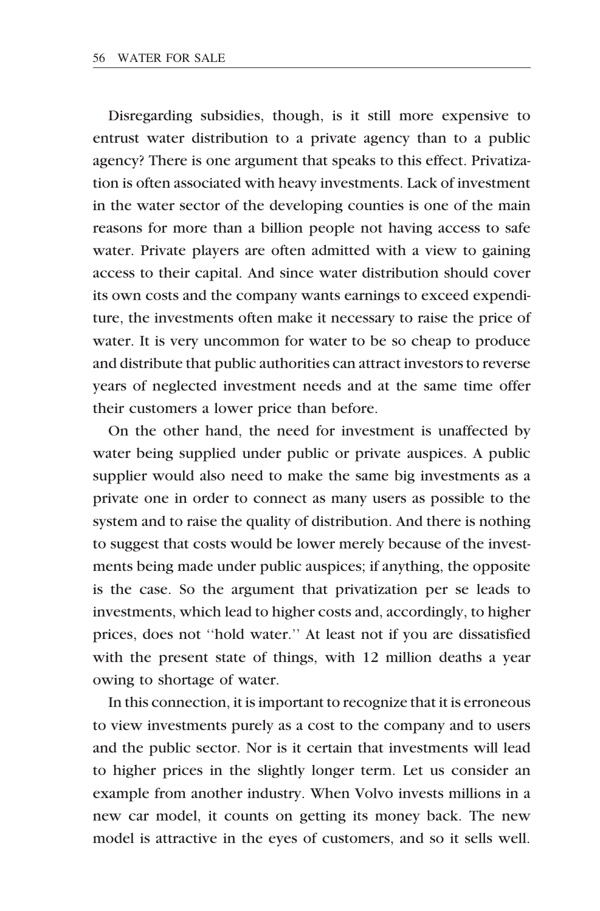Disregarding subsidies, though, is it still more expensive to entrust water distribution to a private agency than to a public agency? There is one argument that speaks to this effect. Privatization is often associated with heavy investments. Lack of investment in the water sector of the developing counties is one of the main reasons for more than a billion people not having access to safe water. Private players are often admitted with a view to gaining access to their capital. And since water distribution should cover its own costs and the company wants earnings to exceed expenditure, the investments often make it necessary to raise the price of water. It is very uncommon for water to be so cheap to produce and distribute that public authorities can attract investors to reverse years of neglected investment needs and at the same time offer their customers a lower price than before.

On the other hand, the need for investment is unaffected by water being supplied under public or private auspices. A public supplier would also need to make the same big investments as a private one in order to connect as many users as possible to the system and to raise the quality of distribution. And there is nothing to suggest that costs would be lower merely because of the investments being made under public auspices; if anything, the opposite is the case. So the argument that privatization per se leads to investments, which lead to higher costs and, accordingly, to higher prices, does not ''hold water.'' At least not if you are dissatisfied with the present state of things, with 12 million deaths a year owing to shortage of water.

In this connection, it is important to recognize that it is erroneous to view investments purely as a cost to the company and to users and the public sector. Nor is it certain that investments will lead to higher prices in the slightly longer term. Let us consider an example from another industry. When Volvo invests millions in a new car model, it counts on getting its money back. The new model is attractive in the eyes of customers, and so it sells well.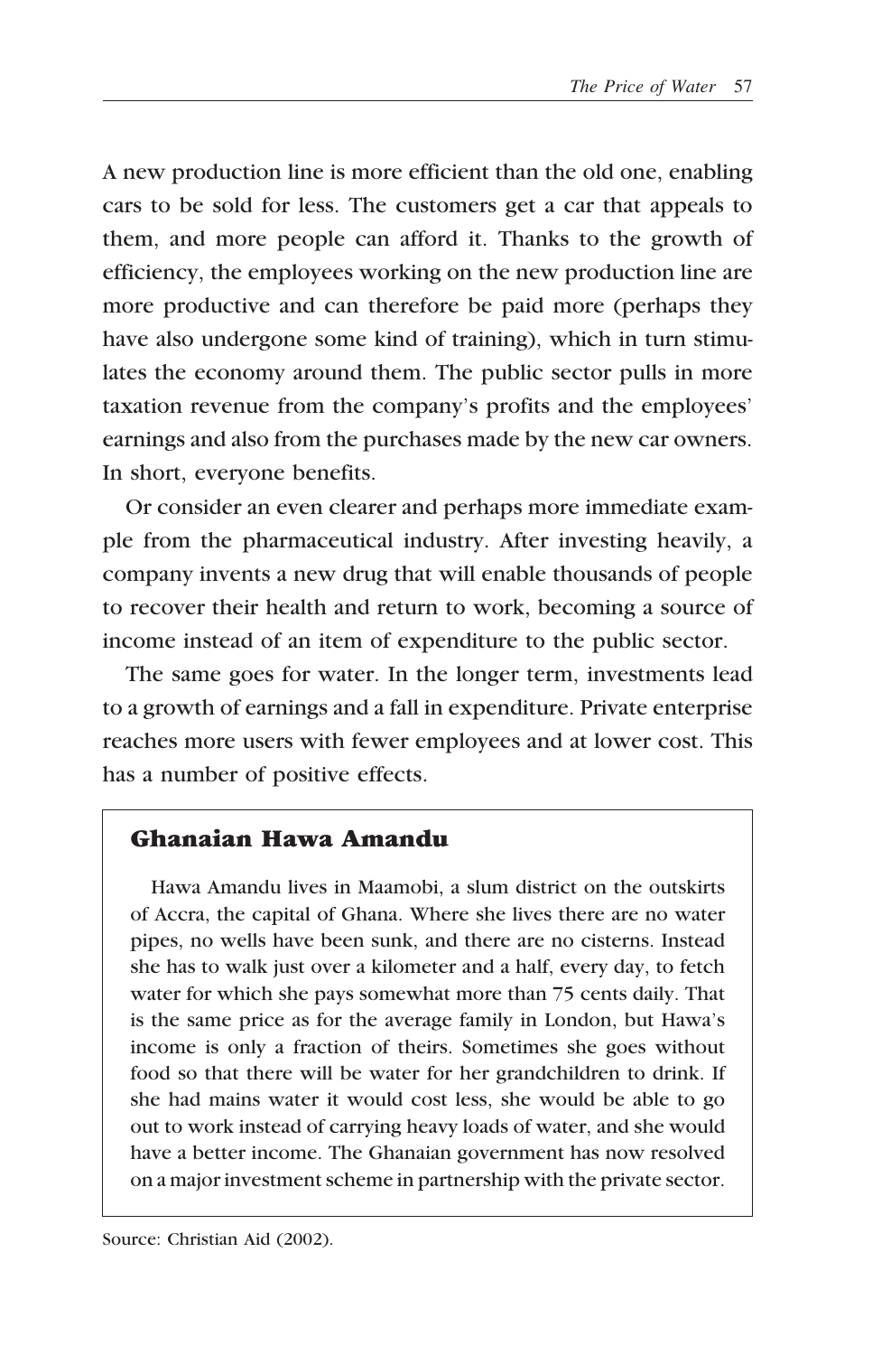A new production line is more efficient than the old one, enabling cars to be sold for less. The customers get a car that appeals to them, and more people can afford it. Thanks to the growth of efficiency, the employees working on the new production line are more productive and can therefore be paid more (perhaps they have also undergone some kind of training), which in turn stimulates the economy around them. The public sector pulls in more taxation revenue from the company's profits and the employees' earnings and also from the purchases made by the new car owners. In short, everyone benefits.

Or consider an even clearer and perhaps more immediate example from the pharmaceutical industry. After investing heavily, a company invents a new drug that will enable thousands of people to recover their health and return to work, becoming a source of income instead of an item of expenditure to the public sector.

The same goes for water. In the longer term, investments lead to a growth of earnings and a fall in expenditure. Private enterprise reaches more users with fewer employees and at lower cost. This has a number of positive effects.

### Ghanaian Hawa Amandu

Hawa Amandu lives in Maamobi, a slum district on the outskirts of Accra, the capital of Ghana. Where she lives there are no water pipes, no wells have been sunk, and there are no cisterns. Instead she has to walk just over a kilometer and a half, every day, to fetch water for which she pays somewhat more than 75 cents daily. That is the same price as for the average family in London, but Hawa's income is only a fraction of theirs. Sometimes she goes without food so that there will be water for her grandchildren to drink. If she had mains water it would cost less, she would be able to go out to work instead of carrying heavy loads of water, and she would have a better income. The Ghanaian government has now resolved on a major investment scheme in partnership with the private sector.

Source: Christian Aid (2002).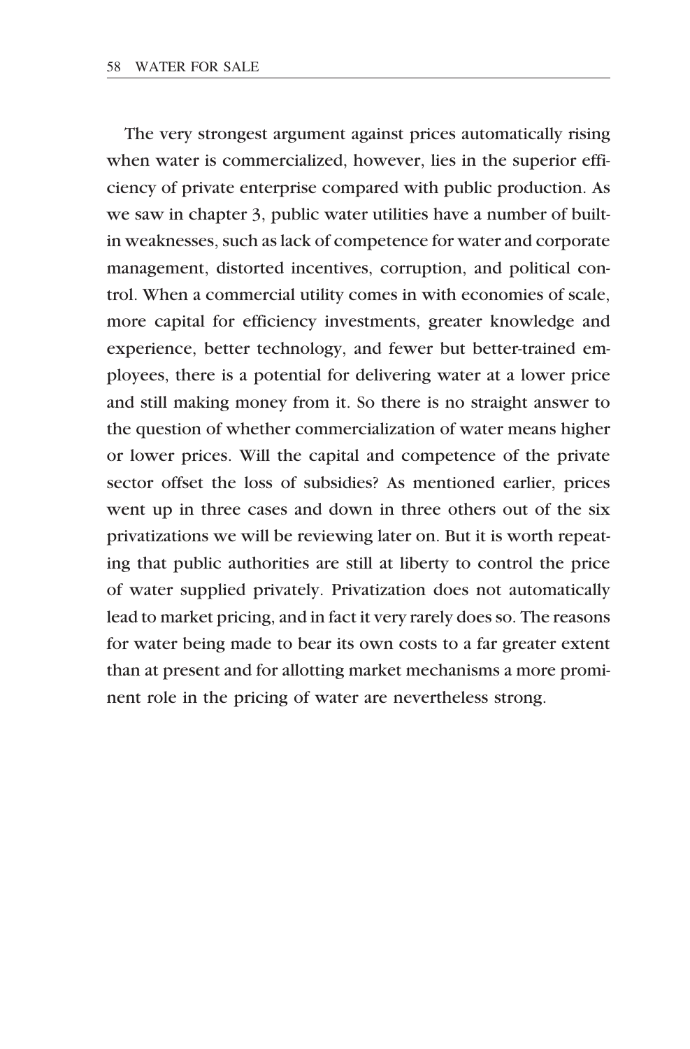The very strongest argument against prices automatically rising when water is commercialized, however, lies in the superior efficiency of private enterprise compared with public production. As we saw in chapter 3, public water utilities have a number of built-in weaknesses, such as lack of competence for water and corporate management, distorted incentives, corruption, and political control. When a commercial utility comes in with economies of scale, more capital for efficiency investments, greater knowledge and experience, better technology, and fewer but better-trained employees, there is a potential for delivering water at a lower price and still making money from it. So there is no straight answer to the question of whether commercialization of water means higher or lower prices. Will the capital and competence of the private sector offset the loss of subsidies? As mentioned earlier, prices went up in three cases and down in three others out of the six privatizations we will be reviewing later on. But it is worth repeating that public authorities are still at liberty to control the price of water supplied privately. Privatization does not automatically lead to market pricing, and in fact it very rarely does so. The reasons for water being made to bear its own costs to a far greater extent than at present and for allotting market mechanisms a more prominent role in the pricing of water are nevertheless strong.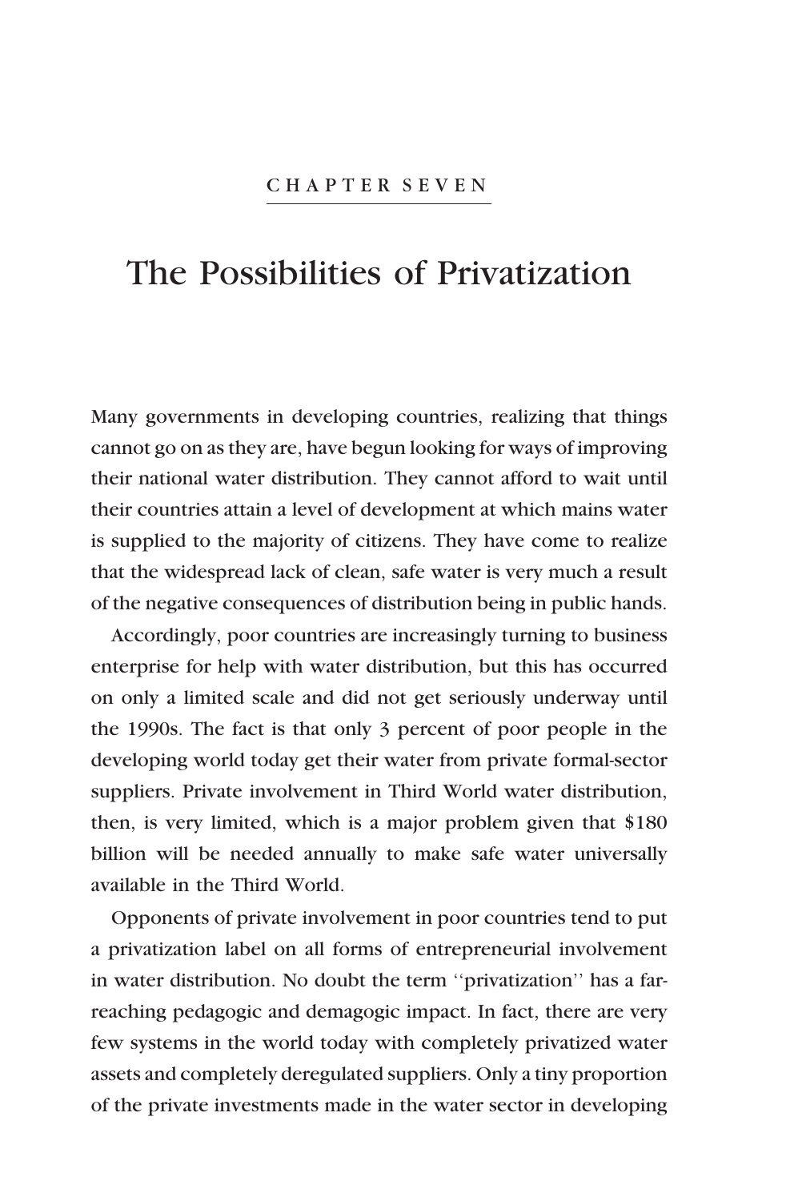CHAPTER SEVEN

# The Possibilities of Privatization

Many governments in developing countries, realizing that things cannot go on as they are, have begun looking for ways of improving their national water distribution. They cannot afford to wait until their countries attain a level of development at which mains water is supplied to the majority of citizens. They have come to realize that the widespread lack of clean, safe water is very much a result of the negative consequences of distribution being in public hands.

Accordingly, poor countries are increasingly turning to business enterprise for help with water distribution, but this has occurred on only a limited scale and did not get seriously underway until the 1990s. The fact is that only 3 percent of poor people in the developing world today get their water from private formal-sector suppliers. Private involvement in Third World water distribution, then, is very limited, which is a major problem given that $180 billion will be needed annually to make safe water universally available in the Third World.

Opponents of private involvement in poor countries tend to put a privatization label on all forms of entrepreneurial involvement in water distribution. No doubt the term ''privatization'' has a far-reaching pedagogic and demagogic impact. In fact, there are very few systems in the world today with completely privatized water assets and completely deregulated suppliers. Only a tiny proportion of the private investments made in the water sector in developing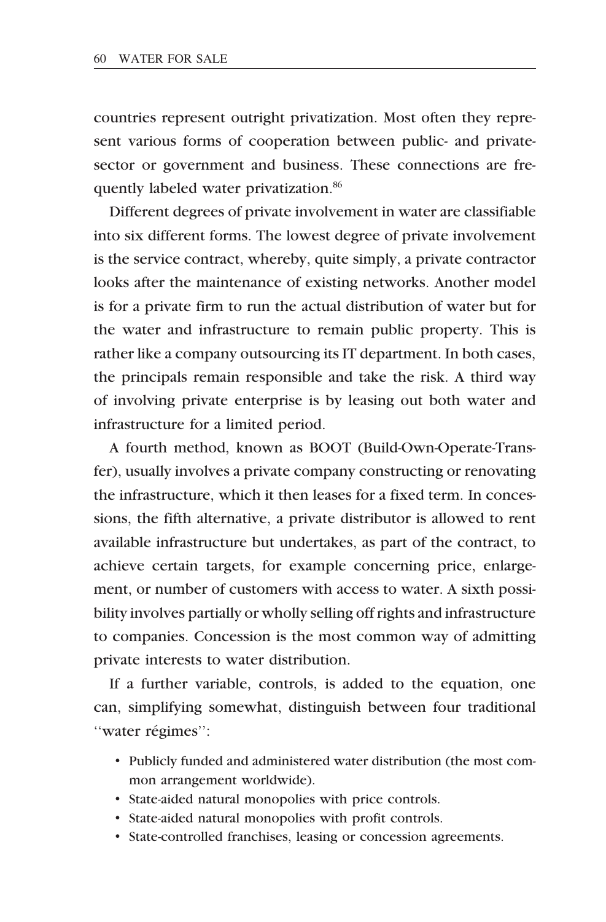countries represent outright privatization. Most often they represent various forms of cooperation between public- and private-sector or government and business. These connections are frequently labeled water privatization.[86]

Different degrees of private involvement in water are classifiable into six different forms. The lowest degree of private involvement is the service contract, whereby, quite simply, a private contractor looks after the maintenance of existing networks. Another model is for a private firm to run the actual distribution of water but for the water and infrastructure to remain public property. This is rather like a company outsourcing its IT department. In both cases, the principals remain responsible and take the risk. A third way of involving private enterprise is by leasing out both water and infrastructure for a limited period.

A fourth method, known as BOOT (Build-Own-Operate-Transfer), usually involves a private company constructing or renovating the infrastructure, which it then leases for a fixed term. In concessions, the fifth alternative, a private distributor is allowed to rent available infrastructure but undertakes, as part of the contract, to achieve certain targets, for example concerning price, enlargement, or number of customers with access to water. A sixth possibility involves partially or wholly selling off rights and infrastructure to companies. Concession is the most common way of admitting private interests to water distribution.

If a further variable, controls, is added to the equation, one can, simplifying somewhat, distinguish between four traditional ''water régimes'':

- Publicly funded and administered water distribution (the most common arrangement worldwide).
- State-aided natural monopolies with price controls.
- State-aided natural monopolies with profit controls.
- State-controlled franchises, leasing or concession agreements.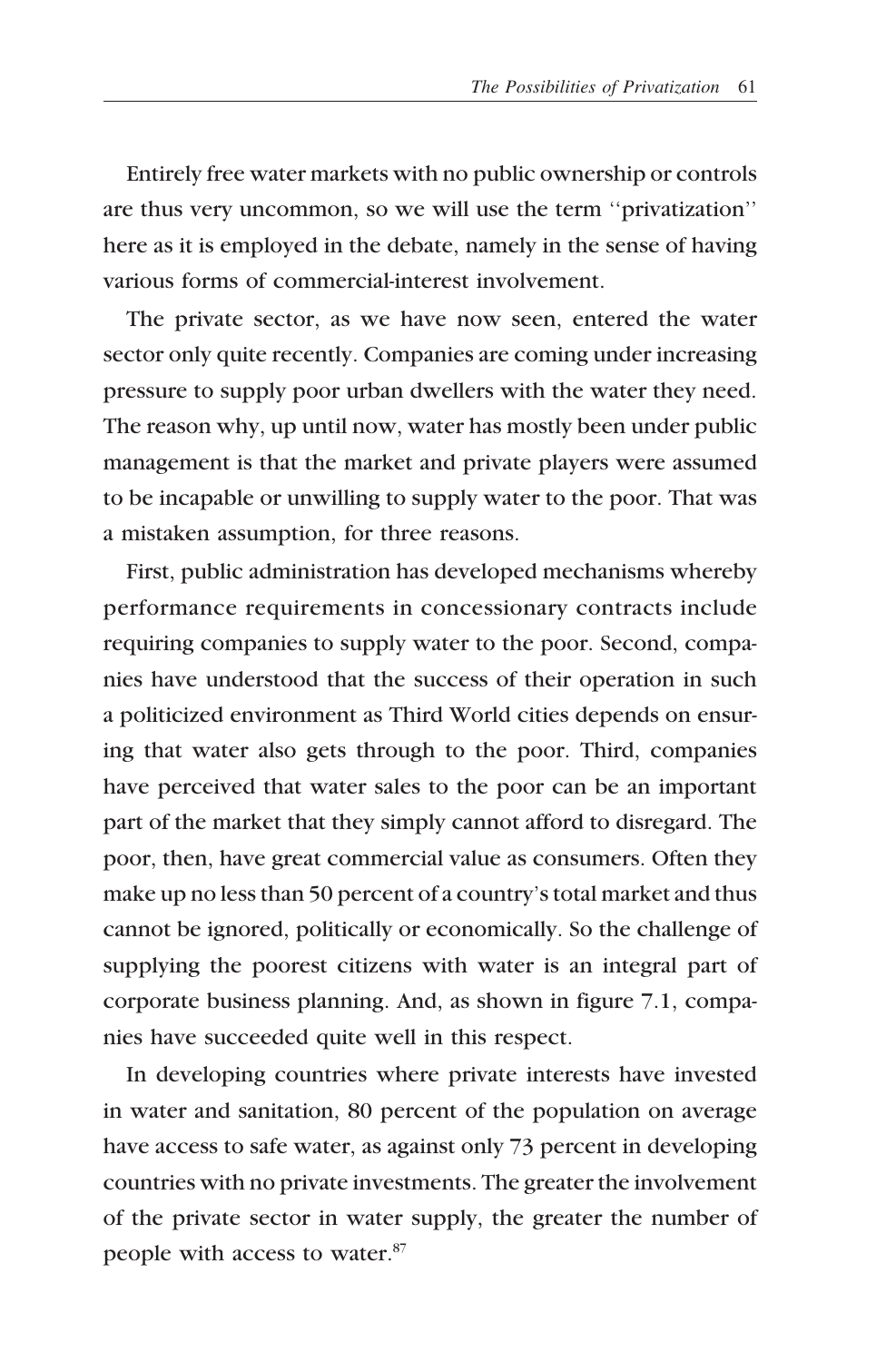Entirely free water markets with no public ownership or controls are thus very uncommon, so we will use the term ''privatization'' here as it is employed in the debate, namely in the sense of having various forms of commercial-interest involvement.

The private sector, as we have now seen, entered the water sector only quite recently. Companies are coming under increasing pressure to supply poor urban dwellers with the water they need. The reason why, up until now, water has mostly been under public management is that the market and private players were assumed to be incapable or unwilling to supply water to the poor. That was a mistaken assumption, for three reasons.

First, public administration has developed mechanisms whereby performance requirements in concessionary contracts include requiring companies to supply water to the poor. Second, companies have understood that the success of their operation in such a politicized environment as Third World cities depends on ensuring that water also gets through to the poor. Third, companies have perceived that water sales to the poor can be an important part of the market that they simply cannot afford to disregard. The poor, then, have great commercial value as consumers. Often they make up no less than 50 percent of a country's total market and thus cannot be ignored, politically or economically. So the challenge of supplying the poorest citizens with water is an integral part of corporate business planning. And, as shown in figure 7.1, companies have succeeded quite well in this respect.

In developing countries where private interests have invested in water and sanitation, 80 percent of the population on average have access to safe water, as against only 73 percent in developing countries with no private investments. The greater the involvement of the private sector in water supply, the greater the number of people with access to water.[87]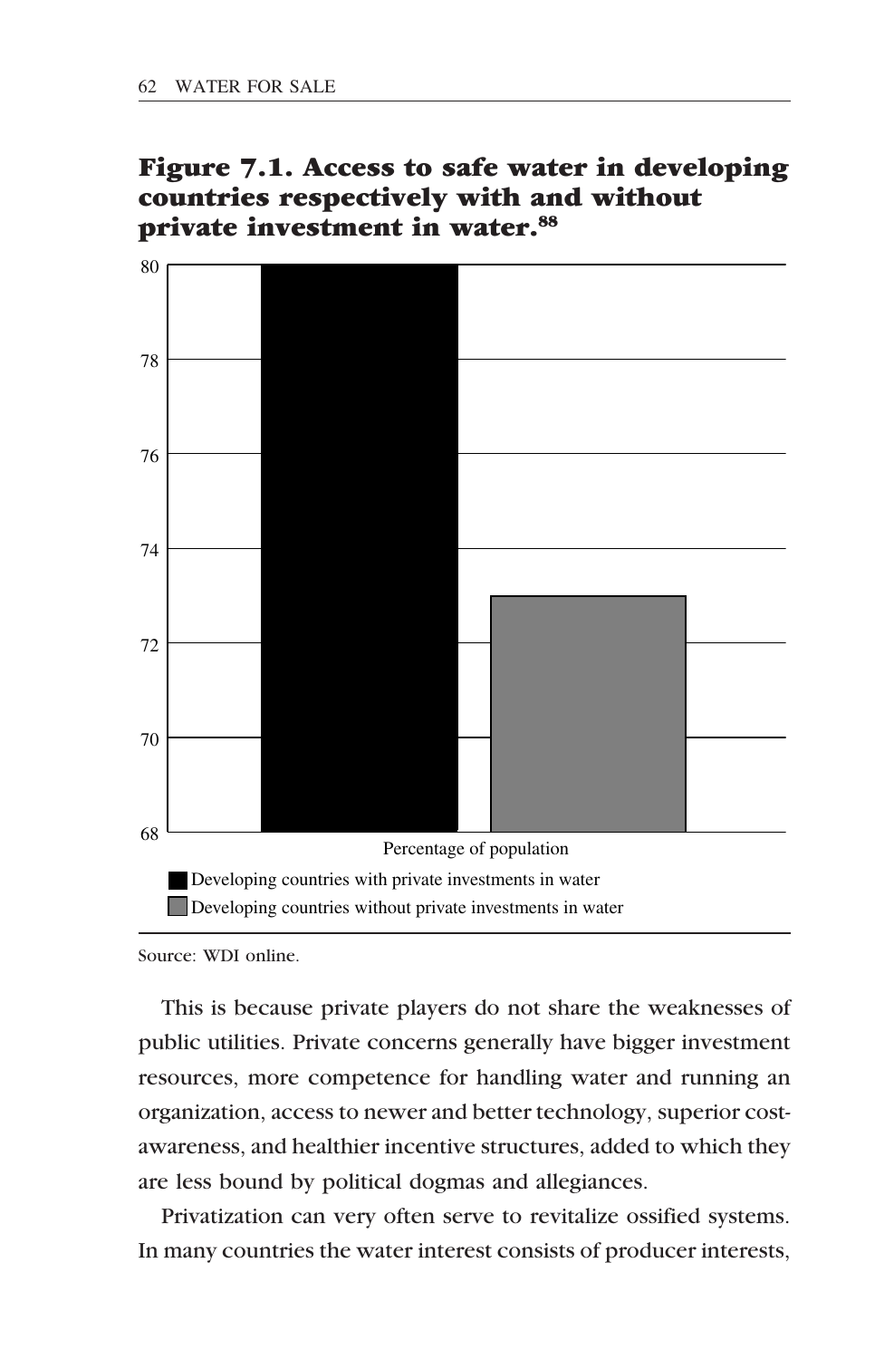**Figure 7.1. Access to safe water in developing countries respectively with and without private investment in water.[88]**

Percentage of population

- Developing countries with private investments in water
- Developing countries without private investments in water

Source: WDI online.

This is because private players do not share the weaknesses of public utilities. Private concerns generally have bigger investment resources, more competence for handling water and running an organization, access to newer and better technology, superior cost-awareness, and healthier incentive structures, added to which they are less bound by political dogmas and allegiances.

Privatization can very often serve to revitalize ossified systems. In many countries the water interest consists of producer interests,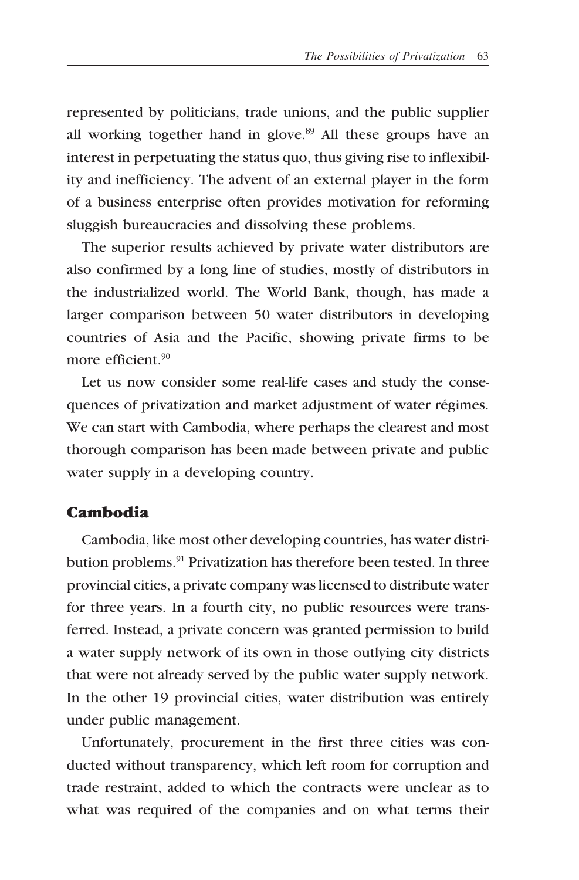represented by politicians, trade unions, and the public supplier all working together hand in glove.[89] All these groups have an interest in perpetuating the status quo, thus giving rise to inflexibility and inefficiency. The advent of an external player in the form of a business enterprise often provides motivation for reforming sluggish bureaucracies and dissolving these problems.

The superior results achieved by private water distributors are also confirmed by a long line of studies, mostly of distributors in the industrialized world. The World Bank, though, has made a larger comparison between 50 water distributors in developing countries of Asia and the Pacific, showing private firms to be more efficient.[90]

Let us now consider some real-life cases and study the consequences of privatization and market adjustment of water régimes. We can start with Cambodia, where perhaps the clearest and most thorough comparison has been made between private and public water supply in a developing country.

## Cambodia

Cambodia, like most other developing countries, has water distribution problems.[91] Privatization has therefore been tested. In three provincial cities, a private company was licensed to distribute water for three years. In a fourth city, no public resources were transferred. Instead, a private concern was granted permission to build a water supply network of its own in those outlying city districts that were not already served by the public water supply network. In the other 19 provincial cities, water distribution was entirely under public management.

Unfortunately, procurement in the first three cities was conducted without transparency, which left room for corruption and trade restraint, added to which the contracts were unclear as to what was required of the companies and on what terms their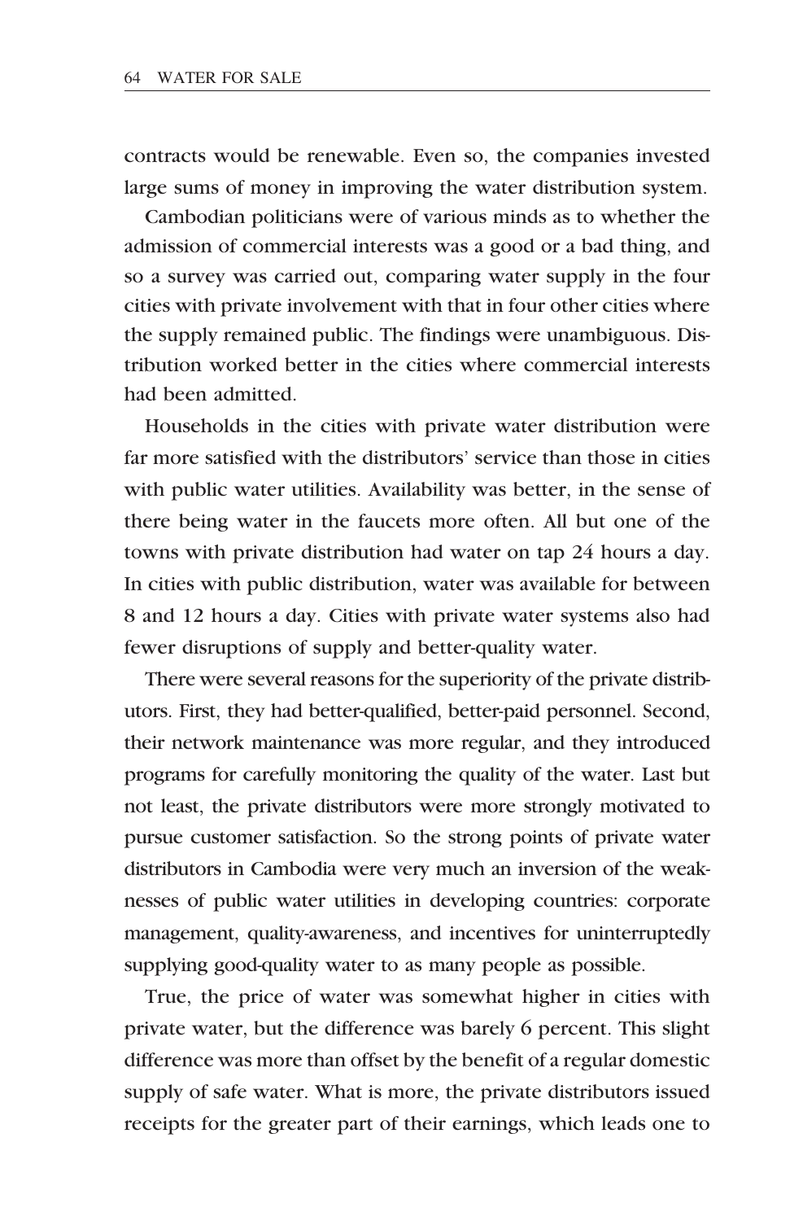contracts would be renewable. Even so, the companies invested large sums of money in improving the water distribution system.

Cambodian politicians were of various minds as to whether the admission of commercial interests was a good or a bad thing, and so a survey was carried out, comparing water supply in the four cities with private involvement with that in four other cities where the supply remained public. The findings were unambiguous. Distribution worked better in the cities where commercial interests had been admitted.

Households in the cities with private water distribution were far more satisfied with the distributors' service than those in cities with public water utilities. Availability was better, in the sense of there being water in the faucets more often. All but one of the towns with private distribution had water on tap 24 hours a day. In cities with public distribution, water was available for between 8 and 12 hours a day. Cities with private water systems also had fewer disruptions of supply and better-quality water.

There were several reasons for the superiority of the private distributors. First, they had better-qualified, better-paid personnel. Second, their network maintenance was more regular, and they introduced programs for carefully monitoring the quality of the water. Last but not least, the private distributors were more strongly motivated to pursue customer satisfaction. So the strong points of private water distributors in Cambodia were very much an inversion of the weaknesses of public water utilities in developing countries: corporate management, quality-awareness, and incentives for uninterruptedly supplying good-quality water to as many people as possible.

True, the price of water was somewhat higher in cities with private water, but the difference was barely 6 percent. This slight difference was more than offset by the benefit of a regular domestic supply of safe water. What is more, the private distributors issued receipts for the greater part of their earnings, which leads one to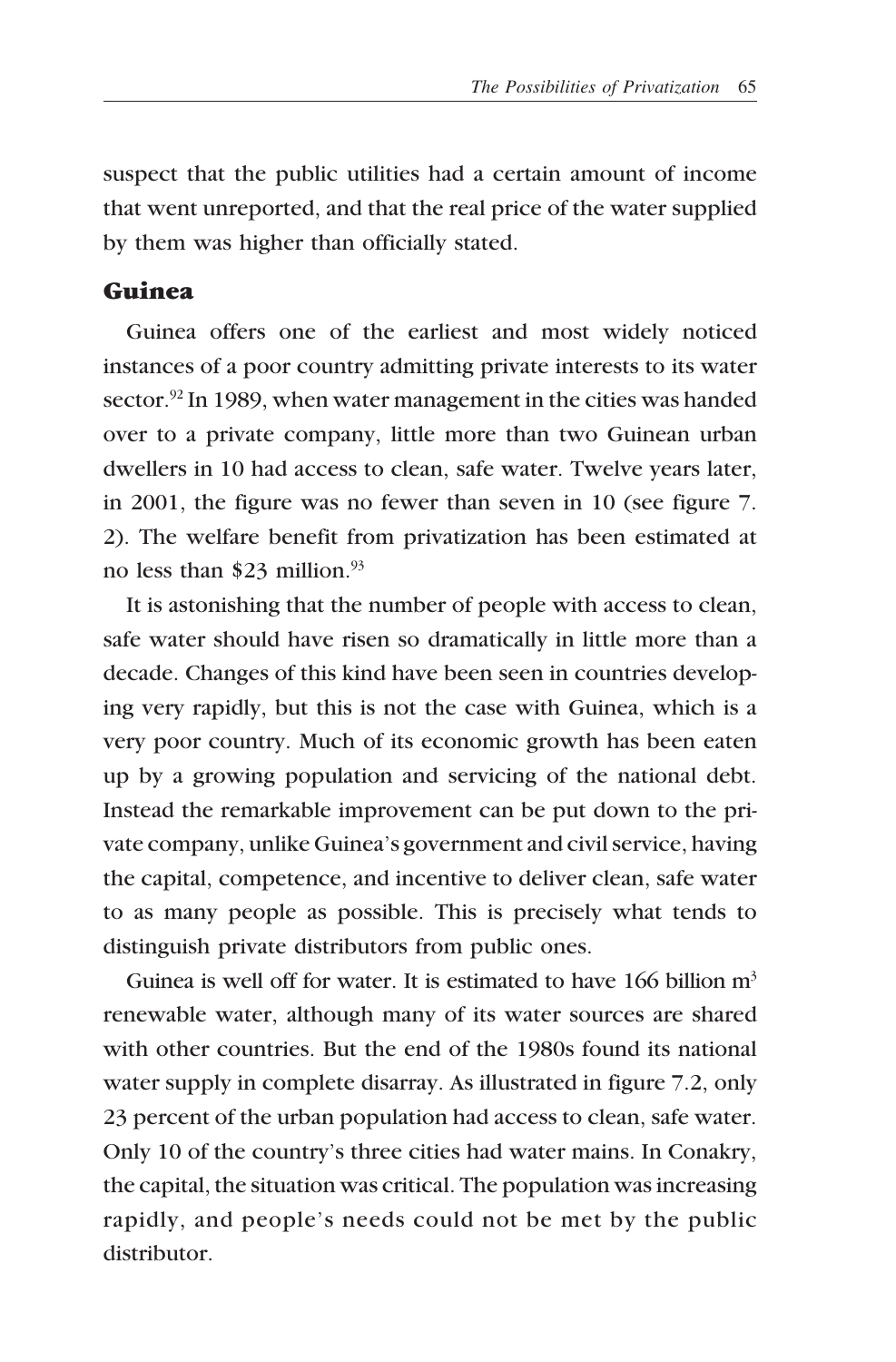suspect that the public utilities had a certain amount of income that went unreported, and that the real price of the water supplied by them was higher than officially stated.

## Guinea

Guinea offers one of the earliest and most widely noticed instances of a poor country admitting private interests to its water sector.[92] In 1989, when water management in the cities was handed over to a private company, little more than two Guinean urban dwellers in 10 had access to clean, safe water. Twelve years later, in 2001, the figure was no fewer than seven in 10 (see figure 7. 2). The welfare benefit from privatization has been estimated at no less than \$23 million.[93]

It is astonishing that the number of people with access to clean, safe water should have risen so dramatically in little more than a decade. Changes of this kind have been seen in countries developing very rapidly, but this is not the case with Guinea, which is a very poor country. Much of its economic growth has been eaten up by a growing population and servicing of the national debt. Instead the remarkable improvement can be put down to the private company, unlike Guinea's government and civil service, having the capital, competence, and incentive to deliver clean, safe water to as many people as possible. This is precisely what tends to distinguish private distributors from public ones.

Guinea is well off for water. It is estimated to have 166 billion $m^3$ renewable water, although many of its water sources are shared with other countries. But the end of the 1980s found its national water supply in complete disarray. As illustrated in figure 7.2, only 23 percent of the urban population had access to clean, safe water. Only 10 of the country's three cities had water mains. In Conakry, the capital, the situation was critical. The population was increasing rapidly, and people's needs could not be met by the public distributor.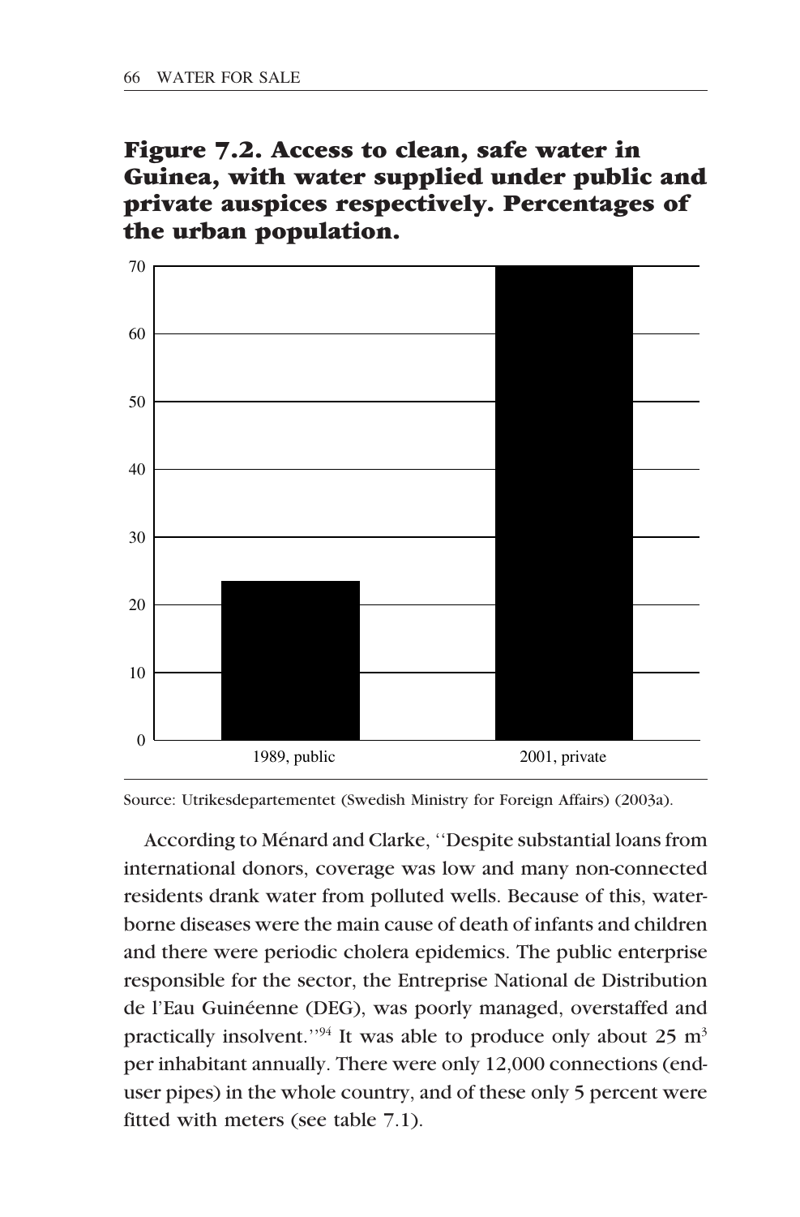**Figure 7.2. Access to clean, safe water in Guinea, with water supplied under public and private auspices respectively. Percentages of the urban population.**

Source: Utrikesdepartementet (Swedish Ministry for Foreign Affairs) (2003a).

According to Ménard and Clarke, ''Despite substantial loans from international donors, coverage was low and many non-connected residents drank water from polluted wells. Because of this, water-borne diseases were the main cause of death of infants and children and there were periodic cholera epidemics. The public enterprise responsible for the sector, the Entreprise National de Distribution de l'Eau Guinéenne (DEG), was poorly managed, overstaffed and practically insolvent.''[94] It was able to produce only about 25 $m^3$ per inhabitant annually. There were only 12,000 connections (end-user pipes) in the whole country, and of these only 5 percent were fitted with meters (see table 7.1).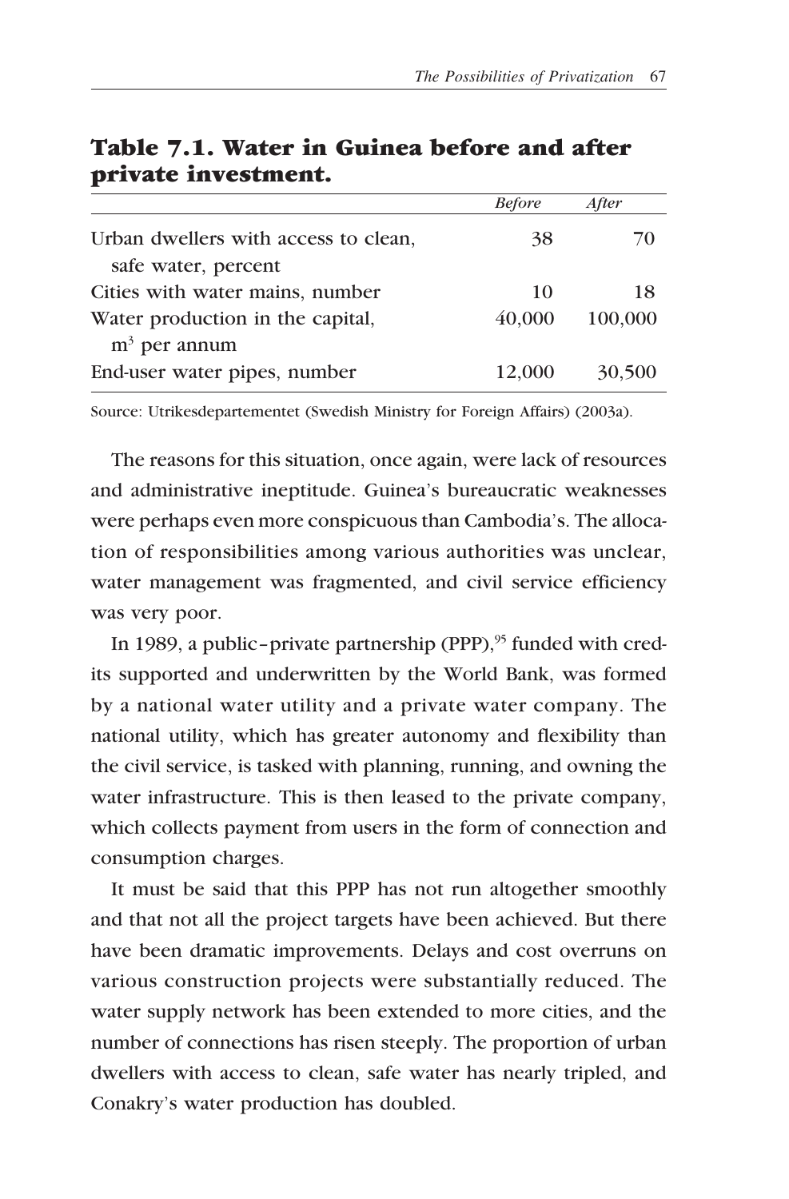## Table 7.1. Water in Guinea before and after private investment.

| | *Before* | *After* |
|---|---|---|
| Urban dwellers with access to clean, safe water, percent | 38 | 70 |
| Cities with water mains, number | 10 | 18 |
| Water production in the capital, $m^3$ per annum | 40,000 | 100,000 |
| End-user water pipes, number | 12,000 | 30,500 |

Source: Utrikesdepartementet (Swedish Ministry for Foreign Affairs) (2003a).

The reasons for this situation, once again, were lack of resources and administrative ineptitude. Guinea's bureaucratic weaknesses were perhaps even more conspicuous than Cambodia's. The allocation of responsibilities among various authorities was unclear, water management was fragmented, and civil service efficiency was very poor.

In 1989, a public–private partnership (PPP),[95] funded with credits supported and underwritten by the World Bank, was formed by a national water utility and a private water company. The national utility, which has greater autonomy and flexibility than the civil service, is tasked with planning, running, and owning the water infrastructure. This is then leased to the private company, which collects payment from users in the form of connection and consumption charges.

It must be said that this PPP has not run altogether smoothly and that not all the project targets have been achieved. But there have been dramatic improvements. Delays and cost overruns on various construction projects were substantially reduced. The water supply network has been extended to more cities, and the number of connections has risen steeply. The proportion of urban dwellers with access to clean, safe water has nearly tripled, and Conakry's water production has doubled.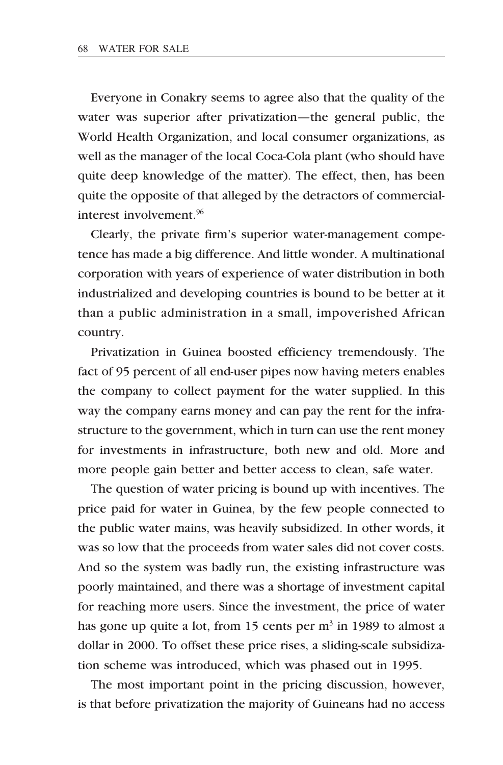Everyone in Conakry seems to agree also that the quality of the water was superior after privatization—the general public, the World Health Organization, and local consumer organizations, as well as the manager of the local Coca-Cola plant (who should have quite deep knowledge of the matter). The effect, then, has been quite the opposite of that alleged by the detractors of commercial-interest involvement.[96]

Clearly, the private firm's superior water-management competence has made a big difference. And little wonder. A multinational corporation with years of experience of water distribution in both industrialized and developing countries is bound to be better at it than a public administration in a small, impoverished African country.

Privatization in Guinea boosted efficiency tremendously. The fact of 95 percent of all end-user pipes now having meters enables the company to collect payment for the water supplied. In this way the company earns money and can pay the rent for the infrastructure to the government, which in turn can use the rent money for investments in infrastructure, both new and old. More and more people gain better and better access to clean, safe water.

The question of water pricing is bound up with incentives. The price paid for water in Guinea, by the few people connected to the public water mains, was heavily subsidized. In other words, it was so low that the proceeds from water sales did not cover costs. And so the system was badly run, the existing infrastructure was poorly maintained, and there was a shortage of investment capital for reaching more users. Since the investment, the price of water has gone up quite a lot, from 15 cents per $m^3$ in 1989 to almost a dollar in 2000. To offset these price rises, a sliding-scale subsidization scheme was introduced, which was phased out in 1995.

The most important point in the pricing discussion, however, is that before privatization the majority of Guineans had no access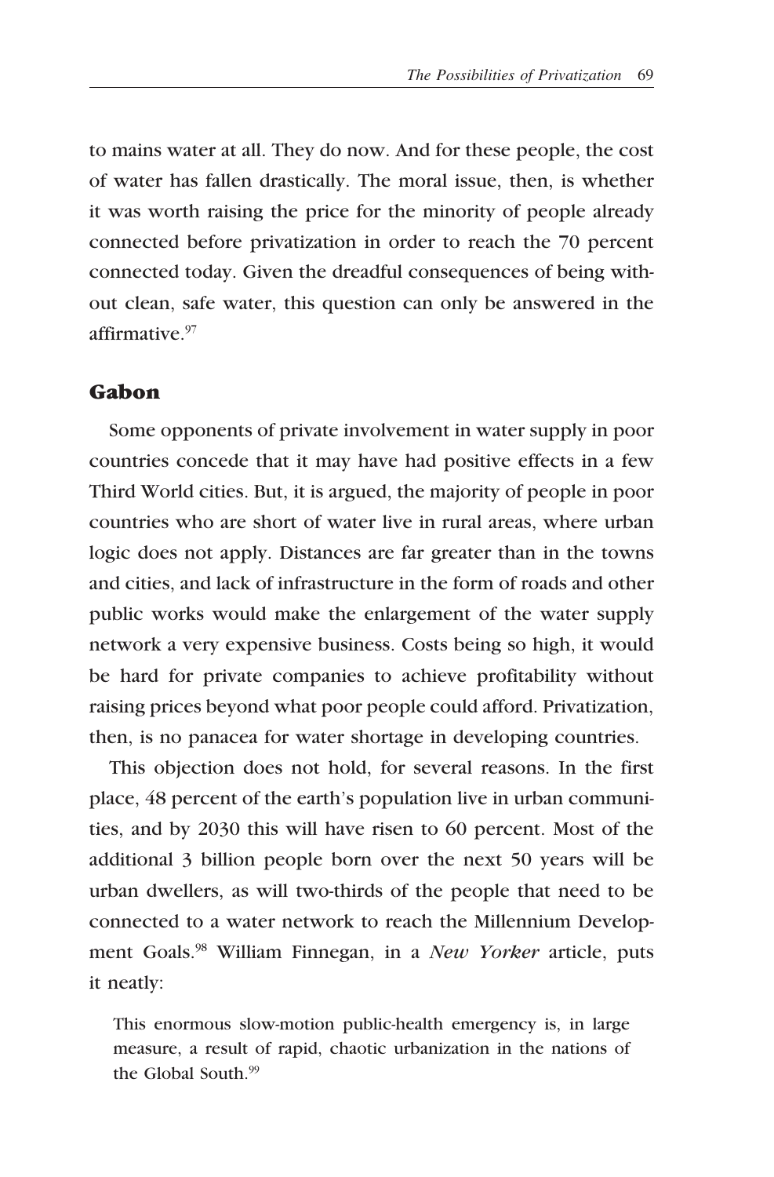to mains water at all. They do now. And for these people, the cost of water has fallen drastically. The moral issue, then, is whether it was worth raising the price for the minority of people already connected before privatization in order to reach the 70 percent connected today. Given the dreadful consequences of being without clean, safe water, this question can only be answered in the affirmative.[97]

## Gabon

Some opponents of private involvement in water supply in poor countries concede that it may have had positive effects in a few Third World cities. But, it is argued, the majority of people in poor countries who are short of water live in rural areas, where urban logic does not apply. Distances are far greater than in the towns and cities, and lack of infrastructure in the form of roads and other public works would make the enlargement of the water supply network a very expensive business. Costs being so high, it would be hard for private companies to achieve profitability without raising prices beyond what poor people could afford. Privatization, then, is no panacea for water shortage in developing countries.

This objection does not hold, for several reasons. In the first place, 48 percent of the earth's population live in urban communities, and by 2030 this will have risen to 60 percent. Most of the additional 3 billion people born over the next 50 years will be urban dwellers, as will two-thirds of the people that need to be connected to a water network to reach the Millennium Development Goals.[98] William Finnegan, in a *New Yorker* article, puts it neatly:

> This enormous slow-motion public-health emergency is, in large measure, a result of rapid, chaotic urbanization in the nations of the Global South.[99]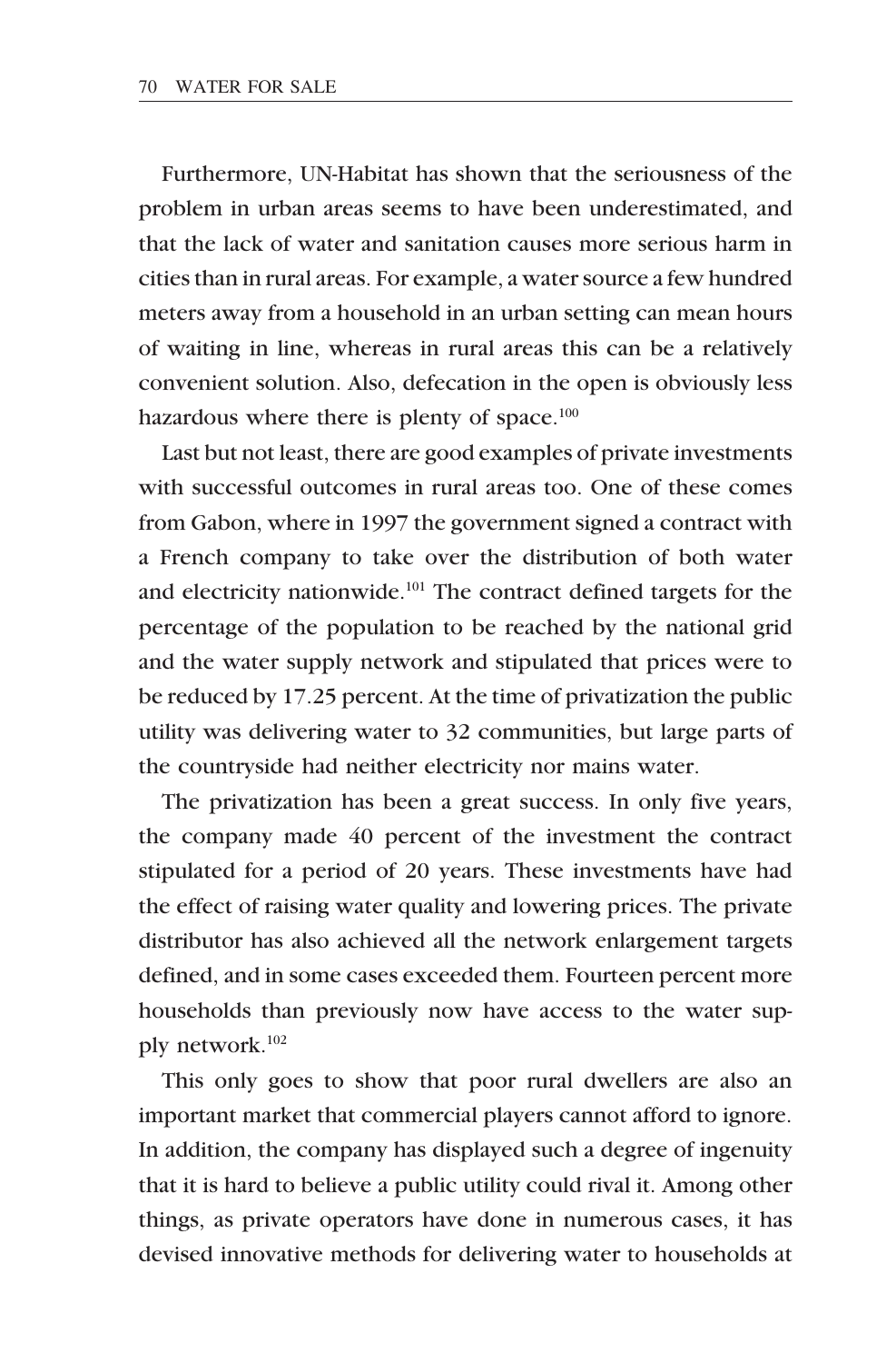Furthermore, UN-Habitat has shown that the seriousness of the problem in urban areas seems to have been underestimated, and that the lack of water and sanitation causes more serious harm in cities than in rural areas. For example, a water source a few hundred meters away from a household in an urban setting can mean hours of waiting in line, whereas in rural areas this can be a relatively convenient solution. Also, defecation in the open is obviously less hazardous where there is plenty of space.[100]

Last but not least, there are good examples of private investments with successful outcomes in rural areas too. One of these comes from Gabon, where in 1997 the government signed a contract with a French company to take over the distribution of both water and electricity nationwide.[101] The contract defined targets for the percentage of the population to be reached by the national grid and the water supply network and stipulated that prices were to be reduced by 17.25 percent. At the time of privatization the public utility was delivering water to 32 communities, but large parts of the countryside had neither electricity nor mains water.

The privatization has been a great success. In only five years, the company made 40 percent of the investment the contract stipulated for a period of 20 years. These investments have had the effect of raising water quality and lowering prices. The private distributor has also achieved all the network enlargement targets defined, and in some cases exceeded them. Fourteen percent more households than previously now have access to the water supply network.[102]

This only goes to show that poor rural dwellers are also an important market that commercial players cannot afford to ignore. In addition, the company has displayed such a degree of ingenuity that it is hard to believe a public utility could rival it. Among other things, as private operators have done in numerous cases, it has devised innovative methods for delivering water to households at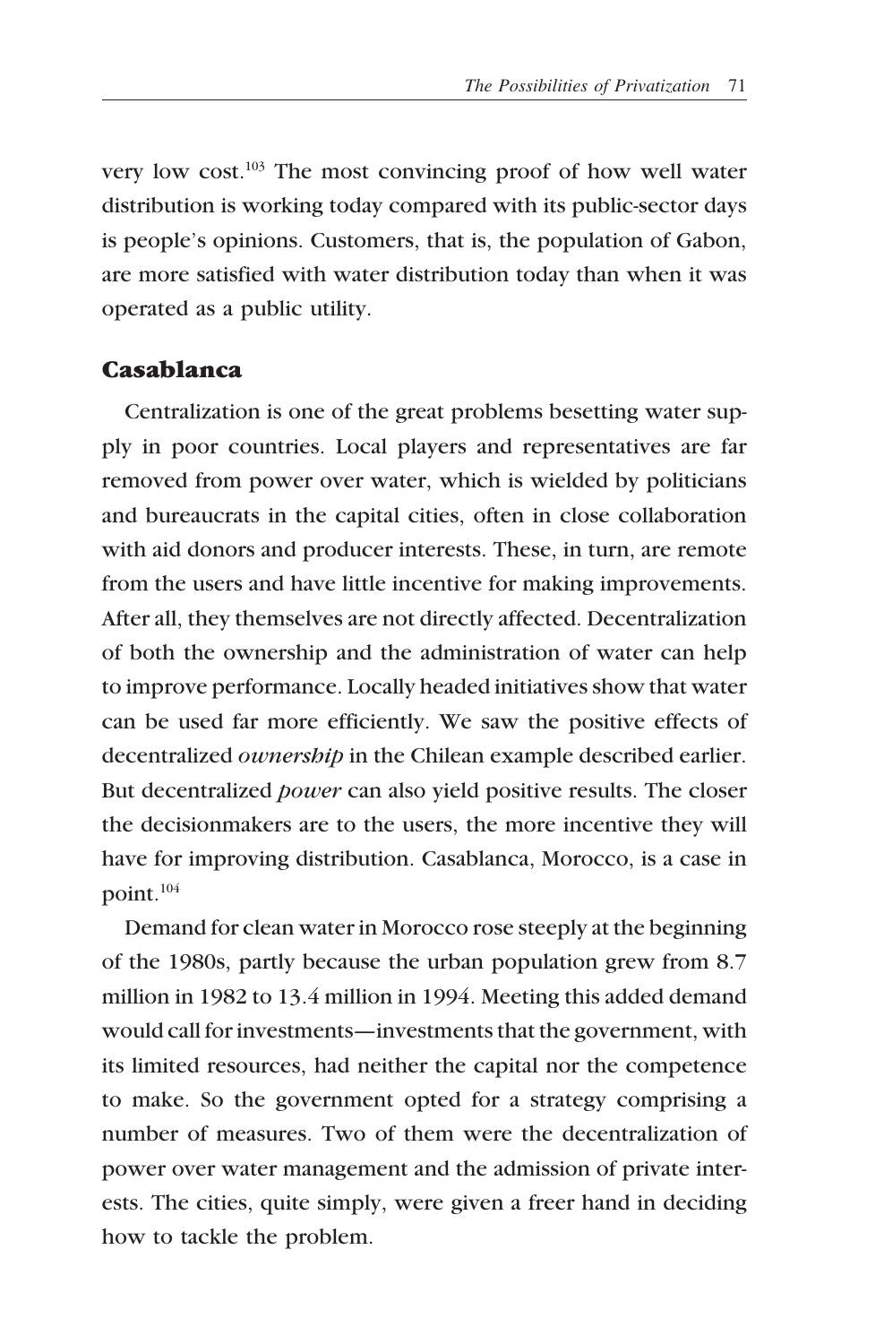very low cost.[103] The most convincing proof of how well water distribution is working today compared with its public-sector days is people's opinions. Customers, that is, the population of Gabon, are more satisfied with water distribution today than when it was operated as a public utility.

## Casablanca

Centralization is one of the great problems besetting water supply in poor countries. Local players and representatives are far removed from power over water, which is wielded by politicians and bureaucrats in the capital cities, often in close collaboration with aid donors and producer interests. These, in turn, are remote from the users and have little incentive for making improvements. After all, they themselves are not directly affected. Decentralization of both the ownership and the administration of water can help to improve performance. Locally headed initiatives show that water can be used far more efficiently. We saw the positive effects of decentralized *ownership* in the Chilean example described earlier. But decentralized *power* can also yield positive results. The closer the decisionmakers are to the users, the more incentive they will have for improving distribution. Casablanca, Morocco, is a case in point.[104]

Demand for clean water in Morocco rose steeply at the beginning of the 1980s, partly because the urban population grew from 8.7 million in 1982 to 13.4 million in 1994. Meeting this added demand would call for investments—investments that the government, with its limited resources, had neither the capital nor the competence to make. So the government opted for a strategy comprising a number of measures. Two of them were the decentralization of power over water management and the admission of private interests. The cities, quite simply, were given a freer hand in deciding how to tackle the problem.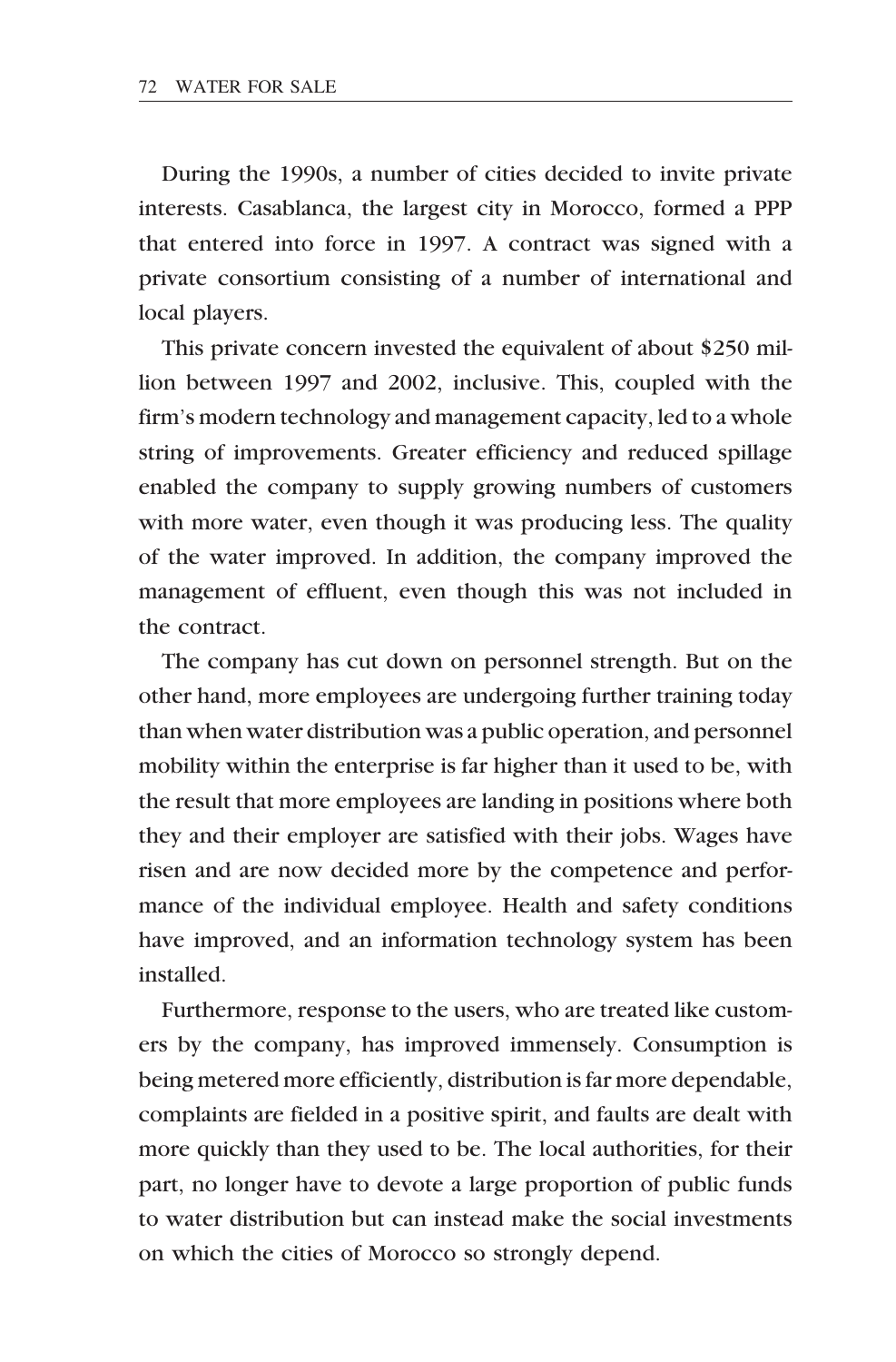During the 1990s, a number of cities decided to invite private interests. Casablanca, the largest city in Morocco, formed a PPP that entered into force in 1997. A contract was signed with a private consortium consisting of a number of international and local players.

This private concern invested the equivalent of about $250 million between 1997 and 2002, inclusive. This, coupled with the firm's modern technology and management capacity, led to a whole string of improvements. Greater efficiency and reduced spillage enabled the company to supply growing numbers of customers with more water, even though it was producing less. The quality of the water improved. In addition, the company improved the management of effluent, even though this was not included in the contract.

The company has cut down on personnel strength. But on the other hand, more employees are undergoing further training today than when water distribution was a public operation, and personnel mobility within the enterprise is far higher than it used to be, with the result that more employees are landing in positions where both they and their employer are satisfied with their jobs. Wages have risen and are now decided more by the competence and performance of the individual employee. Health and safety conditions have improved, and an information technology system has been installed.

Furthermore, response to the users, who are treated like customers by the company, has improved immensely. Consumption is being metered more efficiently, distribution is far more dependable, complaints are fielded in a positive spirit, and faults are dealt with more quickly than they used to be. The local authorities, for their part, no longer have to devote a large proportion of public funds to water distribution but can instead make the social investments on which the cities of Morocco so strongly depend.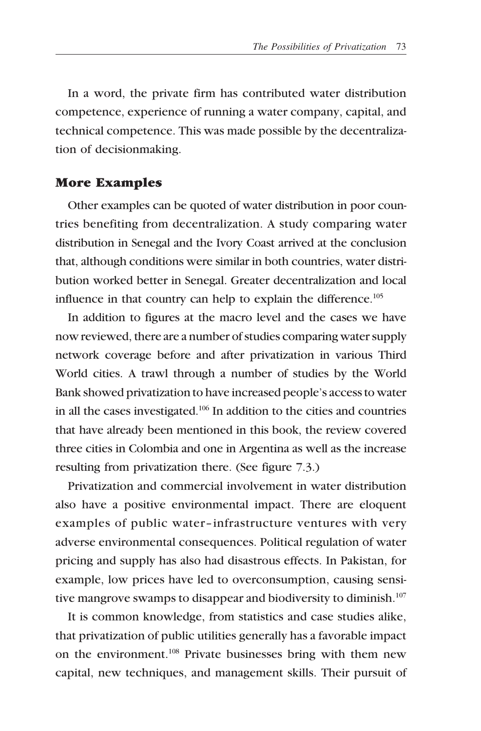In a word, the private firm has contributed water distribution competence, experience of running a water company, capital, and technical competence. This was made possible by the decentralization of decisionmaking.

## More Examples

Other examples can be quoted of water distribution in poor countries benefiting from decentralization. A study comparing water distribution in Senegal and the Ivory Coast arrived at the conclusion that, although conditions were similar in both countries, water distribution worked better in Senegal. Greater decentralization and local influence in that country can help to explain the difference.[105]

In addition to figures at the macro level and the cases we have now reviewed, there are a number of studies comparing water supply network coverage before and after privatization in various Third World cities. A trawl through a number of studies by the World Bank showed privatization to have increased people's access to water in all the cases investigated.[106] In addition to the cities and countries that have already been mentioned in this book, the review covered three cities in Colombia and one in Argentina as well as the increase resulting from privatization there. (See figure 7.3.)

Privatization and commercial involvement in water distribution also have a positive environmental impact. There are eloquent examples of public water–infrastructure ventures with very adverse environmental consequences. Political regulation of water pricing and supply has also had disastrous effects. In Pakistan, for example, low prices have led to overconsumption, causing sensitive mangrove swamps to disappear and biodiversity to diminish.[107]

It is common knowledge, from statistics and case studies alike, that privatization of public utilities generally has a favorable impact on the environment.[108] Private businesses bring with them new capital, new techniques, and management skills. Their pursuit of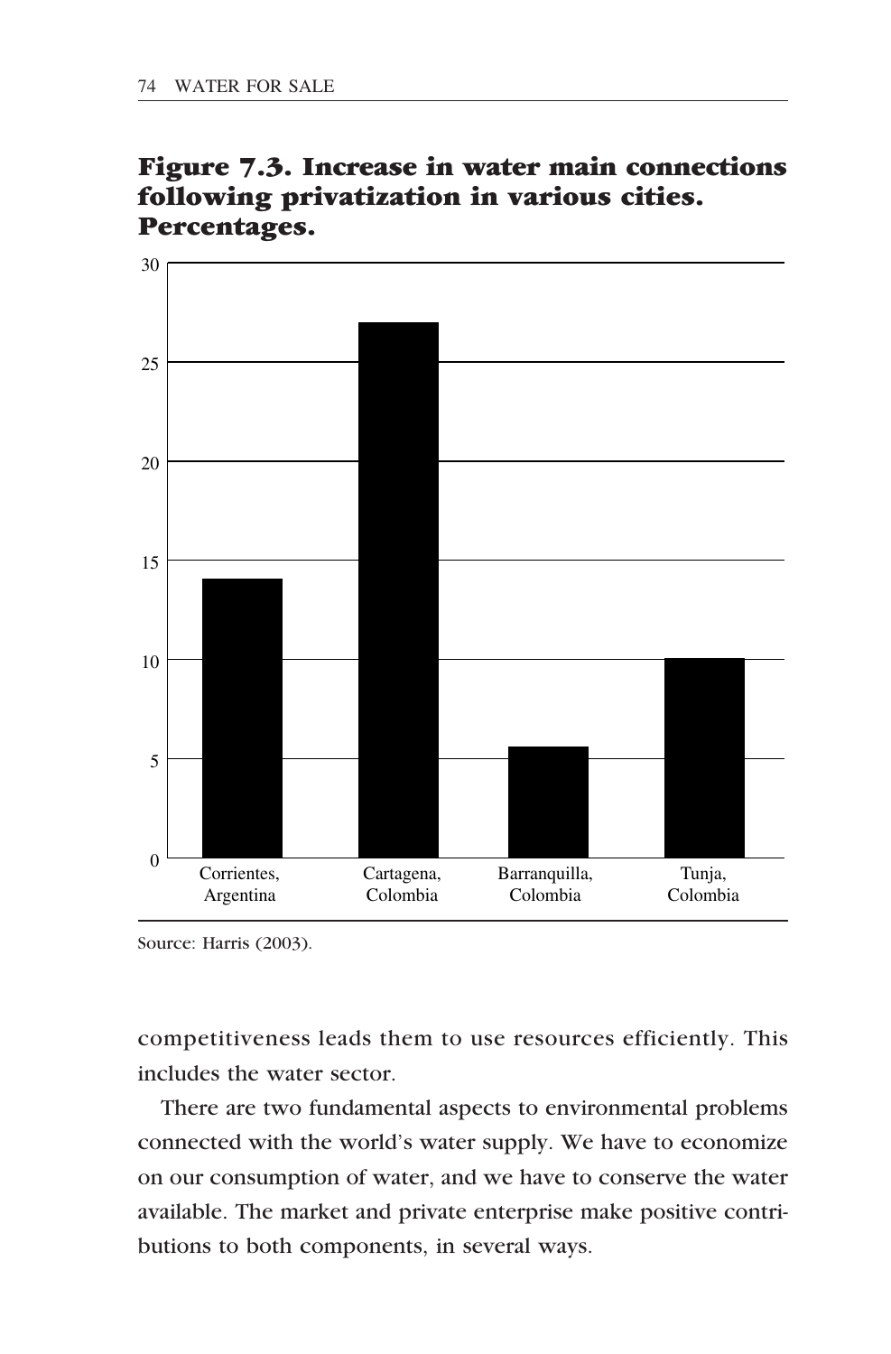**Figure 7.3. Increase in water main connections following privatization in various cities. Percentages.**

| City | Increase (%) |
|---|---|
| Corrientes, Argentina | 14 |
| Cartagena, Colombia | 27 |
| Barranquilla, Colombia | 5.6 |
| Tunja, Colombia | 10 |

Source: Harris (2003).

competitiveness leads them to use resources efficiently. This includes the water sector.

There are two fundamental aspects to environmental problems connected with the world's water supply. We have to economize on our consumption of water, and we have to conserve the water available. The market and private enterprise make positive contributions to both components, in several ways.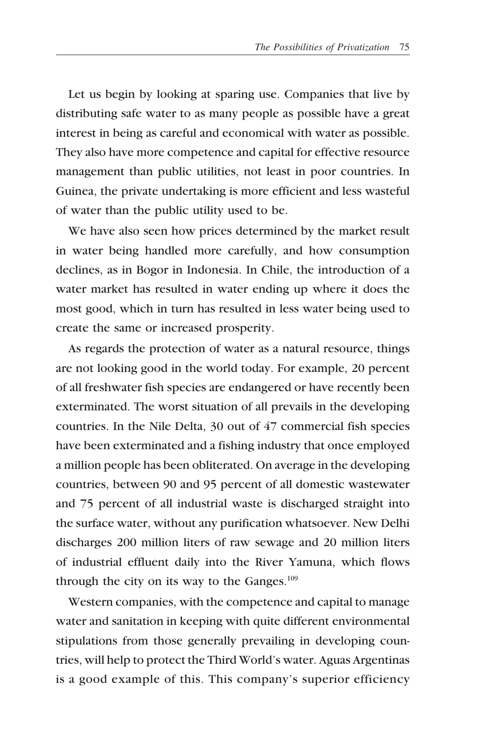Let us begin by looking at sparing use. Companies that live by distributing safe water to as many people as possible have a great interest in being as careful and economical with water as possible. They also have more competence and capital for effective resource management than public utilities, not least in poor countries. In Guinea, the private undertaking is more efficient and less wasteful of water than the public utility used to be.

We have also seen how prices determined by the market result in water being handled more carefully, and how consumption declines, as in Bogor in Indonesia. In Chile, the introduction of a water market has resulted in water ending up where it does the most good, which in turn has resulted in less water being used to create the same or increased prosperity.

As regards the protection of water as a natural resource, things are not looking good in the world today. For example, 20 percent of all freshwater fish species are endangered or have recently been exterminated. The worst situation of all prevails in the developing countries. In the Nile Delta, 30 out of 47 commercial fish species have been exterminated and a fishing industry that once employed a million people has been obliterated. On average in the developing countries, between 90 and 95 percent of all domestic wastewater and 75 percent of all industrial waste is discharged straight into the surface water, without any purification whatsoever. New Delhi discharges 200 million liters of raw sewage and 20 million liters of industrial effluent daily into the River Yamuna, which flows through the city on its way to the Ganges.[109]

Western companies, with the competence and capital to manage water and sanitation in keeping with quite different environmental stipulations from those generally prevailing in developing countries, will help to protect the Third World's water. Aguas Argentinas is a good example of this. This company's superior efficiency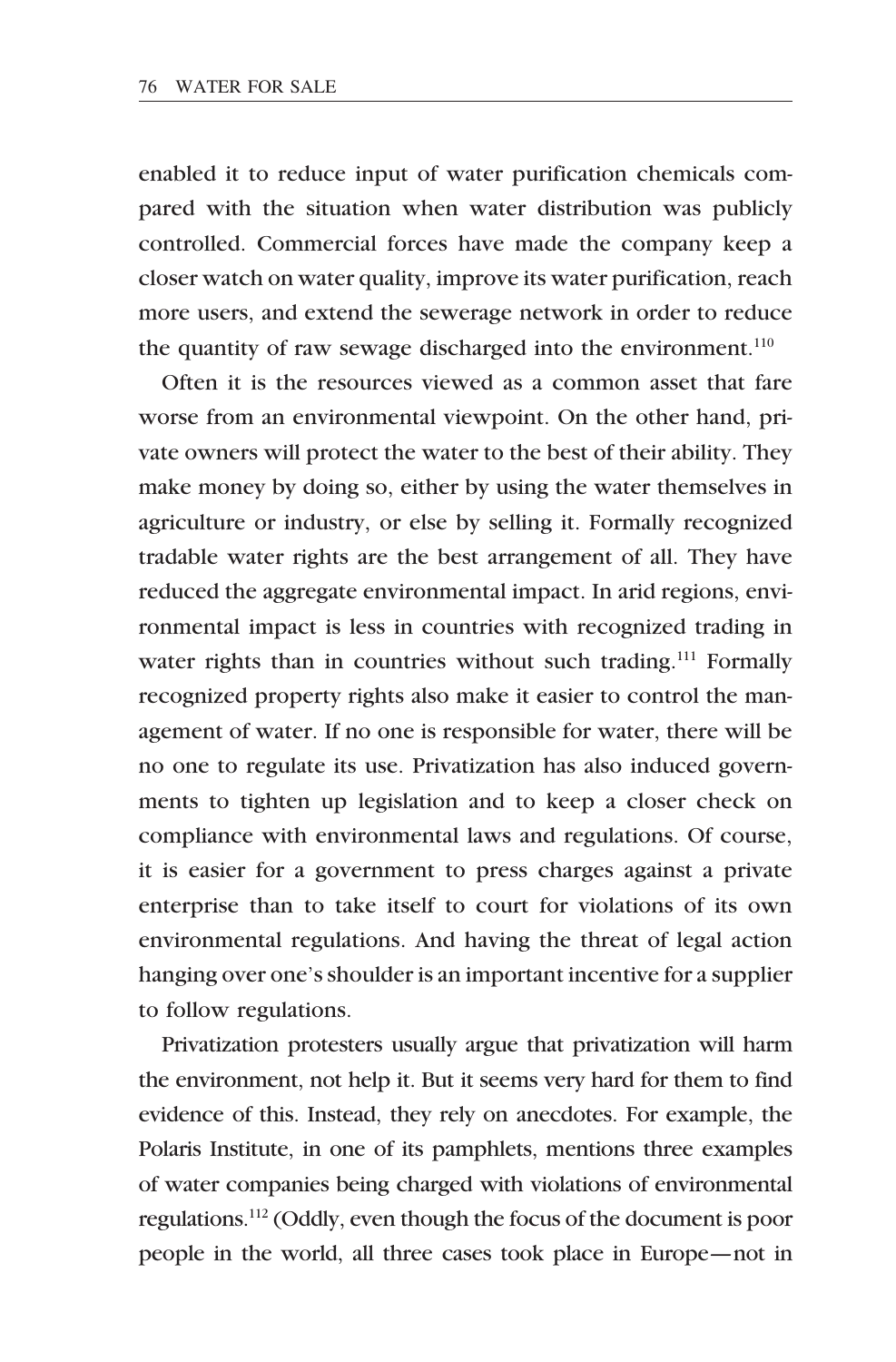enabled it to reduce input of water purification chemicals compared with the situation when water distribution was publicly controlled. Commercial forces have made the company keep a closer watch on water quality, improve its water purification, reach more users, and extend the sewerage network in order to reduce the quantity of raw sewage discharged into the environment.[110]

Often it is the resources viewed as a common asset that fare worse from an environmental viewpoint. On the other hand, private owners will protect the water to the best of their ability. They make money by doing so, either by using the water themselves in agriculture or industry, or else by selling it. Formally recognized tradable water rights are the best arrangement of all. They have reduced the aggregate environmental impact. In arid regions, environmental impact is less in countries with recognized trading in water rights than in countries without such trading.[111] Formally recognized property rights also make it easier to control the management of water. If no one is responsible for water, there will be no one to regulate its use. Privatization has also induced governments to tighten up legislation and to keep a closer check on compliance with environmental laws and regulations. Of course, it is easier for a government to press charges against a private enterprise than to take itself to court for violations of its own environmental regulations. And having the threat of legal action hanging over one's shoulder is an important incentive for a supplier to follow regulations.

Privatization protesters usually argue that privatization will harm the environment, not help it. But it seems very hard for them to find evidence of this. Instead, they rely on anecdotes. For example, the Polaris Institute, in one of its pamphlets, mentions three examples of water companies being charged with violations of environmental regulations.[112] (Oddly, even though the focus of the document is poor people in the world, all three cases took place in Europe—not in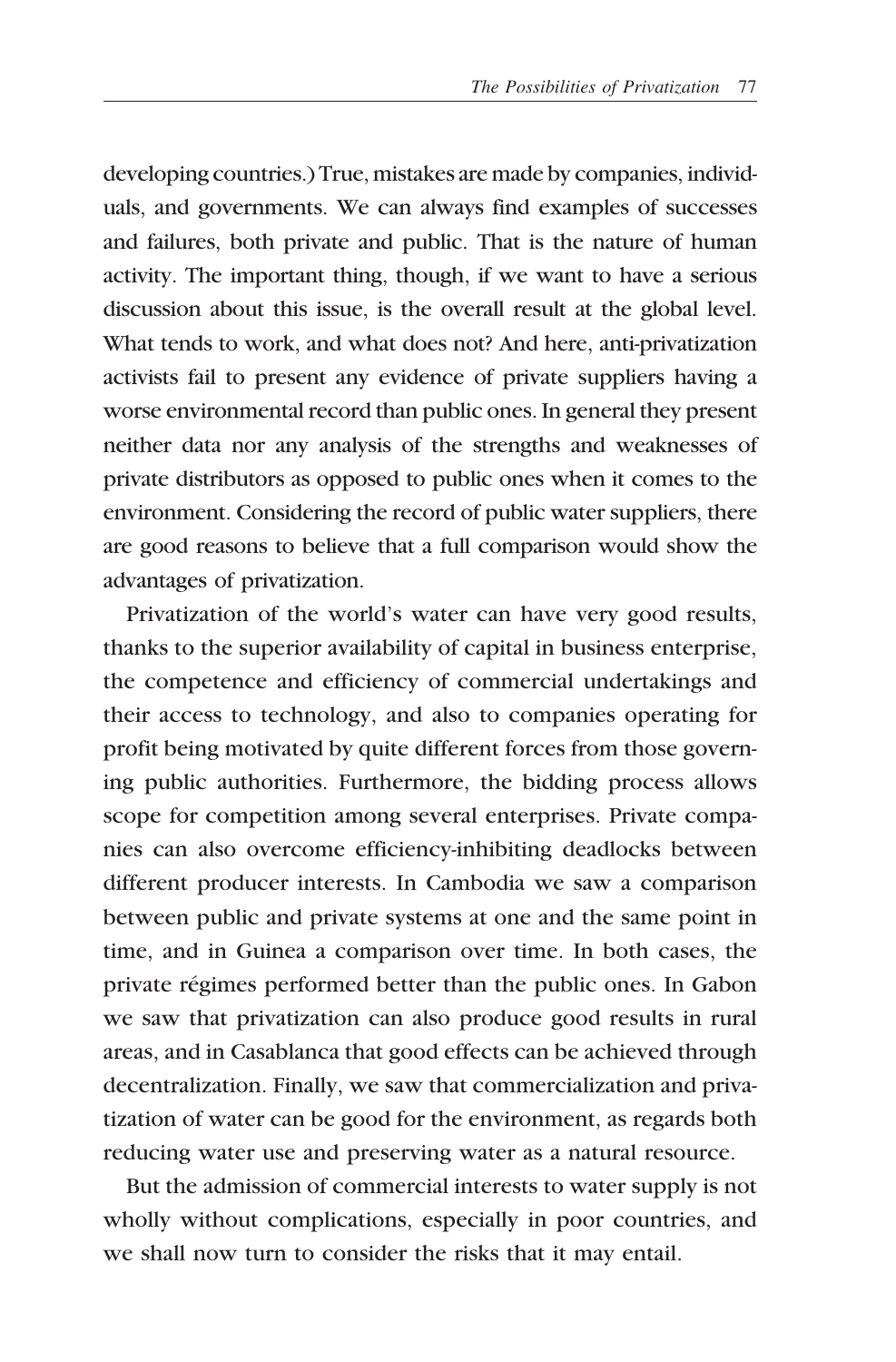developing countries.) True, mistakes are made by companies, individuals, and governments. We can always find examples of successes and failures, both private and public. That is the nature of human activity. The important thing, though, if we want to have a serious discussion about this issue, is the overall result at the global level. What tends to work, and what does not? And here, anti-privatization activists fail to present any evidence of private suppliers having a worse environmental record than public ones. In general they present neither data nor any analysis of the strengths and weaknesses of private distributors as opposed to public ones when it comes to the environment. Considering the record of public water suppliers, there are good reasons to believe that a full comparison would show the advantages of privatization.

Privatization of the world's water can have very good results, thanks to the superior availability of capital in business enterprise, the competence and efficiency of commercial undertakings and their access to technology, and also to companies operating for profit being motivated by quite different forces from those governing public authorities. Furthermore, the bidding process allows scope for competition among several enterprises. Private companies can also overcome efficiency-inhibiting deadlocks between different producer interests. In Cambodia we saw a comparison between public and private systems at one and the same point in time, and in Guinea a comparison over time. In both cases, the private régimes performed better than the public ones. In Gabon we saw that privatization can also produce good results in rural areas, and in Casablanca that good effects can be achieved through decentralization. Finally, we saw that commercialization and privatization of water can be good for the environment, as regards both reducing water use and preserving water as a natural resource.

But the admission of commercial interests to water supply is not wholly without complications, especially in poor countries, and we shall now turn to consider the risks that it may entail.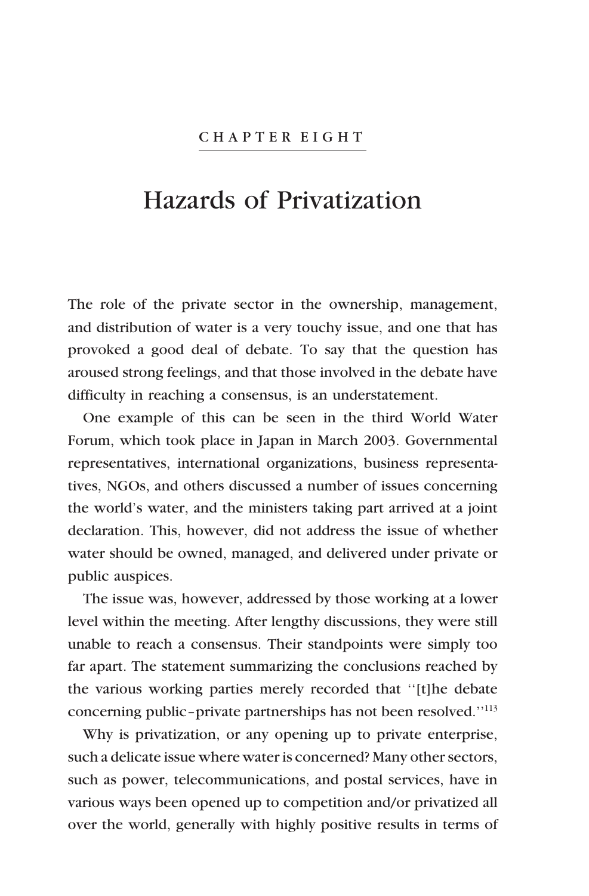CHAPTER EIGHT

# Hazards of Privatization

The role of the private sector in the ownership, management, and distribution of water is a very touchy issue, and one that has provoked a good deal of debate. To say that the question has aroused strong feelings, and that those involved in the debate have difficulty in reaching a consensus, is an understatement.

One example of this can be seen in the third World Water Forum, which took place in Japan in March 2003. Governmental representatives, international organizations, business representatives, NGOs, and others discussed a number of issues concerning the world's water, and the ministers taking part arrived at a joint declaration. This, however, did not address the issue of whether water should be owned, managed, and delivered under private or public auspices.

The issue was, however, addressed by those working at a lower level within the meeting. After lengthy discussions, they were still unable to reach a consensus. Their standpoints were simply too far apart. The statement summarizing the conclusions reached by the various working parties merely recorded that ''[t]he debate concerning public–private partnerships has not been resolved.''[113]

Why is privatization, or any opening up to private enterprise, such a delicate issue where water is concerned? Many other sectors, such as power, telecommunications, and postal services, have in various ways been opened up to competition and/or privatized all over the world, generally with highly positive results in terms of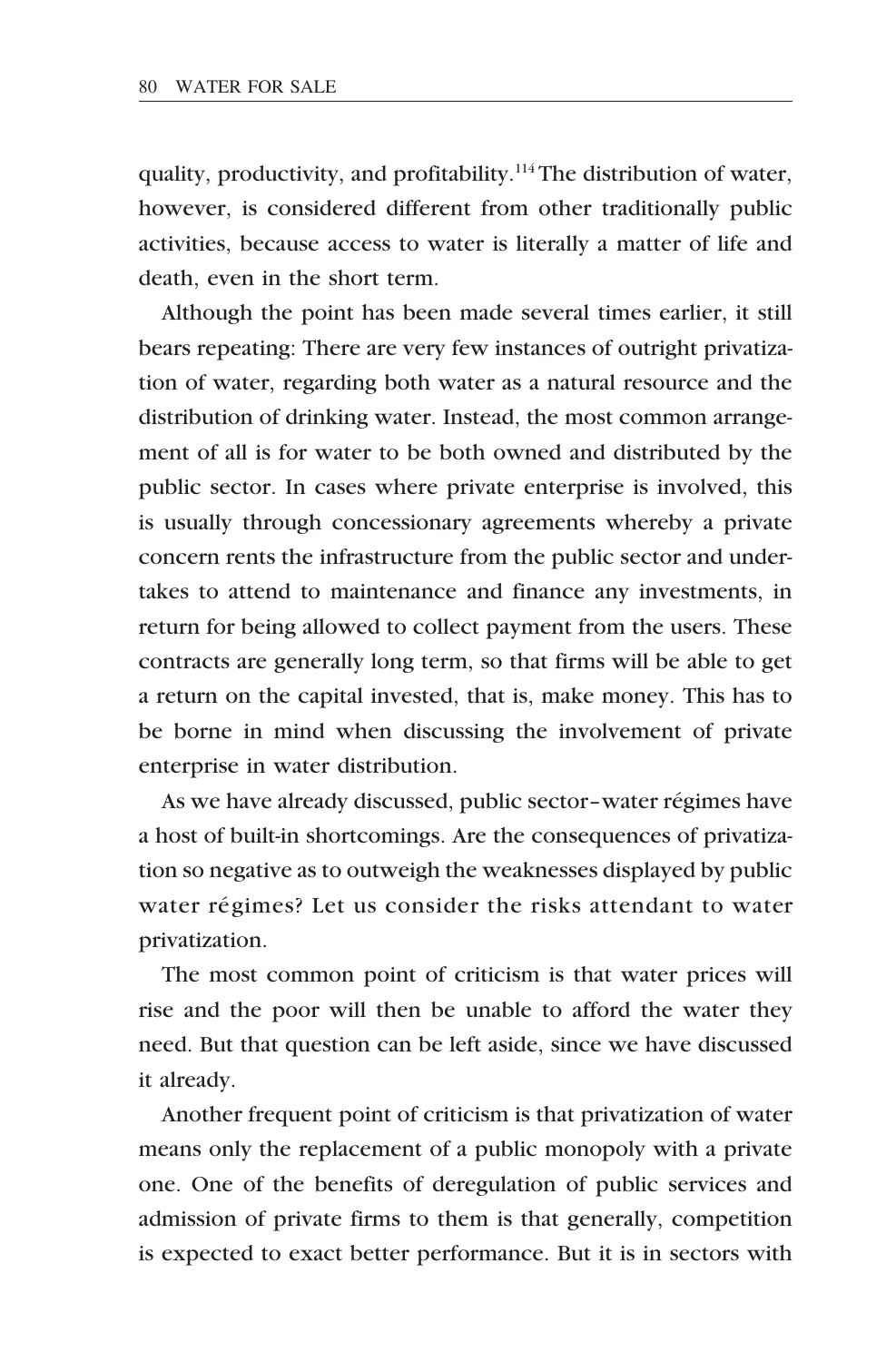quality, productivity, and profitability.[114] The distribution of water, however, is considered different from other traditionally public activities, because access to water is literally a matter of life and death, even in the short term.

Although the point has been made several times earlier, it still bears repeating: There are very few instances of outright privatization of water, regarding both water as a natural resource and the distribution of drinking water. Instead, the most common arrangement of all is for water to be both owned and distributed by the public sector. In cases where private enterprise is involved, this is usually through concessionary agreements whereby a private concern rents the infrastructure from the public sector and undertakes to attend to maintenance and finance any investments, in return for being allowed to collect payment from the users. These contracts are generally long term, so that firms will be able to get a return on the capital invested, that is, make money. This has to be borne in mind when discussing the involvement of private enterprise in water distribution.

As we have already discussed, public sector–water régimes have a host of built-in shortcomings. Are the consequences of privatization so negative as to outweigh the weaknesses displayed by public water régimes? Let us consider the risks attendant to water privatization.

The most common point of criticism is that water prices will rise and the poor will then be unable to afford the water they need. But that question can be left aside, since we have discussed it already.

Another frequent point of criticism is that privatization of water means only the replacement of a public monopoly with a private one. One of the benefits of deregulation of public services and admission of private firms to them is that generally, competition is expected to exact better performance. But it is in sectors with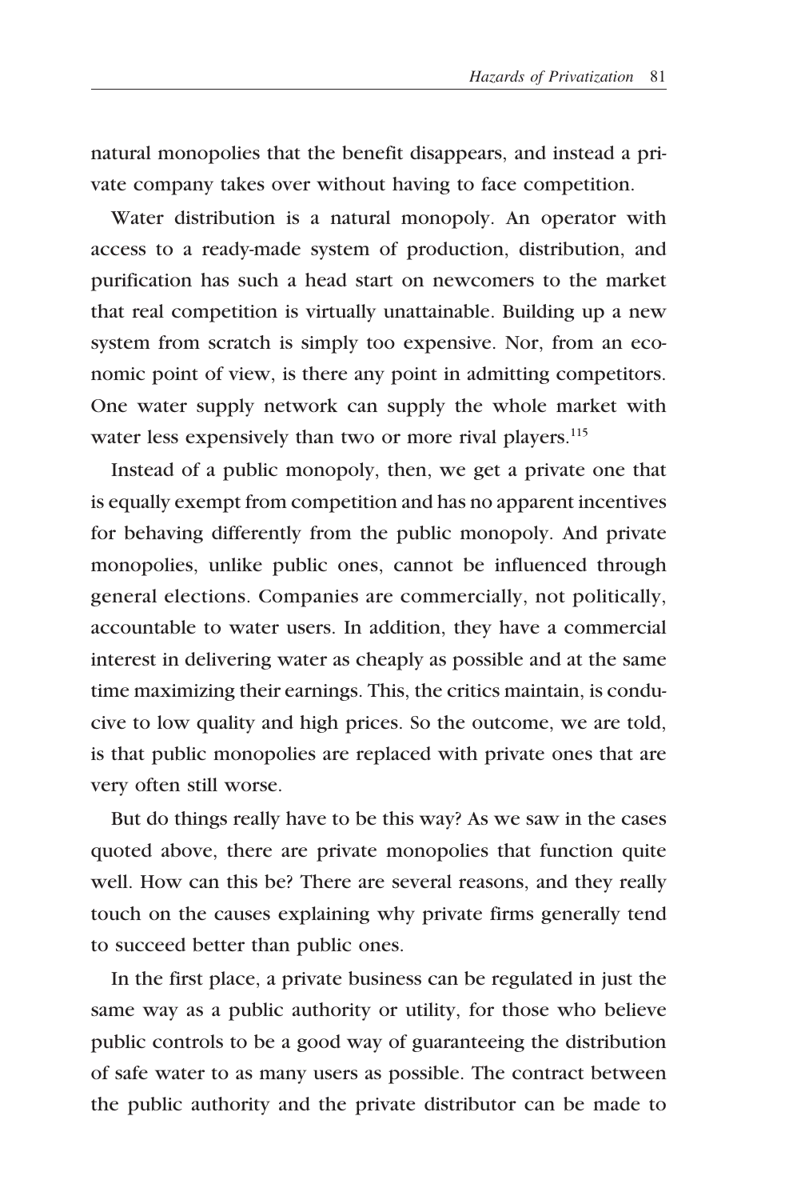natural monopolies that the benefit disappears, and instead a private company takes over without having to face competition.

Water distribution is a natural monopoly. An operator with access to a ready-made system of production, distribution, and purification has such a head start on newcomers to the market that real competition is virtually unattainable. Building up a new system from scratch is simply too expensive. Nor, from an economic point of view, is there any point in admitting competitors. One water supply network can supply the whole market with water less expensively than two or more rival players.[115]

Instead of a public monopoly, then, we get a private one that is equally exempt from competition and has no apparent incentives for behaving differently from the public monopoly. And private monopolies, unlike public ones, cannot be influenced through general elections. Companies are commercially, not politically, accountable to water users. In addition, they have a commercial interest in delivering water as cheaply as possible and at the same time maximizing their earnings. This, the critics maintain, is conducive to low quality and high prices. So the outcome, we are told, is that public monopolies are replaced with private ones that are very often still worse.

But do things really have to be this way? As we saw in the cases quoted above, there are private monopolies that function quite well. How can this be? There are several reasons, and they really touch on the causes explaining why private firms generally tend to succeed better than public ones.

In the first place, a private business can be regulated in just the same way as a public authority or utility, for those who believe public controls to be a good way of guaranteeing the distribution of safe water to as many users as possible. The contract between the public authority and the private distributor can be made to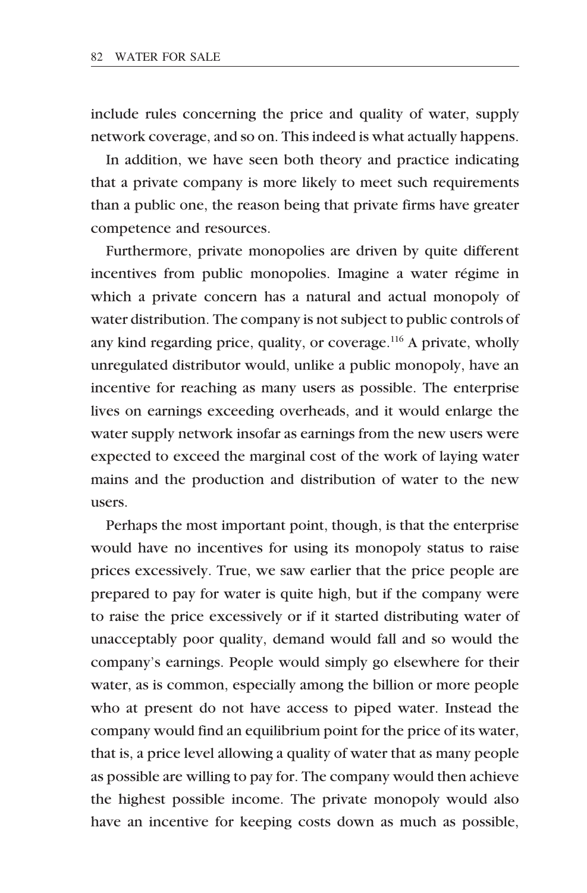include rules concerning the price and quality of water, supply network coverage, and so on. This indeed is what actually happens.

In addition, we have seen both theory and practice indicating that a private company is more likely to meet such requirements than a public one, the reason being that private firms have greater competence and resources.

Furthermore, private monopolies are driven by quite different incentives from public monopolies. Imagine a water régime in which a private concern has a natural and actual monopoly of water distribution. The company is not subject to public controls of any kind regarding price, quality, or coverage.[116] A private, wholly unregulated distributor would, unlike a public monopoly, have an incentive for reaching as many users as possible. The enterprise lives on earnings exceeding overheads, and it would enlarge the water supply network insofar as earnings from the new users were expected to exceed the marginal cost of the work of laying water mains and the production and distribution of water to the new users.

Perhaps the most important point, though, is that the enterprise would have no incentives for using its monopoly status to raise prices excessively. True, we saw earlier that the price people are prepared to pay for water is quite high, but if the company were to raise the price excessively or if it started distributing water of unacceptably poor quality, demand would fall and so would the company's earnings. People would simply go elsewhere for their water, as is common, especially among the billion or more people who at present do not have access to piped water. Instead the company would find an equilibrium point for the price of its water, that is, a price level allowing a quality of water that as many people as possible are willing to pay for. The company would then achieve the highest possible income. The private monopoly would also have an incentive for keeping costs down as much as possible,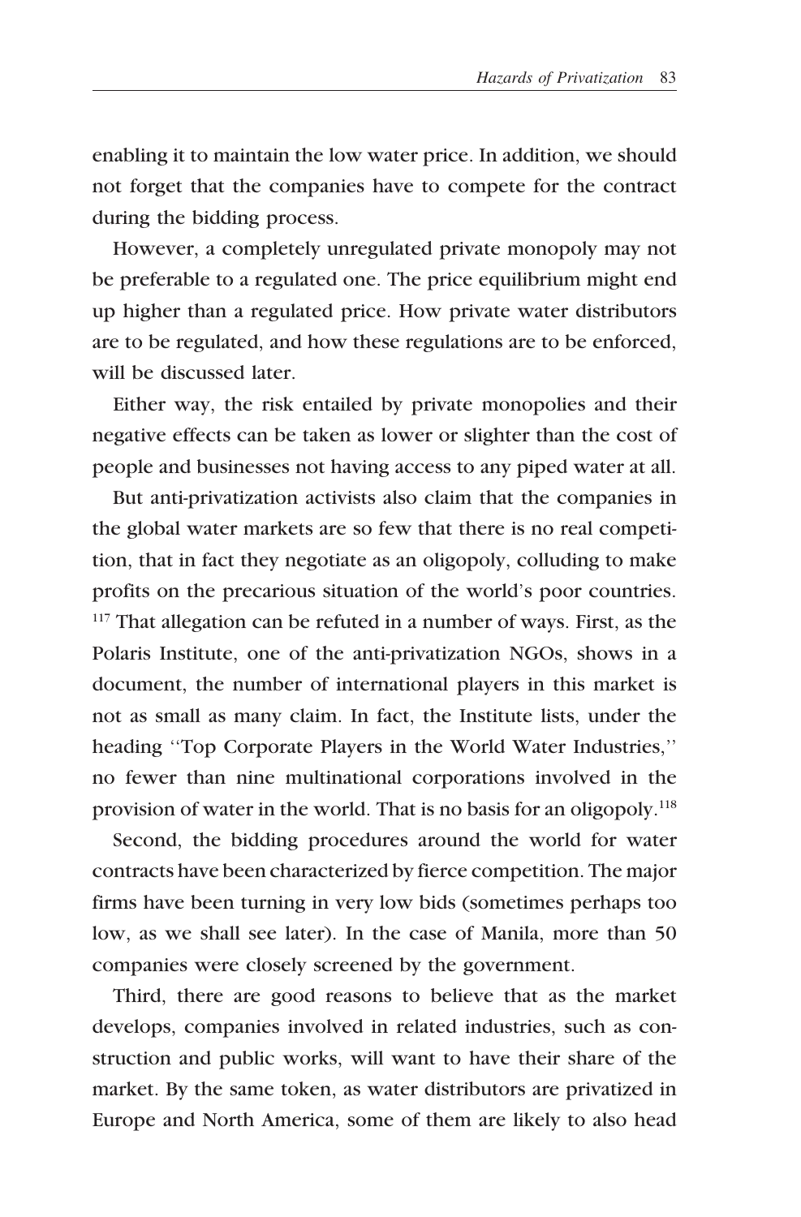enabling it to maintain the low water price. In addition, we should not forget that the companies have to compete for the contract during the bidding process.

However, a completely unregulated private monopoly may not be preferable to a regulated one. The price equilibrium might end up higher than a regulated price. How private water distributors are to be regulated, and how these regulations are to be enforced, will be discussed later.

Either way, the risk entailed by private monopolies and their negative effects can be taken as lower or slighter than the cost of people and businesses not having access to any piped water at all.

But anti-privatization activists also claim that the companies in the global water markets are so few that there is no real competition, that in fact they negotiate as an oligopoly, colluding to make profits on the precarious situation of the world's poor countries. [117] That allegation can be refuted in a number of ways. First, as the Polaris Institute, one of the anti-privatization NGOs, shows in a document, the number of international players in this market is not as small as many claim. In fact, the Institute lists, under the heading ''Top Corporate Players in the World Water Industries,'' no fewer than nine multinational corporations involved in the provision of water in the world. That is no basis for an oligopoly.[118]

Second, the bidding procedures around the world for water contracts have been characterized by fierce competition. The major firms have been turning in very low bids (sometimes perhaps too low, as we shall see later). In the case of Manila, more than 50 companies were closely screened by the government.

Third, there are good reasons to believe that as the market develops, companies involved in related industries, such as construction and public works, will want to have their share of the market. By the same token, as water distributors are privatized in Europe and North America, some of them are likely to also head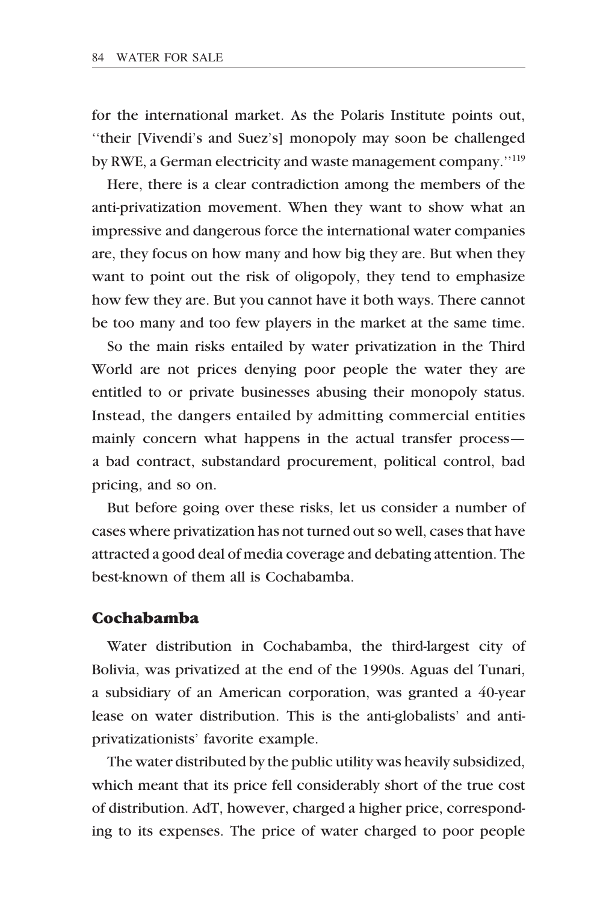for the international market. As the Polaris Institute points out, ''their [Vivendi's and Suez's] monopoly may soon be challenged by RWE, a German electricity and waste management company.''[119]

Here, there is a clear contradiction among the members of the anti-privatization movement. When they want to show what an impressive and dangerous force the international water companies are, they focus on how many and how big they are. But when they want to point out the risk of oligopoly, they tend to emphasize how few they are. But you cannot have it both ways. There cannot be too many and too few players in the market at the same time.

So the main risks entailed by water privatization in the Third World are not prices denying poor people the water they are entitled to or private businesses abusing their monopoly status. Instead, the dangers entailed by admitting commercial entities mainly concern what happens in the actual transfer process—a bad contract, substandard procurement, political control, bad pricing, and so on.

But before going over these risks, let us consider a number of cases where privatization has not turned out so well, cases that have attracted a good deal of media coverage and debating attention. The best-known of them all is Cochabamba.

## Cochabamba

Water distribution in Cochabamba, the third-largest city of Bolivia, was privatized at the end of the 1990s. Aguas del Tunari, a subsidiary of an American corporation, was granted a 40-year lease on water distribution. This is the anti-globalists' and anti-privatizationists' favorite example.

The water distributed by the public utility was heavily subsidized, which meant that its price fell considerably short of the true cost of distribution. AdT, however, charged a higher price, corresponding to its expenses. The price of water charged to poor people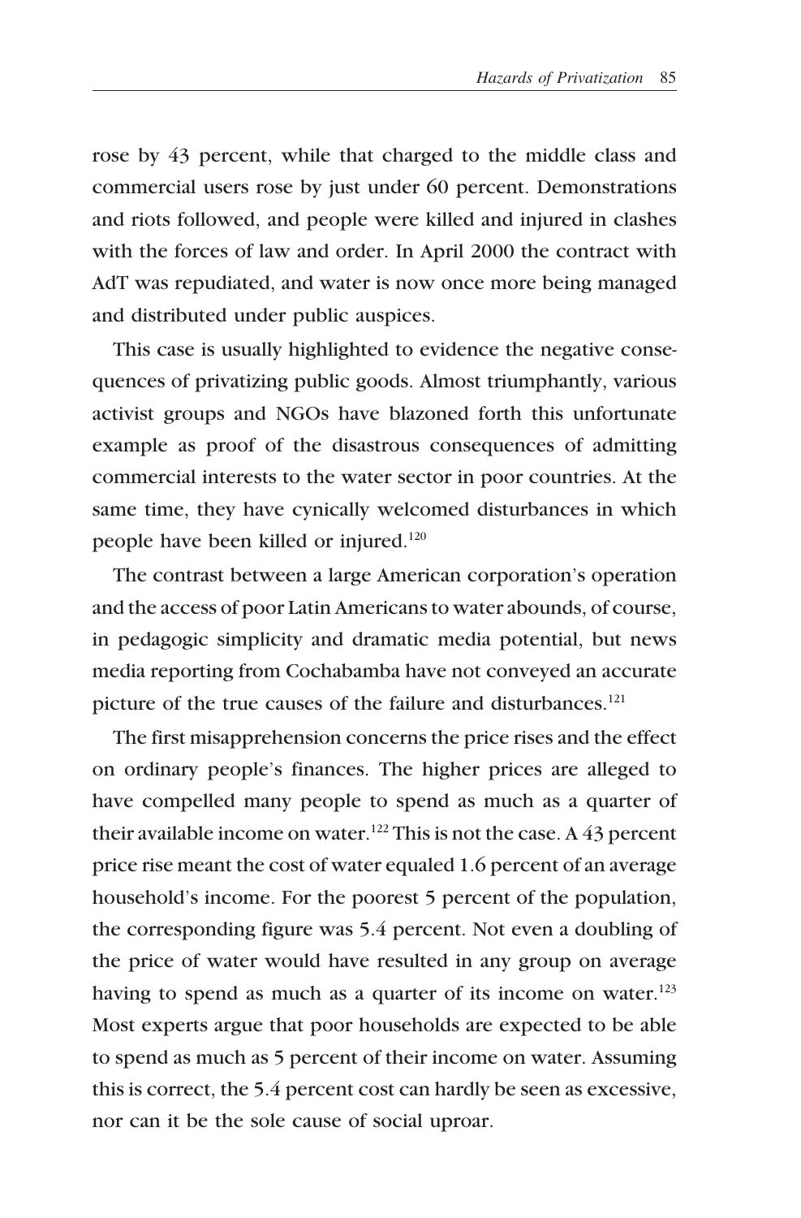rose by 43 percent, while that charged to the middle class and commercial users rose by just under 60 percent. Demonstrations and riots followed, and people were killed and injured in clashes with the forces of law and order. In April 2000 the contract with AdT was repudiated, and water is now once more being managed and distributed under public auspices.

This case is usually highlighted to evidence the negative consequences of privatizing public goods. Almost triumphantly, various activist groups and NGOs have blazoned forth this unfortunate example as proof of the disastrous consequences of admitting commercial interests to the water sector in poor countries. At the same time, they have cynically welcomed disturbances in which people have been killed or injured.[120]

The contrast between a large American corporation's operation and the access of poor Latin Americans to water abounds, of course, in pedagogic simplicity and dramatic media potential, but news media reporting from Cochabamba have not conveyed an accurate picture of the true causes of the failure and disturbances.[121]

The first misapprehension concerns the price rises and the effect on ordinary people's finances. The higher prices are alleged to have compelled many people to spend as much as a quarter of their available income on water.[122] This is not the case. A 43 percent price rise meant the cost of water equaled 1.6 percent of an average household's income. For the poorest 5 percent of the population, the corresponding figure was 5.4 percent. Not even a doubling of the price of water would have resulted in any group on average having to spend as much as a quarter of its income on water.[123] Most experts argue that poor households are expected to be able to spend as much as 5 percent of their income on water. Assuming this is correct, the 5.4 percent cost can hardly be seen as excessive, nor can it be the sole cause of social uproar.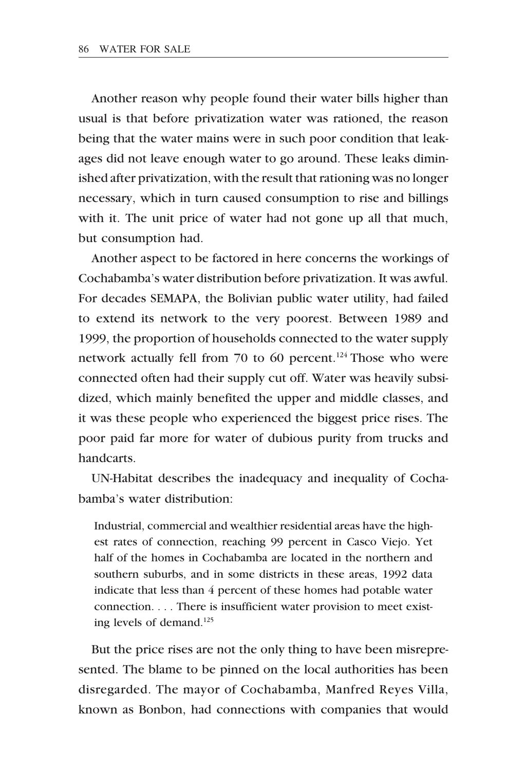Another reason why people found their water bills higher than usual is that before privatization water was rationed, the reason being that the water mains were in such poor condition that leakages did not leave enough water to go around. These leaks diminished after privatization, with the result that rationing was no longer necessary, which in turn caused consumption to rise and billings with it. The unit price of water had not gone up all that much, but consumption had.

Another aspect to be factored in here concerns the workings of Cochabamba's water distribution before privatization. It was awful. For decades SEMAPA, the Bolivian public water utility, had failed to extend its network to the very poorest. Between 1989 and 1999, the proportion of households connected to the water supply network actually fell from 70 to 60 percent.[124] Those who were connected often had their supply cut off. Water was heavily subsidized, which mainly benefited the upper and middle classes, and it was these people who experienced the biggest price rises. The poor paid far more for water of dubious purity from trucks and handcarts.

UN-Habitat describes the inadequacy and inequality of Cochabamba's water distribution:

> Industrial, commercial and wealthier residential areas have the highest rates of connection, reaching 99 percent in Casco Viejo. Yet half of the homes in Cochabamba are located in the northern and southern suburbs, and in some districts in these areas, 1992 data indicate that less than 4 percent of these homes had potable water connection. . . . There is insufficient water provision to meet existing levels of demand.[125]

But the price rises are not the only thing to have been misrepresented. The blame to be pinned on the local authorities has been disregarded. The mayor of Cochabamba, Manfred Reyes Villa, known as Bonbon, had connections with companies that would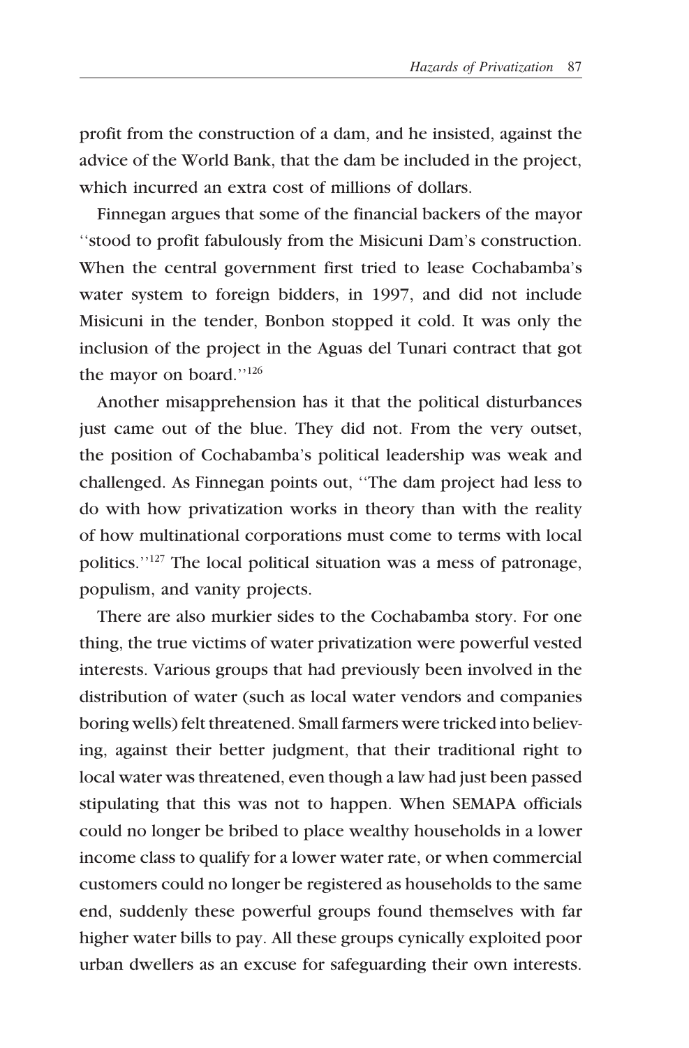profit from the construction of a dam, and he insisted, against the advice of the World Bank, that the dam be included in the project, which incurred an extra cost of millions of dollars.

Finnegan argues that some of the financial backers of the mayor ''stood to profit fabulously from the Misicuni Dam's construction. When the central government first tried to lease Cochabamba's water system to foreign bidders, in 1997, and did not include Misicuni in the tender, Bonbon stopped it cold. It was only the inclusion of the project in the Aguas del Tunari contract that got the mayor on board.''[126]

Another misapprehension has it that the political disturbances just came out of the blue. They did not. From the very outset, the position of Cochabamba's political leadership was weak and challenged. As Finnegan points out, ''The dam project had less to do with how privatization works in theory than with the reality of how multinational corporations must come to terms with local politics.''[127] The local political situation was a mess of patronage, populism, and vanity projects.

There are also murkier sides to the Cochabamba story. For one thing, the true victims of water privatization were powerful vested interests. Various groups that had previously been involved in the distribution of water (such as local water vendors and companies boring wells) felt threatened. Small farmers were tricked into believing, against their better judgment, that their traditional right to local water was threatened, even though a law had just been passed stipulating that this was not to happen. When SEMAPA officials could no longer be bribed to place wealthy households in a lower income class to qualify for a lower water rate, or when commercial customers could no longer be registered as households to the same end, suddenly these powerful groups found themselves with far higher water bills to pay. All these groups cynically exploited poor urban dwellers as an excuse for safeguarding their own interests.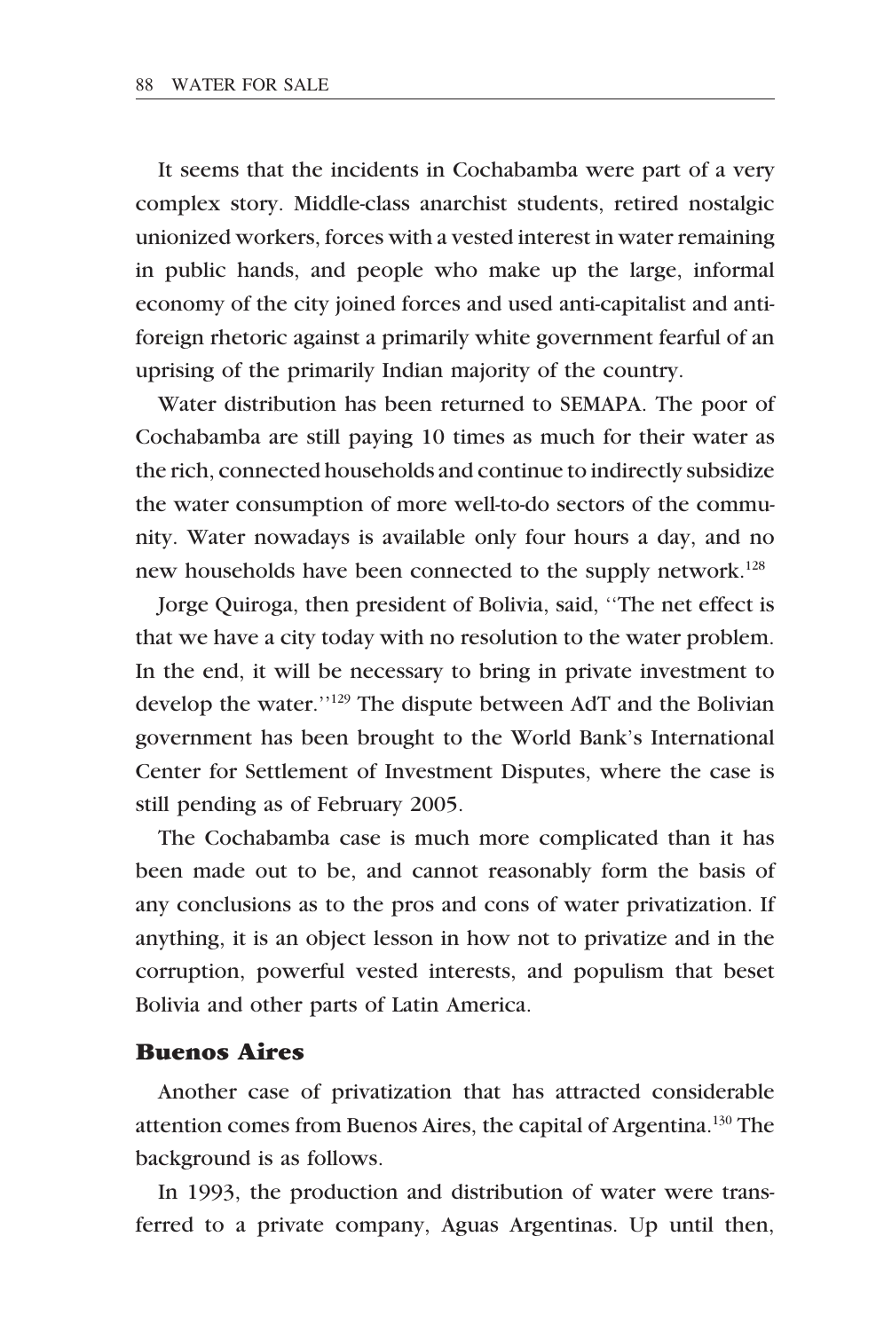It seems that the incidents in Cochabamba were part of a very complex story. Middle-class anarchist students, retired nostalgic unionized workers, forces with a vested interest in water remaining in public hands, and people who make up the large, informal economy of the city joined forces and used anti-capitalist and anti-foreign rhetoric against a primarily white government fearful of an uprising of the primarily Indian majority of the country.

Water distribution has been returned to SEMAPA. The poor of Cochabamba are still paying 10 times as much for their water as the rich, connected households and continue to indirectly subsidize the water consumption of more well-to-do sectors of the community. Water nowadays is available only four hours a day, and no new households have been connected to the supply network.[128]

Jorge Quiroga, then president of Bolivia, said, ''The net effect is that we have a city today with no resolution to the water problem. In the end, it will be necessary to bring in private investment to develop the water.''[129] The dispute between AdT and the Bolivian government has been brought to the World Bank's International Center for Settlement of Investment Disputes, where the case is still pending as of February 2005.

The Cochabamba case is much more complicated than it has been made out to be, and cannot reasonably form the basis of any conclusions as to the pros and cons of water privatization. If anything, it is an object lesson in how not to privatize and in the corruption, powerful vested interests, and populism that beset Bolivia and other parts of Latin America.

## Buenos Aires

Another case of privatization that has attracted considerable attention comes from Buenos Aires, the capital of Argentina.[130] The background is as follows.

In 1993, the production and distribution of water were transferred to a private company, Aguas Argentinas. Up until then,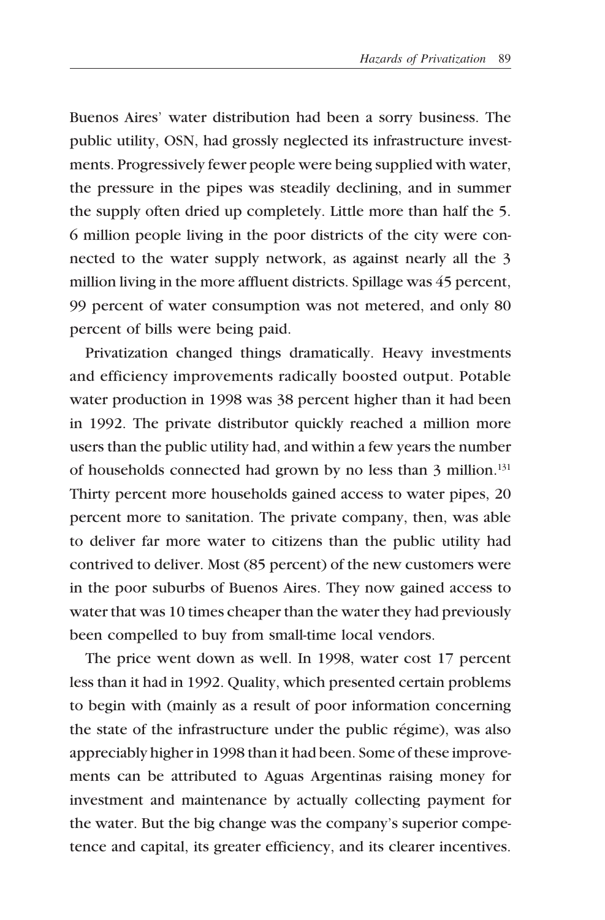Buenos Aires' water distribution had been a sorry business. The public utility, OSN, had grossly neglected its infrastructure investments. Progressively fewer people were being supplied with water, the pressure in the pipes was steadily declining, and in summer the supply often dried up completely. Little more than half the 5. 6 million people living in the poor districts of the city were connected to the water supply network, as against nearly all the 3 million living in the more affluent districts. Spillage was 45 percent, 99 percent of water consumption was not metered, and only 80 percent of bills were being paid.

Privatization changed things dramatically. Heavy investments and efficiency improvements radically boosted output. Potable water production in 1998 was 38 percent higher than it had been in 1992. The private distributor quickly reached a million more users than the public utility had, and within a few years the number of households connected had grown by no less than 3 million.[131] Thirty percent more households gained access to water pipes, 20 percent more to sanitation. The private company, then, was able to deliver far more water to citizens than the public utility had contrived to deliver. Most (85 percent) of the new customers were in the poor suburbs of Buenos Aires. They now gained access to water that was 10 times cheaper than the water they had previously been compelled to buy from small-time local vendors.

The price went down as well. In 1998, water cost 17 percent less than it had in 1992. Quality, which presented certain problems to begin with (mainly as a result of poor information concerning the state of the infrastructure under the public régime), was also appreciably higher in 1998 than it had been. Some of these improvements can be attributed to Aguas Argentinas raising money for investment and maintenance by actually collecting payment for the water. But the big change was the company's superior competence and capital, its greater efficiency, and its clearer incentives.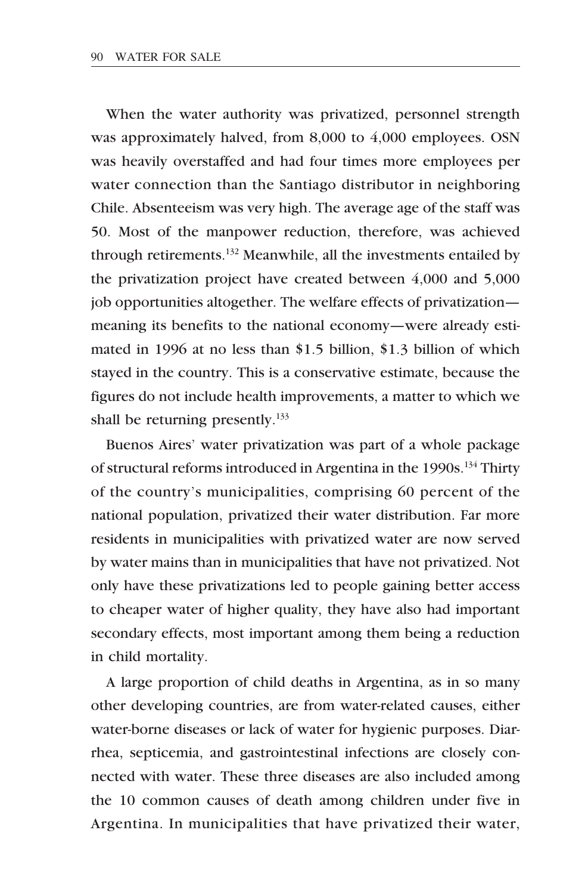When the water authority was privatized, personnel strength was approximately halved, from 8,000 to 4,000 employees. OSN was heavily overstaffed and had four times more employees per water connection than the Santiago distributor in neighboring Chile. Absenteeism was very high. The average age of the staff was 50. Most of the manpower reduction, therefore, was achieved through retirements.[132] Meanwhile, all the investments entailed by the privatization project have created between 4,000 and 5,000 job opportunities altogether. The welfare effects of privatization—meaning its benefits to the national economy—were already estimated in 1996 at no less than $1.5 billion, $1.3 billion of which stayed in the country. This is a conservative estimate, because the figures do not include health improvements, a matter to which we shall be returning presently.[133]

Buenos Aires' water privatization was part of a whole package of structural reforms introduced in Argentina in the 1990s.[134] Thirty of the country's municipalities, comprising 60 percent of the national population, privatized their water distribution. Far more residents in municipalities with privatized water are now served by water mains than in municipalities that have not privatized. Not only have these privatizations led to people gaining better access to cheaper water of higher quality, they have also had important secondary effects, most important among them being a reduction in child mortality.

A large proportion of child deaths in Argentina, as in so many other developing countries, are from water-related causes, either water-borne diseases or lack of water for hygienic purposes. Diarrhea, septicemia, and gastrointestinal infections are closely connected with water. These three diseases are also included among the 10 common causes of death among children under five in Argentina. In municipalities that have privatized their water,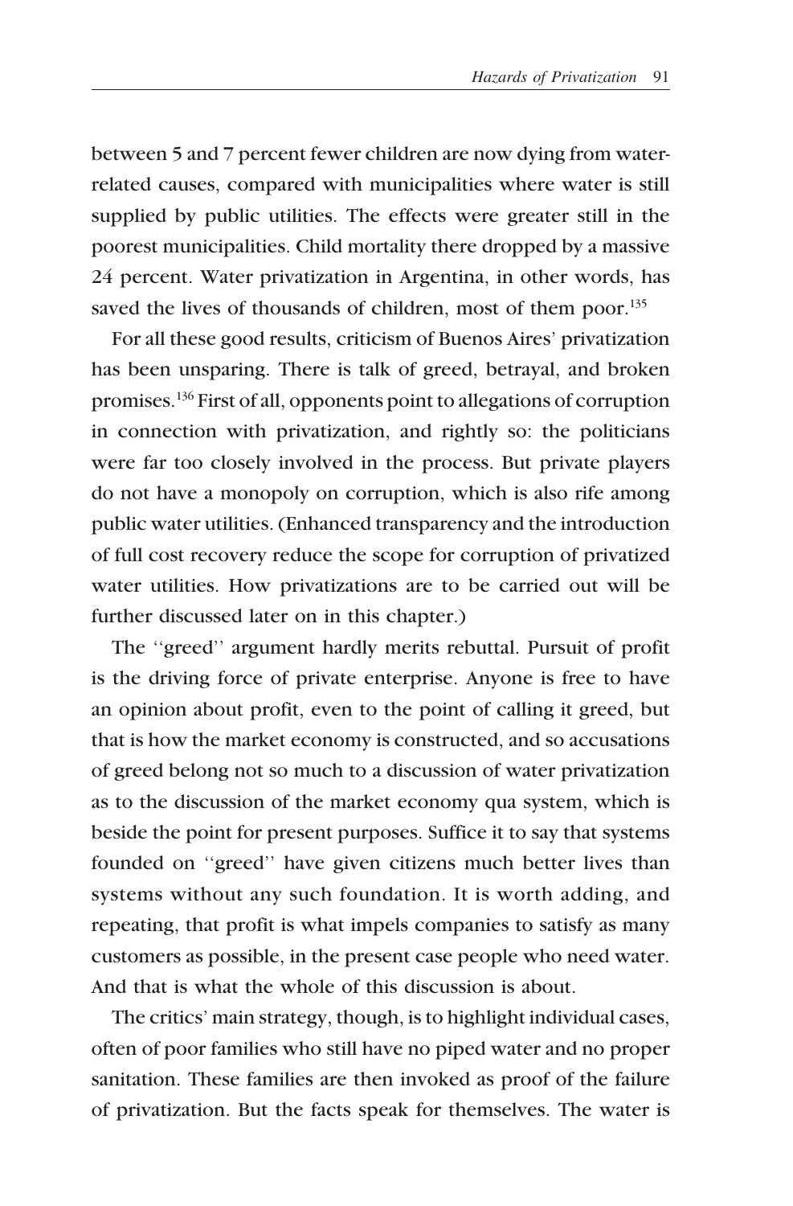between 5 and 7 percent fewer children are now dying from water-related causes, compared with municipalities where water is still supplied by public utilities. The effects were greater still in the poorest municipalities. Child mortality there dropped by a massive 24 percent. Water privatization in Argentina, in other words, has saved the lives of thousands of children, most of them poor.[135]

For all these good results, criticism of Buenos Aires' privatization has been unsparing. There is talk of greed, betrayal, and broken promises.[136] First of all, opponents point to allegations of corruption in connection with privatization, and rightly so: the politicians were far too closely involved in the process. But private players do not have a monopoly on corruption, which is also rife among public water utilities. (Enhanced transparency and the introduction of full cost recovery reduce the scope for corruption of privatized water utilities. How privatizations are to be carried out will be further discussed later on in this chapter.)

The ''greed'' argument hardly merits rebuttal. Pursuit of profit is the driving force of private enterprise. Anyone is free to have an opinion about profit, even to the point of calling it greed, but that is how the market economy is constructed, and so accusations of greed belong not so much to a discussion of water privatization as to the discussion of the market economy qua system, which is beside the point for present purposes. Suffice it to say that systems founded on ''greed'' have given citizens much better lives than systems without any such foundation. It is worth adding, and repeating, that profit is what impels companies to satisfy as many customers as possible, in the present case people who need water. And that is what the whole of this discussion is about.

The critics' main strategy, though, is to highlight individual cases, often of poor families who still have no piped water and no proper sanitation. These families are then invoked as proof of the failure of privatization. But the facts speak for themselves. The water is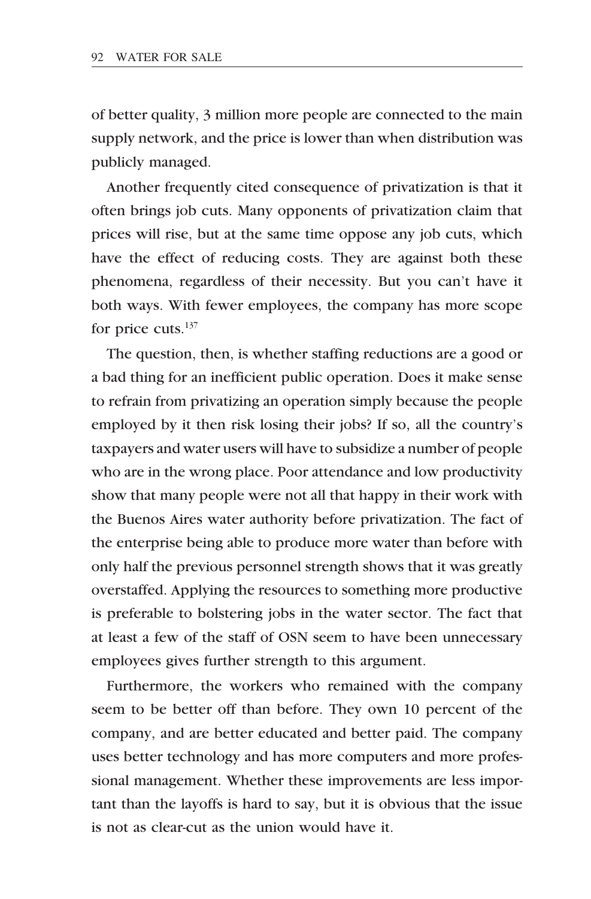of better quality, 3 million more people are connected to the main supply network, and the price is lower than when distribution was publicly managed.

Another frequently cited consequence of privatization is that it often brings job cuts. Many opponents of privatization claim that prices will rise, but at the same time oppose any job cuts, which have the effect of reducing costs. They are against both these phenomena, regardless of their necessity. But you can't have it both ways. With fewer employees, the company has more scope for price cuts.[137]

The question, then, is whether staffing reductions are a good or a bad thing for an inefficient public operation. Does it make sense to refrain from privatizing an operation simply because the people employed by it then risk losing their jobs? If so, all the country's taxpayers and water users will have to subsidize a number of people who are in the wrong place. Poor attendance and low productivity show that many people were not all that happy in their work with the Buenos Aires water authority before privatization. The fact of the enterprise being able to produce more water than before with only half the previous personnel strength shows that it was greatly overstaffed. Applying the resources to something more productive is preferable to bolstering jobs in the water sector. The fact that at least a few of the staff of OSN seem to have been unnecessary employees gives further strength to this argument.

Furthermore, the workers who remained with the company seem to be better off than before. They own 10 percent of the company, and are better educated and better paid. The company uses better technology and has more computers and more professional management. Whether these improvements are less important than the layoffs is hard to say, but it is obvious that the issue is not as clear-cut as the union would have it.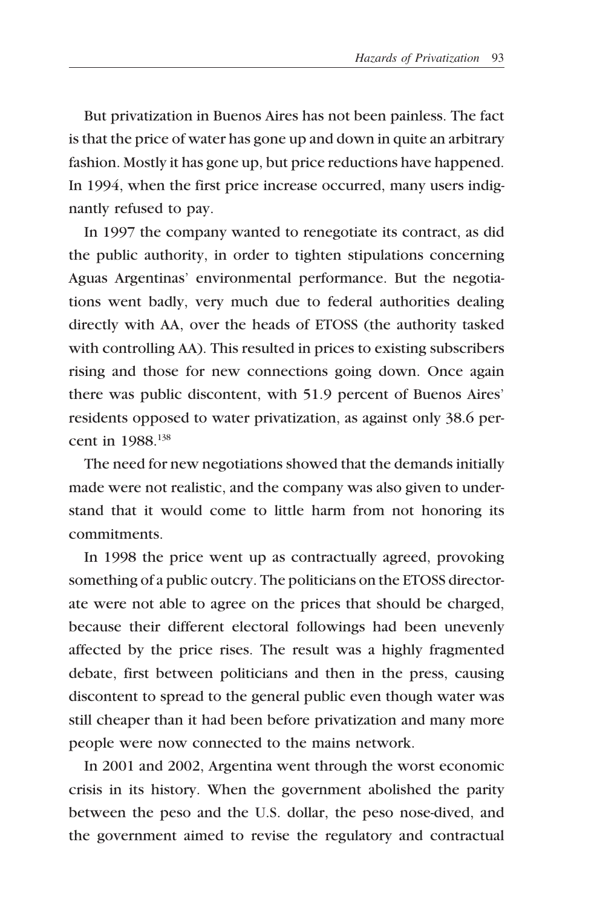But privatization in Buenos Aires has not been painless. The fact is that the price of water has gone up and down in quite an arbitrary fashion. Mostly it has gone up, but price reductions have happened. In 1994, when the first price increase occurred, many users indignantly refused to pay.

In 1997 the company wanted to renegotiate its contract, as did the public authority, in order to tighten stipulations concerning Aguas Argentinas' environmental performance. But the negotiations went badly, very much due to federal authorities dealing directly with AA, over the heads of ETOSS (the authority tasked with controlling AA). This resulted in prices to existing subscribers rising and those for new connections going down. Once again there was public discontent, with 51.9 percent of Buenos Aires' residents opposed to water privatization, as against only 38.6 percent in 1988.[138]

The need for new negotiations showed that the demands initially made were not realistic, and the company was also given to understand that it would come to little harm from not honoring its commitments.

In 1998 the price went up as contractually agreed, provoking something of a public outcry. The politicians on the ETOSS directorate were not able to agree on the prices that should be charged, because their different electoral followings had been unevenly affected by the price rises. The result was a highly fragmented debate, first between politicians and then in the press, causing discontent to spread to the general public even though water was still cheaper than it had been before privatization and many more people were now connected to the mains network.

In 2001 and 2002, Argentina went through the worst economic crisis in its history. When the government abolished the parity between the peso and the U.S. dollar, the peso nose-dived, and the government aimed to revise the regulatory and contractual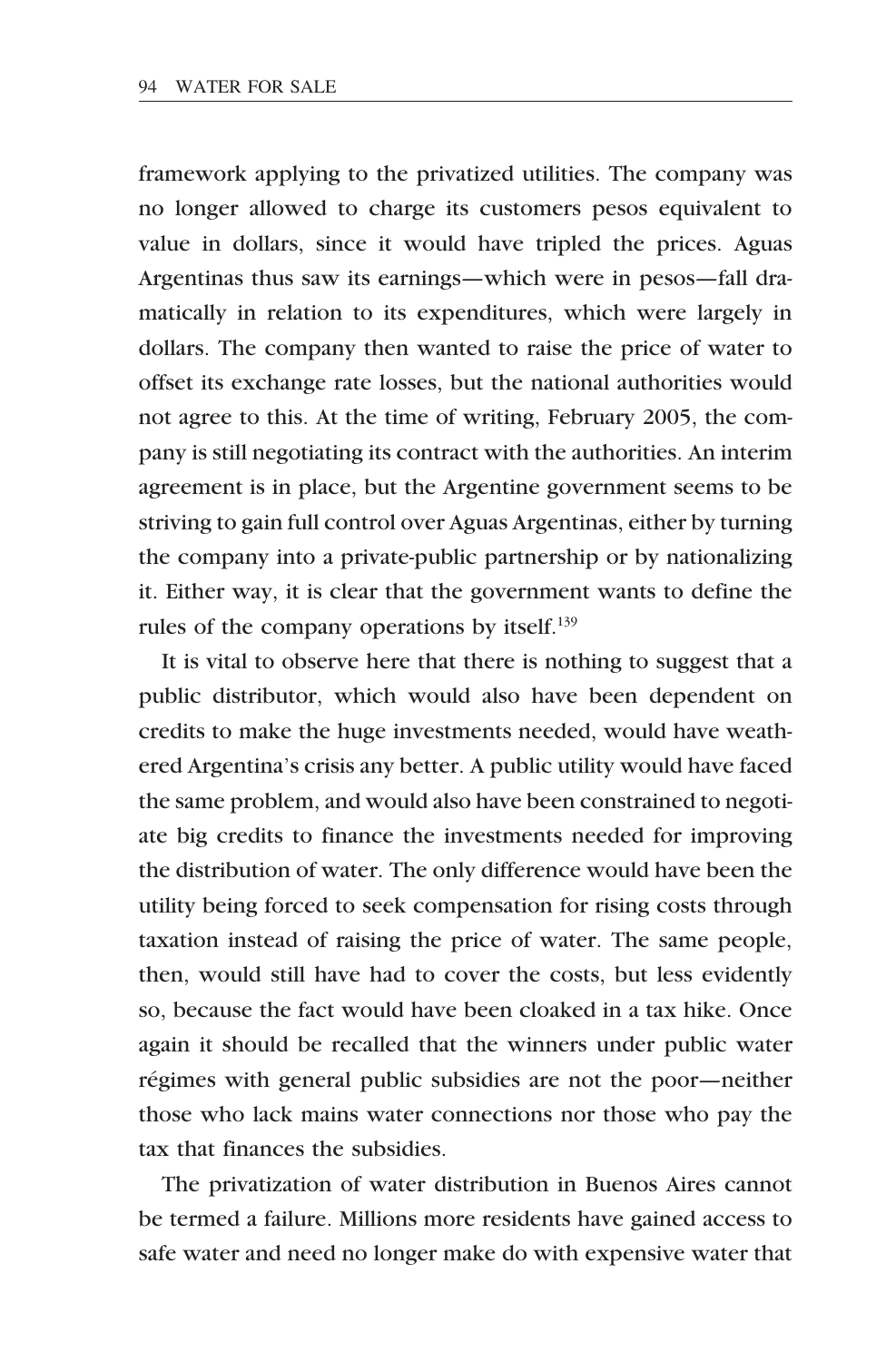framework applying to the privatized utilities. The company was no longer allowed to charge its customers pesos equivalent to value in dollars, since it would have tripled the prices. Aguas Argentinas thus saw its earnings—which were in pesos—fall dramatically in relation to its expenditures, which were largely in dollars. The company then wanted to raise the price of water to offset its exchange rate losses, but the national authorities would not agree to this. At the time of writing, February 2005, the company is still negotiating its contract with the authorities. An interim agreement is in place, but the Argentine government seems to be striving to gain full control over Aguas Argentinas, either by turning the company into a private-public partnership or by nationalizing it. Either way, it is clear that the government wants to define the rules of the company operations by itself.[139]

It is vital to observe here that there is nothing to suggest that a public distributor, which would also have been dependent on credits to make the huge investments needed, would have weathered Argentina's crisis any better. A public utility would have faced the same problem, and would also have been constrained to negotiate big credits to finance the investments needed for improving the distribution of water. The only difference would have been the utility being forced to seek compensation for rising costs through taxation instead of raising the price of water. The same people, then, would still have had to cover the costs, but less evidently so, because the fact would have been cloaked in a tax hike. Once again it should be recalled that the winners under public water régimes with general public subsidies are not the poor—neither those who lack mains water connections nor those who pay the tax that finances the subsidies.

The privatization of water distribution in Buenos Aires cannot be termed a failure. Millions more residents have gained access to safe water and need no longer make do with expensive water that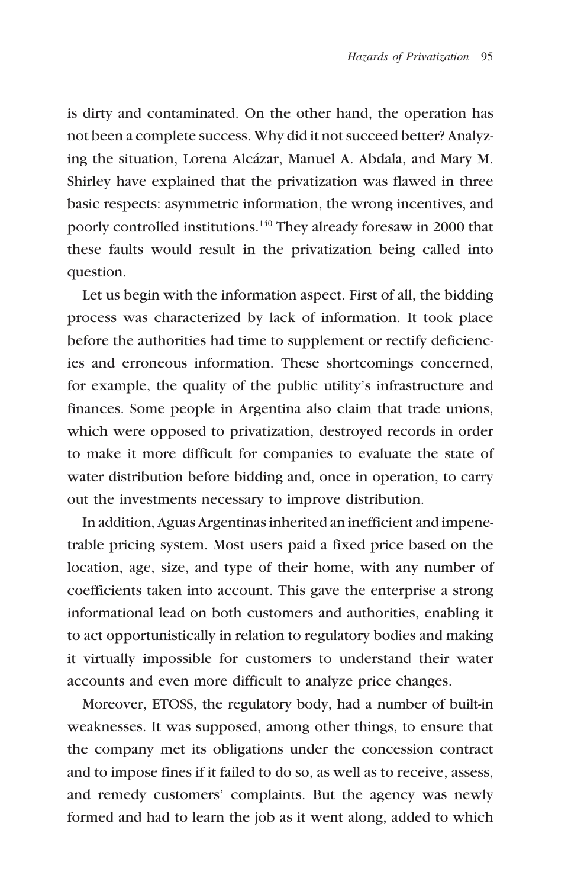is dirty and contaminated. On the other hand, the operation has not been a complete success. Why did it not succeed better? Analyzing the situation, Lorena Alcázar, Manuel A. Abdala, and Mary M. Shirley have explained that the privatization was flawed in three basic respects: asymmetric information, the wrong incentives, and poorly controlled institutions.[140] They already foresaw in 2000 that these faults would result in the privatization being called into question.

Let us begin with the information aspect. First of all, the bidding process was characterized by lack of information. It took place before the authorities had time to supplement or rectify deficiencies and erroneous information. These shortcomings concerned, for example, the quality of the public utility's infrastructure and finances. Some people in Argentina also claim that trade unions, which were opposed to privatization, destroyed records in order to make it more difficult for companies to evaluate the state of water distribution before bidding and, once in operation, to carry out the investments necessary to improve distribution.

In addition, Aguas Argentinas inherited an inefficient and impenetrable pricing system. Most users paid a fixed price based on the location, age, size, and type of their home, with any number of coefficients taken into account. This gave the enterprise a strong informational lead on both customers and authorities, enabling it to act opportunistically in relation to regulatory bodies and making it virtually impossible for customers to understand their water accounts and even more difficult to analyze price changes.

Moreover, ETOSS, the regulatory body, had a number of built-in weaknesses. It was supposed, among other things, to ensure that the company met its obligations under the concession contract and to impose fines if it failed to do so, as well as to receive, assess, and remedy customers' complaints. But the agency was newly formed and had to learn the job as it went along, added to which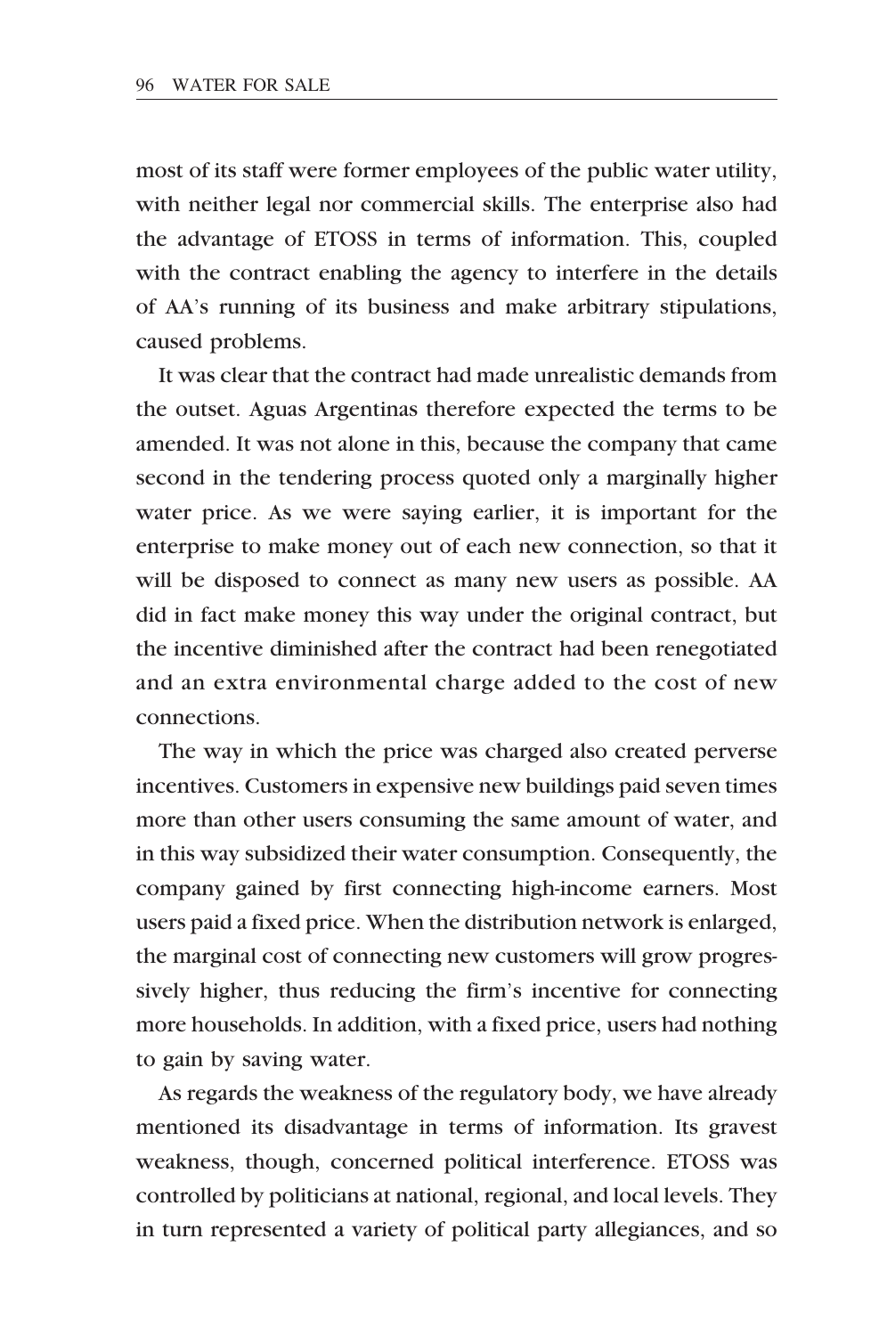most of its staff were former employees of the public water utility, with neither legal nor commercial skills. The enterprise also had the advantage of ETOSS in terms of information. This, coupled with the contract enabling the agency to interfere in the details of AA's running of its business and make arbitrary stipulations, caused problems.

It was clear that the contract had made unrealistic demands from the outset. Aguas Argentinas therefore expected the terms to be amended. It was not alone in this, because the company that came second in the tendering process quoted only a marginally higher water price. As we were saying earlier, it is important for the enterprise to make money out of each new connection, so that it will be disposed to connect as many new users as possible. AA did in fact make money this way under the original contract, but the incentive diminished after the contract had been renegotiated and an extra environmental charge added to the cost of new connections.

The way in which the price was charged also created perverse incentives. Customers in expensive new buildings paid seven times more than other users consuming the same amount of water, and in this way subsidized their water consumption. Consequently, the company gained by first connecting high-income earners. Most users paid a fixed price. When the distribution network is enlarged, the marginal cost of connecting new customers will grow progressively higher, thus reducing the firm's incentive for connecting more households. In addition, with a fixed price, users had nothing to gain by saving water.

As regards the weakness of the regulatory body, we have already mentioned its disadvantage in terms of information. Its gravest weakness, though, concerned political interference. ETOSS was controlled by politicians at national, regional, and local levels. They in turn represented a variety of political party allegiances, and so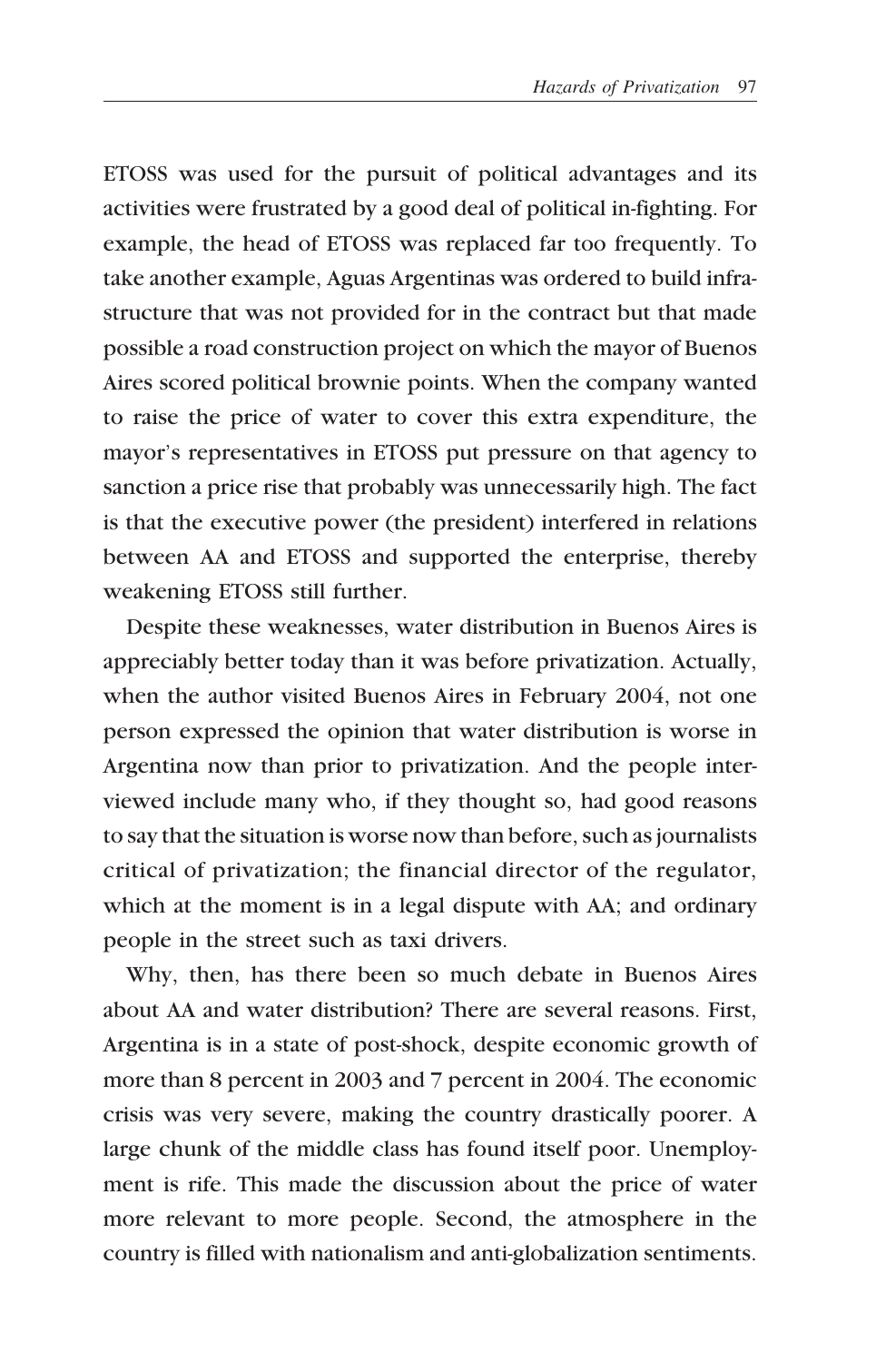ETOSS was used for the pursuit of political advantages and its activities were frustrated by a good deal of political in-fighting. For example, the head of ETOSS was replaced far too frequently. To take another example, Aguas Argentinas was ordered to build infrastructure that was not provided for in the contract but that made possible a road construction project on which the mayor of Buenos Aires scored political brownie points. When the company wanted to raise the price of water to cover this extra expenditure, the mayor's representatives in ETOSS put pressure on that agency to sanction a price rise that probably was unnecessarily high. The fact is that the executive power (the president) interfered in relations between AA and ETOSS and supported the enterprise, thereby weakening ETOSS still further.

Despite these weaknesses, water distribution in Buenos Aires is appreciably better today than it was before privatization. Actually, when the author visited Buenos Aires in February 2004, not one person expressed the opinion that water distribution is worse in Argentina now than prior to privatization. And the people interviewed include many who, if they thought so, had good reasons to say that the situation is worse now than before, such as journalists critical of privatization; the financial director of the regulator, which at the moment is in a legal dispute with AA; and ordinary people in the street such as taxi drivers.

Why, then, has there been so much debate in Buenos Aires about AA and water distribution? There are several reasons. First, Argentina is in a state of post-shock, despite economic growth of more than 8 percent in 2003 and 7 percent in 2004. The economic crisis was very severe, making the country drastically poorer. A large chunk of the middle class has found itself poor. Unemployment is rife. This made the discussion about the price of water more relevant to more people. Second, the atmosphere in the country is filled with nationalism and anti-globalization sentiments.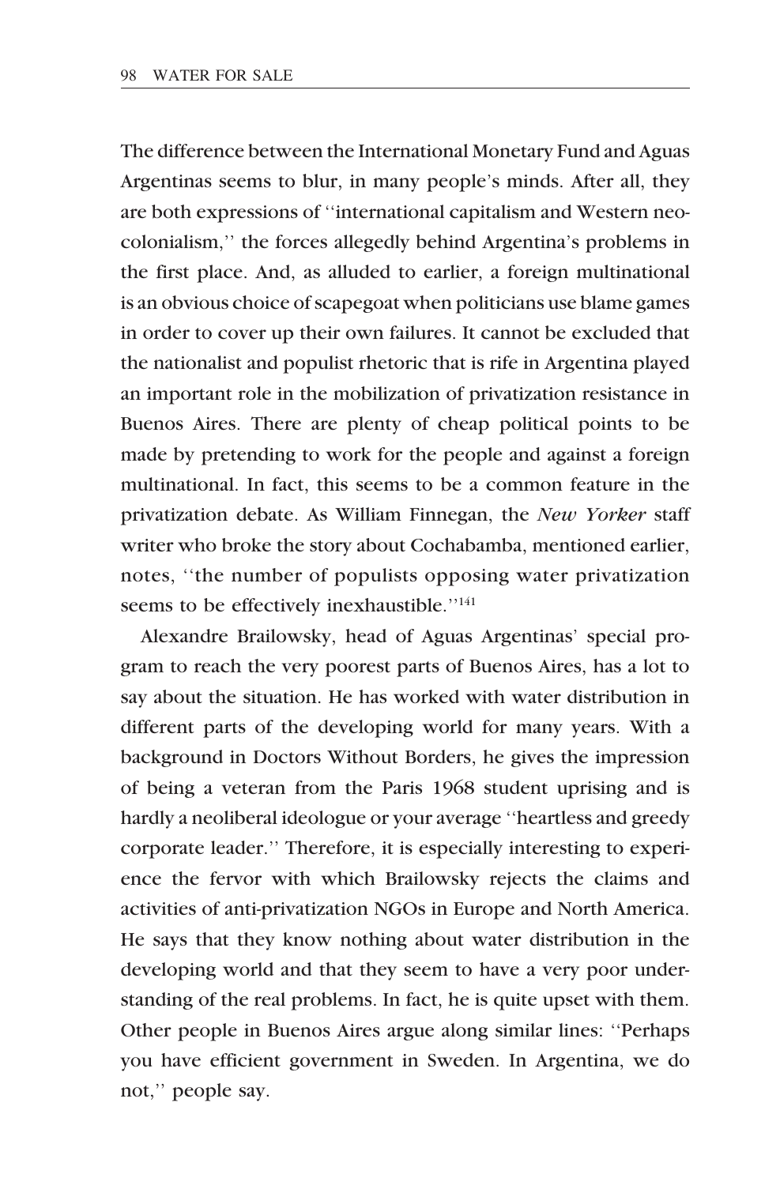The difference between the International Monetary Fund and Aguas Argentinas seems to blur, in many people's minds. After all, they are both expressions of "international capitalism and Western neo-colonialism," the forces allegedly behind Argentina's problems in the first place. And, as alluded to earlier, a foreign multinational is an obvious choice of scapegoat when politicians use blame games in order to cover up their own failures. It cannot be excluded that the nationalist and populist rhetoric that is rife in Argentina played an important role in the mobilization of privatization resistance in Buenos Aires. There are plenty of cheap political points to be made by pretending to work for the people and against a foreign multinational. In fact, this seems to be a common feature in the privatization debate. As William Finnegan, the *New Yorker* staff writer who broke the story about Cochabamba, mentioned earlier, notes, "the number of populists opposing water privatization seems to be effectively inexhaustible."[141]

Alexandre Brailowsky, head of Aguas Argentinas' special program to reach the very poorest parts of Buenos Aires, has a lot to say about the situation. He has worked with water distribution in different parts of the developing world for many years. With a background in Doctors Without Borders, he gives the impression of being a veteran from the Paris 1968 student uprising and is hardly a neoliberal ideologue or your average "heartless and greedy corporate leader." Therefore, it is especially interesting to experience the fervor with which Brailowsky rejects the claims and activities of anti-privatization NGOs in Europe and North America. He says that they know nothing about water distribution in the developing world and that they seem to have a very poor understanding of the real problems. In fact, he is quite upset with them. Other people in Buenos Aires argue along similar lines: "Perhaps you have efficient government in Sweden. In Argentina, we do not," people say.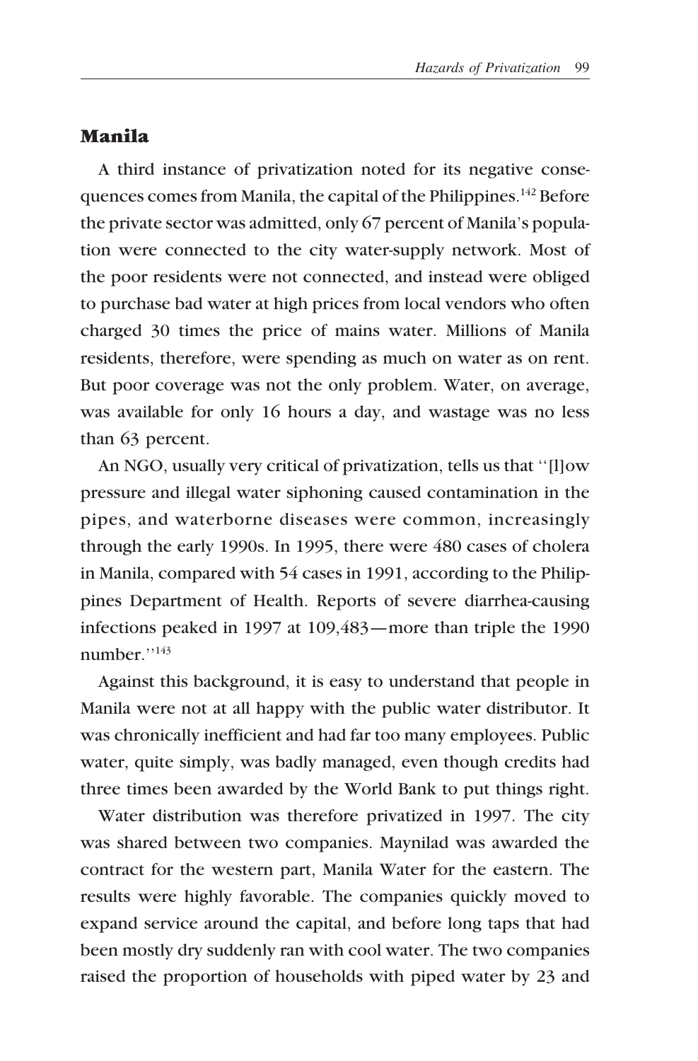## Manila

A third instance of privatization noted for its negative consequences comes from Manila, the capital of the Philippines.[142] Before the private sector was admitted, only 67 percent of Manila's population were connected to the city water-supply network. Most of the poor residents were not connected, and instead were obliged to purchase bad water at high prices from local vendors who often charged 30 times the price of mains water. Millions of Manila residents, therefore, were spending as much on water as on rent. But poor coverage was not the only problem. Water, on average, was available for only 16 hours a day, and wastage was no less than 63 percent.

An NGO, usually very critical of privatization, tells us that ''[l]ow pressure and illegal water siphoning caused contamination in the pipes, and waterborne diseases were common, increasingly through the early 1990s. In 1995, there were 480 cases of cholera in Manila, compared with 54 cases in 1991, according to the Philippines Department of Health. Reports of severe diarrhea-causing infections peaked in 1997 at 109,483—more than triple the 1990 number.''[143]

Against this background, it is easy to understand that people in Manila were not at all happy with the public water distributor. It was chronically inefficient and had far too many employees. Public water, quite simply, was badly managed, even though credits had three times been awarded by the World Bank to put things right.

Water distribution was therefore privatized in 1997. The city was shared between two companies. Maynilad was awarded the contract for the western part, Manila Water for the eastern. The results were highly favorable. The companies quickly moved to expand service around the capital, and before long taps that had been mostly dry suddenly ran with cool water. The two companies raised the proportion of households with piped water by 23 and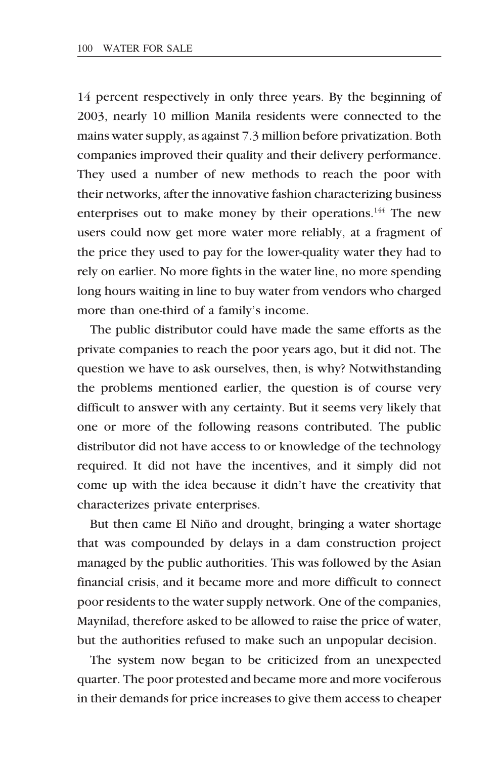14 percent respectively in only three years. By the beginning of 2003, nearly 10 million Manila residents were connected to the mains water supply, as against 7.3 million before privatization. Both companies improved their quality and their delivery performance. They used a number of new methods to reach the poor with their networks, after the innovative fashion characterizing business enterprises out to make money by their operations.[144] The new users could now get more water more reliably, at a fragment of the price they used to pay for the lower-quality water they had to rely on earlier. No more fights in the water line, no more spending long hours waiting in line to buy water from vendors who charged more than one-third of a family's income.

The public distributor could have made the same efforts as the private companies to reach the poor years ago, but it did not. The question we have to ask ourselves, then, is why? Notwithstanding the problems mentioned earlier, the question is of course very difficult to answer with any certainty. But it seems very likely that one or more of the following reasons contributed. The public distributor did not have access to or knowledge of the technology required. It did not have the incentives, and it simply did not come up with the idea because it didn't have the creativity that characterizes private enterprises.

But then came El Niño and drought, bringing a water shortage that was compounded by delays in a dam construction project managed by the public authorities. This was followed by the Asian financial crisis, and it became more and more difficult to connect poor residents to the water supply network. One of the companies, Maynilad, therefore asked to be allowed to raise the price of water, but the authorities refused to make such an unpopular decision.

The system now began to be criticized from an unexpected quarter. The poor protested and became more and more vociferous in their demands for price increases to give them access to cheaper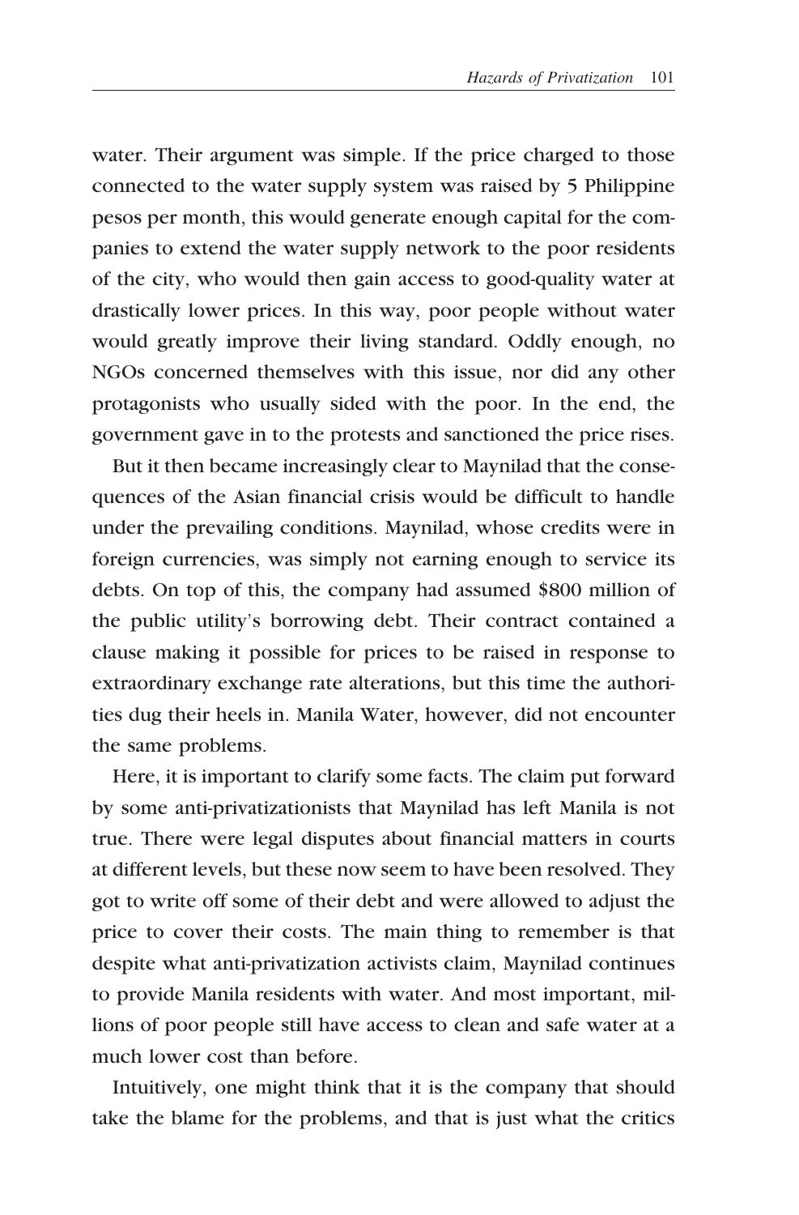water. Their argument was simple. If the price charged to those connected to the water supply system was raised by 5 Philippine pesos per month, this would generate enough capital for the companies to extend the water supply network to the poor residents of the city, who would then gain access to good-quality water at drastically lower prices. In this way, poor people without water would greatly improve their living standard. Oddly enough, no NGOs concerned themselves with this issue, nor did any other protagonists who usually sided with the poor. In the end, the government gave in to the protests and sanctioned the price rises.

But it then became increasingly clear to Maynilad that the consequences of the Asian financial crisis would be difficult to handle under the prevailing conditions. Maynilad, whose credits were in foreign currencies, was simply not earning enough to service its debts. On top of this, the company had assumed $800 million of the public utility's borrowing debt. Their contract contained a clause making it possible for prices to be raised in response to extraordinary exchange rate alterations, but this time the authorities dug their heels in. Manila Water, however, did not encounter the same problems.

Here, it is important to clarify some facts. The claim put forward by some anti-privatizationists that Maynilad has left Manila is not true. There were legal disputes about financial matters in courts at different levels, but these now seem to have been resolved. They got to write off some of their debt and were allowed to adjust the price to cover their costs. The main thing to remember is that despite what anti-privatization activists claim, Maynilad continues to provide Manila residents with water. And most important, millions of poor people still have access to clean and safe water at a much lower cost than before.

Intuitively, one might think that it is the company that should take the blame for the problems, and that is just what the critics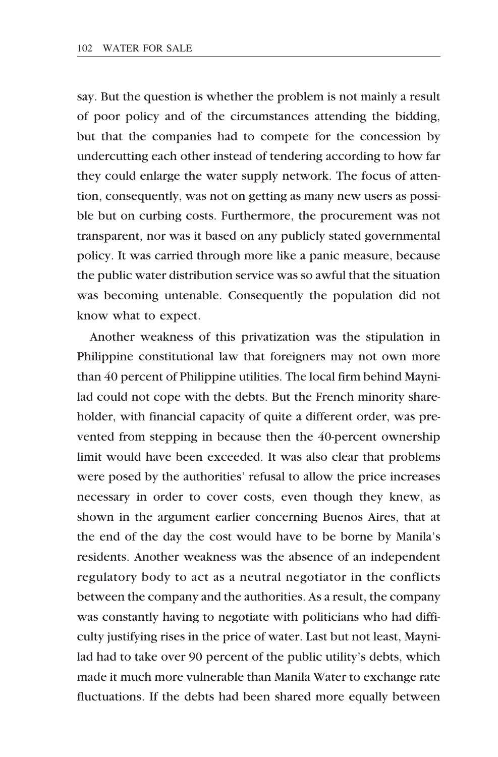say. But the question is whether the problem is not mainly a result of poor policy and of the circumstances attending the bidding, but that the companies had to compete for the concession by undercutting each other instead of tendering according to how far they could enlarge the water supply network. The focus of attention, consequently, was not on getting as many new users as possible but on curbing costs. Furthermore, the procurement was not transparent, nor was it based on any publicly stated governmental policy. It was carried through more like a panic measure, because the public water distribution service was so awful that the situation was becoming untenable. Consequently the population did not know what to expect.

Another weakness of this privatization was the stipulation in Philippine constitutional law that foreigners may not own more than 40 percent of Philippine utilities. The local firm behind Maynilad could not cope with the debts. But the French minority shareholder, with financial capacity of quite a different order, was prevented from stepping in because then the 40-percent ownership limit would have been exceeded. It was also clear that problems were posed by the authorities' refusal to allow the price increases necessary in order to cover costs, even though they knew, as shown in the argument earlier concerning Buenos Aires, that at the end of the day the cost would have to be borne by Manila's residents. Another weakness was the absence of an independent regulatory body to act as a neutral negotiator in the conflicts between the company and the authorities. As a result, the company was constantly having to negotiate with politicians who had difficulty justifying rises in the price of water. Last but not least, Maynilad had to take over 90 percent of the public utility's debts, which made it much more vulnerable than Manila Water to exchange rate fluctuations. If the debts had been shared more equally between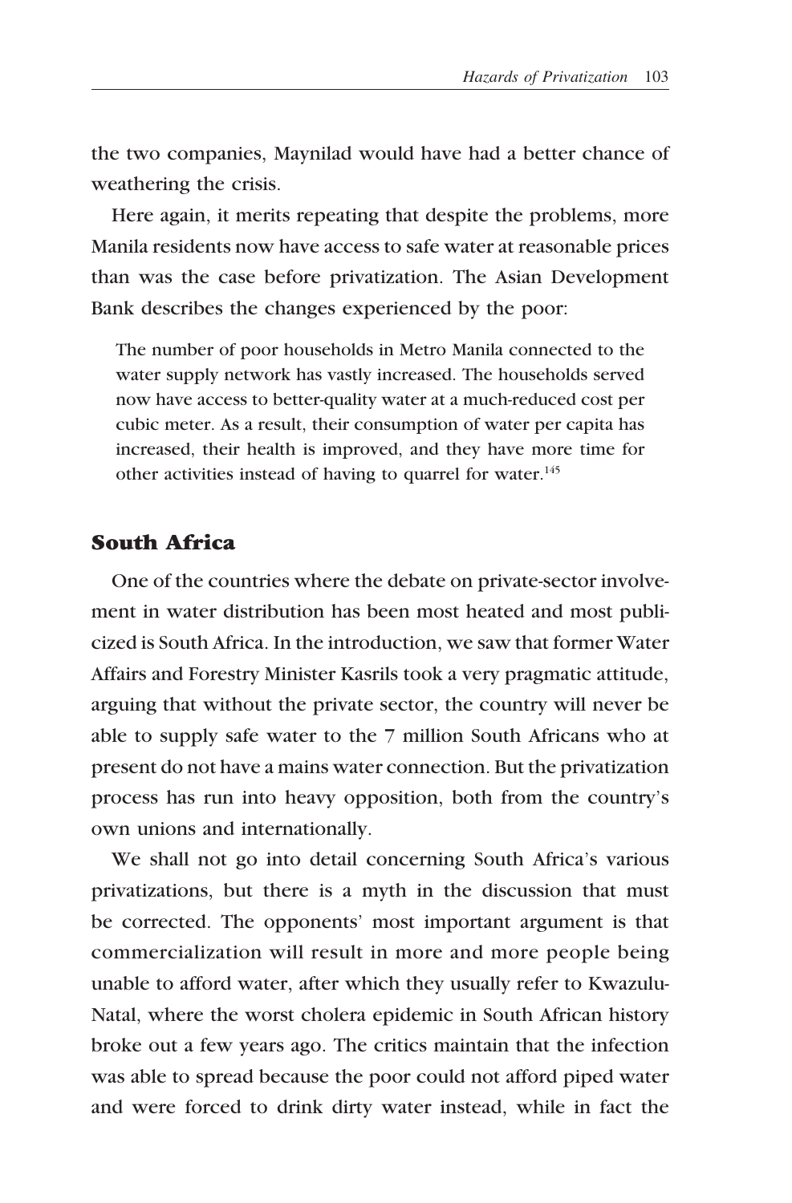the two companies, Maynilad would have had a better chance of weathering the crisis.

Here again, it merits repeating that despite the problems, more Manila residents now have access to safe water at reasonable prices than was the case before privatization. The Asian Development Bank describes the changes experienced by the poor:

> The number of poor households in Metro Manila connected to the water supply network has vastly increased. The households served now have access to better-quality water at a much-reduced cost per cubic meter. As a result, their consumption of water per capita has increased, their health is improved, and they have more time for other activities instead of having to quarrel for water.[145]

## South Africa

One of the countries where the debate on private-sector involvement in water distribution has been most heated and most publicized is South Africa. In the introduction, we saw that former Water Affairs and Forestry Minister Kasrils took a very pragmatic attitude, arguing that without the private sector, the country will never be able to supply safe water to the 7 million South Africans who at present do not have a mains water connection. But the privatization process has run into heavy opposition, both from the country's own unions and internationally.

We shall not go into detail concerning South Africa's various privatizations, but there is a myth in the discussion that must be corrected. The opponents' most important argument is that commercialization will result in more and more people being unable to afford water, after which they usually refer to Kwazulu-Natal, where the worst cholera epidemic in South African history broke out a few years ago. The critics maintain that the infection was able to spread because the poor could not afford piped water and were forced to drink dirty water instead, while in fact the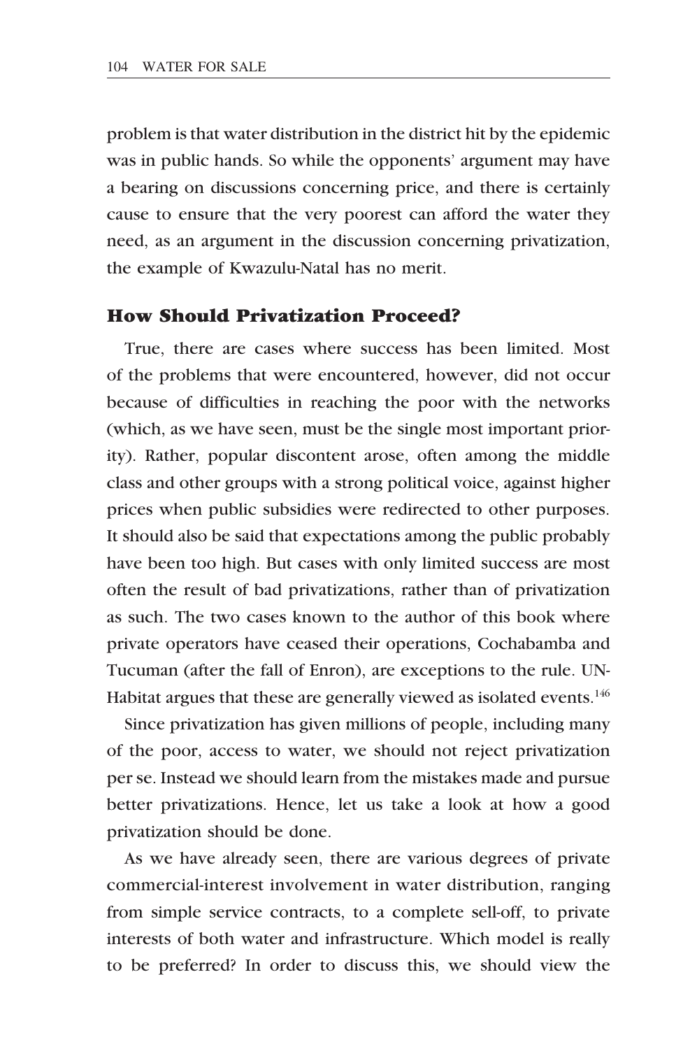problem is that water distribution in the district hit by the epidemic was in public hands. So while the opponents' argument may have a bearing on discussions concerning price, and there is certainly cause to ensure that the very poorest can afford the water they need, as an argument in the discussion concerning privatization, the example of Kwazulu-Natal has no merit.

## How Should Privatization Proceed?

True, there are cases where success has been limited. Most of the problems that were encountered, however, did not occur because of difficulties in reaching the poor with the networks (which, as we have seen, must be the single most important priority). Rather, popular discontent arose, often among the middle class and other groups with a strong political voice, against higher prices when public subsidies were redirected to other purposes. It should also be said that expectations among the public probably have been too high. But cases with only limited success are most often the result of bad privatizations, rather than of privatization as such. The two cases known to the author of this book where private operators have ceased their operations, Cochabamba and Tucuman (after the fall of Enron), are exceptions to the rule. UN-Habitat argues that these are generally viewed as isolated events.[146]

Since privatization has given millions of people, including many of the poor, access to water, we should not reject privatization per se. Instead we should learn from the mistakes made and pursue better privatizations. Hence, let us take a look at how a good privatization should be done.

As we have already seen, there are various degrees of private commercial-interest involvement in water distribution, ranging from simple service contracts, to a complete sell-off, to private interests of both water and infrastructure. Which model is really to be preferred? In order to discuss this, we should view the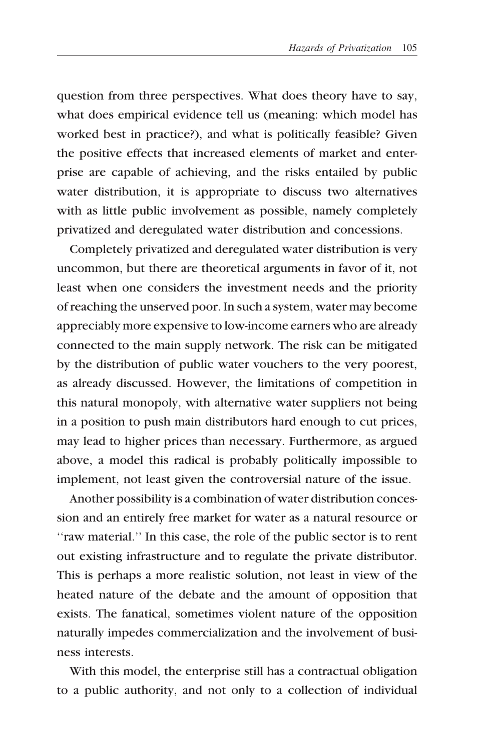question from three perspectives. What does theory have to say, what does empirical evidence tell us (meaning: which model has worked best in practice?), and what is politically feasible? Given the positive effects that increased elements of market and enterprise are capable of achieving, and the risks entailed by public water distribution, it is appropriate to discuss two alternatives with as little public involvement as possible, namely completely privatized and deregulated water distribution and concessions.

Completely privatized and deregulated water distribution is very uncommon, but there are theoretical arguments in favor of it, not least when one considers the investment needs and the priority of reaching the unserved poor. In such a system, water may become appreciably more expensive to low-income earners who are already connected to the main supply network. The risk can be mitigated by the distribution of public water vouchers to the very poorest, as already discussed. However, the limitations of competition in this natural monopoly, with alternative water suppliers not being in a position to push main distributors hard enough to cut prices, may lead to higher prices than necessary. Furthermore, as argued above, a model this radical is probably politically impossible to implement, not least given the controversial nature of the issue.

Another possibility is a combination of water distribution concession and an entirely free market for water as a natural resource or ''raw material.'' In this case, the role of the public sector is to rent out existing infrastructure and to regulate the private distributor. This is perhaps a more realistic solution, not least in view of the heated nature of the debate and the amount of opposition that exists. The fanatical, sometimes violent nature of the opposition naturally impedes commercialization and the involvement of business interests.

With this model, the enterprise still has a contractual obligation to a public authority, and not only to a collection of individual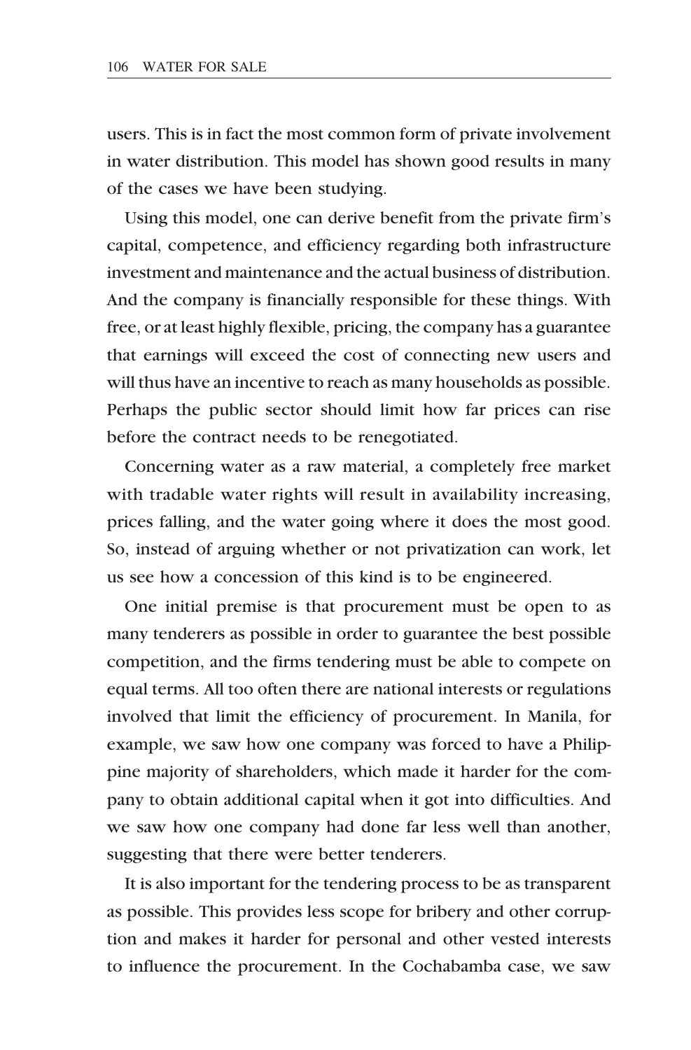users. This is in fact the most common form of private involvement in water distribution. This model has shown good results in many of the cases we have been studying.

Using this model, one can derive benefit from the private firm's capital, competence, and efficiency regarding both infrastructure investment and maintenance and the actual business of distribution. And the company is financially responsible for these things. With free, or at least highly flexible, pricing, the company has a guarantee that earnings will exceed the cost of connecting new users and will thus have an incentive to reach as many households as possible. Perhaps the public sector should limit how far prices can rise before the contract needs to be renegotiated.

Concerning water as a raw material, a completely free market with tradable water rights will result in availability increasing, prices falling, and the water going where it does the most good. So, instead of arguing whether or not privatization can work, let us see how a concession of this kind is to be engineered.

One initial premise is that procurement must be open to as many tenderers as possible in order to guarantee the best possible competition, and the firms tendering must be able to compete on equal terms. All too often there are national interests or regulations involved that limit the efficiency of procurement. In Manila, for example, we saw how one company was forced to have a Philippine majority of shareholders, which made it harder for the company to obtain additional capital when it got into difficulties. And we saw how one company had done far less well than another, suggesting that there were better tenderers.

It is also important for the tendering process to be as transparent as possible. This provides less scope for bribery and other corruption and makes it harder for personal and other vested interests to influence the procurement. In the Cochabamba case, we saw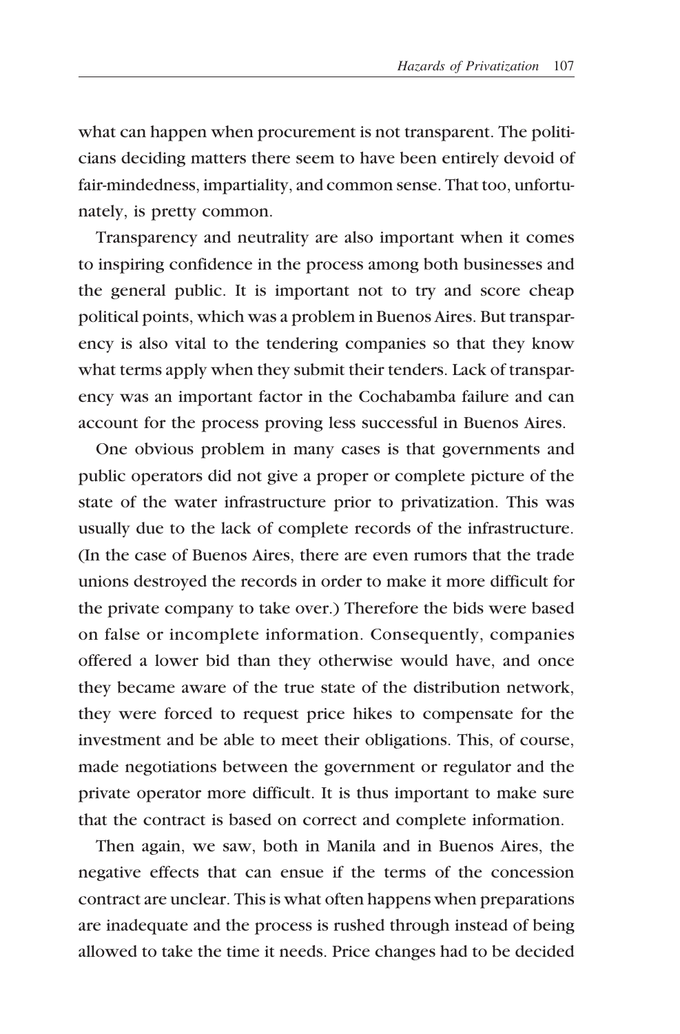what can happen when procurement is not transparent. The politicians deciding matters there seem to have been entirely devoid of fair-mindedness, impartiality, and common sense. That too, unfortunately, is pretty common.

Transparency and neutrality are also important when it comes to inspiring confidence in the process among both businesses and the general public. It is important not to try and score cheap political points, which was a problem in Buenos Aires. But transparency is also vital to the tendering companies so that they know what terms apply when they submit their tenders. Lack of transparency was an important factor in the Cochabamba failure and can account for the process proving less successful in Buenos Aires.

One obvious problem in many cases is that governments and public operators did not give a proper or complete picture of the state of the water infrastructure prior to privatization. This was usually due to the lack of complete records of the infrastructure. (In the case of Buenos Aires, there are even rumors that the trade unions destroyed the records in order to make it more difficult for the private company to take over.) Therefore the bids were based on false or incomplete information. Consequently, companies offered a lower bid than they otherwise would have, and once they became aware of the true state of the distribution network, they were forced to request price hikes to compensate for the investment and be able to meet their obligations. This, of course, made negotiations between the government or regulator and the private operator more difficult. It is thus important to make sure that the contract is based on correct and complete information.

Then again, we saw, both in Manila and in Buenos Aires, the negative effects that can ensue if the terms of the concession contract are unclear. This is what often happens when preparations are inadequate and the process is rushed through instead of being allowed to take the time it needs. Price changes had to be decided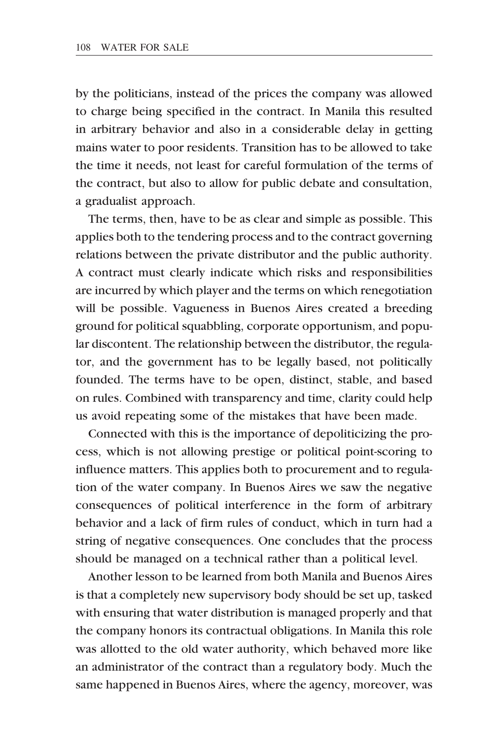by the politicians, instead of the prices the company was allowed to charge being specified in the contract. In Manila this resulted in arbitrary behavior and also in a considerable delay in getting mains water to poor residents. Transition has to be allowed to take the time it needs, not least for careful formulation of the terms of the contract, but also to allow for public debate and consultation, a gradualist approach.

The terms, then, have to be as clear and simple as possible. This applies both to the tendering process and to the contract governing relations between the private distributor and the public authority. A contract must clearly indicate which risks and responsibilities are incurred by which player and the terms on which renegotiation will be possible. Vagueness in Buenos Aires created a breeding ground for political squabbling, corporate opportunism, and popular discontent. The relationship between the distributor, the regulator, and the government has to be legally based, not politically founded. The terms have to be open, distinct, stable, and based on rules. Combined with transparency and time, clarity could help us avoid repeating some of the mistakes that have been made.

Connected with this is the importance of depoliticizing the process, which is not allowing prestige or political point-scoring to influence matters. This applies both to procurement and to regulation of the water company. In Buenos Aires we saw the negative consequences of political interference in the form of arbitrary behavior and a lack of firm rules of conduct, which in turn had a string of negative consequences. One concludes that the process should be managed on a technical rather than a political level.

Another lesson to be learned from both Manila and Buenos Aires is that a completely new supervisory body should be set up, tasked with ensuring that water distribution is managed properly and that the company honors its contractual obligations. In Manila this role was allotted to the old water authority, which behaved more like an administrator of the contract than a regulatory body. Much the same happened in Buenos Aires, where the agency, moreover, was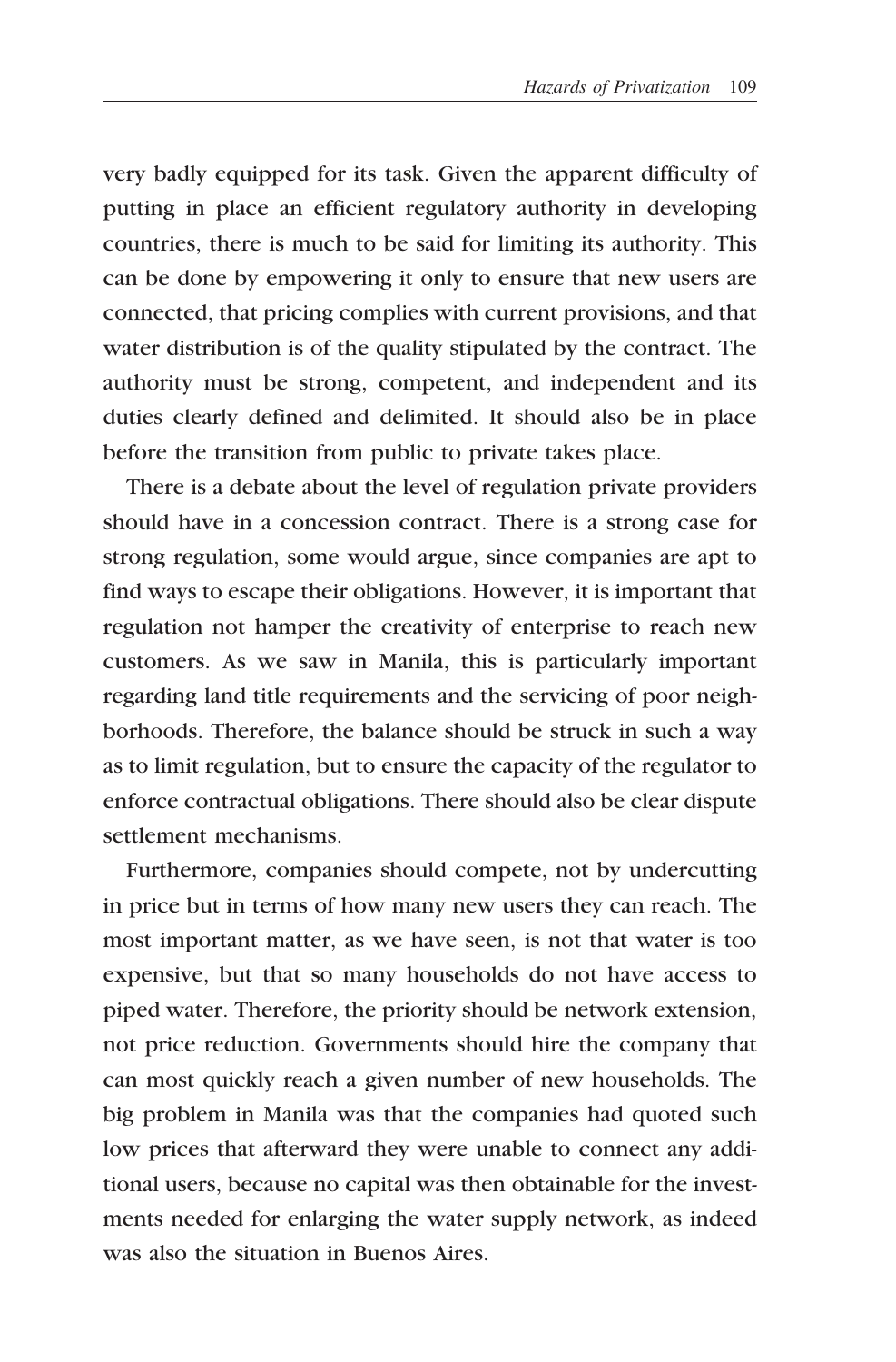very badly equipped for its task. Given the apparent difficulty of putting in place an efficient regulatory authority in developing countries, there is much to be said for limiting its authority. This can be done by empowering it only to ensure that new users are connected, that pricing complies with current provisions, and that water distribution is of the quality stipulated by the contract. The authority must be strong, competent, and independent and its duties clearly defined and delimited. It should also be in place before the transition from public to private takes place.

There is a debate about the level of regulation private providers should have in a concession contract. There is a strong case for strong regulation, some would argue, since companies are apt to find ways to escape their obligations. However, it is important that regulation not hamper the creativity of enterprise to reach new customers. As we saw in Manila, this is particularly important regarding land title requirements and the servicing of poor neighborhoods. Therefore, the balance should be struck in such a way as to limit regulation, but to ensure the capacity of the regulator to enforce contractual obligations. There should also be clear dispute settlement mechanisms.

Furthermore, companies should compete, not by undercutting in price but in terms of how many new users they can reach. The most important matter, as we have seen, is not that water is too expensive, but that so many households do not have access to piped water. Therefore, the priority should be network extension, not price reduction. Governments should hire the company that can most quickly reach a given number of new households. The big problem in Manila was that the companies had quoted such low prices that afterward they were unable to connect any additional users, because no capital was then obtainable for the investments needed for enlarging the water supply network, as indeed was also the situation in Buenos Aires.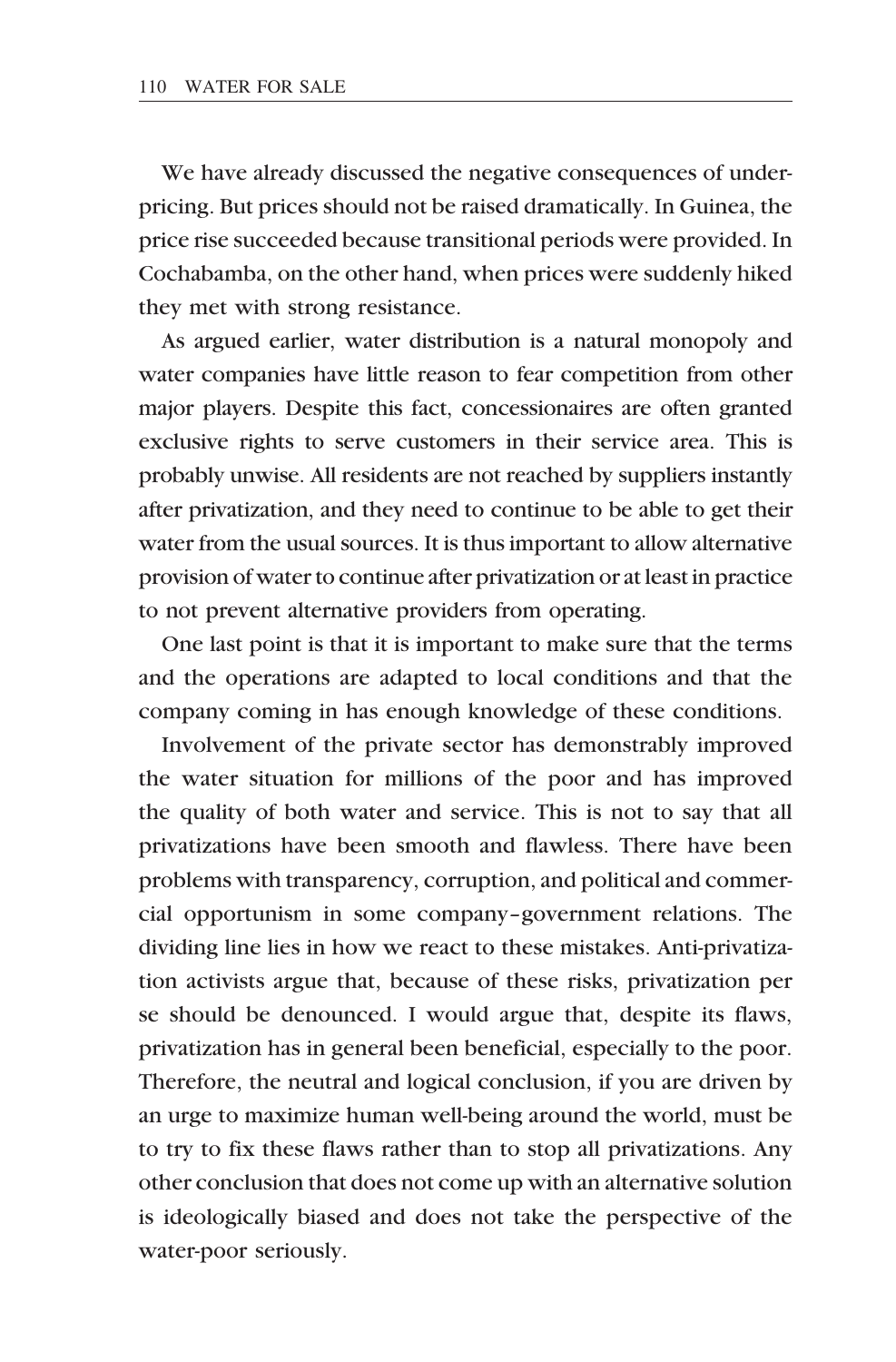We have already discussed the negative consequences of underpricing. But prices should not be raised dramatically. In Guinea, the price rise succeeded because transitional periods were provided. In Cochabamba, on the other hand, when prices were suddenly hiked they met with strong resistance.

As argued earlier, water distribution is a natural monopoly and water companies have little reason to fear competition from other major players. Despite this fact, concessionaires are often granted exclusive rights to serve customers in their service area. This is probably unwise. All residents are not reached by suppliers instantly after privatization, and they need to continue to be able to get their water from the usual sources. It is thus important to allow alternative provision of water to continue after privatization or at least in practice to not prevent alternative providers from operating.

One last point is that it is important to make sure that the terms and the operations are adapted to local conditions and that the company coming in has enough knowledge of these conditions.

Involvement of the private sector has demonstrably improved the water situation for millions of the poor and has improved the quality of both water and service. This is not to say that all privatizations have been smooth and flawless. There have been problems with transparency, corruption, and political and commercial opportunism in some company–government relations. The dividing line lies in how we react to these mistakes. Anti-privatization activists argue that, because of these risks, privatization per se should be denounced. I would argue that, despite its flaws, privatization has in general been beneficial, especially to the poor. Therefore, the neutral and logical conclusion, if you are driven by an urge to maximize human well-being around the world, must be to try to fix these flaws rather than to stop all privatizations. Any other conclusion that does not come up with an alternative solution is ideologically biased and does not take the perspective of the water-poor seriously.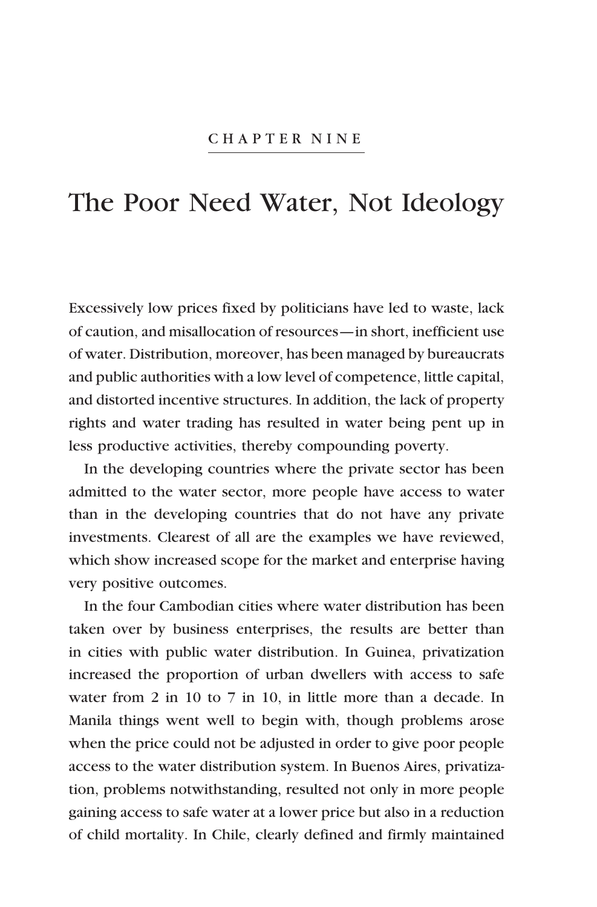CHAPTER NINE

# The Poor Need Water, Not Ideology

Excessively low prices fixed by politicians have led to waste, lack of caution, and misallocation of resources—in short, inefficient use of water. Distribution, moreover, has been managed by bureaucrats and public authorities with a low level of competence, little capital, and distorted incentive structures. In addition, the lack of property rights and water trading has resulted in water being pent up in less productive activities, thereby compounding poverty.

In the developing countries where the private sector has been admitted to the water sector, more people have access to water than in the developing countries that do not have any private investments. Clearest of all are the examples we have reviewed, which show increased scope for the market and enterprise having very positive outcomes.

In the four Cambodian cities where water distribution has been taken over by business enterprises, the results are better than in cities with public water distribution. In Guinea, privatization increased the proportion of urban dwellers with access to safe water from 2 in 10 to 7 in 10, in little more than a decade. In Manila things went well to begin with, though problems arose when the price could not be adjusted in order to give poor people access to the water distribution system. In Buenos Aires, privatization, problems notwithstanding, resulted not only in more people gaining access to safe water at a lower price but also in a reduction of child mortality. In Chile, clearly defined and firmly maintained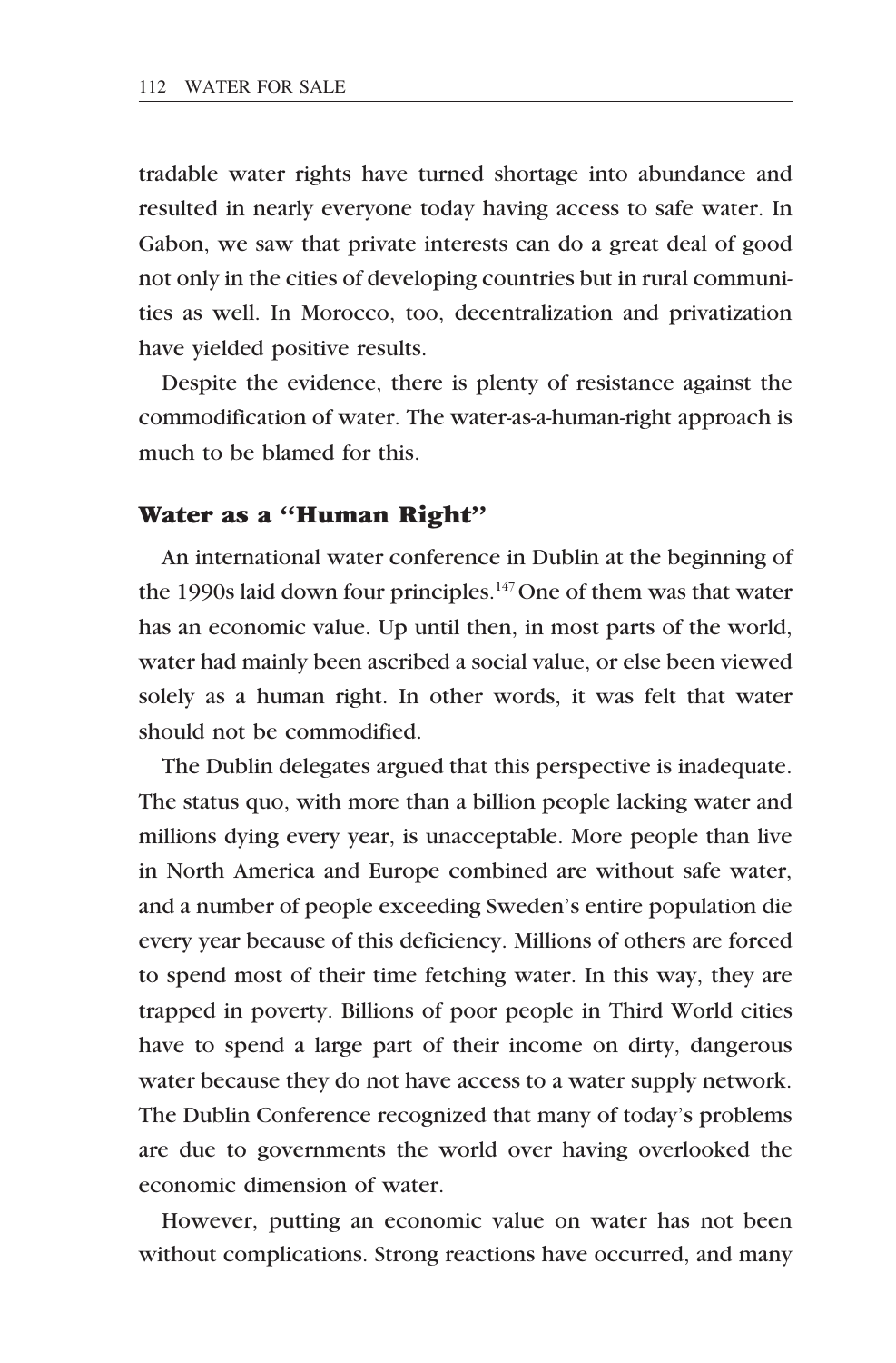tradable water rights have turned shortage into abundance and resulted in nearly everyone today having access to safe water. In Gabon, we saw that private interests can do a great deal of good not only in the cities of developing countries but in rural communities as well. In Morocco, too, decentralization and privatization have yielded positive results.

Despite the evidence, there is plenty of resistance against the commodification of water. The water-as-a-human-right approach is much to be blamed for this.

## Water as a ''Human Right''

An international water conference in Dublin at the beginning of the 1990s laid down four principles.[147] One of them was that water has an economic value. Up until then, in most parts of the world, water had mainly been ascribed a social value, or else been viewed solely as a human right. In other words, it was felt that water should not be commodified.

The Dublin delegates argued that this perspective is inadequate. The status quo, with more than a billion people lacking water and millions dying every year, is unacceptable. More people than live in North America and Europe combined are without safe water, and a number of people exceeding Sweden's entire population die every year because of this deficiency. Millions of others are forced to spend most of their time fetching water. In this way, they are trapped in poverty. Billions of poor people in Third World cities have to spend a large part of their income on dirty, dangerous water because they do not have access to a water supply network. The Dublin Conference recognized that many of today's problems are due to governments the world over having overlooked the economic dimension of water.

However, putting an economic value on water has not been without complications. Strong reactions have occurred, and many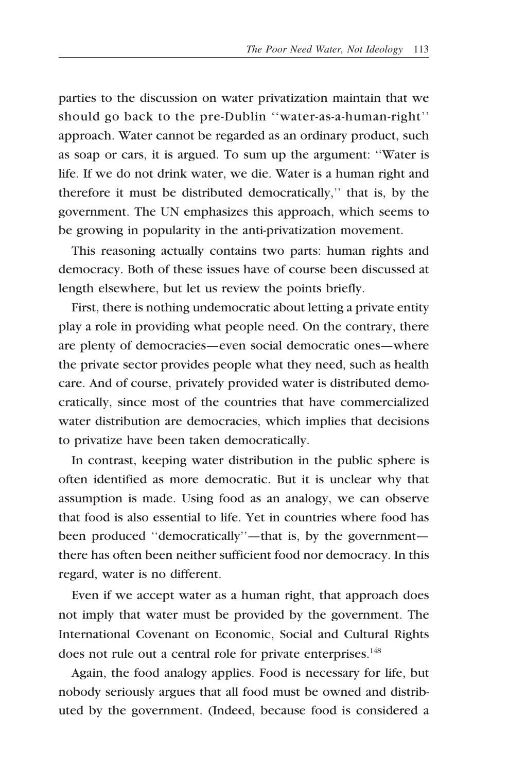parties to the discussion on water privatization maintain that we should go back to the pre-Dublin ''water-as-a-human-right'' approach. Water cannot be regarded as an ordinary product, such as soap or cars, it is argued. To sum up the argument: ''Water is life. If we do not drink water, we die. Water is a human right and therefore it must be distributed democratically,'' that is, by the government. The UN emphasizes this approach, which seems to be growing in popularity in the anti-privatization movement.

This reasoning actually contains two parts: human rights and democracy. Both of these issues have of course been discussed at length elsewhere, but let us review the points briefly.

First, there is nothing undemocratic about letting a private entity play a role in providing what people need. On the contrary, there are plenty of democracies—even social democratic ones—where the private sector provides people what they need, such as health care. And of course, privately provided water is distributed democratically, since most of the countries that have commercialized water distribution are democracies, which implies that decisions to privatize have been taken democratically.

In contrast, keeping water distribution in the public sphere is often identified as more democratic. But it is unclear why that assumption is made. Using food as an analogy, we can observe that food is also essential to life. Yet in countries where food has been produced ''democratically''—that is, by the government—there has often been neither sufficient food nor democracy. In this regard, water is no different.

Even if we accept water as a human right, that approach does not imply that water must be provided by the government. The International Covenant on Economic, Social and Cultural Rights does not rule out a central role for private enterprises.[148]

Again, the food analogy applies. Food is necessary for life, but nobody seriously argues that all food must be owned and distributed by the government. (Indeed, because food is considered a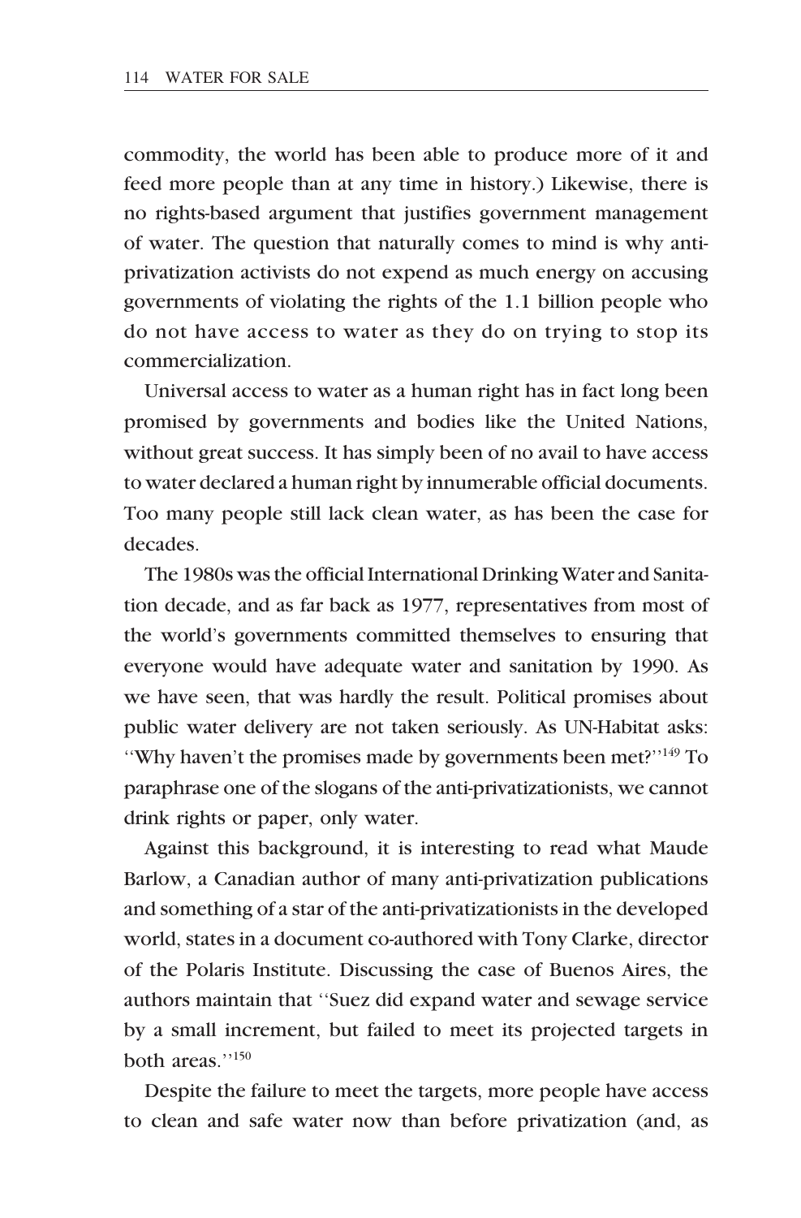commodity, the world has been able to produce more of it and feed more people than at any time in history.) Likewise, there is no rights-based argument that justifies government management of water. The question that naturally comes to mind is why anti-privatization activists do not expend as much energy on accusing governments of violating the rights of the 1.1 billion people who do not have access to water as they do on trying to stop its commercialization.

Universal access to water as a human right has in fact long been promised by governments and bodies like the United Nations, without great success. It has simply been of no avail to have access to water declared a human right by innumerable official documents. Too many people still lack clean water, as has been the case for decades.

The 1980s was the official International Drinking Water and Sanitation decade, and as far back as 1977, representatives from most of the world's governments committed themselves to ensuring that everyone would have adequate water and sanitation by 1990. As we have seen, that was hardly the result. Political promises about public water delivery are not taken seriously. As UN-Habitat asks: "Why haven't the promises made by governments been met?"[149] To paraphrase one of the slogans of the anti-privatizationists, we cannot drink rights or paper, only water.

Against this background, it is interesting to read what Maude Barlow, a Canadian author of many anti-privatization publications and something of a star of the anti-privatizationists in the developed world, states in a document co-authored with Tony Clarke, director of the Polaris Institute. Discussing the case of Buenos Aires, the authors maintain that "Suez did expand water and sewage service by a small increment, but failed to meet its projected targets in both areas."[150]

Despite the failure to meet the targets, more people have access to clean and safe water now than before privatization (and, as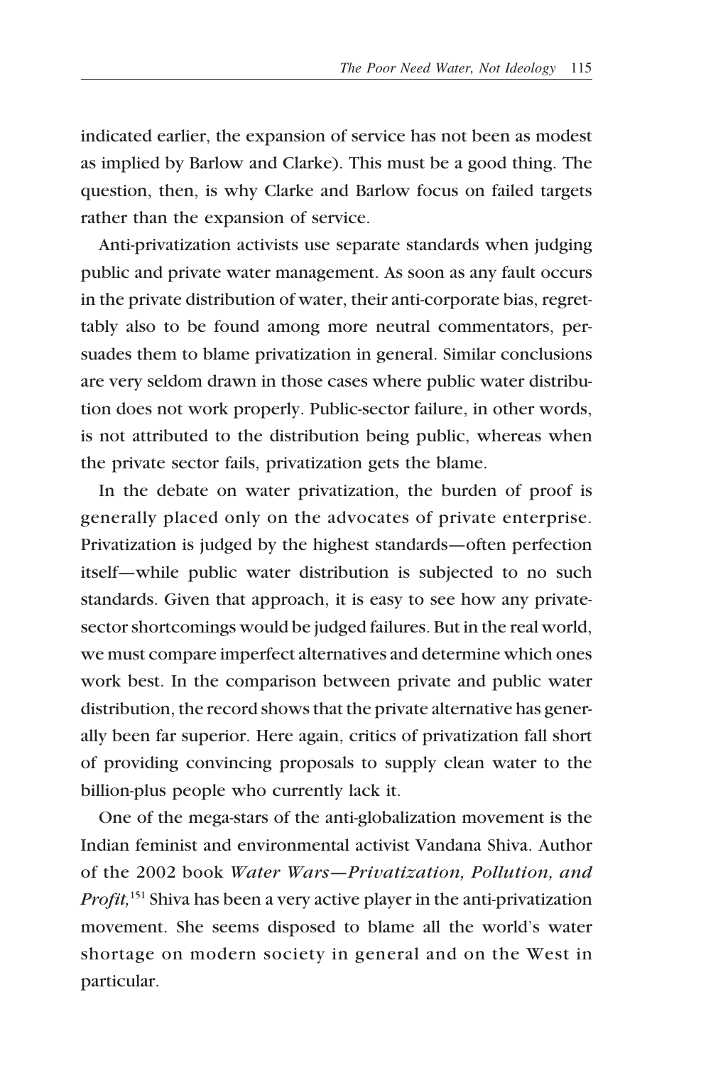indicated earlier, the expansion of service has not been as modest as implied by Barlow and Clarke). This must be a good thing. The question, then, is why Clarke and Barlow focus on failed targets rather than the expansion of service.

Anti-privatization activists use separate standards when judging public and private water management. As soon as any fault occurs in the private distribution of water, their anti-corporate bias, regrettably also to be found among more neutral commentators, persuades them to blame privatization in general. Similar conclusions are very seldom drawn in those cases where public water distribution does not work properly. Public-sector failure, in other words, is not attributed to the distribution being public, whereas when the private sector fails, privatization gets the blame.

In the debate on water privatization, the burden of proof is generally placed only on the advocates of private enterprise. Privatization is judged by the highest standards—often perfection itself—while public water distribution is subjected to no such standards. Given that approach, it is easy to see how any private-sector shortcomings would be judged failures. But in the real world, we must compare imperfect alternatives and determine which ones work best. In the comparison between private and public water distribution, the record shows that the private alternative has generally been far superior. Here again, critics of privatization fall short of providing convincing proposals to supply clean water to the billion-plus people who currently lack it.

One of the mega-stars of the anti-globalization movement is the Indian feminist and environmental activist Vandana Shiva. Author of the 2002 book *Water Wars—Privatization, Pollution, and Profit,*[151] Shiva has been a very active player in the anti-privatization movement. She seems disposed to blame all the world's water shortage on modern society in general and on the West in particular.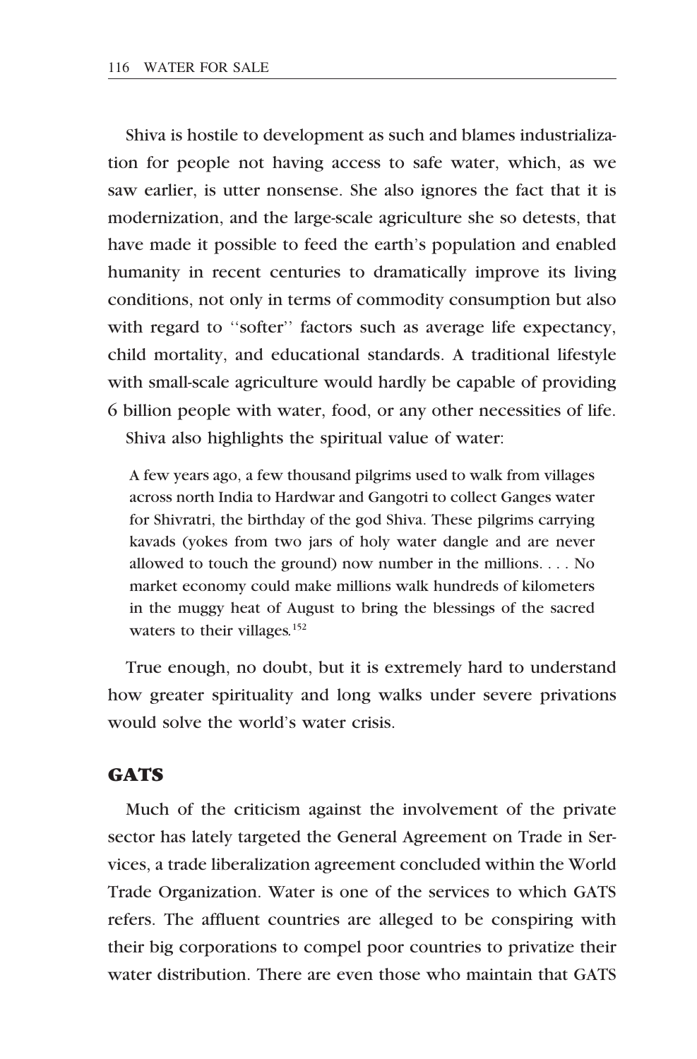Shiva is hostile to development as such and blames industrialization for people not having access to safe water, which, as we saw earlier, is utter nonsense. She also ignores the fact that it is modernization, and the large-scale agriculture she so detests, that have made it possible to feed the earth's population and enabled humanity in recent centuries to dramatically improve its living conditions, not only in terms of commodity consumption but also with regard to ''softer'' factors such as average life expectancy, child mortality, and educational standards. A traditional lifestyle with small-scale agriculture would hardly be capable of providing 6 billion people with water, food, or any other necessities of life.

Shiva also highlights the spiritual value of water:

> A few years ago, a few thousand pilgrims used to walk from villages across north India to Hardwar and Gangotri to collect Ganges water for Shivratri, the birthday of the god Shiva. These pilgrims carrying kavads (yokes from two jars of holy water dangle and are never allowed to touch the ground) now number in the millions. . . . No market economy could make millions walk hundreds of kilometers in the muggy heat of August to bring the blessings of the sacred waters to their villages.[152]

True enough, no doubt, but it is extremely hard to understand how greater spirituality and long walks under severe privations would solve the world's water crisis.

## GATS

Much of the criticism against the involvement of the private sector has lately targeted the General Agreement on Trade in Services, a trade liberalization agreement concluded within the World Trade Organization. Water is one of the services to which GATS refers. The affluent countries are alleged to be conspiring with their big corporations to compel poor countries to privatize their water distribution. There are even those who maintain that GATS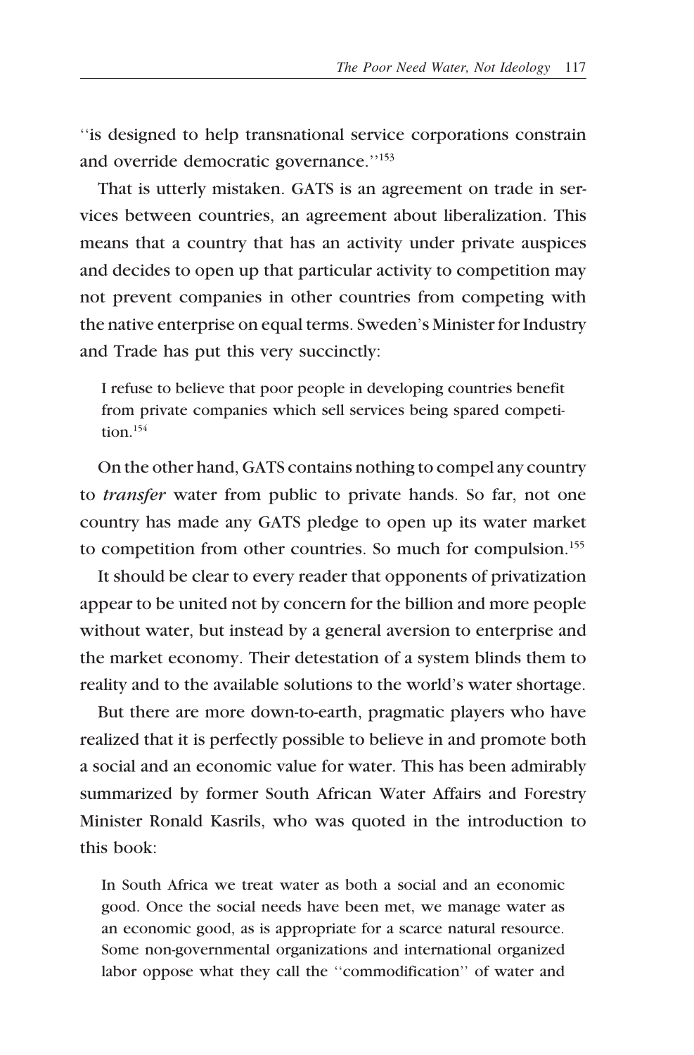"is designed to help transnational service corporations constrain and override democratic governance."[153]

That is utterly mistaken. GATS is an agreement on trade in services between countries, an agreement about liberalization. This means that a country that has an activity under private auspices and decides to open up that particular activity to competition may not prevent companies in other countries from competing with the native enterprise on equal terms. Sweden's Minister for Industry and Trade has put this very succinctly:

> I refuse to believe that poor people in developing countries benefit from private companies which sell services being spared competition.[154]

On the other hand, GATS contains nothing to compel any country to *transfer* water from public to private hands. So far, not one country has made any GATS pledge to open up its water market to competition from other countries. So much for compulsion.[155]

It should be clear to every reader that opponents of privatization appear to be united not by concern for the billion and more people without water, but instead by a general aversion to enterprise and the market economy. Their detestation of a system blinds them to reality and to the available solutions to the world's water shortage.

But there are more down-to-earth, pragmatic players who have realized that it is perfectly possible to believe in and promote both a social and an economic value for water. This has been admirably summarized by former South African Water Affairs and Forestry Minister Ronald Kasrils, who was quoted in the introduction to this book:

> In South Africa we treat water as both a social and an economic good. Once the social needs have been met, we manage water as an economic good, as is appropriate for a scarce natural resource. Some non-governmental organizations and international organized labor oppose what they call the "commodification" of water and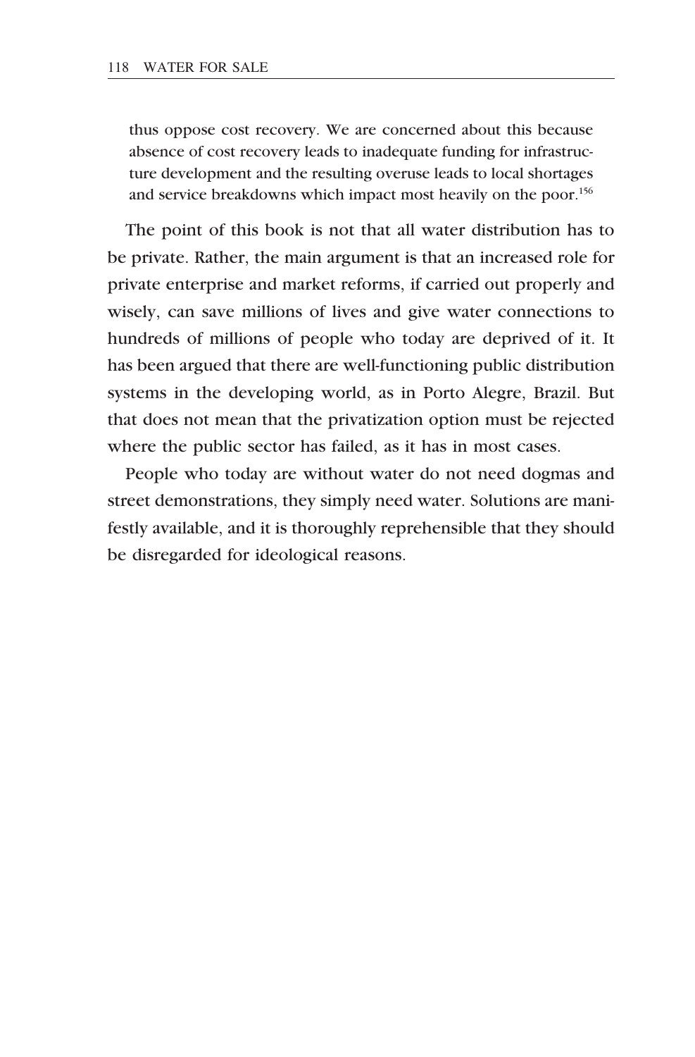> thus oppose cost recovery. We are concerned about this because absence of cost recovery leads to inadequate funding for infrastructure development and the resulting overuse leads to local shortages and service breakdowns which impact most heavily on the poor.[156]

The point of this book is not that all water distribution has to be private. Rather, the main argument is that an increased role for private enterprise and market reforms, if carried out properly and wisely, can save millions of lives and give water connections to hundreds of millions of people who today are deprived of it. It has been argued that there are well-functioning public distribution systems in the developing world, as in Porto Alegre, Brazil. But that does not mean that the privatization option must be rejected where the public sector has failed, as it has in most cases.

People who today are without water do not need dogmas and street demonstrations, they simply need water. Solutions are manifestly available, and it is thoroughly reprehensible that they should be disregarded for ideological reasons.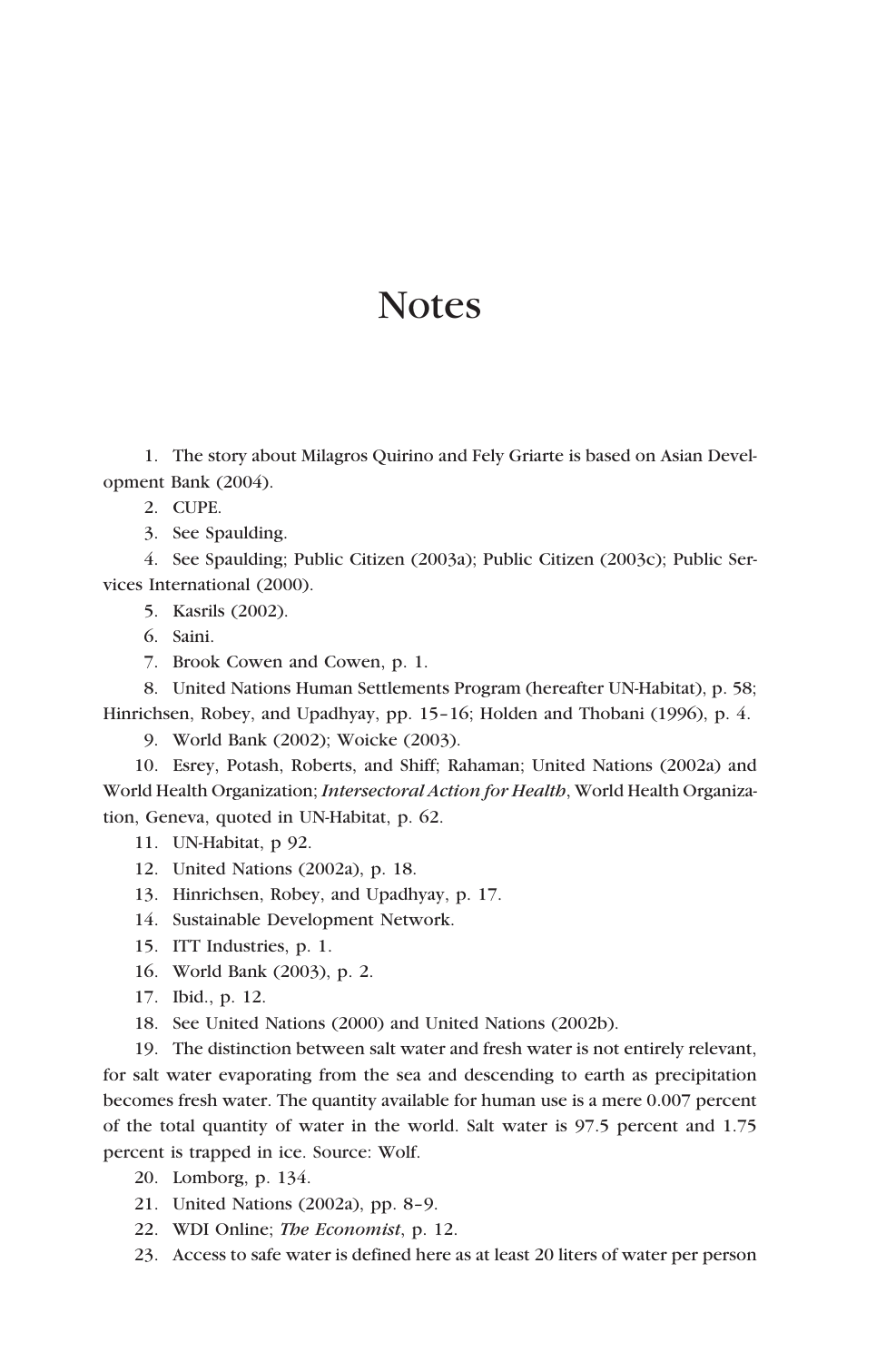# Notes

1. The story about Milagros Quirino and Fely Griarte is based on Asian Development Bank (2004).
2. CUPE.
3. See Spaulding.
4. See Spaulding; Public Citizen (2003a); Public Citizen (2003c); Public Services International (2000).
5. Kasrils (2002).
6. Saini.
7. Brook Cowen and Cowen, p. 1.
8. United Nations Human Settlements Program (hereafter UN-Habitat), p. 58; Hinrichsen, Robey, and Upadhyay, pp. 15–16; Holden and Thobani (1996), p. 4.
9. World Bank (2002); Woicke (2003).
10. Esrey, Potash, Roberts, and Shiff; Rahaman; United Nations (2002a) and World Health Organization; *Intersectoral Action for Health*, World Health Organization, Geneva, quoted in UN-Habitat, p. 62.
11. UN-Habitat, p 92.
12. United Nations (2002a), p. 18.
13. Hinrichsen, Robey, and Upadhyay, p. 17.
14. Sustainable Development Network.
15. ITT Industries, p. 1.
16. World Bank (2003), p. 2.
17. Ibid., p. 12.
18. See United Nations (2000) and United Nations (2002b).
19. The distinction between salt water and fresh water is not entirely relevant, for salt water evaporating from the sea and descending to earth as precipitation becomes fresh water. The quantity available for human use is a mere 0.007 percent of the total quantity of water in the world. Salt water is 97.5 percent and 1.75 percent is trapped in ice. Source: Wolf.
20. Lomborg, p. 134.
21. United Nations (2002a), pp. 8–9.
22. WDI Online; *The Economist*, p. 12.
23. Access to safe water is defined here as at least 20 liters of water per person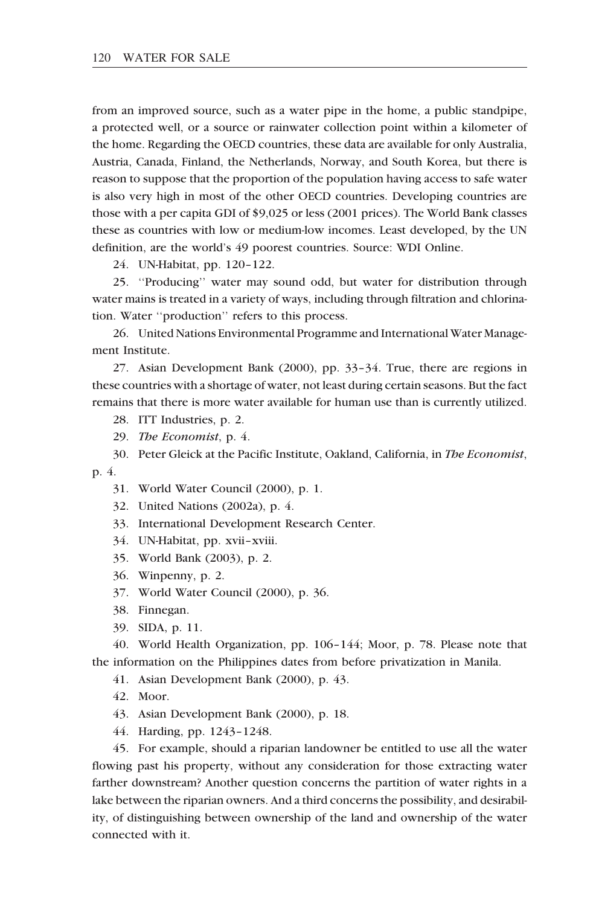from an improved source, such as a water pipe in the home, a public standpipe, a protected well, or a source or rainwater collection point within a kilometer of the home. Regarding the OECD countries, these data are available for only Australia, Austria, Canada, Finland, the Netherlands, Norway, and South Korea, but there is reason to suppose that the proportion of the population having access to safe water is also very high in most of the other OECD countries. Developing countries are those with a per capita GDI of $9,025 or less (2001 prices). The World Bank classes these as countries with low or medium-low incomes. Least developed, by the UN definition, are the world's 49 poorest countries. Source: WDI Online.

24. UN-Habitat, pp. 120–122.

25. ''Producing'' water may sound odd, but water for distribution through water mains is treated in a variety of ways, including through filtration and chlorination. Water ''production'' refers to this process.

26. United Nations Environmental Programme and International Water Management Institute.

27. Asian Development Bank (2000), pp. 33–34. True, there are regions in these countries with a shortage of water, not least during certain seasons. But the fact remains that there is more water available for human use than is currently utilized.

28. ITT Industries, p. 2.

29. *The Economist*, p. 4.

30. Peter Gleick at the Pacific Institute, Oakland, California, in *The Economist*, p. 4.

31. World Water Council (2000), p. 1.

32. United Nations (2002a), p. 4.

33. International Development Research Center.

34. UN-Habitat, pp. xvii–xviii.

35. World Bank (2003), p. 2.

36. Winpenny, p. 2.

37. World Water Council (2000), p. 36.

38. Finnegan.

39. SIDA, p. 11.

40. World Health Organization, pp. 106–144; Moor, p. 78. Please note that the information on the Philippines dates from before privatization in Manila.

41. Asian Development Bank (2000), p. 43.

42. Moor.

43. Asian Development Bank (2000), p. 18.

44. Harding, pp. 1243–1248.

45. For example, should a riparian landowner be entitled to use all the water flowing past his property, without any consideration for those extracting water farther downstream? Another question concerns the partition of water rights in a lake between the riparian owners. And a third concerns the possibility, and desirability, of distinguishing between ownership of the land and ownership of the water connected with it.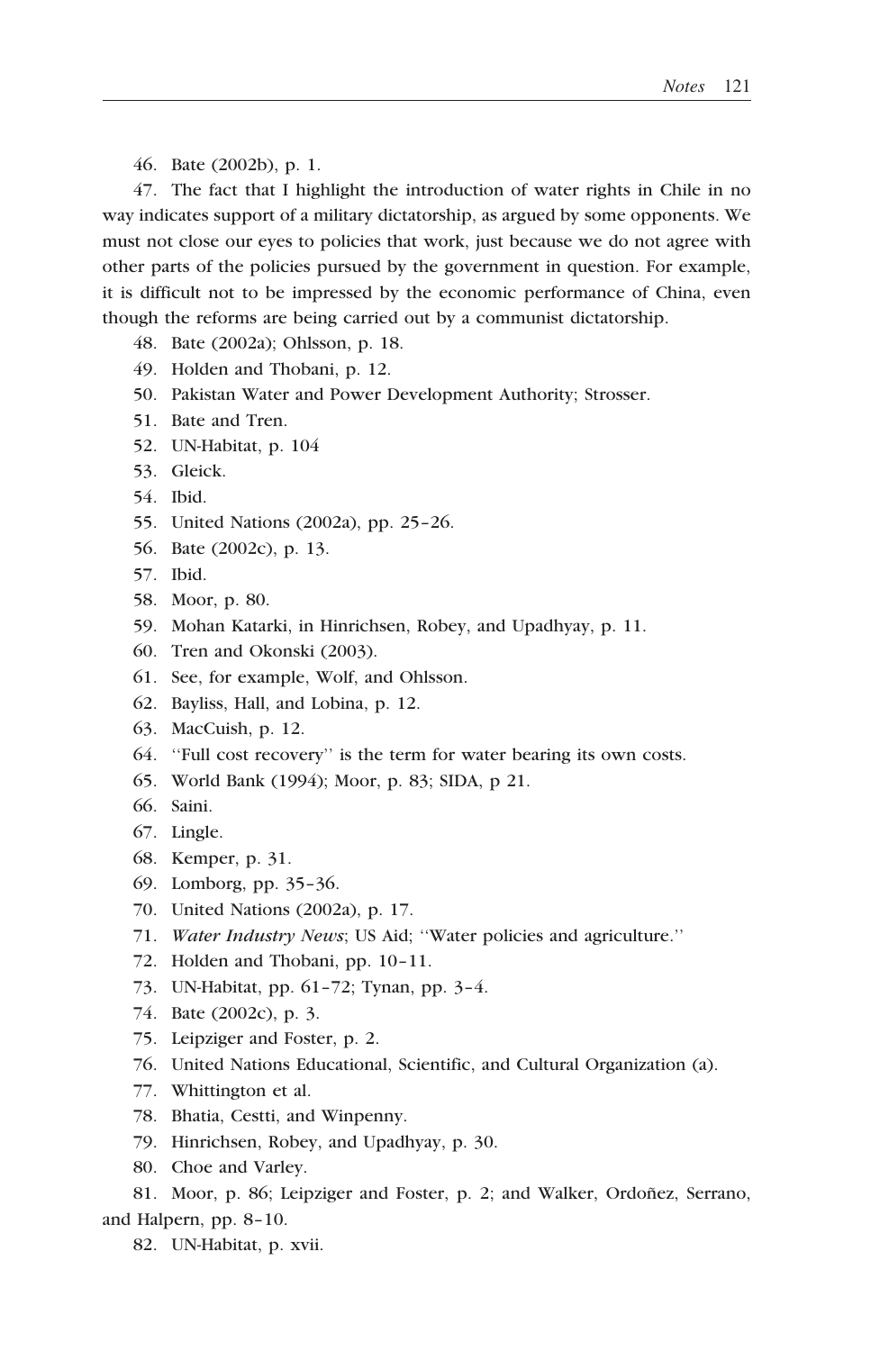46. Bate (2002b), p. 1.

47. The fact that I highlight the introduction of water rights in Chile in no way indicates support of a military dictatorship, as argued by some opponents. We must not close our eyes to policies that work, just because we do not agree with other parts of the policies pursued by the government in question. For example, it is difficult not to be impressed by the economic performance of China, even though the reforms are being carried out by a communist dictatorship.

48. Bate (2002a); Ohlsson, p. 18.

49. Holden and Thobani, p. 12.

50. Pakistan Water and Power Development Authority; Strosser.

51. Bate and Tren.

52. UN-Habitat, p. 104

53. Gleick.

54. Ibid.

55. United Nations (2002a), pp. 25–26.

56. Bate (2002c), p. 13.

57. Ibid.

58. Moor, p. 80.

59. Mohan Katarki, in Hinrichsen, Robey, and Upadhyay, p. 11.

60. Tren and Okonski (2003).

61. See, for example, Wolf, and Ohlsson.

62. Bayliss, Hall, and Lobina, p. 12.

63. MacCuish, p. 12.

64. ''Full cost recovery'' is the term for water bearing its own costs.

65. World Bank (1994); Moor, p. 83; SIDA, p 21.

66. Saini.

67. Lingle.

68. Kemper, p. 31.

69. Lomborg, pp. 35–36.

70. United Nations (2002a), p. 17.

71. *Water Industry News*; US Aid; ''Water policies and agriculture.''

72. Holden and Thobani, pp. 10–11.

73. UN-Habitat, pp. 61–72; Tynan, pp. 3–4.

74. Bate (2002c), p. 3.

75. Leipziger and Foster, p. 2.

76. United Nations Educational, Scientific, and Cultural Organization (a).

77. Whittington et al.

78. Bhatia, Cestti, and Winpenny.

79. Hinrichsen, Robey, and Upadhyay, p. 30.

80. Choe and Varley.

81. Moor, p. 86; Leipziger and Foster, p. 2; and Walker, Ordoñez, Serrano, and Halpern, pp. 8–10.

82. UN-Habitat, p. xvii.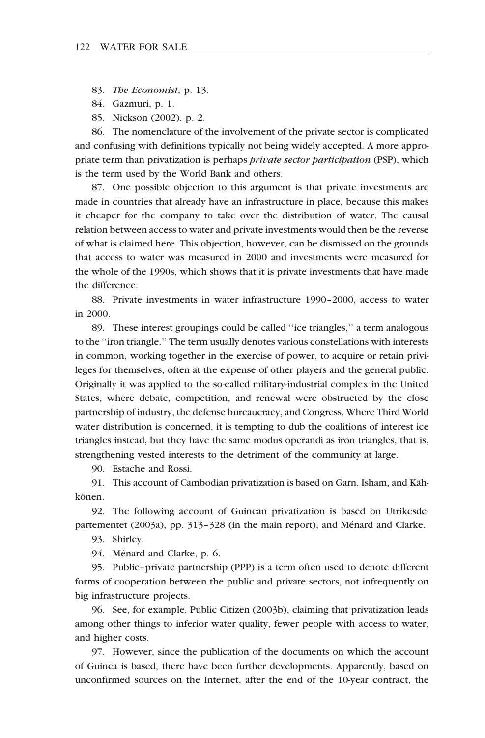83. *The Economist*, p. 13.

84. Gazmuri, p. 1.

85. Nickson (2002), p. 2.

86. The nomenclature of the involvement of the private sector is complicated and confusing with definitions typically not being widely accepted. A more appropriate term than privatization is perhaps *private sector participation* (PSP), which is the term used by the World Bank and others.

87. One possible objection to this argument is that private investments are made in countries that already have an infrastructure in place, because this makes it cheaper for the company to take over the distribution of water. The causal relation between access to water and private investments would then be the reverse of what is claimed here. This objection, however, can be dismissed on the grounds that access to water was measured in 2000 and investments were measured for the whole of the 1990s, which shows that it is private investments that have made the difference.

88. Private investments in water infrastructure 1990–2000, access to water in 2000.

89. These interest groupings could be called ''ice triangles,'' a term analogous to the ''iron triangle.'' The term usually denotes various constellations with interests in common, working together in the exercise of power, to acquire or retain privileges for themselves, often at the expense of other players and the general public. Originally it was applied to the so-called military-industrial complex in the United States, where debate, competition, and renewal were obstructed by the close partnership of industry, the defense bureaucracy, and Congress. Where Third World water distribution is concerned, it is tempting to dub the coalitions of interest ice triangles instead, but they have the same modus operandi as iron triangles, that is, strengthening vested interests to the detriment of the community at large.

90. Estache and Rossi.

91. This account of Cambodian privatization is based on Garn, Isham, and Kähkönen.

92. The following account of Guinean privatization is based on Utrikesdepartementet (2003a), pp. 313–328 (in the main report), and Ménard and Clarke.

93. Shirley.

94. Ménard and Clarke, p. 6.

95. Public–private partnership (PPP) is a term often used to denote different forms of cooperation between the public and private sectors, not infrequently on big infrastructure projects.

96. See, for example, Public Citizen (2003b), claiming that privatization leads among other things to inferior water quality, fewer people with access to water, and higher costs.

97. However, since the publication of the documents on which the account of Guinea is based, there have been further developments. Apparently, based on unconfirmed sources on the Internet, after the end of the 10-year contract, the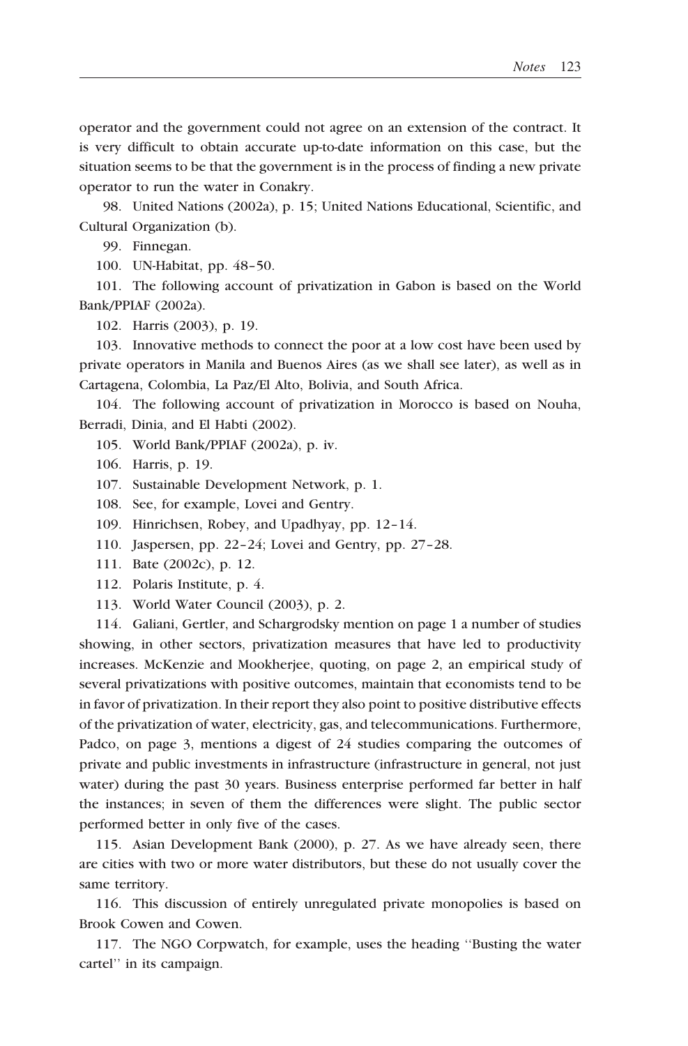operator and the government could not agree on an extension of the contract. It is very difficult to obtain accurate up-to-date information on this case, but the situation seems to be that the government is in the process of finding a new private operator to run the water in Conakry.

98. United Nations (2002a), p. 15; United Nations Educational, Scientific, and Cultural Organization (b).

99. Finnegan.

100. UN-Habitat, pp. 48–50.

101. The following account of privatization in Gabon is based on the World Bank/PPIAF (2002a).

102. Harris (2003), p. 19.

103. Innovative methods to connect the poor at a low cost have been used by private operators in Manila and Buenos Aires (as we shall see later), as well as in Cartagena, Colombia, La Paz/El Alto, Bolivia, and South Africa.

104. The following account of privatization in Morocco is based on Nouha, Berradi, Dinia, and El Habti (2002).

105. World Bank/PPIAF (2002a), p. iv.

106. Harris, p. 19.

107. Sustainable Development Network, p. 1.

108. See, for example, Lovei and Gentry.

109. Hinrichsen, Robey, and Upadhyay, pp. 12–14.

110. Jaspersen, pp. 22–24; Lovei and Gentry, pp. 27–28.

111. Bate (2002c), p. 12.

112. Polaris Institute, p. 4.

113. World Water Council (2003), p. 2.

114. Galiani, Gertler, and Schargrodsky mention on page 1 a number of studies showing, in other sectors, privatization measures that have led to productivity increases. McKenzie and Mookherjee, quoting, on page 2, an empirical study of several privatizations with positive outcomes, maintain that economists tend to be in favor of privatization. In their report they also point to positive distributive effects of the privatization of water, electricity, gas, and telecommunications. Furthermore, Padco, on page 3, mentions a digest of 24 studies comparing the outcomes of private and public investments in infrastructure (infrastructure in general, not just water) during the past 30 years. Business enterprise performed far better in half the instances; in seven of them the differences were slight. The public sector performed better in only five of the cases.

115. Asian Development Bank (2000), p. 27. As we have already seen, there are cities with two or more water distributors, but these do not usually cover the same territory.

116. This discussion of entirely unregulated private monopolies is based on Brook Cowen and Cowen.

117. The NGO Corpwatch, for example, uses the heading ''Busting the water cartel'' in its campaign.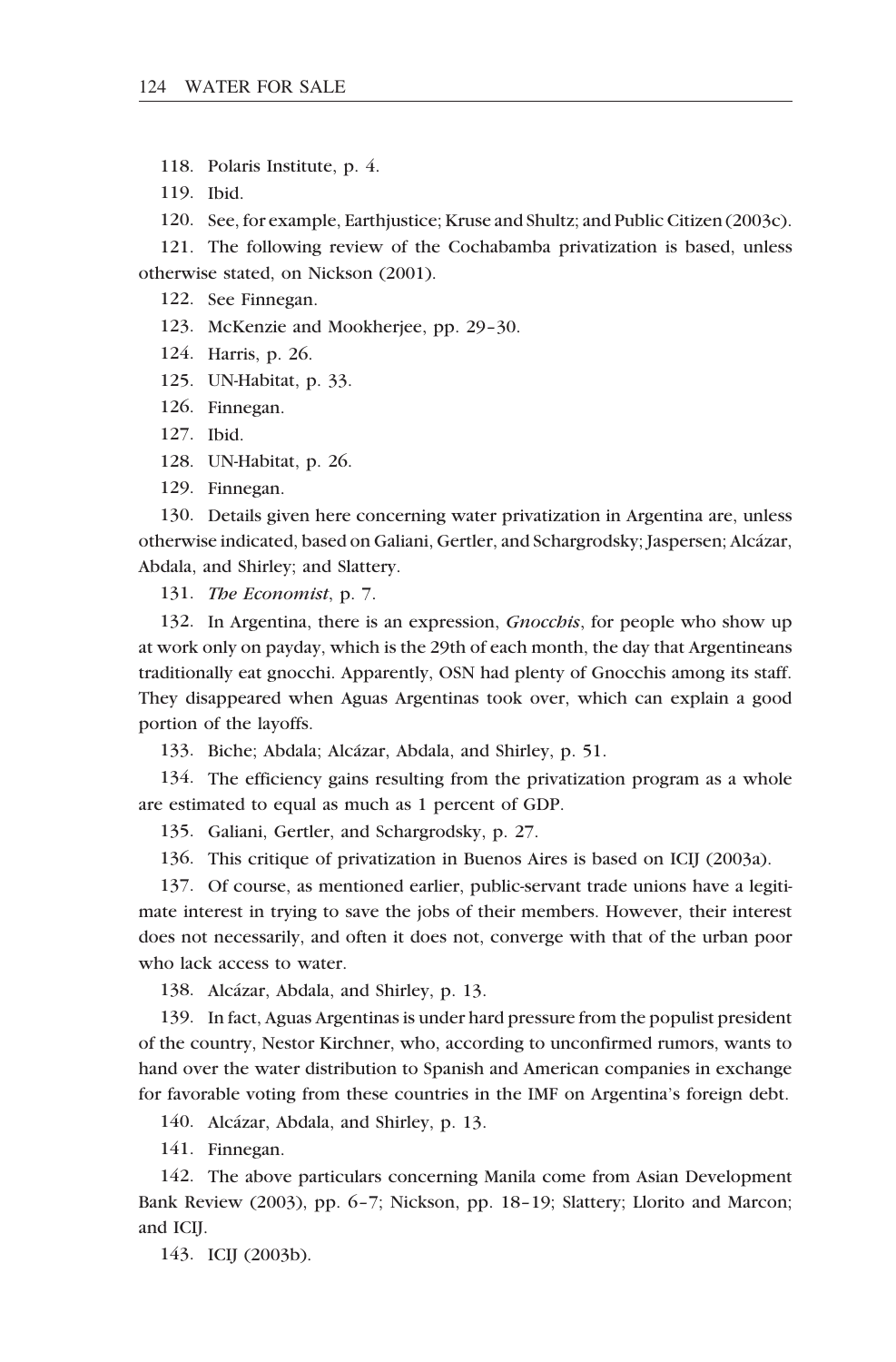118. Polaris Institute, p. 4.

119. Ibid.

120. See, for example, Earthjustice; Kruse and Shultz; and Public Citizen (2003c).

121. The following review of the Cochabamba privatization is based, unless otherwise stated, on Nickson (2001).

122. See Finnegan.

123. McKenzie and Mookherjee, pp. 29–30.

124. Harris, p. 26.

125. UN-Habitat, p. 33.

126. Finnegan.

127. Ibid.

128. UN-Habitat, p. 26.

129. Finnegan.

130. Details given here concerning water privatization in Argentina are, unless otherwise indicated, based on Galiani, Gertler, and Schargrodsky; Jaspersen; Alcázar, Abdala, and Shirley; and Slattery.

131. *The Economist*, p. 7.

132. In Argentina, there is an expression, *Gnocchis*, for people who show up at work only on payday, which is the 29th of each month, the day that Argentineans traditionally eat gnocchi. Apparently, OSN had plenty of Gnocchis among its staff. They disappeared when Aguas Argentinas took over, which can explain a good portion of the layoffs.

133. Biche; Abdala; Alcázar, Abdala, and Shirley, p. 51.

134. The efficiency gains resulting from the privatization program as a whole are estimated to equal as much as 1 percent of GDP.

135. Galiani, Gertler, and Schargrodsky, p. 27.

136. This critique of privatization in Buenos Aires is based on ICIJ (2003a).

137. Of course, as mentioned earlier, public-servant trade unions have a legitimate interest in trying to save the jobs of their members. However, their interest does not necessarily, and often it does not, converge with that of the urban poor who lack access to water.

138. Alcázar, Abdala, and Shirley, p. 13.

139. In fact, Aguas Argentinas is under hard pressure from the populist president of the country, Nestor Kirchner, who, according to unconfirmed rumors, wants to hand over the water distribution to Spanish and American companies in exchange for favorable voting from these countries in the IMF on Argentina's foreign debt.

140. Alcázar, Abdala, and Shirley, p. 13.

141. Finnegan.

142. The above particulars concerning Manila come from Asian Development Bank Review (2003), pp. 6–7; Nickson, pp. 18–19; Slattery; Llorito and Marcon; and ICIJ.

143. ICIJ (2003b).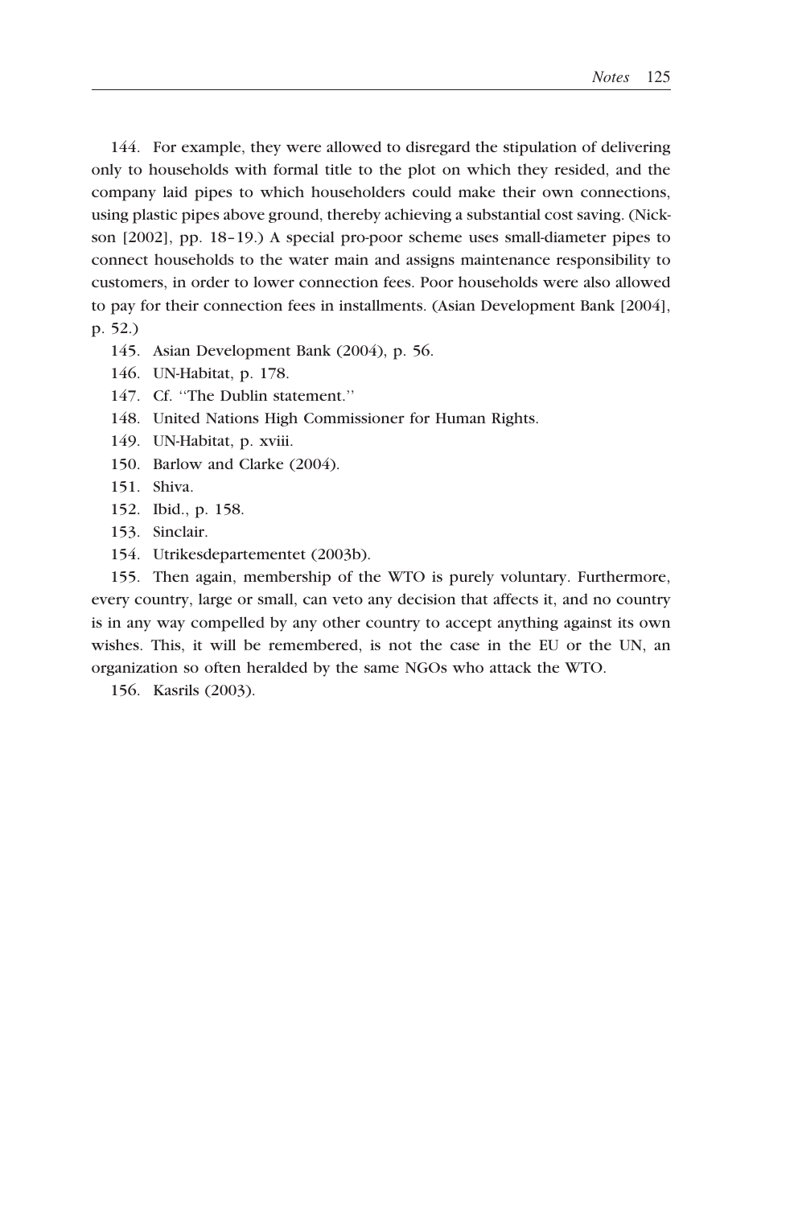144. For example, they were allowed to disregard the stipulation of delivering only to households with formal title to the plot on which they resided, and the company laid pipes to which householders could make their own connections, using plastic pipes above ground, thereby achieving a substantial cost saving. (Nickson [2002], pp. 18–19.) A special pro-poor scheme uses small-diameter pipes to connect households to the water main and assigns maintenance responsibility to customers, in order to lower connection fees. Poor households were also allowed to pay for their connection fees in installments. (Asian Development Bank [2004], p. 52.)

145. Asian Development Bank (2004), p. 56.

146. UN-Habitat, p. 178.

147. Cf. ''The Dublin statement.''

148. United Nations High Commissioner for Human Rights.

149. UN-Habitat, p. xviii.

150. Barlow and Clarke (2004).

151. Shiva.

152. Ibid., p. 158.

153. Sinclair.

154. Utrikesdepartementet (2003b).

155. Then again, membership of the WTO is purely voluntary. Furthermore, every country, large or small, can veto any decision that affects it, and no country is in any way compelled by any other country to accept anything against its own wishes. This, it will be remembered, is not the case in the EU or the UN, an organization so often heralded by the same NGOs who attack the WTO.

156. Kasrils (2003).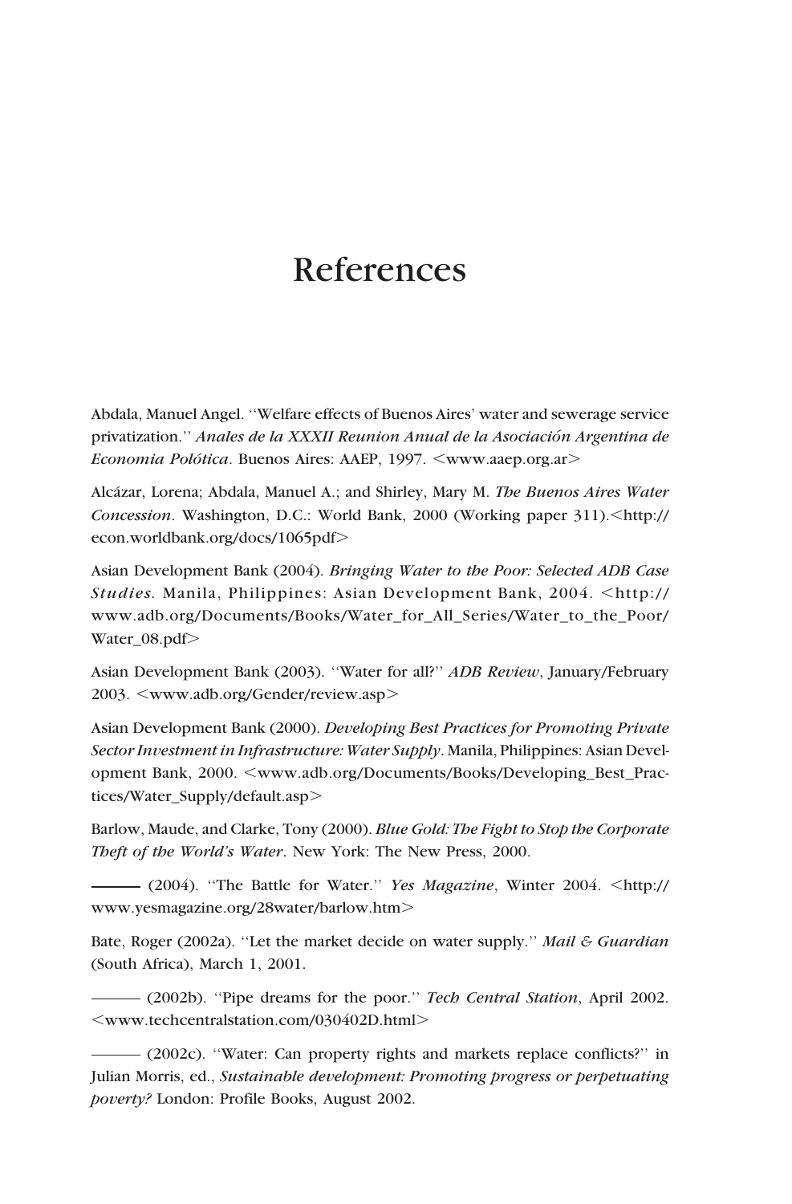# References

Abdala, Manuel Angel. ''Welfare effects of Buenos Aires' water and sewerage service privatization.'' *Anales de la XXXII Reunion Anual de la Asociación Argentina de Economia Polótica*. Buenos Aires: AAEP, 1997. <www.aaep.org.ar>

Alcázar, Lorena; Abdala, Manuel A.; and Shirley, Mary M. *The Buenos Aires Water Concession*. Washington, D.C.: World Bank, 2000 (Working paper 311).<http://econ.worldbank.org/docs/1065pdf>

Asian Development Bank (2004). *Bringing Water to the Poor: Selected ADB Case Studies*. Manila, Philippines: Asian Development Bank, 2004. <http://www.adb.org/Documents/Books/Water_for_All_Series/Water_to_the_Poor/Water_08.pdf>

Asian Development Bank (2003). ''Water for all?'' *ADB Review*, January/February 2003. <www.adb.org/Gender/review.asp>

Asian Development Bank (2000). *Developing Best Practices for Promoting Private Sector Investment in Infrastructure: Water Supply*. Manila, Philippines: Asian Development Bank, 2000. <www.adb.org/Documents/Books/Developing_Best_Practices/Water_Supply/default.asp>

Barlow, Maude, and Clarke, Tony (2000). *Blue Gold: The Fight to Stop the Corporate Theft of the World's Water*. New York: The New Press, 2000.

——— (2004). ''The Battle for Water.'' *Yes Magazine*, Winter 2004. <http://www.yesmagazine.org/28water/barlow.htm>

Bate, Roger (2002a). ''Let the market decide on water supply.'' *Mail & Guardian* (South Africa), March 1, 2001.

——— (2002b). ''Pipe dreams for the poor.'' *Tech Central Station*, April 2002. <www.techcentralstation.com/030402D.html>

——— (2002c). ''Water: Can property rights and markets replace conflicts?'' in Julian Morris, ed., *Sustainable development: Promoting progress or perpetuating poverty?* London: Profile Books, August 2002.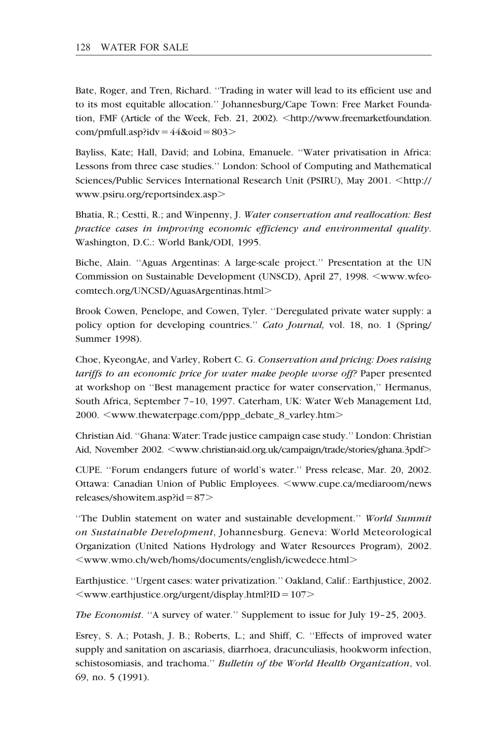Bate, Roger, and Tren, Richard. ''Trading in water will lead to its efficient use and to its most equitable allocation.'' Johannesburg/Cape Town: Free Market Foundation, FMF (Article of the Week, Feb. 21, 2002). <http://www.freemarketfoundation.com/pmfull.asp?idv=44&oid=803>

Bayliss, Kate; Hall, David; and Lobina, Emanuele. ''Water privatisation in Africa: Lessons from three case studies.'' London: School of Computing and Mathematical Sciences/Public Services International Research Unit (PSIRU), May 2001. <http://www.psiru.org/reportsindex.asp>

Bhatia, R.; Cestti, R.; and Winpenny, J. *Water conservation and reallocation: Best practice cases in improving economic efficiency and environmental quality*. Washington, D.C.: World Bank/ODI, 1995.

Biche, Alain. ''Aguas Argentinas: A large-scale project.'' Presentation at the UN Commission on Sustainable Development (UNSCD), April 27, 1998. <www.wfeo-comtech.org/UNCSD/AguasArgentinas.html>

Brook Cowen, Penelope, and Cowen, Tyler. ''Deregulated private water supply: a policy option for developing countries.'' *Cato Journal,* vol. 18, no. 1 (Spring/Summer 1998).

Choe, KyeongAe, and Varley, Robert C. G. *Conservation and pricing: Does raising tariffs to an economic price for water make people worse off?* Paper presented at workshop on ''Best management practice for water conservation,'' Hermanus, South Africa, September 7–10, 1997. Caterham, UK: Water Web Management Ltd, 2000. <www.thewaterpage.com/ppp_debate_8_varley.htm>

Christian Aid. ''Ghana: Water: Trade justice campaign case study.'' London: Christian Aid, November 2002. <www.christian-aid.org.uk/campaign/trade/stories/ghana.3pdf>

CUPE. ''Forum endangers future of world's water.'' Press release, Mar. 20, 2002. Ottawa: Canadian Union of Public Employees. <www.cupe.ca/mediaroom/newsreleases/showitem.asp?id=87>

''The Dublin statement on water and sustainable development.'' *World Summit on Sustainable Development*, Johannesburg. Geneva: World Meteorological Organization (United Nations Hydrology and Water Resources Program), 2002. <www.wmo.ch/web/homs/documents/english/icwedece.html>

Earthjustice. ''Urgent cases: water privatization.'' Oakland, Calif.: Earthjustice, 2002. <www.earthjustice.org/urgent/display.html?ID=107>

*The Economist*. ''A survey of water.'' Supplement to issue for July 19–25, 2003.

Esrey, S. A.; Potash, J. B.; Roberts, L.; and Shiff, C. ''Effects of improved water supply and sanitation on ascariasis, diarrhoea, dracunculiasis, hookworm infection, schistosomiasis, and trachoma.'' *Bulletin of the World Health Organization*, vol. 69, no. 5 (1991).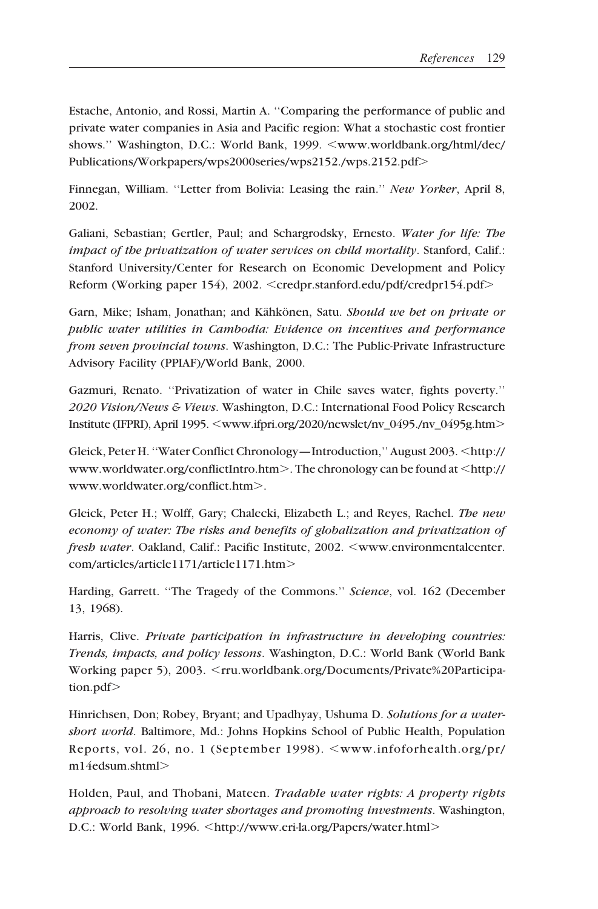Estache, Antonio, and Rossi, Martin A. ''Comparing the performance of public and private water companies in Asia and Pacific region: What a stochastic cost frontier shows.'' Washington, D.C.: World Bank, 1999. <www.worldbank.org/html/dec/Publications/Workpapers/wps2000series/wps2152./wps.2152.pdf>

Finnegan, William. ''Letter from Bolivia: Leasing the rain.'' *New Yorker*, April 8, 2002.

Galiani, Sebastian; Gertler, Paul; and Schargrodsky, Ernesto. *Water for life: The impact of the privatization of water services on child mortality*. Stanford, Calif.: Stanford University/Center for Research on Economic Development and Policy Reform (Working paper 154), 2002. <credpr.stanford.edu/pdf/credpr154.pdf>

Garn, Mike; Isham, Jonathan; and Kähkönen, Satu. *Should we bet on private or public water utilities in Cambodia: Evidence on incentives and performance from seven provincial towns*. Washington, D.C.: The Public-Private Infrastructure Advisory Facility (PPIAF)/World Bank, 2000.

Gazmuri, Renato. ''Privatization of water in Chile saves water, fights poverty.'' *2020 Vision/News & Views*. Washington, D.C.: International Food Policy Research Institute (IFPRI), April 1995. <www.ifpri.org/2020/newslet/nv_0495./nv_0495g.htm>

Gleick, Peter H. ''Water Conflict Chronology—Introduction,'' August 2003. <http://www.worldwater.org/conflictIntro.htm>. The chronology can be found at <http://www.worldwater.org/conflict.htm>.

Gleick, Peter H.; Wolff, Gary; Chalecki, Elizabeth L.; and Reyes, Rachel. *The new economy of water: The risks and benefits of globalization and privatization of fresh water*. Oakland, Calif.: Pacific Institute, 2002. <www.environmentalcenter.com/articles/article1171/article1171.htm>

Harding, Garrett. ''The Tragedy of the Commons.'' *Science*, vol. 162 (December 13, 1968).

Harris, Clive. *Private participation in infrastructure in developing countries: Trends, impacts, and policy lessons*. Washington, D.C.: World Bank (World Bank Working paper 5), 2003. <rru.worldbank.org/Documents/Private%20Participation.pdf>

Hinrichsen, Don; Robey, Bryant; and Upadhyay, Ushuma D. *Solutions for a water-short world*. Baltimore, Md.: Johns Hopkins School of Public Health, Population Reports, vol. 26, no. 1 (September 1998). <www.infoforhealth.org/pr/m14edsum.shtml>

Holden, Paul, and Thobani, Mateen. *Tradable water rights: A property rights approach to resolving water shortages and promoting investments*. Washington, D.C.: World Bank, 1996. <http://www.eri-la.org/Papers/water.html>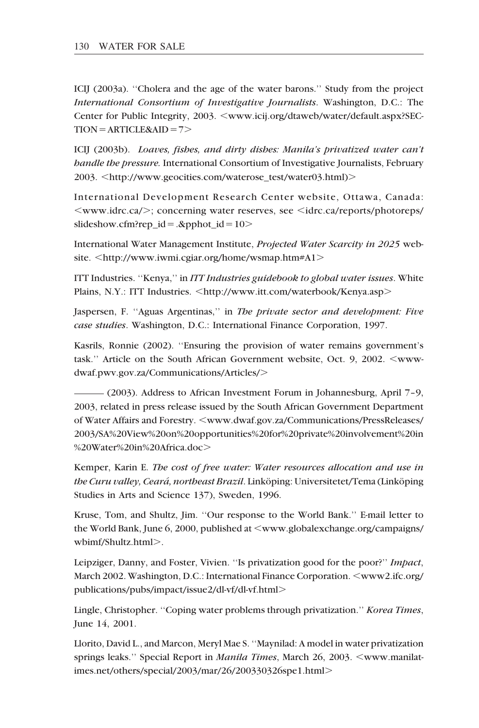ICIJ (2003a). ''Cholera and the age of the water barons.'' Study from the project *International Consortium of Investigative Journalists*. Washington, D.C.: The Center for Public Integrity, 2003. <www.icij.org/dtaweb/water/default.aspx?SECTION = ARTICLE&AID = 7>

ICIJ (2003b). *Loaves, fishes, and dirty dishes: Manila's privatized water can't handle the pressure.* International Consortium of Investigative Journalists, February 2003. <http://www.geocities.com/waterose_test/water03.html)>

International Development Research Center website, Ottawa, Canada: <www.idrc.ca/>; concerning water reserves, see <idrc.ca/reports/photoreps/slideshow.cfm?rep_id = .&pphot_id = 10>

International Water Management Institute, *Projected Water Scarcity in 2025* website. <http://www.iwmi.cgiar.org/home/wsmap.htm#A1>

ITT Industries. ''Kenya,'' in *ITT Industries guidebook to global water issues*. White Plains, N.Y.: ITT Industries. <http://www.itt.com/waterbook/Kenya.asp>

Jaspersen, F. ''Aguas Argentinas,'' in *The private sector and development: Five case studies*. Washington, D.C.: International Finance Corporation, 1997.

Kasrils, Ronnie (2002). ''Ensuring the provision of water remains government's task.'' Article on the South African Government website, Oct. 9, 2002. <www-dwaf.pwv.gov.za/Communications/Articles/>

——— (2003). Address to African Investment Forum in Johannesburg, April 7–9, 2003, related in press release issued by the South African Government Department of Water Affairs and Forestry. <www.dwaf.gov.za/Communications/PressReleases/2003/SA%20View%20on%20opportunities%20for%20private%20involvement%20in%20Water%20in%20Africa.doc>

Kemper, Karin E. *The cost of free water: Water resources allocation and use in the Curu valley, Ceará, northeast Brazil*. Linköping: Universitetet/Tema (Linköping Studies in Arts and Science 137), Sweden, 1996.

Kruse, Tom, and Shultz, Jim. ''Our response to the World Bank.'' E-mail letter to the World Bank, June 6, 2000, published at <www.globalexchange.org/campaigns/wbimf/Shultz.html>.

Leipziger, Danny, and Foster, Vivien. ''Is privatization good for the poor?'' *Impact*, March 2002. Washington, D.C.: International Finance Corporation. <www2.ifc.org/publications/pubs/impact/issue2/dl-vf/dl-vf.html>

Lingle, Christopher. ''Coping water problems through privatization.'' *Korea Times*, June 14, 2001.

Llorito, David L., and Marcon, Meryl Mae S. ''Maynilad: A model in water privatization springs leaks.'' Special Report in *Manila Times*, March 26, 2003. <www.manilatimes.net/others/special/2003/mar/26/200330326spe1.html>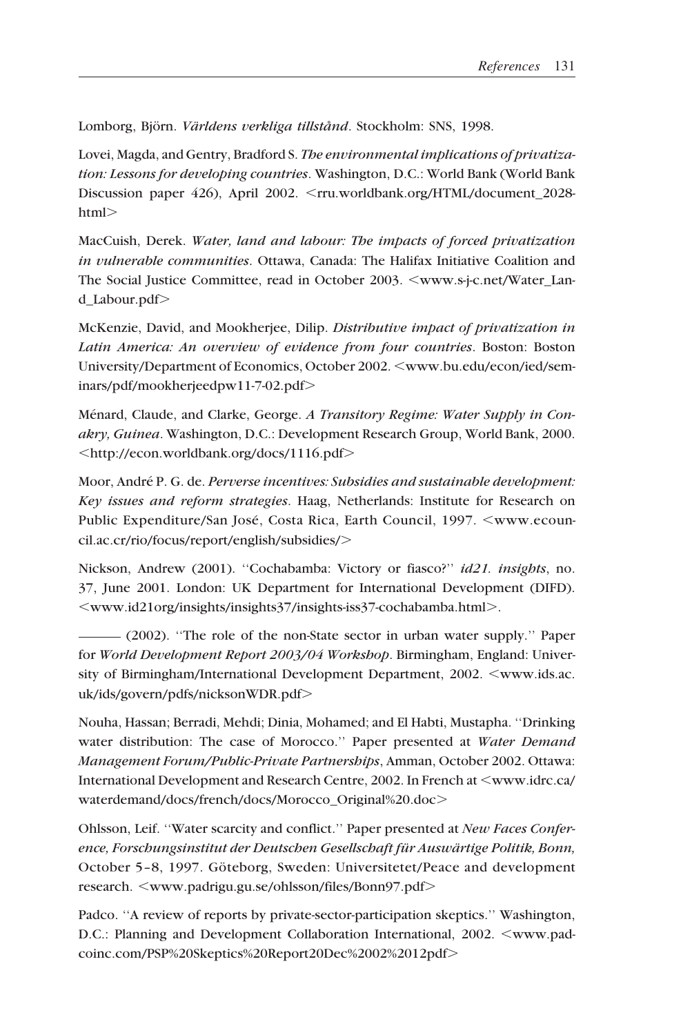Lomborg, Björn. *Världens verkliga tillstånd*. Stockholm: SNS, 1998.

Lovei, Magda, and Gentry, Bradford S. *The environmental implications of privatization: Lessons for developing countries*. Washington, D.C.: World Bank (World Bank Discussion paper 426), April 2002. <rru.worldbank.org/HTML/document_2028-html>

MacCuish, Derek. *Water, land and labour: The impacts of forced privatization in vulnerable communities*. Ottawa, Canada: The Halifax Initiative Coalition and The Social Justice Committee, read in October 2003. <www.s-j-c.net/Water_Land_Labour.pdf>

McKenzie, David, and Mookherjee, Dilip. *Distributive impact of privatization in Latin America: An overview of evidence from four countries*. Boston: Boston University/Department of Economics, October 2002. <www.bu.edu/econ/ied/seminars/pdf/mookherjeedpw11-7-02.pdf>

Ménard, Claude, and Clarke, George. *A Transitory Regime: Water Supply in Conakry, Guinea*. Washington, D.C.: Development Research Group, World Bank, 2000. <http://econ.worldbank.org/docs/1116.pdf>

Moor, André P. G. de. *Perverse incentives: Subsidies and sustainable development: Key issues and reform strategies*. Haag, Netherlands: Institute for Research on Public Expenditure/San José, Costa Rica, Earth Council, 1997. <www.ecouncil.ac.cr/rio/focus/report/english/subsidies/>

Nickson, Andrew (2001). ''Cochabamba: Victory or fiasco?'' *id21. insights*, no. 37, June 2001. London: UK Department for International Development (DIFD). <www.id21org/insights/insights37/insights-iss37-cochabamba.html>.

——— (2002). ''The role of the non-State sector in urban water supply.'' Paper for *World Development Report 2003/04 Workshop*. Birmingham, England: University of Birmingham/International Development Department, 2002. <www.ids.ac.uk/ids/govern/pdfs/nicksonWDR.pdf>

Nouha, Hassan; Berradi, Mehdi; Dinia, Mohamed; and El Habti, Mustapha. ''Drinking water distribution: The case of Morocco.'' Paper presented at *Water Demand Management Forum/Public-Private Partnerships*, Amman, October 2002. Ottawa: International Development and Research Centre, 2002. In French at <www.idrc.ca/waterdemand/docs/french/docs/Morocco_Original%20.doc>

Ohlsson, Leif. ''Water scarcity and conflict.'' Paper presented at *New Faces Conference, Forschungsinstitut der Deutschen Gesellschaft für Auswärtige Politik, Bonn,* October 5–8, 1997. Göteborg, Sweden: Universitetet/Peace and development research. <www.padrigu.gu.se/ohlsson/files/Bonn97.pdf>

Padco. ''A review of reports by private-sector-participation skeptics.'' Washington, D.C.: Planning and Development Collaboration International, 2002. <www.padcoinc.com/PSP%20Skeptics%20Report20Dec%2002%2012pdf>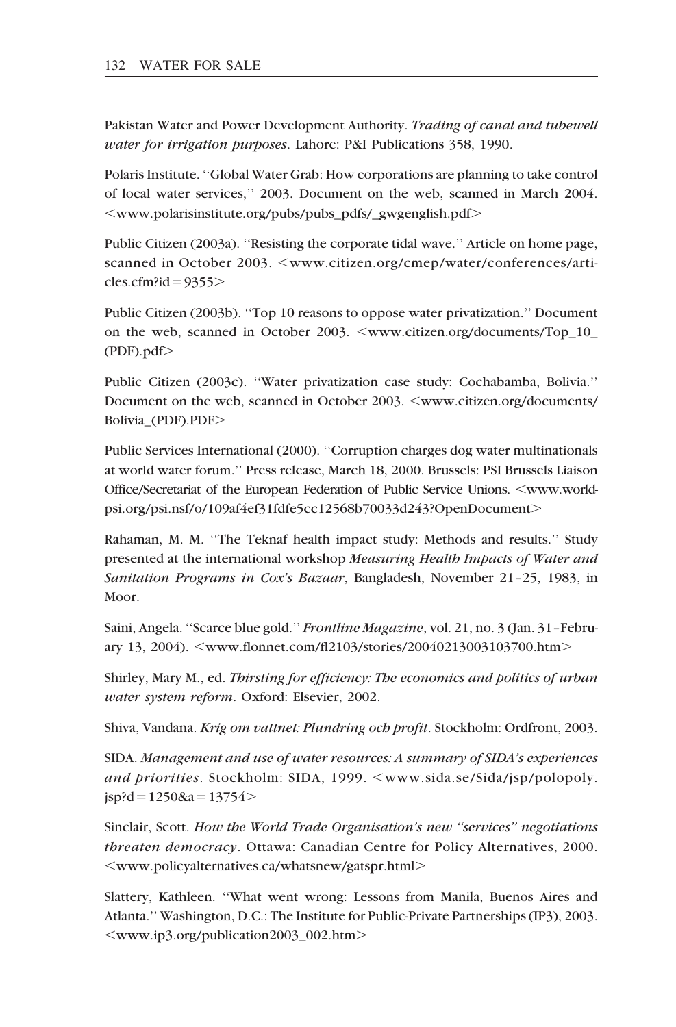Pakistan Water and Power Development Authority. *Trading of canal and tubewell water for irrigation purposes*. Lahore: P&I Publications 358, 1990.

Polaris Institute. ''Global Water Grab: How corporations are planning to take control of local water services,'' 2003. Document on the web, scanned in March 2004. <www.polarisinstitute.org/pubs/pubs_pdfs/_gwgenglish.pdf>

Public Citizen (2003a). ''Resisting the corporate tidal wave.'' Article on home page, scanned in October 2003. <www.citizen.org/cmep/water/conferences/articles.cfm?id=9355>

Public Citizen (2003b). ''Top 10 reasons to oppose water privatization.'' Document on the web, scanned in October 2003. <www.citizen.org/documents/Top_10_(PDF).pdf>

Public Citizen (2003c). ''Water privatization case study: Cochabamba, Bolivia.'' Document on the web, scanned in October 2003. <www.citizen.org/documents/Bolivia_(PDF).PDF>

Public Services International (2000). ''Corruption charges dog water multinationals at world water forum.'' Press release, March 18, 2000. Brussels: PSI Brussels Liaison Office/Secretariat of the European Federation of Public Service Unions. <www.world-psi.org/psi.nsf/0/109af4ef31fdfe5cc12568b70033d243?OpenDocument>

Rahaman, M. M. ''The Teknaf health impact study: Methods and results.'' Study presented at the international workshop *Measuring Health Impacts of Water and Sanitation Programs in Cox's Bazaar*, Bangladesh, November 21–25, 1983, in Moor.

Saini, Angela. ''Scarce blue gold.'' *Frontline Magazine*, vol. 21, no. 3 (Jan. 31–February 13, 2004). <www.flonnet.com/fl2103/stories/20040213003103700.htm>

Shirley, Mary M., ed. *Thirsting for efficiency: The economics and politics of urban water system reform*. Oxford: Elsevier, 2002.

Shiva, Vandana. *Krig om vattnet: Plundring och profit*. Stockholm: Ordfront, 2003.

SIDA. *Management and use of water resources: A summary of SIDA's experiences and priorities*. Stockholm: SIDA, 1999. <www.sida.se/Sida/jsp/polopoly.jsp?d=1250&a=13754>

Sinclair, Scott. *How the World Trade Organisation's new ''services'' negotiations threaten democracy*. Ottawa: Canadian Centre for Policy Alternatives, 2000. <www.policyalternatives.ca/whatsnew/gatspr.html>

Slattery, Kathleen. ''What went wrong: Lessons from Manila, Buenos Aires and Atlanta.'' Washington, D.C.: The Institute for Public-Private Partnerships (IP3), 2003. <www.ip3.org/publication2003_002.htm>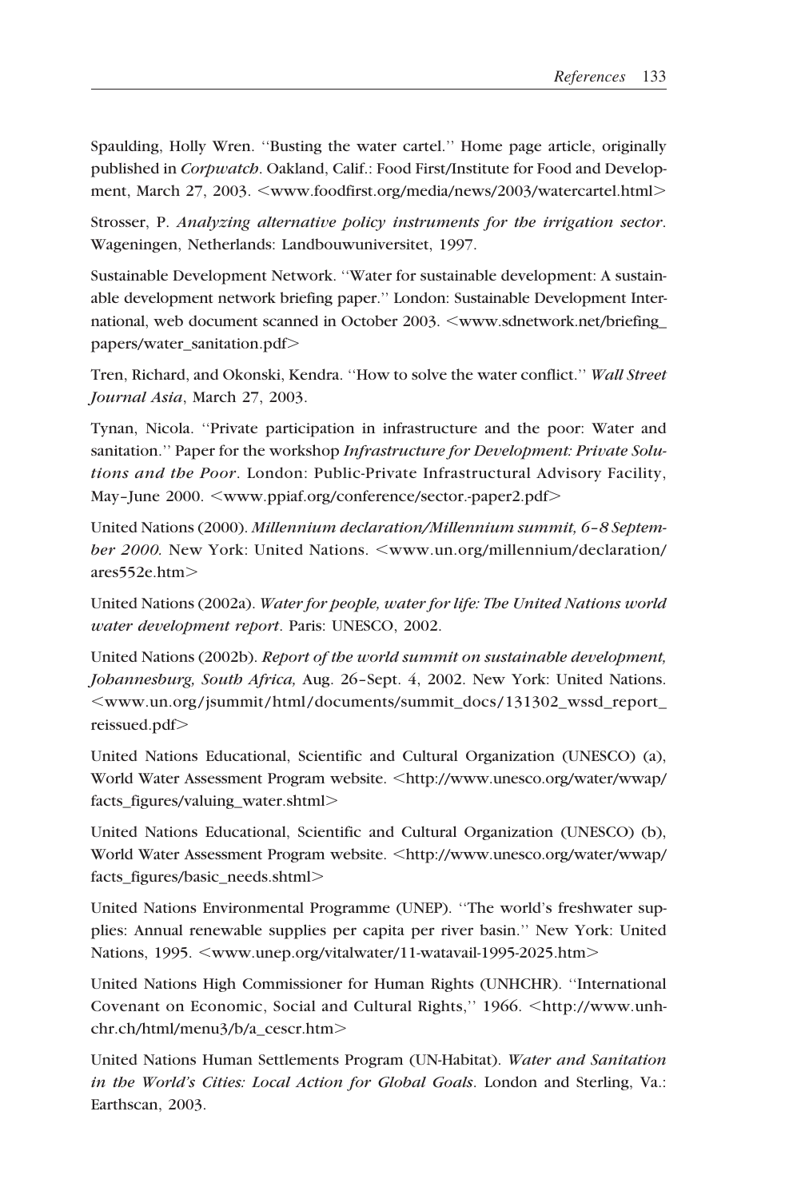Spaulding, Holly Wren. ''Busting the water cartel.'' Home page article, originally published in *Corpwatch*. Oakland, Calif.: Food First/Institute for Food and Development, March 27, 2003. <www.foodfirst.org/media/news/2003/watercartel.html>

Strosser, P. *Analyzing alternative policy instruments for the irrigation sector*. Wageningen, Netherlands: Landbouwuniversitet, 1997.

Sustainable Development Network. ''Water for sustainable development: A sustainable development network briefing paper.'' London: Sustainable Development International, web document scanned in October 2003. <www.sdnetwork.net/briefing_papers/water_sanitation.pdf>

Tren, Richard, and Okonski, Kendra. ''How to solve the water conflict.'' *Wall Street Journal Asia*, March 27, 2003.

Tynan, Nicola. ''Private participation in infrastructure and the poor: Water and sanitation.'' Paper for the workshop *Infrastructure for Development: Private Solutions and the Poor*. London: Public-Private Infrastructural Advisory Facility, May–June 2000. <www.ppiaf.org/conference/sector.-paper2.pdf>

United Nations (2000). *Millennium declaration/Millennium summit, 6–8 September 2000.* New York: United Nations. <www.un.org/millennium/declaration/ares552e.htm>

United Nations (2002a). *Water for people, water for life: The United Nations world water development report*. Paris: UNESCO, 2002.

United Nations (2002b). *Report of the world summit on sustainable development, Johannesburg, South Africa,* Aug. 26–Sept. 4, 2002. New York: United Nations. <www.un.org/jsummit/html/documents/summit_docs/131302_wssd_report_reissued.pdf>

United Nations Educational, Scientific and Cultural Organization (UNESCO) (a), World Water Assessment Program website. <http://www.unesco.org/water/wwap/facts_figures/valuing_water.shtml>

United Nations Educational, Scientific and Cultural Organization (UNESCO) (b), World Water Assessment Program website. <http://www.unesco.org/water/wwap/facts_figures/basic_needs.shtml>

United Nations Environmental Programme (UNEP). ''The world's freshwater supplies: Annual renewable supplies per capita per river basin.'' New York: United Nations, 1995. <www.unep.org/vitalwater/11-watavail-1995-2025.htm>

United Nations High Commissioner for Human Rights (UNHCHR). ''International Covenant on Economic, Social and Cultural Rights,'' 1966. <http://www.unhchr.ch/html/menu3/b/a_cescr.htm>

United Nations Human Settlements Program (UN-Habitat). *Water and Sanitation in the World's Cities: Local Action for Global Goals*. London and Sterling, Va.: Earthscan, 2003.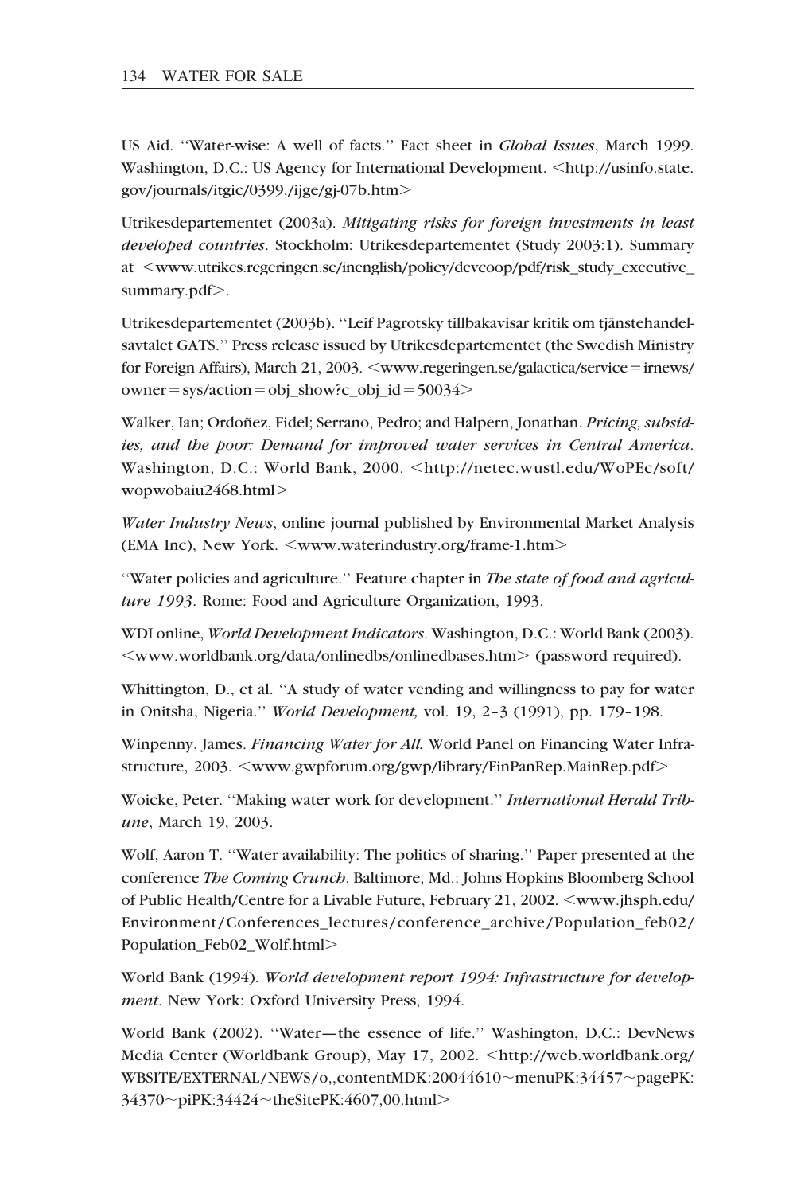US Aid. ''Water-wise: A well of facts.'' Fact sheet in *Global Issues*, March 1999. Washington, D.C.: US Agency for International Development. <http://usinfo.state.gov/journals/itgic/0399./ijge/gj-07b.htm>

Utrikesdepartementet (2003a). *Mitigating risks for foreign investments in least developed countries*. Stockholm: Utrikesdepartementet (Study 2003:1). Summary at <www.utrikes.regeringen.se/inenglish/policy/devcoop/pdf/risk_study_executive_summary.pdf>.

Utrikesdepartementet (2003b). ''Leif Pagrotsky tillbakavisar kritik om tjänstehandelsavtalet GATS.'' Press release issued by Utrikesdepartementet (the Swedish Ministry for Foreign Affairs), March 21, 2003. <www.regeringen.se/galactica/service=irnews/owner=sys/action=obj_show?c_obj_id=50034>

Walker, Ian; Ordoñez, Fidel; Serrano, Pedro; and Halpern, Jonathan. *Pricing, subsidies, and the poor: Demand for improved water services in Central America*. Washington, D.C.: World Bank, 2000. <http://netec.wustl.edu/WoPEc/soft/wopwobaiu2468.html>

*Water Industry News*, online journal published by Environmental Market Analysis (EMA Inc), New York. <www.waterindustry.org/frame-1.htm>

''Water policies and agriculture.'' Feature chapter in *The state of food and agriculture 1993*. Rome: Food and Agriculture Organization, 1993.

WDI online, *World Development Indicators*. Washington, D.C.: World Bank (2003). <www.worldbank.org/data/onlinedbs/onlinedbases.htm> (password required).

Whittington, D., et al. ''A study of water vending and willingness to pay for water in Onitsha, Nigeria.'' *World Development,* vol. 19, 2–3 (1991), pp. 179–198.

Winpenny, James. *Financing Water for All.* World Panel on Financing Water Infrastructure, 2003. <www.gwpforum.org/gwp/library/FinPanRep.MainRep.pdf>

Woicke, Peter. ''Making water work for development.'' *International Herald Tribune*, March 19, 2003.

Wolf, Aaron T. ''Water availability: The politics of sharing.'' Paper presented at the conference *The Coming Crunch*. Baltimore, Md.: Johns Hopkins Bloomberg School of Public Health/Centre for a Livable Future, February 21, 2002. <www.jhsph.edu/Environment/Conferences_lectures/conference_archive/Population_feb02/Population_Feb02_Wolf.html>

World Bank (1994). *World development report 1994: Infrastructure for development*. New York: Oxford University Press, 1994.

World Bank (2002). ''Water—the essence of life.'' Washington, D.C.: DevNews Media Center (Worldbank Group), May 17, 2002. <http://web.worldbank.org/WBSITE/EXTERNAL/NEWS/0,,contentMDK:20044610~menuPK:34457~pagePK:34370~piPK:34424~theSitePK:4607,00.html>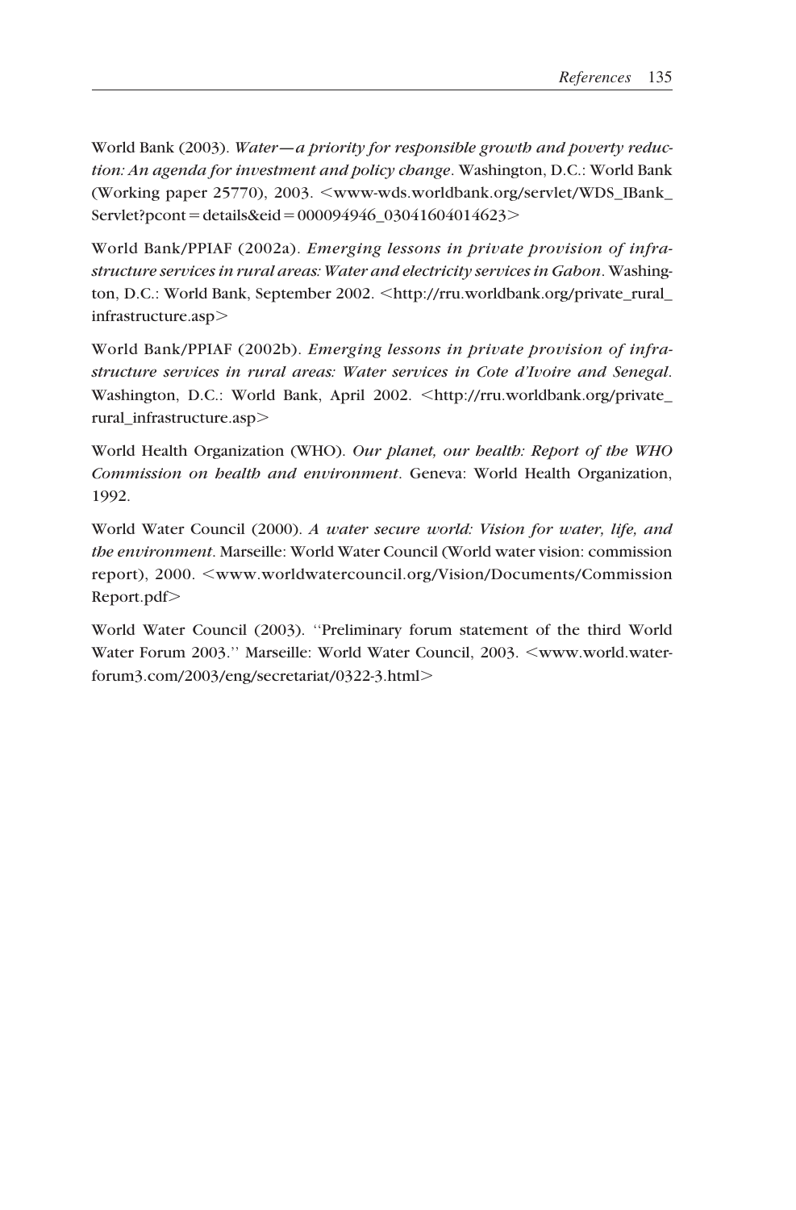World Bank (2003). *Water—a priority for responsible growth and poverty reduction: An agenda for investment and policy change*. Washington, D.C.: World Bank (Working paper 25770), 2003. <www-wds.worldbank.org/servlet/WDS_IBank_Servlet?pcont=details&eid=000094946_03041604014623>

World Bank/PPIAF (2002a). *Emerging lessons in private provision of infrastructure services in rural areas: Water and electricity services in Gabon*. Washington, D.C.: World Bank, September 2002. <http://rru.worldbank.org/private_rural_infrastructure.asp>

World Bank/PPIAF (2002b). *Emerging lessons in private provision of infrastructure services in rural areas: Water services in Cote d'Ivoire and Senegal*. Washington, D.C.: World Bank, April 2002. <http://rru.worldbank.org/private_rural_infrastructure.asp>

World Health Organization (WHO). *Our planet, our health: Report of the WHO Commission on health and environment*. Geneva: World Health Organization, 1992.

World Water Council (2000). *A water secure world: Vision for water, life, and the environment*. Marseille: World Water Council (World water vision: commission report), 2000. <www.worldwatercouncil.org/Vision/Documents/CommissionReport.pdf>

World Water Council (2003). ''Preliminary forum statement of the third World Water Forum 2003.'' Marseille: World Water Council, 2003. <www.world.waterforum3.com/2003/eng/secretariat/0322-3.html>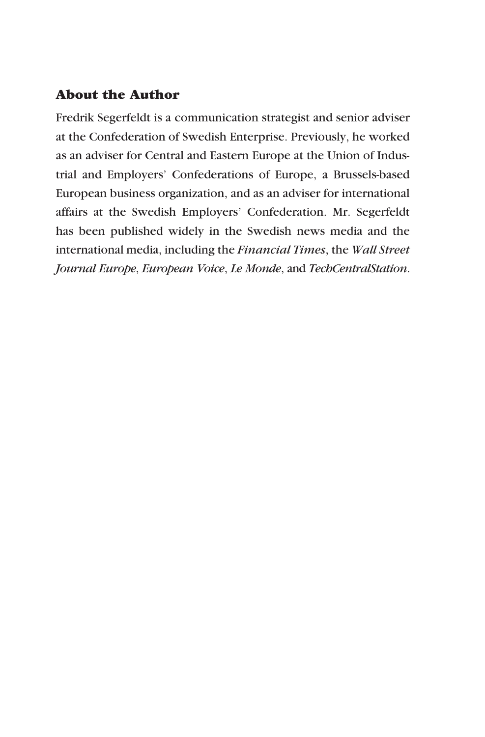## About the Author

Fredrik Segerfeldt is a communication strategist and senior adviser at the Confederation of Swedish Enterprise. Previously, he worked as an adviser for Central and Eastern Europe at the Union of Industrial and Employers' Confederations of Europe, a Brussels-based European business organization, and as an adviser for international affairs at the Swedish Employers' Confederation. Mr. Segerfeldt has been published widely in the Swedish news media and the international media, including the *Financial Times*, the *Wall Street Journal Europe*, *European Voice*, *Le Monde*, and *TechCentralStation*.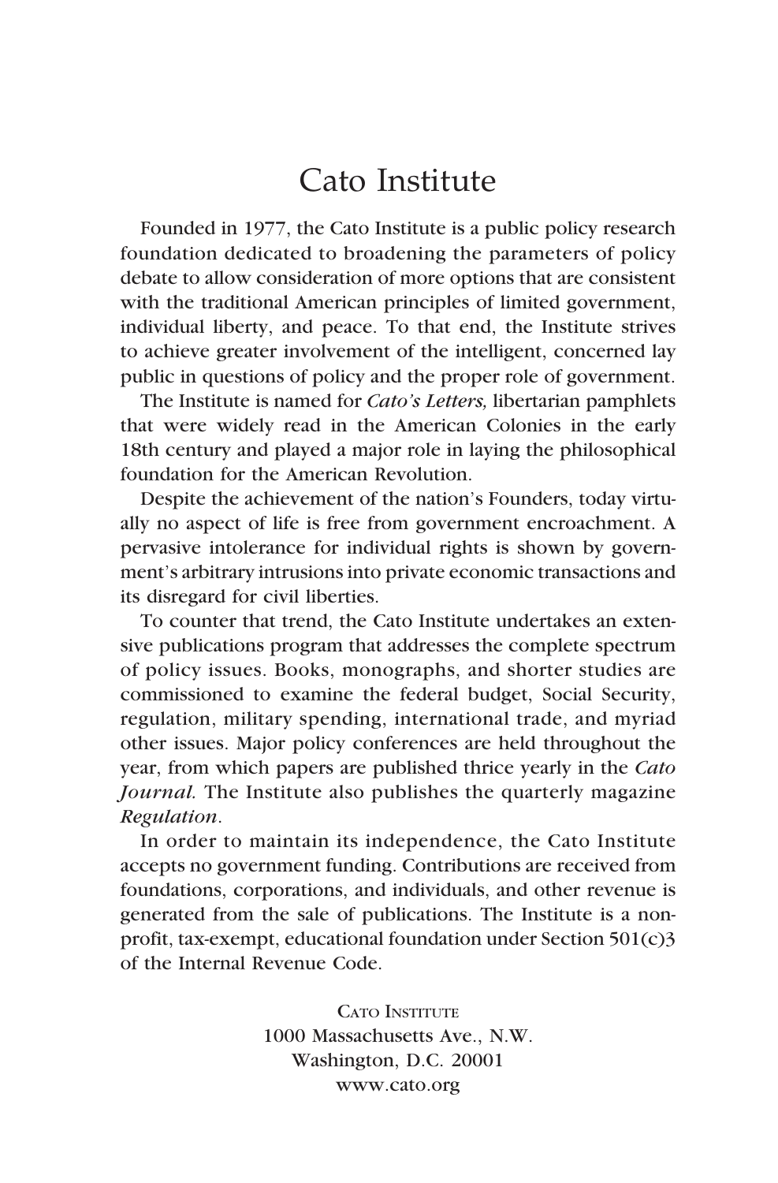# Cato Institute

Founded in 1977, the Cato Institute is a public policy research foundation dedicated to broadening the parameters of policy debate to allow consideration of more options that are consistent with the traditional American principles of limited government, individual liberty, and peace. To that end, the Institute strives to achieve greater involvement of the intelligent, concerned lay public in questions of policy and the proper role of government.

The Institute is named for *Cato's Letters,* libertarian pamphlets that were widely read in the American Colonies in the early 18th century and played a major role in laying the philosophical foundation for the American Revolution.

Despite the achievement of the nation's Founders, today virtually no aspect of life is free from government encroachment. A pervasive intolerance for individual rights is shown by government's arbitrary intrusions into private economic transactions and its disregard for civil liberties.

To counter that trend, the Cato Institute undertakes an extensive publications program that addresses the complete spectrum of policy issues. Books, monographs, and shorter studies are commissioned to examine the federal budget, Social Security, regulation, military spending, international trade, and myriad other issues. Major policy conferences are held throughout the year, from which papers are published thrice yearly in the *Cato Journal.* The Institute also publishes the quarterly magazine *Regulation*.

In order to maintain its independence, the Cato Institute accepts no government funding. Contributions are received from foundations, corporations, and individuals, and other revenue is generated from the sale of publications. The Institute is a nonprofit, tax-exempt, educational foundation under Section 501(c)3 of the Internal Revenue Code.

CATO INSTITUTE
1000 Massachusetts Ave., N.W.
Washington, D.C. 20001
www.cato.org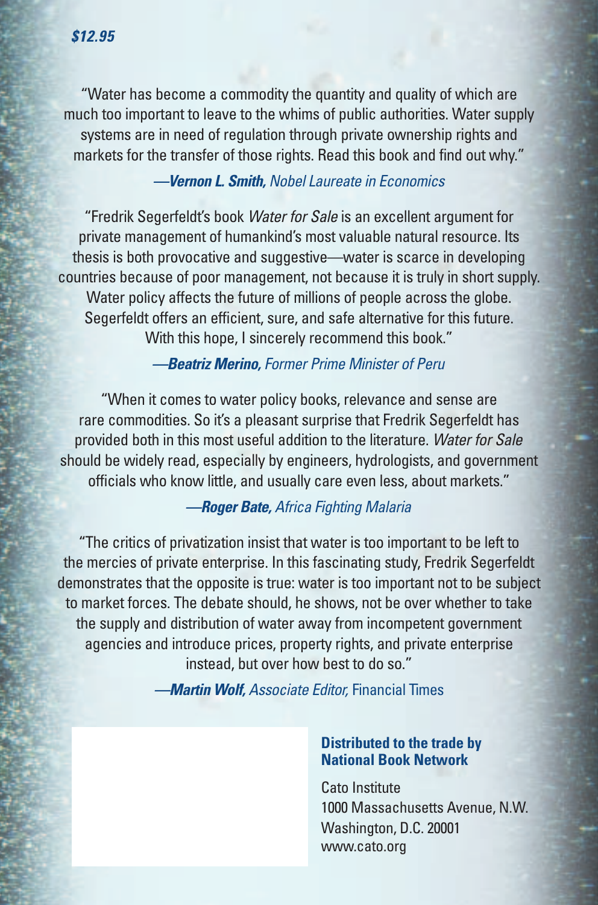***$12.95***

"Water has become a commodity the quantity and quality of which are much too important to leave to the whims of public authorities. Water supply systems are in need of regulation through private ownership rights and markets for the transfer of those rights. Read this book and find out why."

—***Vernon L. Smith,*** *Nobel Laureate in Economics*

"Fredrik Segerfeldt's book *Water for Sale* is an excellent argument for private management of humankind's most valuable natural resource. Its thesis is both provocative and suggestive—water is scarce in developing countries because of poor management, not because it is truly in short supply. Water policy affects the future of millions of people across the globe. Segerfeldt offers an efficient, sure, and safe alternative for this future. With this hope, I sincerely recommend this book."

—***Beatriz Merino,*** *Former Prime Minister of Peru*

"When it comes to water policy books, relevance and sense are rare commodities. So it's a pleasant surprise that Fredrik Segerfeldt has provided both in this most useful addition to the literature. *Water for Sale* should be widely read, especially by engineers, hydrologists, and government officials who know little, and usually care even less, about markets."

—***Roger Bate,*** *Africa Fighting Malaria*

"The critics of privatization insist that water is too important to be left to the mercies of private enterprise. In this fascinating study, Fredrik Segerfeldt demonstrates that the opposite is true: water is too important not to be subject to market forces. The debate should, he shows, not be over whether to take the supply and distribution of water away from incompetent government agencies and introduce prices, property rights, and private enterprise instead, but over how best to do so."

—***Martin Wolf,*** *Associate Editor,* Financial Times

**Distributed to the trade by**
**National Book Network**

Cato Institute
1000 Massachusetts Avenue, N.W.
Washington, D.C. 20001
www.cato.org